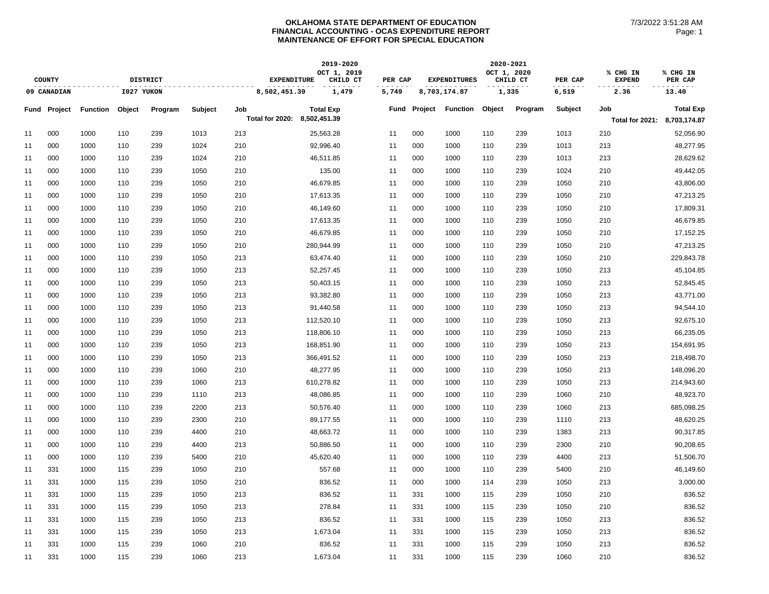# OKLAHOMA STATE DEPARTMENT OF EDUCATION
## FINANCIAL ACCOUNTING - OCAS EXPENDITURE REPORT
## MAINTENANCE OF EFFORT FOR SPECIAL EDUCATION

7/3/2022 3:51:28 AM

| COUNTY | DISTRICT | 2019-2020 EXPENDITURE | 2019-2020 OCT 1, 2019 CHILD CT | PER CAP | 2020-2021 EXPENDITURES | 2020-2021 OCT 1, 2020 CHILD CT | PER CAP | % CHG IN EXPEND | % CHG IN PER CAP |
|---|---|---|---|---|---|---|---|---|---|
| 09 CANADIAN | I027 YUKON | 8,502,451.39 | 1,479 | 5,749 | 8,703,174.87 | 1,335 | 6,519 | 2.36 | 13.40 |

| Fund | Project | Function | Object | Program | Subject | Job | Total Exp | Fund | Project | Function | Object | Program | Subject | Job | Total Exp |
|---|---|---|---|---|---|---|---|---|---|---|---|---|---|---|---|
| | | | | | | Total for 2020: | 8,502,451.39 | | | | | | | Total for 2021: | 8,703,174.87 |
| 11 | 000 | 1000 | 110 | 239 | 1013 | 213 | 25,563.28 | 11 | 000 | 1000 | 110 | 239 | 1013 | 210 | 52,056.90 |
| 11 | 000 | 1000 | 110 | 239 | 1024 | 210 | 92,996.40 | 11 | 000 | 1000 | 110 | 239 | 1013 | 213 | 48,277.95 |
| 11 | 000 | 1000 | 110 | 239 | 1024 | 210 | 46,511.85 | 11 | 000 | 1000 | 110 | 239 | 1013 | 213 | 28,629.62 |
| 11 | 000 | 1000 | 110 | 239 | 1050 | 210 | 135.00 | 11 | 000 | 1000 | 110 | 239 | 1024 | 210 | 49,442.05 |
| 11 | 000 | 1000 | 110 | 239 | 1050 | 210 | 46,679.85 | 11 | 000 | 1000 | 110 | 239 | 1050 | 210 | 43,806.00 |
| 11 | 000 | 1000 | 110 | 239 | 1050 | 210 | 17,613.35 | 11 | 000 | 1000 | 110 | 239 | 1050 | 210 | 47,213.25 |
| 11 | 000 | 1000 | 110 | 239 | 1050 | 210 | 46,149.60 | 11 | 000 | 1000 | 110 | 239 | 1050 | 210 | 17,809.31 |
| 11 | 000 | 1000 | 110 | 239 | 1050 | 210 | 17,613.35 | 11 | 000 | 1000 | 110 | 239 | 1050 | 210 | 46,679.85 |
| 11 | 000 | 1000 | 110 | 239 | 1050 | 210 | 46,679.85 | 11 | 000 | 1000 | 110 | 239 | 1050 | 210 | 17,152.25 |
| 11 | 000 | 1000 | 110 | 239 | 1050 | 210 | 280,944.99 | 11 | 000 | 1000 | 110 | 239 | 1050 | 210 | 47,213.25 |
| 11 | 000 | 1000 | 110 | 239 | 1050 | 213 | 63,474.40 | 11 | 000 | 1000 | 110 | 239 | 1050 | 210 | 229,843.78 |
| 11 | 000 | 1000 | 110 | 239 | 1050 | 213 | 52,257.45 | 11 | 000 | 1000 | 110 | 239 | 1050 | 213 | 45,104.85 |
| 11 | 000 | 1000 | 110 | 239 | 1050 | 213 | 50,403.15 | 11 | 000 | 1000 | 110 | 239 | 1050 | 213 | 52,845.45 |
| 11 | 000 | 1000 | 110 | 239 | 1050 | 213 | 93,382.80 | 11 | 000 | 1000 | 110 | 239 | 1050 | 213 | 43,771.00 |
| 11 | 000 | 1000 | 110 | 239 | 1050 | 213 | 91,440.58 | 11 | 000 | 1000 | 110 | 239 | 1050 | 213 | 94,544.10 |
| 11 | 000 | 1000 | 110 | 239 | 1050 | 213 | 112,520.10 | 11 | 000 | 1000 | 110 | 239 | 1050 | 213 | 92,675.10 |
| 11 | 000 | 1000 | 110 | 239 | 1050 | 213 | 118,806.10 | 11 | 000 | 1000 | 110 | 239 | 1050 | 213 | 66,235.05 |
| 11 | 000 | 1000 | 110 | 239 | 1050 | 213 | 168,851.90 | 11 | 000 | 1000 | 110 | 239 | 1050 | 213 | 154,691.95 |
| 11 | 000 | 1000 | 110 | 239 | 1050 | 213 | 366,491.52 | 11 | 000 | 1000 | 110 | 239 | 1050 | 213 | 218,498.70 |
| 11 | 000 | 1000 | 110 | 239 | 1060 | 210 | 48,277.95 | 11 | 000 | 1000 | 110 | 239 | 1050 | 213 | 148,096.20 |
| 11 | 000 | 1000 | 110 | 239 | 1060 | 213 | 610,278.82 | 11 | 000 | 1000 | 110 | 239 | 1050 | 213 | 214,943.60 |
| 11 | 000 | 1000 | 110 | 239 | 1110 | 213 | 48,086.85 | 11 | 000 | 1000 | 110 | 239 | 1060 | 210 | 48,923.70 |
| 11 | 000 | 1000 | 110 | 239 | 2200 | 213 | 50,576.40 | 11 | 000 | 1000 | 110 | 239 | 1060 | 213 | 685,098.25 |
| 11 | 000 | 1000 | 110 | 239 | 2300 | 210 | 89,177.55 | 11 | 000 | 1000 | 110 | 239 | 1110 | 213 | 48,620.25 |
| 11 | 000 | 1000 | 110 | 239 | 4400 | 210 | 48,663.72 | 11 | 000 | 1000 | 110 | 239 | 1383 | 213 | 90,317.85 |
| 11 | 000 | 1000 | 110 | 239 | 4400 | 213 | 50,886.50 | 11 | 000 | 1000 | 110 | 239 | 2300 | 210 | 90,208.65 |
| 11 | 000 | 1000 | 110 | 239 | 5400 | 210 | 45,620.40 | 11 | 000 | 1000 | 110 | 239 | 4400 | 213 | 51,506.70 |
| 11 | 331 | 1000 | 115 | 239 | 1050 | 210 | 557.68 | 11 | 000 | 1000 | 110 | 239 | 5400 | 210 | 46,149.60 |
| 11 | 331 | 1000 | 115 | 239 | 1050 | 210 | 836.52 | 11 | 000 | 1000 | 114 | 239 | 1050 | 213 | 3,000.00 |
| 11 | 331 | 1000 | 115 | 239 | 1050 | 213 | 836.52 | 11 | 331 | 1000 | 115 | 239 | 1050 | 210 | 836.52 |
| 11 | 331 | 1000 | 115 | 239 | 1050 | 213 | 278.84 | 11 | 331 | 1000 | 115 | 239 | 1050 | 210 | 836.52 |
| 11 | 331 | 1000 | 115 | 239 | 1050 | 213 | 836.52 | 11 | 331 | 1000 | 115 | 239 | 1050 | 213 | 836.52 |
| 11 | 331 | 1000 | 115 | 239 | 1050 | 213 | 1,673.04 | 11 | 331 | 1000 | 115 | 239 | 1050 | 213 | 836.52 |
| 11 | 331 | 1000 | 115 | 239 | 1060 | 210 | 836.52 | 11 | 331 | 1000 | 115 | 239 | 1050 | 213 | 836.52 |
| 11 | 331 | 1000 | 115 | 239 | 1060 | 213 | 1,673.04 | 11 | 331 | 1000 | 115 | 239 | 1060 | 210 | 836.52 |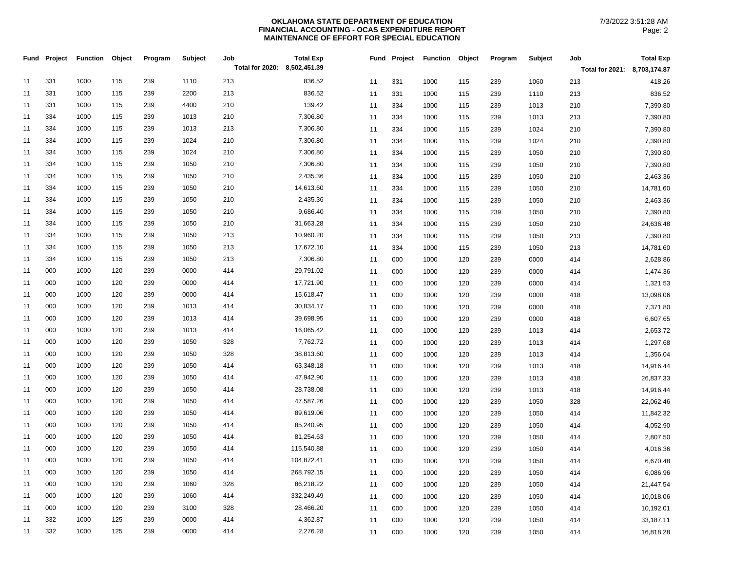**OKLAHOMA STATE DEPARTMENT OF EDUCATION**
**FINANCIAL ACCOUNTING - OCAS EXPENDITURE REPORT**
**MAINTENANCE OF EFFORT FOR SPECIAL EDUCATION**

7/3/2022 3:51:28 AM

| Fund | Project | Function | Object | Program | Subject | Job | Total Exp |
|---|---|---|---|---|---|---|---|
| | | | | | | **Total for 2020:** | **8,502,451.39** |
| 11 | 331 | 1000 | 115 | 239 | 1110 | 213 | 836.52 |
| 11 | 331 | 1000 | 115 | 239 | 2200 | 213 | 836.52 |
| 11 | 331 | 1000 | 115 | 239 | 4400 | 210 | 139.42 |
| 11 | 334 | 1000 | 115 | 239 | 1013 | 210 | 7,306.80 |
| 11 | 334 | 1000 | 115 | 239 | 1013 | 213 | 7,306.80 |
| 11 | 334 | 1000 | 115 | 239 | 1024 | 210 | 7,306.80 |
| 11 | 334 | 1000 | 115 | 239 | 1024 | 210 | 7,306.80 |
| 11 | 334 | 1000 | 115 | 239 | 1050 | 210 | 7,306.80 |
| 11 | 334 | 1000 | 115 | 239 | 1050 | 210 | 2,435.36 |
| 11 | 334 | 1000 | 115 | 239 | 1050 | 210 | 14,613.60 |
| 11 | 334 | 1000 | 115 | 239 | 1050 | 210 | 2,435.36 |
| 11 | 334 | 1000 | 115 | 239 | 1050 | 210 | 9,686.40 |
| 11 | 334 | 1000 | 115 | 239 | 1050 | 210 | 31,663.28 |
| 11 | 334 | 1000 | 115 | 239 | 1050 | 213 | 10,960.20 |
| 11 | 334 | 1000 | 115 | 239 | 1050 | 213 | 17,672.10 |
| 11 | 334 | 1000 | 115 | 239 | 1050 | 213 | 7,306.80 |
| 11 | 000 | 1000 | 120 | 239 | 0000 | 414 | 29,791.02 |
| 11 | 000 | 1000 | 120 | 239 | 0000 | 414 | 17,721.90 |
| 11 | 000 | 1000 | 120 | 239 | 0000 | 414 | 15,618.47 |
| 11 | 000 | 1000 | 120 | 239 | 1013 | 414 | 30,834.17 |
| 11 | 000 | 1000 | 120 | 239 | 1013 | 414 | 39,698.95 |
| 11 | 000 | 1000 | 120 | 239 | 1013 | 414 | 16,065.42 |
| 11 | 000 | 1000 | 120 | 239 | 1050 | 328 | 7,762.72 |
| 11 | 000 | 1000 | 120 | 239 | 1050 | 328 | 38,813.60 |
| 11 | 000 | 1000 | 120 | 239 | 1050 | 414 | 63,348.18 |
| 11 | 000 | 1000 | 120 | 239 | 1050 | 414 | 47,942.90 |
| 11 | 000 | 1000 | 120 | 239 | 1050 | 414 | 28,738.08 |
| 11 | 000 | 1000 | 120 | 239 | 1050 | 414 | 47,587.26 |
| 11 | 000 | 1000 | 120 | 239 | 1050 | 414 | 89,619.06 |
| 11 | 000 | 1000 | 120 | 239 | 1050 | 414 | 85,240.95 |
| 11 | 000 | 1000 | 120 | 239 | 1050 | 414 | 81,254.63 |
| 11 | 000 | 1000 | 120 | 239 | 1050 | 414 | 115,540.88 |
| 11 | 000 | 1000 | 120 | 239 | 1050 | 414 | 104,872.41 |
| 11 | 000 | 1000 | 120 | 239 | 1050 | 414 | 268,792.15 |
| 11 | 000 | 1000 | 120 | 239 | 1060 | 328 | 86,218.22 |
| 11 | 000 | 1000 | 120 | 239 | 1060 | 414 | 332,249.49 |
| 11 | 000 | 1000 | 120 | 239 | 3100 | 328 | 28,466.20 |
| 11 | 332 | 1000 | 125 | 239 | 0000 | 414 | 4,362.87 |
| 11 | 332 | 1000 | 125 | 239 | 0000 | 414 | 2,276.28 |

| Fund | Project | Function | Object | Program | Subject | Job | Total Exp |
|---|---|---|---|---|---|---|---|
| | | | | | | **Total for 2021:** | **8,703,174.87** |
| 11 | 331 | 1000 | 115 | 239 | 1060 | 213 | 418.26 |
| 11 | 331 | 1000 | 115 | 239 | 1110 | 213 | 836.52 |
| 11 | 334 | 1000 | 115 | 239 | 1013 | 210 | 7,390.80 |
| 11 | 334 | 1000 | 115 | 239 | 1013 | 213 | 7,390.80 |
| 11 | 334 | 1000 | 115 | 239 | 1024 | 210 | 7,390.80 |
| 11 | 334 | 1000 | 115 | 239 | 1024 | 210 | 7,390.80 |
| 11 | 334 | 1000 | 115 | 239 | 1050 | 210 | 7,390.80 |
| 11 | 334 | 1000 | 115 | 239 | 1050 | 210 | 7,390.80 |
| 11 | 334 | 1000 | 115 | 239 | 1050 | 210 | 2,463.36 |
| 11 | 334 | 1000 | 115 | 239 | 1050 | 210 | 14,781.60 |
| 11 | 334 | 1000 | 115 | 239 | 1050 | 210 | 2,463.36 |
| 11 | 334 | 1000 | 115 | 239 | 1050 | 210 | 7,390.80 |
| 11 | 334 | 1000 | 115 | 239 | 1050 | 210 | 24,636.48 |
| 11 | 334 | 1000 | 115 | 239 | 1050 | 213 | 7,390.80 |
| 11 | 334 | 1000 | 115 | 239 | 1050 | 213 | 14,781.60 |
| 11 | 000 | 1000 | 120 | 239 | 0000 | 414 | 2,628.86 |
| 11 | 000 | 1000 | 120 | 239 | 0000 | 414 | 1,474.36 |
| 11 | 000 | 1000 | 120 | 239 | 0000 | 414 | 1,321.53 |
| 11 | 000 | 1000 | 120 | 239 | 0000 | 418 | 13,098.06 |
| 11 | 000 | 1000 | 120 | 239 | 0000 | 418 | 7,371.80 |
| 11 | 000 | 1000 | 120 | 239 | 0000 | 418 | 6,607.65 |
| 11 | 000 | 1000 | 120 | 239 | 1013 | 414 | 2,653.72 |
| 11 | 000 | 1000 | 120 | 239 | 1013 | 414 | 1,297.68 |
| 11 | 000 | 1000 | 120 | 239 | 1013 | 414 | 1,356.04 |
| 11 | 000 | 1000 | 120 | 239 | 1013 | 418 | 14,916.44 |
| 11 | 000 | 1000 | 120 | 239 | 1013 | 418 | 26,837.33 |
| 11 | 000 | 1000 | 120 | 239 | 1013 | 418 | 14,916.44 |
| 11 | 000 | 1000 | 120 | 239 | 1050 | 328 | 22,062.46 |
| 11 | 000 | 1000 | 120 | 239 | 1050 | 414 | 11,842.32 |
| 11 | 000 | 1000 | 120 | 239 | 1050 | 414 | 4,052.90 |
| 11 | 000 | 1000 | 120 | 239 | 1050 | 414 | 2,807.50 |
| 11 | 000 | 1000 | 120 | 239 | 1050 | 414 | 4,016.36 |
| 11 | 000 | 1000 | 120 | 239 | 1050 | 414 | 6,670.48 |
| 11 | 000 | 1000 | 120 | 239 | 1050 | 414 | 6,086.96 |
| 11 | 000 | 1000 | 120 | 239 | 1050 | 414 | 21,447.54 |
| 11 | 000 | 1000 | 120 | 239 | 1050 | 414 | 10,018.06 |
| 11 | 000 | 1000 | 120 | 239 | 1050 | 414 | 10,192.01 |
| 11 | 000 | 1000 | 120 | 239 | 1050 | 414 | 33,187.11 |
| 11 | 000 | 1000 | 120 | 239 | 1050 | 414 | 16,818.28 |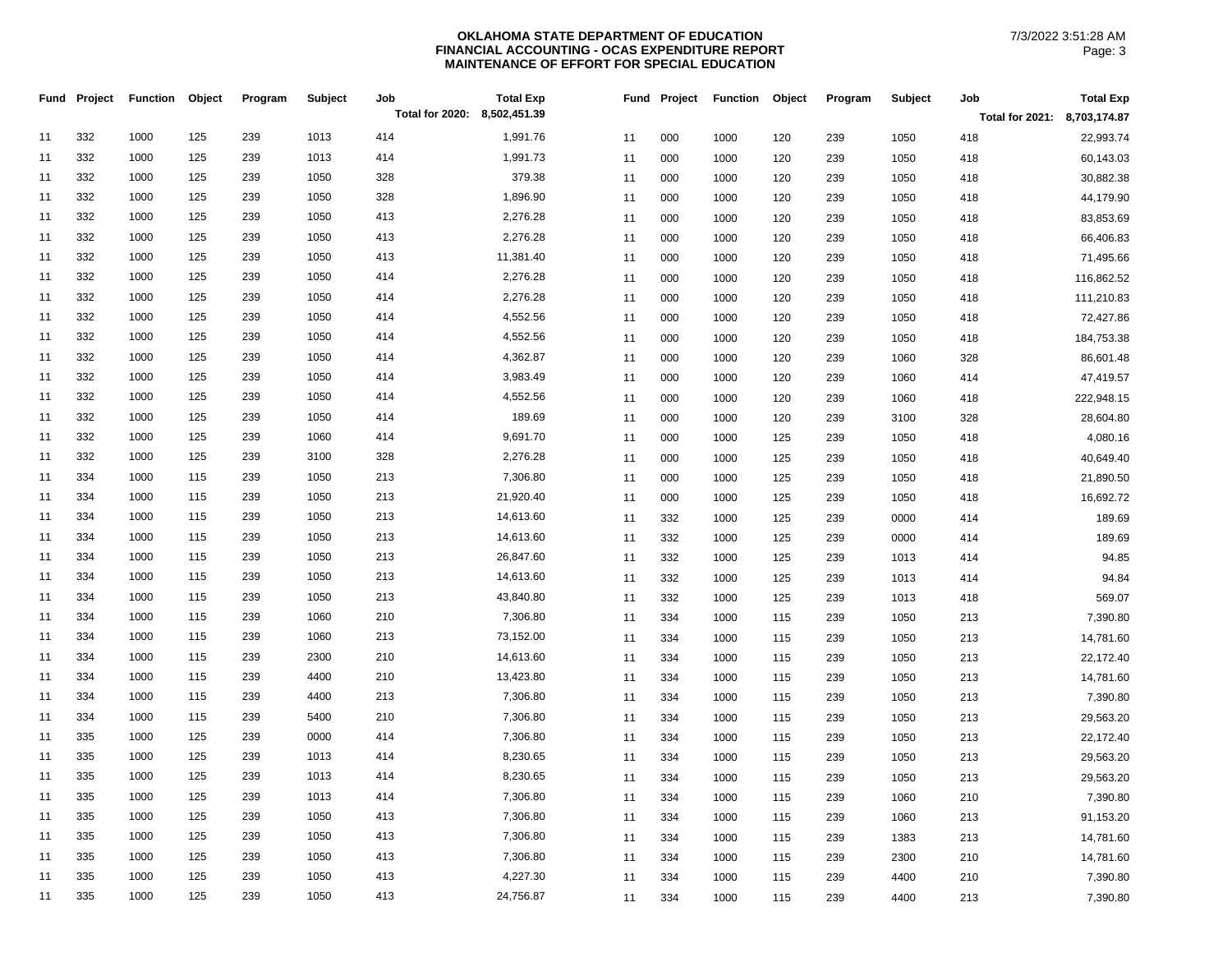**OKLAHOMA STATE DEPARTMENT OF EDUCATION**
**FINANCIAL ACCOUNTING - OCAS EXPENDITURE REPORT**
**MAINTENANCE OF EFFORT FOR SPECIAL EDUCATION**

7/3/2022 3:51:28 AM

| Fund | Project | Function | Object | Program | Subject | Job | Total Exp |
|---|---|---|---|---|---|---|---|
| | | | | | | **Total for 2020:** | **8,502,451.39** |
| 11 | 332 | 1000 | 125 | 239 | 1013 | 414 | 1,991.76 |
| 11 | 332 | 1000 | 125 | 239 | 1013 | 414 | 1,991.73 |
| 11 | 332 | 1000 | 125 | 239 | 1050 | 328 | 379.38 |
| 11 | 332 | 1000 | 125 | 239 | 1050 | 328 | 1,896.90 |
| 11 | 332 | 1000 | 125 | 239 | 1050 | 413 | 2,276.28 |
| 11 | 332 | 1000 | 125 | 239 | 1050 | 413 | 2,276.28 |
| 11 | 332 | 1000 | 125 | 239 | 1050 | 413 | 11,381.40 |
| 11 | 332 | 1000 | 125 | 239 | 1050 | 414 | 2,276.28 |
| 11 | 332 | 1000 | 125 | 239 | 1050 | 414 | 2,276.28 |
| 11 | 332 | 1000 | 125 | 239 | 1050 | 414 | 4,552.56 |
| 11 | 332 | 1000 | 125 | 239 | 1050 | 414 | 4,552.56 |
| 11 | 332 | 1000 | 125 | 239 | 1050 | 414 | 4,362.87 |
| 11 | 332 | 1000 | 125 | 239 | 1050 | 414 | 3,983.49 |
| 11 | 332 | 1000 | 125 | 239 | 1050 | 414 | 4,552.56 |
| 11 | 332 | 1000 | 125 | 239 | 1050 | 414 | 189.69 |
| 11 | 332 | 1000 | 125 | 239 | 1060 | 414 | 9,691.70 |
| 11 | 332 | 1000 | 125 | 239 | 3100 | 328 | 2,276.28 |
| 11 | 334 | 1000 | 115 | 239 | 1050 | 213 | 7,306.80 |
| 11 | 334 | 1000 | 115 | 239 | 1050 | 213 | 21,920.40 |
| 11 | 334 | 1000 | 115 | 239 | 1050 | 213 | 14,613.60 |
| 11 | 334 | 1000 | 115 | 239 | 1050 | 213 | 14,613.60 |
| 11 | 334 | 1000 | 115 | 239 | 1050 | 213 | 26,847.60 |
| 11 | 334 | 1000 | 115 | 239 | 1050 | 213 | 14,613.60 |
| 11 | 334 | 1000 | 115 | 239 | 1050 | 213 | 43,840.80 |
| 11 | 334 | 1000 | 115 | 239 | 1060 | 210 | 7,306.80 |
| 11 | 334 | 1000 | 115 | 239 | 1060 | 213 | 73,152.00 |
| 11 | 334 | 1000 | 115 | 239 | 2300 | 210 | 14,613.60 |
| 11 | 334 | 1000 | 115 | 239 | 4400 | 210 | 13,423.80 |
| 11 | 334 | 1000 | 115 | 239 | 4400 | 213 | 7,306.80 |
| 11 | 334 | 1000 | 115 | 239 | 5400 | 210 | 7,306.80 |
| 11 | 335 | 1000 | 125 | 239 | 0000 | 414 | 7,306.80 |
| 11 | 335 | 1000 | 125 | 239 | 1013 | 414 | 8,230.65 |
| 11 | 335 | 1000 | 125 | 239 | 1013 | 414 | 8,230.65 |
| 11 | 335 | 1000 | 125 | 239 | 1013 | 414 | 7,306.80 |
| 11 | 335 | 1000 | 125 | 239 | 1050 | 413 | 7,306.80 |
| 11 | 335 | 1000 | 125 | 239 | 1050 | 413 | 7,306.80 |
| 11 | 335 | 1000 | 125 | 239 | 1050 | 413 | 7,306.80 |
| 11 | 335 | 1000 | 125 | 239 | 1050 | 413 | 4,227.30 |
| 11 | 335 | 1000 | 125 | 239 | 1050 | 413 | 24,756.87 |

| Fund | Project | Function | Object | Program | Subject | Job | Total Exp |
|---|---|---|---|---|---|---|---|
| | | | | | | **Total for 2021:** | **8,703,174.87** |
| 11 | 000 | 1000 | 120 | 239 | 1050 | 418 | 22,993.74 |
| 11 | 000 | 1000 | 120 | 239 | 1050 | 418 | 60,143.03 |
| 11 | 000 | 1000 | 120 | 239 | 1050 | 418 | 30,882.38 |
| 11 | 000 | 1000 | 120 | 239 | 1050 | 418 | 44,179.90 |
| 11 | 000 | 1000 | 120 | 239 | 1050 | 418 | 83,853.69 |
| 11 | 000 | 1000 | 120 | 239 | 1050 | 418 | 66,406.83 |
| 11 | 000 | 1000 | 120 | 239 | 1050 | 418 | 71,495.66 |
| 11 | 000 | 1000 | 120 | 239 | 1050 | 418 | 116,862.52 |
| 11 | 000 | 1000 | 120 | 239 | 1050 | 418 | 111,210.83 |
| 11 | 000 | 1000 | 120 | 239 | 1050 | 418 | 72,427.86 |
| 11 | 000 | 1000 | 120 | 239 | 1050 | 418 | 184,753.38 |
| 11 | 000 | 1000 | 120 | 239 | 1060 | 328 | 86,601.48 |
| 11 | 000 | 1000 | 120 | 239 | 1060 | 414 | 47,419.57 |
| 11 | 000 | 1000 | 120 | 239 | 1060 | 418 | 222,948.15 |
| 11 | 000 | 1000 | 120 | 239 | 3100 | 328 | 28,604.80 |
| 11 | 000 | 1000 | 125 | 239 | 1050 | 418 | 4,080.16 |
| 11 | 000 | 1000 | 125 | 239 | 1050 | 418 | 40,649.40 |
| 11 | 000 | 1000 | 125 | 239 | 1050 | 418 | 21,890.50 |
| 11 | 000 | 1000 | 125 | 239 | 1050 | 418 | 16,692.72 |
| 11 | 332 | 1000 | 125 | 239 | 0000 | 414 | 189.69 |
| 11 | 332 | 1000 | 125 | 239 | 0000 | 414 | 189.69 |
| 11 | 332 | 1000 | 125 | 239 | 1013 | 414 | 94.85 |
| 11 | 332 | 1000 | 125 | 239 | 1013 | 414 | 94.84 |
| 11 | 332 | 1000 | 125 | 239 | 1013 | 418 | 569.07 |
| 11 | 334 | 1000 | 115 | 239 | 1050 | 213 | 7,390.80 |
| 11 | 334 | 1000 | 115 | 239 | 1050 | 213 | 14,781.60 |
| 11 | 334 | 1000 | 115 | 239 | 1050 | 213 | 22,172.40 |
| 11 | 334 | 1000 | 115 | 239 | 1050 | 213 | 14,781.60 |
| 11 | 334 | 1000 | 115 | 239 | 1050 | 213 | 7,390.80 |
| 11 | 334 | 1000 | 115 | 239 | 1050 | 213 | 29,563.20 |
| 11 | 334 | 1000 | 115 | 239 | 1050 | 213 | 22,172.40 |
| 11 | 334 | 1000 | 115 | 239 | 1050 | 213 | 29,563.20 |
| 11 | 334 | 1000 | 115 | 239 | 1050 | 213 | 29,563.20 |
| 11 | 334 | 1000 | 115 | 239 | 1060 | 210 | 7,390.80 |
| 11 | 334 | 1000 | 115 | 239 | 1060 | 213 | 91,153.20 |
| 11 | 334 | 1000 | 115 | 239 | 1383 | 213 | 14,781.60 |
| 11 | 334 | 1000 | 115 | 239 | 2300 | 210 | 14,781.60 |
| 11 | 334 | 1000 | 115 | 239 | 4400 | 210 | 7,390.80 |
| 11 | 334 | 1000 | 115 | 239 | 4400 | 213 | 7,390.80 |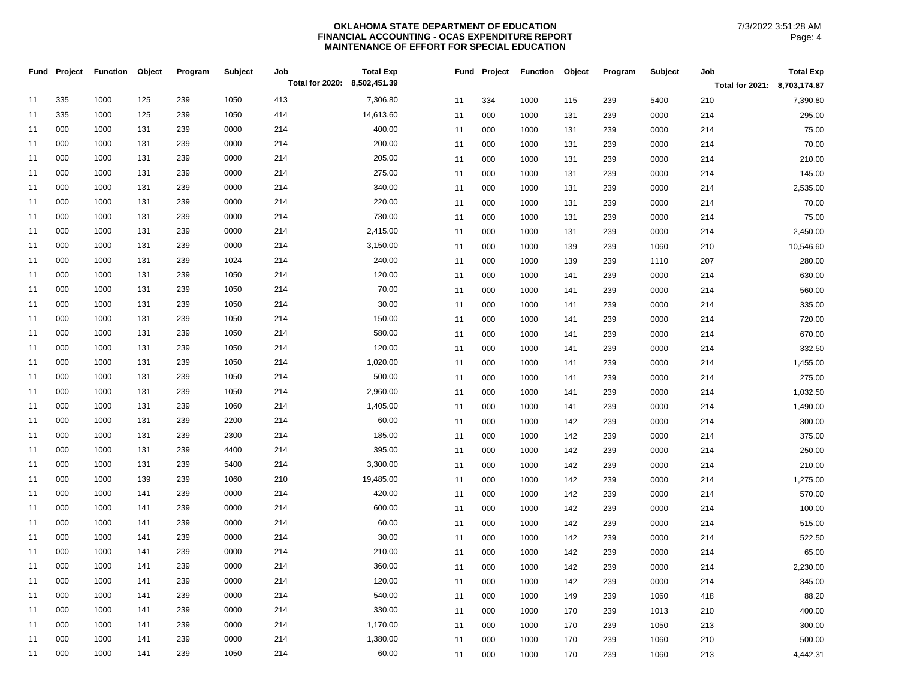**OKLAHOMA STATE DEPARTMENT OF EDUCATION**
**FINANCIAL ACCOUNTING - OCAS EXPENDITURE REPORT**
**MAINTENANCE OF EFFORT FOR SPECIAL EDUCATION**

7/3/2022 3:51:28 AM

| Fund | Project | Function | Object | Program | Subject | Job | Total Exp |
|---|---|---|---|---|---|---|---|
| | | | | | | Total for 2020: | 8,502,451.39 |
| 11 | 335 | 1000 | 125 | 239 | 1050 | 413 | 7,306.80 |
| 11 | 335 | 1000 | 125 | 239 | 1050 | 414 | 14,613.60 |
| 11 | 000 | 1000 | 131 | 239 | 0000 | 214 | 400.00 |
| 11 | 000 | 1000 | 131 | 239 | 0000 | 214 | 200.00 |
| 11 | 000 | 1000 | 131 | 239 | 0000 | 214 | 205.00 |
| 11 | 000 | 1000 | 131 | 239 | 0000 | 214 | 275.00 |
| 11 | 000 | 1000 | 131 | 239 | 0000 | 214 | 340.00 |
| 11 | 000 | 1000 | 131 | 239 | 0000 | 214 | 220.00 |
| 11 | 000 | 1000 | 131 | 239 | 0000 | 214 | 730.00 |
| 11 | 000 | 1000 | 131 | 239 | 0000 | 214 | 2,415.00 |
| 11 | 000 | 1000 | 131 | 239 | 0000 | 214 | 3,150.00 |
| 11 | 000 | 1000 | 131 | 239 | 1024 | 214 | 240.00 |
| 11 | 000 | 1000 | 131 | 239 | 1050 | 214 | 120.00 |
| 11 | 000 | 1000 | 131 | 239 | 1050 | 214 | 70.00 |
| 11 | 000 | 1000 | 131 | 239 | 1050 | 214 | 30.00 |
| 11 | 000 | 1000 | 131 | 239 | 1050 | 214 | 150.00 |
| 11 | 000 | 1000 | 131 | 239 | 1050 | 214 | 580.00 |
| 11 | 000 | 1000 | 131 | 239 | 1050 | 214 | 120.00 |
| 11 | 000 | 1000 | 131 | 239 | 1050 | 214 | 1,020.00 |
| 11 | 000 | 1000 | 131 | 239 | 1050 | 214 | 500.00 |
| 11 | 000 | 1000 | 131 | 239 | 1050 | 214 | 2,960.00 |
| 11 | 000 | 1000 | 131 | 239 | 1060 | 214 | 1,405.00 |
| 11 | 000 | 1000 | 131 | 239 | 2200 | 214 | 60.00 |
| 11 | 000 | 1000 | 131 | 239 | 2300 | 214 | 185.00 |
| 11 | 000 | 1000 | 131 | 239 | 4400 | 214 | 395.00 |
| 11 | 000 | 1000 | 131 | 239 | 5400 | 214 | 3,300.00 |
| 11 | 000 | 1000 | 139 | 239 | 1060 | 210 | 19,485.00 |
| 11 | 000 | 1000 | 141 | 239 | 0000 | 214 | 420.00 |
| 11 | 000 | 1000 | 141 | 239 | 0000 | 214 | 600.00 |
| 11 | 000 | 1000 | 141 | 239 | 0000 | 214 | 60.00 |
| 11 | 000 | 1000 | 141 | 239 | 0000 | 214 | 30.00 |
| 11 | 000 | 1000 | 141 | 239 | 0000 | 214 | 210.00 |
| 11 | 000 | 1000 | 141 | 239 | 0000 | 214 | 360.00 |
| 11 | 000 | 1000 | 141 | 239 | 0000 | 214 | 120.00 |
| 11 | 000 | 1000 | 141 | 239 | 0000 | 214 | 540.00 |
| 11 | 000 | 1000 | 141 | 239 | 0000 | 214 | 330.00 |
| 11 | 000 | 1000 | 141 | 239 | 0000 | 214 | 1,170.00 |
| 11 | 000 | 1000 | 141 | 239 | 0000 | 214 | 1,380.00 |
| 11 | 000 | 1000 | 141 | 239 | 1050 | 214 | 60.00 |

| Fund | Project | Function | Object | Program | Subject | Job | Total Exp |
|---|---|---|---|---|---|---|---|
| | | | | | | Total for 2021: | 8,703,174.87 |
| 11 | 334 | 1000 | 115 | 239 | 5400 | 210 | 7,390.80 |
| 11 | 000 | 1000 | 131 | 239 | 0000 | 214 | 295.00 |
| 11 | 000 | 1000 | 131 | 239 | 0000 | 214 | 75.00 |
| 11 | 000 | 1000 | 131 | 239 | 0000 | 214 | 70.00 |
| 11 | 000 | 1000 | 131 | 239 | 0000 | 214 | 210.00 |
| 11 | 000 | 1000 | 131 | 239 | 0000 | 214 | 145.00 |
| 11 | 000 | 1000 | 131 | 239 | 0000 | 214 | 2,535.00 |
| 11 | 000 | 1000 | 131 | 239 | 0000 | 214 | 70.00 |
| 11 | 000 | 1000 | 131 | 239 | 0000 | 214 | 75.00 |
| 11 | 000 | 1000 | 131 | 239 | 0000 | 214 | 2,450.00 |
| 11 | 000 | 1000 | 139 | 239 | 1060 | 210 | 10,546.60 |
| 11 | 000 | 1000 | 139 | 239 | 1110 | 207 | 280.00 |
| 11 | 000 | 1000 | 141 | 239 | 0000 | 214 | 630.00 |
| 11 | 000 | 1000 | 141 | 239 | 0000 | 214 | 560.00 |
| 11 | 000 | 1000 | 141 | 239 | 0000 | 214 | 335.00 |
| 11 | 000 | 1000 | 141 | 239 | 0000 | 214 | 720.00 |
| 11 | 000 | 1000 | 141 | 239 | 0000 | 214 | 670.00 |
| 11 | 000 | 1000 | 141 | 239 | 0000 | 214 | 332.50 |
| 11 | 000 | 1000 | 141 | 239 | 0000 | 214 | 1,455.00 |
| 11 | 000 | 1000 | 141 | 239 | 0000 | 214 | 275.00 |
| 11 | 000 | 1000 | 141 | 239 | 0000 | 214 | 1,032.50 |
| 11 | 000 | 1000 | 141 | 239 | 0000 | 214 | 1,490.00 |
| 11 | 000 | 1000 | 142 | 239 | 0000 | 214 | 300.00 |
| 11 | 000 | 1000 | 142 | 239 | 0000 | 214 | 375.00 |
| 11 | 000 | 1000 | 142 | 239 | 0000 | 214 | 250.00 |
| 11 | 000 | 1000 | 142 | 239 | 0000 | 214 | 210.00 |
| 11 | 000 | 1000 | 142 | 239 | 0000 | 214 | 1,275.00 |
| 11 | 000 | 1000 | 142 | 239 | 0000 | 214 | 570.00 |
| 11 | 000 | 1000 | 142 | 239 | 0000 | 214 | 100.00 |
| 11 | 000 | 1000 | 142 | 239 | 0000 | 214 | 515.00 |
| 11 | 000 | 1000 | 142 | 239 | 0000 | 214 | 522.50 |
| 11 | 000 | 1000 | 142 | 239 | 0000 | 214 | 65.00 |
| 11 | 000 | 1000 | 142 | 239 | 0000 | 214 | 2,230.00 |
| 11 | 000 | 1000 | 142 | 239 | 0000 | 214 | 345.00 |
| 11 | 000 | 1000 | 149 | 239 | 1060 | 418 | 88.20 |
| 11 | 000 | 1000 | 170 | 239 | 1013 | 210 | 400.00 |
| 11 | 000 | 1000 | 170 | 239 | 1050 | 213 | 300.00 |
| 11 | 000 | 1000 | 170 | 239 | 1060 | 210 | 500.00 |
| 11 | 000 | 1000 | 170 | 239 | 1060 | 213 | 4,442.31 |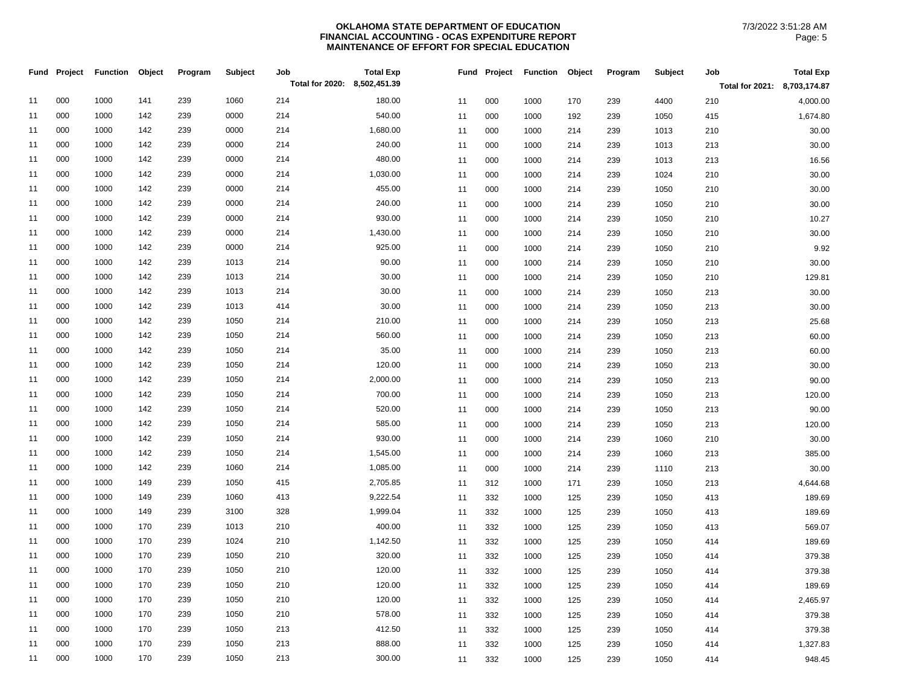**OKLAHOMA STATE DEPARTMENT OF EDUCATION**
**FINANCIAL ACCOUNTING - OCAS EXPENDITURE REPORT**
**MAINTENANCE OF EFFORT FOR SPECIAL EDUCATION**

7/3/2022 3:51:28 AM

| Fund | Project | Function | Object | Program | Subject | Job | Total Exp |
|---|---|---|---|---|---|---|---|
| | | | | | | Total for 2020: | 8,502,451.39 |
| 11 | 000 | 1000 | 141 | 239 | 1060 | 214 | 180.00 |
| 11 | 000 | 1000 | 142 | 239 | 0000 | 214 | 540.00 |
| 11 | 000 | 1000 | 142 | 239 | 0000 | 214 | 1,680.00 |
| 11 | 000 | 1000 | 142 | 239 | 0000 | 214 | 240.00 |
| 11 | 000 | 1000 | 142 | 239 | 0000 | 214 | 480.00 |
| 11 | 000 | 1000 | 142 | 239 | 0000 | 214 | 1,030.00 |
| 11 | 000 | 1000 | 142 | 239 | 0000 | 214 | 455.00 |
| 11 | 000 | 1000 | 142 | 239 | 0000 | 214 | 240.00 |
| 11 | 000 | 1000 | 142 | 239 | 0000 | 214 | 930.00 |
| 11 | 000 | 1000 | 142 | 239 | 0000 | 214 | 1,430.00 |
| 11 | 000 | 1000 | 142 | 239 | 0000 | 214 | 925.00 |
| 11 | 000 | 1000 | 142 | 239 | 1013 | 214 | 90.00 |
| 11 | 000 | 1000 | 142 | 239 | 1013 | 214 | 30.00 |
| 11 | 000 | 1000 | 142 | 239 | 1013 | 214 | 30.00 |
| 11 | 000 | 1000 | 142 | 239 | 1013 | 414 | 30.00 |
| 11 | 000 | 1000 | 142 | 239 | 1050 | 214 | 210.00 |
| 11 | 000 | 1000 | 142 | 239 | 1050 | 214 | 560.00 |
| 11 | 000 | 1000 | 142 | 239 | 1050 | 214 | 35.00 |
| 11 | 000 | 1000 | 142 | 239 | 1050 | 214 | 120.00 |
| 11 | 000 | 1000 | 142 | 239 | 1050 | 214 | 2,000.00 |
| 11 | 000 | 1000 | 142 | 239 | 1050 | 214 | 700.00 |
| 11 | 000 | 1000 | 142 | 239 | 1050 | 214 | 520.00 |
| 11 | 000 | 1000 | 142 | 239 | 1050 | 214 | 585.00 |
| 11 | 000 | 1000 | 142 | 239 | 1050 | 214 | 930.00 |
| 11 | 000 | 1000 | 142 | 239 | 1050 | 214 | 1,545.00 |
| 11 | 000 | 1000 | 142 | 239 | 1060 | 214 | 1,085.00 |
| 11 | 000 | 1000 | 149 | 239 | 1050 | 415 | 2,705.85 |
| 11 | 000 | 1000 | 149 | 239 | 1060 | 413 | 9,222.54 |
| 11 | 000 | 1000 | 149 | 239 | 3100 | 328 | 1,999.04 |
| 11 | 000 | 1000 | 170 | 239 | 1013 | 210 | 400.00 |
| 11 | 000 | 1000 | 170 | 239 | 1024 | 210 | 1,142.50 |
| 11 | 000 | 1000 | 170 | 239 | 1050 | 210 | 320.00 |
| 11 | 000 | 1000 | 170 | 239 | 1050 | 210 | 120.00 |
| 11 | 000 | 1000 | 170 | 239 | 1050 | 210 | 120.00 |
| 11 | 000 | 1000 | 170 | 239 | 1050 | 210 | 120.00 |
| 11 | 000 | 1000 | 170 | 239 | 1050 | 210 | 578.00 |
| 11 | 000 | 1000 | 170 | 239 | 1050 | 213 | 412.50 |
| 11 | 000 | 1000 | 170 | 239 | 1050 | 213 | 888.00 |
| 11 | 000 | 1000 | 170 | 239 | 1050 | 213 | 300.00 |

| Fund | Project | Function | Object | Program | Subject | Job | Total Exp |
|---|---|---|---|---|---|---|---|
| | | | | | | Total for 2021: | 8,703,174.87 |
| 11 | 000 | 1000 | 170 | 239 | 4400 | 210 | 4,000.00 |
| 11 | 000 | 1000 | 192 | 239 | 1050 | 415 | 1,674.80 |
| 11 | 000 | 1000 | 214 | 239 | 1013 | 210 | 30.00 |
| 11 | 000 | 1000 | 214 | 239 | 1013 | 213 | 30.00 |
| 11 | 000 | 1000 | 214 | 239 | 1013 | 213 | 16.56 |
| 11 | 000 | 1000 | 214 | 239 | 1024 | 210 | 30.00 |
| 11 | 000 | 1000 | 214 | 239 | 1050 | 210 | 30.00 |
| 11 | 000 | 1000 | 214 | 239 | 1050 | 210 | 30.00 |
| 11 | 000 | 1000 | 214 | 239 | 1050 | 210 | 10.27 |
| 11 | 000 | 1000 | 214 | 239 | 1050 | 210 | 30.00 |
| 11 | 000 | 1000 | 214 | 239 | 1050 | 210 | 9.92 |
| 11 | 000 | 1000 | 214 | 239 | 1050 | 210 | 30.00 |
| 11 | 000 | 1000 | 214 | 239 | 1050 | 210 | 129.81 |
| 11 | 000 | 1000 | 214 | 239 | 1050 | 213 | 30.00 |
| 11 | 000 | 1000 | 214 | 239 | 1050 | 213 | 30.00 |
| 11 | 000 | 1000 | 214 | 239 | 1050 | 213 | 25.68 |
| 11 | 000 | 1000 | 214 | 239 | 1050 | 213 | 60.00 |
| 11 | 000 | 1000 | 214 | 239 | 1050 | 213 | 60.00 |
| 11 | 000 | 1000 | 214 | 239 | 1050 | 213 | 30.00 |
| 11 | 000 | 1000 | 214 | 239 | 1050 | 213 | 90.00 |
| 11 | 000 | 1000 | 214 | 239 | 1050 | 213 | 120.00 |
| 11 | 000 | 1000 | 214 | 239 | 1050 | 213 | 90.00 |
| 11 | 000 | 1000 | 214 | 239 | 1050 | 213 | 120.00 |
| 11 | 000 | 1000 | 214 | 239 | 1060 | 210 | 30.00 |
| 11 | 000 | 1000 | 214 | 239 | 1060 | 213 | 385.00 |
| 11 | 000 | 1000 | 214 | 239 | 1110 | 213 | 30.00 |
| 11 | 312 | 1000 | 171 | 239 | 1050 | 213 | 4,644.68 |
| 11 | 332 | 1000 | 125 | 239 | 1050 | 413 | 189.69 |
| 11 | 332 | 1000 | 125 | 239 | 1050 | 413 | 189.69 |
| 11 | 332 | 1000 | 125 | 239 | 1050 | 413 | 569.07 |
| 11 | 332 | 1000 | 125 | 239 | 1050 | 414 | 189.69 |
| 11 | 332 | 1000 | 125 | 239 | 1050 | 414 | 379.38 |
| 11 | 332 | 1000 | 125 | 239 | 1050 | 414 | 379.38 |
| 11 | 332 | 1000 | 125 | 239 | 1050 | 414 | 189.69 |
| 11 | 332 | 1000 | 125 | 239 | 1050 | 414 | 2,465.97 |
| 11 | 332 | 1000 | 125 | 239 | 1050 | 414 | 379.38 |
| 11 | 332 | 1000 | 125 | 239 | 1050 | 414 | 379.38 |
| 11 | 332 | 1000 | 125 | 239 | 1050 | 414 | 1,327.83 |
| 11 | 332 | 1000 | 125 | 239 | 1050 | 414 | 948.45 |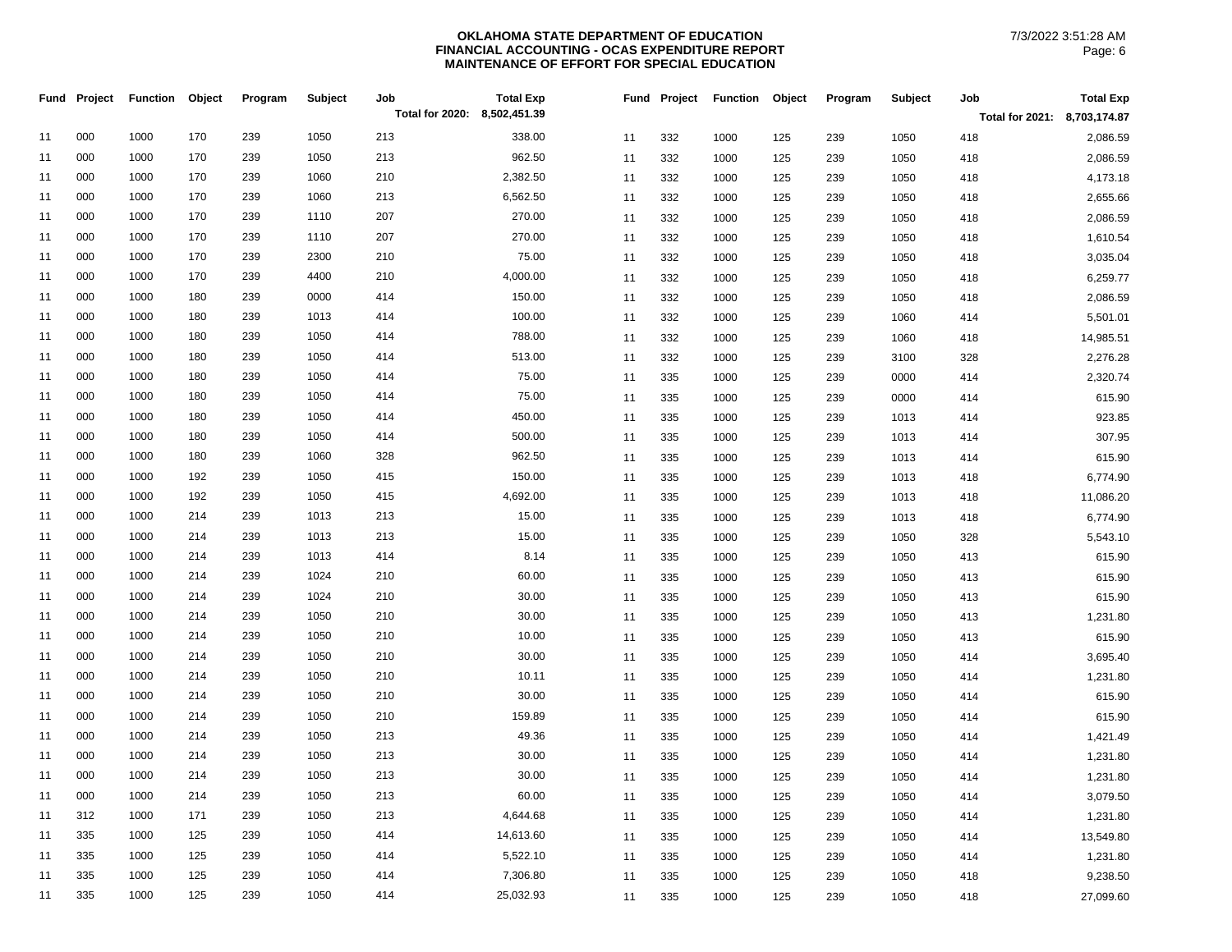**OKLAHOMA STATE DEPARTMENT OF EDUCATION**
**FINANCIAL ACCOUNTING - OCAS EXPENDITURE REPORT**
**MAINTENANCE OF EFFORT FOR SPECIAL EDUCATION**

7/3/2022 3:51:28 AM

| Fund | Project | Function | Object | Program | Subject | Job | Total Exp |
|---|---|---|---|---|---|---|---|
| | | | | | | **Total for 2020:** | **8,502,451.39** |
| 11 | 000 | 1000 | 170 | 239 | 1050 | 213 | 338.00 |
| 11 | 000 | 1000 | 170 | 239 | 1050 | 213 | 962.50 |
| 11 | 000 | 1000 | 170 | 239 | 1060 | 210 | 2,382.50 |
| 11 | 000 | 1000 | 170 | 239 | 1060 | 213 | 6,562.50 |
| 11 | 000 | 1000 | 170 | 239 | 1110 | 207 | 270.00 |
| 11 | 000 | 1000 | 170 | 239 | 1110 | 207 | 270.00 |
| 11 | 000 | 1000 | 170 | 239 | 2300 | 210 | 75.00 |
| 11 | 000 | 1000 | 170 | 239 | 4400 | 210 | 4,000.00 |
| 11 | 000 | 1000 | 180 | 239 | 0000 | 414 | 150.00 |
| 11 | 000 | 1000 | 180 | 239 | 1013 | 414 | 100.00 |
| 11 | 000 | 1000 | 180 | 239 | 1050 | 414 | 788.00 |
| 11 | 000 | 1000 | 180 | 239 | 1050 | 414 | 513.00 |
| 11 | 000 | 1000 | 180 | 239 | 1050 | 414 | 75.00 |
| 11 | 000 | 1000 | 180 | 239 | 1050 | 414 | 75.00 |
| 11 | 000 | 1000 | 180 | 239 | 1050 | 414 | 450.00 |
| 11 | 000 | 1000 | 180 | 239 | 1050 | 414 | 500.00 |
| 11 | 000 | 1000 | 180 | 239 | 1060 | 328 | 962.50 |
| 11 | 000 | 1000 | 192 | 239 | 1050 | 415 | 150.00 |
| 11 | 000 | 1000 | 192 | 239 | 1050 | 415 | 4,692.00 |
| 11 | 000 | 1000 | 214 | 239 | 1013 | 213 | 15.00 |
| 11 | 000 | 1000 | 214 | 239 | 1013 | 213 | 15.00 |
| 11 | 000 | 1000 | 214 | 239 | 1013 | 414 | 8.14 |
| 11 | 000 | 1000 | 214 | 239 | 1024 | 210 | 60.00 |
| 11 | 000 | 1000 | 214 | 239 | 1024 | 210 | 30.00 |
| 11 | 000 | 1000 | 214 | 239 | 1050 | 210 | 30.00 |
| 11 | 000 | 1000 | 214 | 239 | 1050 | 210 | 10.00 |
| 11 | 000 | 1000 | 214 | 239 | 1050 | 210 | 30.00 |
| 11 | 000 | 1000 | 214 | 239 | 1050 | 210 | 10.11 |
| 11 | 000 | 1000 | 214 | 239 | 1050 | 210 | 30.00 |
| 11 | 000 | 1000 | 214 | 239 | 1050 | 210 | 159.89 |
| 11 | 000 | 1000 | 214 | 239 | 1050 | 213 | 49.36 |
| 11 | 000 | 1000 | 214 | 239 | 1050 | 213 | 30.00 |
| 11 | 000 | 1000 | 214 | 239 | 1050 | 213 | 30.00 |
| 11 | 000 | 1000 | 214 | 239 | 1050 | 213 | 60.00 |
| 11 | 312 | 1000 | 171 | 239 | 1050 | 213 | 4,644.68 |
| 11 | 335 | 1000 | 125 | 239 | 1050 | 414 | 14,613.60 |
| 11 | 335 | 1000 | 125 | 239 | 1050 | 414 | 5,522.10 |
| 11 | 335 | 1000 | 125 | 239 | 1050 | 414 | 7,306.80 |
| 11 | 335 | 1000 | 125 | 239 | 1050 | 414 | 25,032.93 |

| Fund | Project | Function | Object | Program | Subject | Job | Total Exp |
|---|---|---|---|---|---|---|---|
| | | | | | | **Total for 2021:** | **8,703,174.87** |
| 11 | 332 | 1000 | 125 | 239 | 1050 | 418 | 2,086.59 |
| 11 | 332 | 1000 | 125 | 239 | 1050 | 418 | 2,086.59 |
| 11 | 332 | 1000 | 125 | 239 | 1050 | 418 | 4,173.18 |
| 11 | 332 | 1000 | 125 | 239 | 1050 | 418 | 2,655.66 |
| 11 | 332 | 1000 | 125 | 239 | 1050 | 418 | 2,086.59 |
| 11 | 332 | 1000 | 125 | 239 | 1050 | 418 | 1,610.54 |
| 11 | 332 | 1000 | 125 | 239 | 1050 | 418 | 3,035.04 |
| 11 | 332 | 1000 | 125 | 239 | 1050 | 418 | 6,259.77 |
| 11 | 332 | 1000 | 125 | 239 | 1050 | 418 | 2,086.59 |
| 11 | 332 | 1000 | 125 | 239 | 1060 | 414 | 5,501.01 |
| 11 | 332 | 1000 | 125 | 239 | 1060 | 418 | 14,985.51 |
| 11 | 332 | 1000 | 125 | 239 | 3100 | 328 | 2,276.28 |
| 11 | 335 | 1000 | 125 | 239 | 0000 | 414 | 2,320.74 |
| 11 | 335 | 1000 | 125 | 239 | 0000 | 414 | 615.90 |
| 11 | 335 | 1000 | 125 | 239 | 1013 | 414 | 923.85 |
| 11 | 335 | 1000 | 125 | 239 | 1013 | 414 | 307.95 |
| 11 | 335 | 1000 | 125 | 239 | 1013 | 414 | 615.90 |
| 11 | 335 | 1000 | 125 | 239 | 1013 | 418 | 6,774.90 |
| 11 | 335 | 1000 | 125 | 239 | 1013 | 418 | 11,086.20 |
| 11 | 335 | 1000 | 125 | 239 | 1013 | 418 | 6,774.90 |
| 11 | 335 | 1000 | 125 | 239 | 1050 | 328 | 5,543.10 |
| 11 | 335 | 1000 | 125 | 239 | 1050 | 413 | 615.90 |
| 11 | 335 | 1000 | 125 | 239 | 1050 | 413 | 615.90 |
| 11 | 335 | 1000 | 125 | 239 | 1050 | 413 | 1,231.80 |
| 11 | 335 | 1000 | 125 | 239 | 1050 | 413 | 615.90 |
| 11 | 335 | 1000 | 125 | 239 | 1050 | 414 | 3,695.40 |
| 11 | 335 | 1000 | 125 | 239 | 1050 | 414 | 1,231.80 |
| 11 | 335 | 1000 | 125 | 239 | 1050 | 414 | 615.90 |
| 11 | 335 | 1000 | 125 | 239 | 1050 | 414 | 615.90 |
| 11 | 335 | 1000 | 125 | 239 | 1050 | 414 | 1,421.49 |
| 11 | 335 | 1000 | 125 | 239 | 1050 | 414 | 1,231.80 |
| 11 | 335 | 1000 | 125 | 239 | 1050 | 414 | 1,231.80 |
| 11 | 335 | 1000 | 125 | 239 | 1050 | 414 | 3,079.50 |
| 11 | 335 | 1000 | 125 | 239 | 1050 | 414 | 1,231.80 |
| 11 | 335 | 1000 | 125 | 239 | 1050 | 414 | 13,549.80 |
| 11 | 335 | 1000 | 125 | 239 | 1050 | 414 | 1,231.80 |
| 11 | 335 | 1000 | 125 | 239 | 1050 | 418 | 9,238.50 |
| 11 | 335 | 1000 | 125 | 239 | 1050 | 418 | 27,099.60 |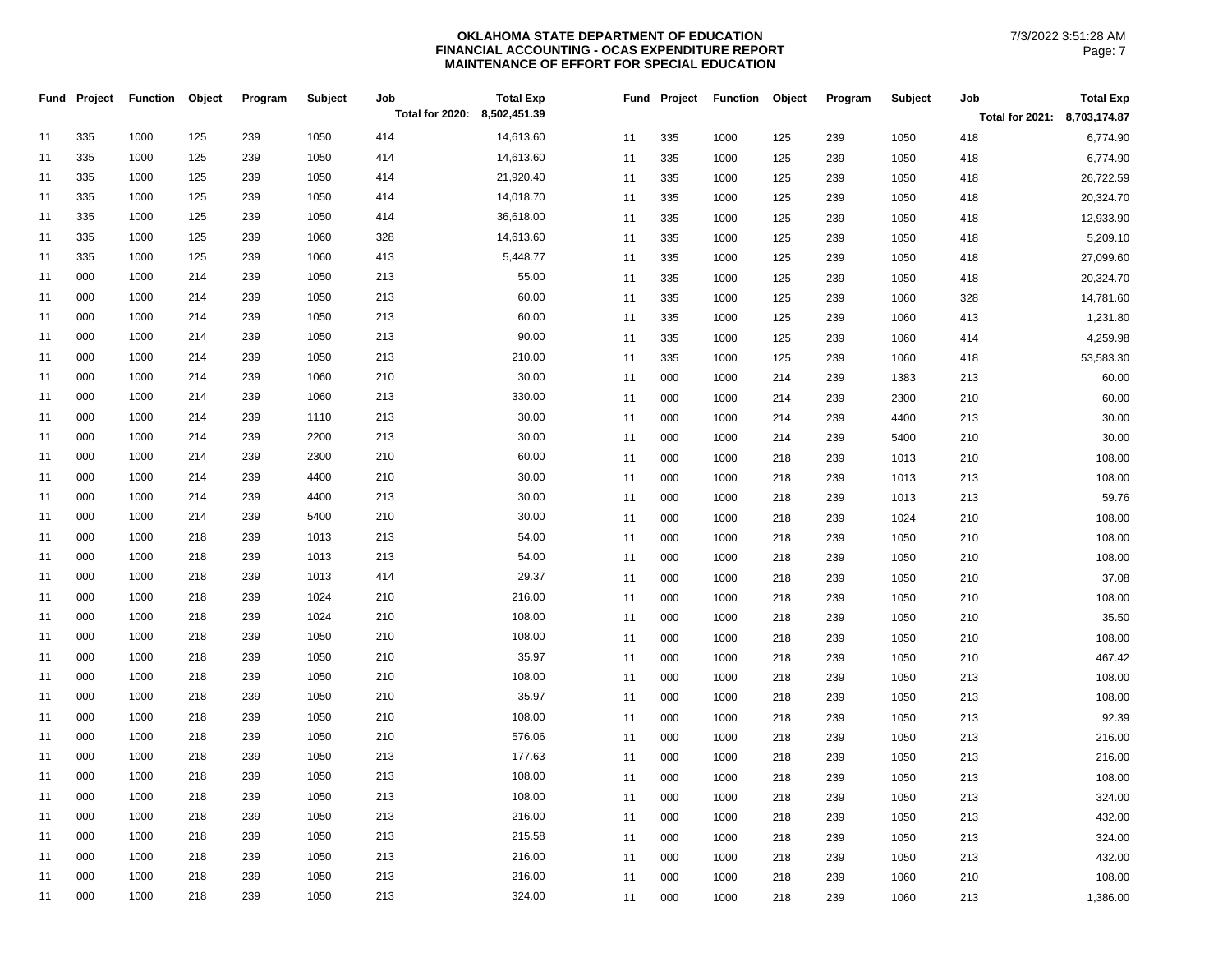**OKLAHOMA STATE DEPARTMENT OF EDUCATION**
**FINANCIAL ACCOUNTING - OCAS EXPENDITURE REPORT**
**MAINTENANCE OF EFFORT FOR SPECIAL EDUCATION**

7/3/2022 3:51:28 AM

| Fund | Project | Function | Object | Program | Subject | Job | Total Exp |
|---|---|---|---|---|---|---|---|
| | | | | | | Total for 2020: | 8,502,451.39 |
| 11 | 335 | 1000 | 125 | 239 | 1050 | 414 | 14,613.60 |
| 11 | 335 | 1000 | 125 | 239 | 1050 | 414 | 14,613.60 |
| 11 | 335 | 1000 | 125 | 239 | 1050 | 414 | 21,920.40 |
| 11 | 335 | 1000 | 125 | 239 | 1050 | 414 | 14,018.70 |
| 11 | 335 | 1000 | 125 | 239 | 1050 | 414 | 36,618.00 |
| 11 | 335 | 1000 | 125 | 239 | 1060 | 328 | 14,613.60 |
| 11 | 335 | 1000 | 125 | 239 | 1060 | 413 | 5,448.77 |
| 11 | 000 | 1000 | 214 | 239 | 1050 | 213 | 55.00 |
| 11 | 000 | 1000 | 214 | 239 | 1050 | 213 | 60.00 |
| 11 | 000 | 1000 | 214 | 239 | 1050 | 213 | 60.00 |
| 11 | 000 | 1000 | 214 | 239 | 1050 | 213 | 90.00 |
| 11 | 000 | 1000 | 214 | 239 | 1050 | 213 | 210.00 |
| 11 | 000 | 1000 | 214 | 239 | 1060 | 210 | 30.00 |
| 11 | 000 | 1000 | 214 | 239 | 1060 | 213 | 330.00 |
| 11 | 000 | 1000 | 214 | 239 | 1110 | 213 | 30.00 |
| 11 | 000 | 1000 | 214 | 239 | 2200 | 213 | 30.00 |
| 11 | 000 | 1000 | 214 | 239 | 2300 | 210 | 60.00 |
| 11 | 000 | 1000 | 214 | 239 | 4400 | 210 | 30.00 |
| 11 | 000 | 1000 | 214 | 239 | 4400 | 213 | 30.00 |
| 11 | 000 | 1000 | 214 | 239 | 5400 | 210 | 30.00 |
| 11 | 000 | 1000 | 218 | 239 | 1013 | 213 | 54.00 |
| 11 | 000 | 1000 | 218 | 239 | 1013 | 213 | 54.00 |
| 11 | 000 | 1000 | 218 | 239 | 1013 | 414 | 29.37 |
| 11 | 000 | 1000 | 218 | 239 | 1024 | 210 | 216.00 |
| 11 | 000 | 1000 | 218 | 239 | 1024 | 210 | 108.00 |
| 11 | 000 | 1000 | 218 | 239 | 1050 | 210 | 108.00 |
| 11 | 000 | 1000 | 218 | 239 | 1050 | 210 | 35.97 |
| 11 | 000 | 1000 | 218 | 239 | 1050 | 210 | 108.00 |
| 11 | 000 | 1000 | 218 | 239 | 1050 | 210 | 35.97 |
| 11 | 000 | 1000 | 218 | 239 | 1050 | 210 | 108.00 |
| 11 | 000 | 1000 | 218 | 239 | 1050 | 210 | 576.06 |
| 11 | 000 | 1000 | 218 | 239 | 1050 | 213 | 177.63 |
| 11 | 000 | 1000 | 218 | 239 | 1050 | 213 | 108.00 |
| 11 | 000 | 1000 | 218 | 239 | 1050 | 213 | 108.00 |
| 11 | 000 | 1000 | 218 | 239 | 1050 | 213 | 216.00 |
| 11 | 000 | 1000 | 218 | 239 | 1050 | 213 | 215.58 |
| 11 | 000 | 1000 | 218 | 239 | 1050 | 213 | 216.00 |
| 11 | 000 | 1000 | 218 | 239 | 1050 | 213 | 216.00 |
| 11 | 000 | 1000 | 218 | 239 | 1050 | 213 | 324.00 |

| Fund | Project | Function | Object | Program | Subject | Job | Total Exp |
|---|---|---|---|---|---|---|---|
| | | | | | | Total for 2021: | 8,703,174.87 |
| 11 | 335 | 1000 | 125 | 239 | 1050 | 418 | 6,774.90 |
| 11 | 335 | 1000 | 125 | 239 | 1050 | 418 | 6,774.90 |
| 11 | 335 | 1000 | 125 | 239 | 1050 | 418 | 26,722.59 |
| 11 | 335 | 1000 | 125 | 239 | 1050 | 418 | 20,324.70 |
| 11 | 335 | 1000 | 125 | 239 | 1050 | 418 | 12,933.90 |
| 11 | 335 | 1000 | 125 | 239 | 1050 | 418 | 5,209.10 |
| 11 | 335 | 1000 | 125 | 239 | 1050 | 418 | 27,099.60 |
| 11 | 335 | 1000 | 125 | 239 | 1050 | 418 | 20,324.70 |
| 11 | 335 | 1000 | 125 | 239 | 1060 | 328 | 14,781.60 |
| 11 | 335 | 1000 | 125 | 239 | 1060 | 413 | 1,231.80 |
| 11 | 335 | 1000 | 125 | 239 | 1060 | 414 | 4,259.98 |
| 11 | 335 | 1000 | 125 | 239 | 1060 | 418 | 53,583.30 |
| 11 | 000 | 1000 | 214 | 239 | 1383 | 213 | 60.00 |
| 11 | 000 | 1000 | 214 | 239 | 2300 | 210 | 60.00 |
| 11 | 000 | 1000 | 214 | 239 | 4400 | 213 | 30.00 |
| 11 | 000 | 1000 | 214 | 239 | 5400 | 210 | 30.00 |
| 11 | 000 | 1000 | 218 | 239 | 1013 | 210 | 108.00 |
| 11 | 000 | 1000 | 218 | 239 | 1013 | 213 | 108.00 |
| 11 | 000 | 1000 | 218 | 239 | 1013 | 213 | 59.76 |
| 11 | 000 | 1000 | 218 | 239 | 1024 | 210 | 108.00 |
| 11 | 000 | 1000 | 218 | 239 | 1050 | 210 | 108.00 |
| 11 | 000 | 1000 | 218 | 239 | 1050 | 210 | 108.00 |
| 11 | 000 | 1000 | 218 | 239 | 1050 | 210 | 37.08 |
| 11 | 000 | 1000 | 218 | 239 | 1050 | 210 | 108.00 |
| 11 | 000 | 1000 | 218 | 239 | 1050 | 210 | 35.50 |
| 11 | 000 | 1000 | 218 | 239 | 1050 | 210 | 108.00 |
| 11 | 000 | 1000 | 218 | 239 | 1050 | 210 | 467.42 |
| 11 | 000 | 1000 | 218 | 239 | 1050 | 213 | 108.00 |
| 11 | 000 | 1000 | 218 | 239 | 1050 | 213 | 108.00 |
| 11 | 000 | 1000 | 218 | 239 | 1050 | 213 | 92.39 |
| 11 | 000 | 1000 | 218 | 239 | 1050 | 213 | 216.00 |
| 11 | 000 | 1000 | 218 | 239 | 1050 | 213 | 216.00 |
| 11 | 000 | 1000 | 218 | 239 | 1050 | 213 | 108.00 |
| 11 | 000 | 1000 | 218 | 239 | 1050 | 213 | 324.00 |
| 11 | 000 | 1000 | 218 | 239 | 1050 | 213 | 432.00 |
| 11 | 000 | 1000 | 218 | 239 | 1050 | 213 | 324.00 |
| 11 | 000 | 1000 | 218 | 239 | 1050 | 213 | 432.00 |
| 11 | 000 | 1000 | 218 | 239 | 1060 | 210 | 108.00 |
| 11 | 000 | 1000 | 218 | 239 | 1060 | 213 | 1,386.00 |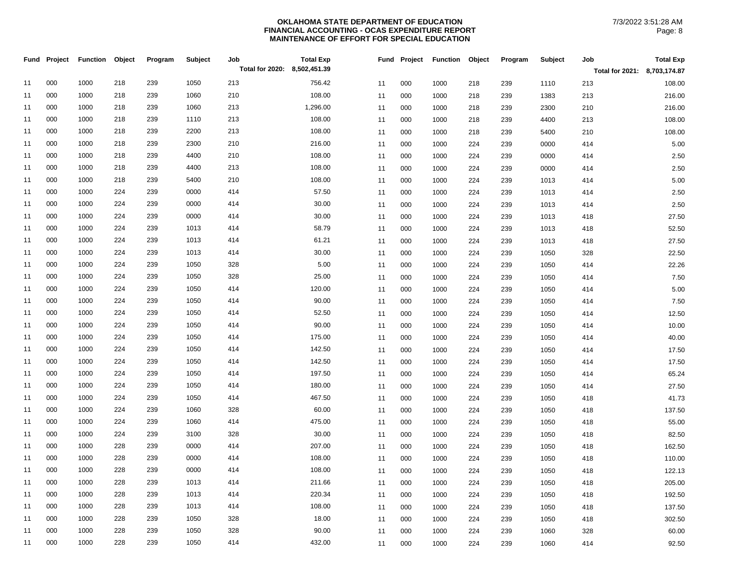**OKLAHOMA STATE DEPARTMENT OF EDUCATION**
**FINANCIAL ACCOUNTING - OCAS EXPENDITURE REPORT**
**MAINTENANCE OF EFFORT FOR SPECIAL EDUCATION**

7/3/2022 3:51:28 AM

| Fund | Project | Function | Object | Program | Subject | Job | Total Exp |
|---|---|---|---|---|---|---|---|
| | | | | | | Total for 2020: | 8,502,451.39 |
| 11 | 000 | 1000 | 218 | 239 | 1050 | 213 | 756.42 |
| 11 | 000 | 1000 | 218 | 239 | 1060 | 210 | 108.00 |
| 11 | 000 | 1000 | 218 | 239 | 1060 | 213 | 1,296.00 |
| 11 | 000 | 1000 | 218 | 239 | 1110 | 213 | 108.00 |
| 11 | 000 | 1000 | 218 | 239 | 2200 | 213 | 108.00 |
| 11 | 000 | 1000 | 218 | 239 | 2300 | 210 | 216.00 |
| 11 | 000 | 1000 | 218 | 239 | 4400 | 210 | 108.00 |
| 11 | 000 | 1000 | 218 | 239 | 4400 | 213 | 108.00 |
| 11 | 000 | 1000 | 218 | 239 | 5400 | 210 | 108.00 |
| 11 | 000 | 1000 | 224 | 239 | 0000 | 414 | 57.50 |
| 11 | 000 | 1000 | 224 | 239 | 0000 | 414 | 30.00 |
| 11 | 000 | 1000 | 224 | 239 | 0000 | 414 | 30.00 |
| 11 | 000 | 1000 | 224 | 239 | 1013 | 414 | 58.79 |
| 11 | 000 | 1000 | 224 | 239 | 1013 | 414 | 61.21 |
| 11 | 000 | 1000 | 224 | 239 | 1013 | 414 | 30.00 |
| 11 | 000 | 1000 | 224 | 239 | 1050 | 328 | 5.00 |
| 11 | 000 | 1000 | 224 | 239 | 1050 | 328 | 25.00 |
| 11 | 000 | 1000 | 224 | 239 | 1050 | 414 | 120.00 |
| 11 | 000 | 1000 | 224 | 239 | 1050 | 414 | 90.00 |
| 11 | 000 | 1000 | 224 | 239 | 1050 | 414 | 52.50 |
| 11 | 000 | 1000 | 224 | 239 | 1050 | 414 | 90.00 |
| 11 | 000 | 1000 | 224 | 239 | 1050 | 414 | 175.00 |
| 11 | 000 | 1000 | 224 | 239 | 1050 | 414 | 142.50 |
| 11 | 000 | 1000 | 224 | 239 | 1050 | 414 | 142.50 |
| 11 | 000 | 1000 | 224 | 239 | 1050 | 414 | 197.50 |
| 11 | 000 | 1000 | 224 | 239 | 1050 | 414 | 180.00 |
| 11 | 000 | 1000 | 224 | 239 | 1050 | 414 | 467.50 |
| 11 | 000 | 1000 | 224 | 239 | 1060 | 328 | 60.00 |
| 11 | 000 | 1000 | 224 | 239 | 1060 | 414 | 475.00 |
| 11 | 000 | 1000 | 224 | 239 | 3100 | 328 | 30.00 |
| 11 | 000 | 1000 | 228 | 239 | 0000 | 414 | 207.00 |
| 11 | 000 | 1000 | 228 | 239 | 0000 | 414 | 108.00 |
| 11 | 000 | 1000 | 228 | 239 | 0000 | 414 | 108.00 |
| 11 | 000 | 1000 | 228 | 239 | 1013 | 414 | 211.66 |
| 11 | 000 | 1000 | 228 | 239 | 1013 | 414 | 220.34 |
| 11 | 000 | 1000 | 228 | 239 | 1013 | 414 | 108.00 |
| 11 | 000 | 1000 | 228 | 239 | 1050 | 328 | 18.00 |
| 11 | 000 | 1000 | 228 | 239 | 1050 | 328 | 90.00 |
| 11 | 000 | 1000 | 228 | 239 | 1050 | 414 | 432.00 |

| Fund | Project | Function | Object | Program | Subject | Job | Total Exp |
|---|---|---|---|---|---|---|---|
| | | | | | | Total for 2021: | 8,703,174.87 |
| 11 | 000 | 1000 | 218 | 239 | 1110 | 213 | 108.00 |
| 11 | 000 | 1000 | 218 | 239 | 1383 | 213 | 216.00 |
| 11 | 000 | 1000 | 218 | 239 | 2300 | 210 | 216.00 |
| 11 | 000 | 1000 | 218 | 239 | 4400 | 213 | 108.00 |
| 11 | 000 | 1000 | 218 | 239 | 5400 | 210 | 108.00 |
| 11 | 000 | 1000 | 224 | 239 | 0000 | 414 | 5.00 |
| 11 | 000 | 1000 | 224 | 239 | 0000 | 414 | 2.50 |
| 11 | 000 | 1000 | 224 | 239 | 0000 | 414 | 2.50 |
| 11 | 000 | 1000 | 224 | 239 | 1013 | 414 | 5.00 |
| 11 | 000 | 1000 | 224 | 239 | 1013 | 414 | 2.50 |
| 11 | 000 | 1000 | 224 | 239 | 1013 | 414 | 2.50 |
| 11 | 000 | 1000 | 224 | 239 | 1013 | 418 | 27.50 |
| 11 | 000 | 1000 | 224 | 239 | 1013 | 418 | 52.50 |
| 11 | 000 | 1000 | 224 | 239 | 1013 | 418 | 27.50 |
| 11 | 000 | 1000 | 224 | 239 | 1050 | 328 | 22.50 |
| 11 | 000 | 1000 | 224 | 239 | 1050 | 414 | 22.26 |
| 11 | 000 | 1000 | 224 | 239 | 1050 | 414 | 7.50 |
| 11 | 000 | 1000 | 224 | 239 | 1050 | 414 | 5.00 |
| 11 | 000 | 1000 | 224 | 239 | 1050 | 414 | 7.50 |
| 11 | 000 | 1000 | 224 | 239 | 1050 | 414 | 12.50 |
| 11 | 000 | 1000 | 224 | 239 | 1050 | 414 | 10.00 |
| 11 | 000 | 1000 | 224 | 239 | 1050 | 414 | 40.00 |
| 11 | 000 | 1000 | 224 | 239 | 1050 | 414 | 17.50 |
| 11 | 000 | 1000 | 224 | 239 | 1050 | 414 | 17.50 |
| 11 | 000 | 1000 | 224 | 239 | 1050 | 414 | 65.24 |
| 11 | 000 | 1000 | 224 | 239 | 1050 | 414 | 27.50 |
| 11 | 000 | 1000 | 224 | 239 | 1050 | 418 | 41.73 |
| 11 | 000 | 1000 | 224 | 239 | 1050 | 418 | 137.50 |
| 11 | 000 | 1000 | 224 | 239 | 1050 | 418 | 55.00 |
| 11 | 000 | 1000 | 224 | 239 | 1050 | 418 | 82.50 |
| 11 | 000 | 1000 | 224 | 239 | 1050 | 418 | 162.50 |
| 11 | 000 | 1000 | 224 | 239 | 1050 | 418 | 110.00 |
| 11 | 000 | 1000 | 224 | 239 | 1050 | 418 | 122.13 |
| 11 | 000 | 1000 | 224 | 239 | 1050 | 418 | 205.00 |
| 11 | 000 | 1000 | 224 | 239 | 1050 | 418 | 192.50 |
| 11 | 000 | 1000 | 224 | 239 | 1050 | 418 | 137.50 |
| 11 | 000 | 1000 | 224 | 239 | 1050 | 418 | 302.50 |
| 11 | 000 | 1000 | 224 | 239 | 1060 | 328 | 60.00 |
| 11 | 000 | 1000 | 224 | 239 | 1060 | 414 | 92.50 |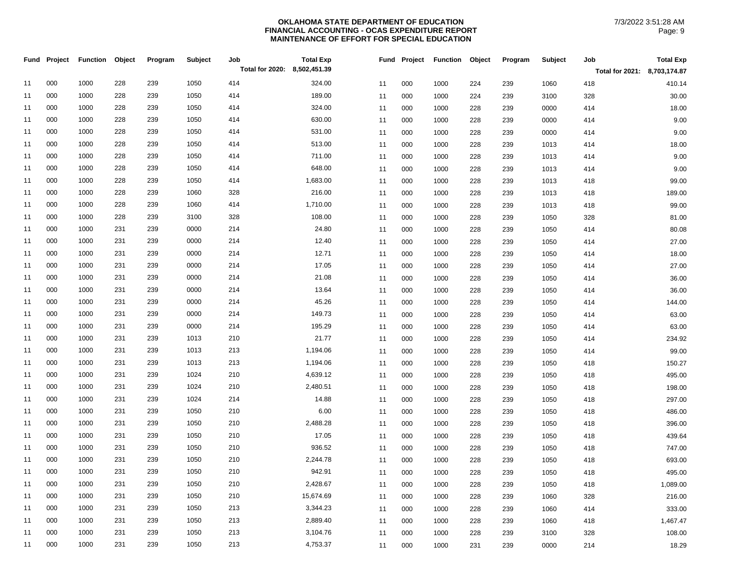**OKLAHOMA STATE DEPARTMENT OF EDUCATION**
**FINANCIAL ACCOUNTING - OCAS EXPENDITURE REPORT**
**MAINTENANCE OF EFFORT FOR SPECIAL EDUCATION**

7/3/2022 3:51:28 AM

| Fund | Project | Function | Object | Program | Subject | Job | Total Exp |
|---|---|---|---|---|---|---|---|
| | | | | | | Total for 2020: | 8,502,451.39 |
| 11 | 000 | 1000 | 228 | 239 | 1050 | 414 | 324.00 |
| 11 | 000 | 1000 | 228 | 239 | 1050 | 414 | 189.00 |
| 11 | 000 | 1000 | 228 | 239 | 1050 | 414 | 324.00 |
| 11 | 000 | 1000 | 228 | 239 | 1050 | 414 | 630.00 |
| 11 | 000 | 1000 | 228 | 239 | 1050 | 414 | 531.00 |
| 11 | 000 | 1000 | 228 | 239 | 1050 | 414 | 513.00 |
| 11 | 000 | 1000 | 228 | 239 | 1050 | 414 | 711.00 |
| 11 | 000 | 1000 | 228 | 239 | 1050 | 414 | 648.00 |
| 11 | 000 | 1000 | 228 | 239 | 1050 | 414 | 1,683.00 |
| 11 | 000 | 1000 | 228 | 239 | 1060 | 328 | 216.00 |
| 11 | 000 | 1000 | 228 | 239 | 1060 | 414 | 1,710.00 |
| 11 | 000 | 1000 | 228 | 239 | 3100 | 328 | 108.00 |
| 11 | 000 | 1000 | 231 | 239 | 0000 | 214 | 24.80 |
| 11 | 000 | 1000 | 231 | 239 | 0000 | 214 | 12.40 |
| 11 | 000 | 1000 | 231 | 239 | 0000 | 214 | 12.71 |
| 11 | 000 | 1000 | 231 | 239 | 0000 | 214 | 17.05 |
| 11 | 000 | 1000 | 231 | 239 | 0000 | 214 | 21.08 |
| 11 | 000 | 1000 | 231 | 239 | 0000 | 214 | 13.64 |
| 11 | 000 | 1000 | 231 | 239 | 0000 | 214 | 45.26 |
| 11 | 000 | 1000 | 231 | 239 | 0000 | 214 | 149.73 |
| 11 | 000 | 1000 | 231 | 239 | 0000 | 214 | 195.29 |
| 11 | 000 | 1000 | 231 | 239 | 1013 | 210 | 21.77 |
| 11 | 000 | 1000 | 231 | 239 | 1013 | 213 | 1,194.06 |
| 11 | 000 | 1000 | 231 | 239 | 1013 | 213 | 1,194.06 |
| 11 | 000 | 1000 | 231 | 239 | 1024 | 210 | 4,639.12 |
| 11 | 000 | 1000 | 231 | 239 | 1024 | 210 | 2,480.51 |
| 11 | 000 | 1000 | 231 | 239 | 1024 | 214 | 14.88 |
| 11 | 000 | 1000 | 231 | 239 | 1050 | 210 | 6.00 |
| 11 | 000 | 1000 | 231 | 239 | 1050 | 210 | 2,488.28 |
| 11 | 000 | 1000 | 231 | 239 | 1050 | 210 | 17.05 |
| 11 | 000 | 1000 | 231 | 239 | 1050 | 210 | 936.52 |
| 11 | 000 | 1000 | 231 | 239 | 1050 | 210 | 2,244.78 |
| 11 | 000 | 1000 | 231 | 239 | 1050 | 210 | 942.91 |
| 11 | 000 | 1000 | 231 | 239 | 1050 | 210 | 2,428.67 |
| 11 | 000 | 1000 | 231 | 239 | 1050 | 210 | 15,674.69 |
| 11 | 000 | 1000 | 231 | 239 | 1050 | 213 | 3,344.23 |
| 11 | 000 | 1000 | 231 | 239 | 1050 | 213 | 2,889.40 |
| 11 | 000 | 1000 | 231 | 239 | 1050 | 213 | 3,104.76 |
| 11 | 000 | 1000 | 231 | 239 | 1050 | 213 | 4,753.37 |

| Fund | Project | Function | Object | Program | Subject | Job | Total Exp |
|---|---|---|---|---|---|---|---|
| | | | | | | Total for 2021: | 8,703,174.87 |
| 11 | 000 | 1000 | 224 | 239 | 1060 | 418 | 410.14 |
| 11 | 000 | 1000 | 224 | 239 | 3100 | 328 | 30.00 |
| 11 | 000 | 1000 | 228 | 239 | 0000 | 414 | 18.00 |
| 11 | 000 | 1000 | 228 | 239 | 0000 | 414 | 9.00 |
| 11 | 000 | 1000 | 228 | 239 | 0000 | 414 | 9.00 |
| 11 | 000 | 1000 | 228 | 239 | 1013 | 414 | 18.00 |
| 11 | 000 | 1000 | 228 | 239 | 1013 | 414 | 9.00 |
| 11 | 000 | 1000 | 228 | 239 | 1013 | 414 | 9.00 |
| 11 | 000 | 1000 | 228 | 239 | 1013 | 418 | 99.00 |
| 11 | 000 | 1000 | 228 | 239 | 1013 | 418 | 189.00 |
| 11 | 000 | 1000 | 228 | 239 | 1013 | 418 | 99.00 |
| 11 | 000 | 1000 | 228 | 239 | 1050 | 328 | 81.00 |
| 11 | 000 | 1000 | 228 | 239 | 1050 | 414 | 80.08 |
| 11 | 000 | 1000 | 228 | 239 | 1050 | 414 | 27.00 |
| 11 | 000 | 1000 | 228 | 239 | 1050 | 414 | 18.00 |
| 11 | 000 | 1000 | 228 | 239 | 1050 | 414 | 27.00 |
| 11 | 000 | 1000 | 228 | 239 | 1050 | 414 | 36.00 |
| 11 | 000 | 1000 | 228 | 239 | 1050 | 414 | 36.00 |
| 11 | 000 | 1000 | 228 | 239 | 1050 | 414 | 144.00 |
| 11 | 000 | 1000 | 228 | 239 | 1050 | 414 | 63.00 |
| 11 | 000 | 1000 | 228 | 239 | 1050 | 414 | 63.00 |
| 11 | 000 | 1000 | 228 | 239 | 1050 | 414 | 234.92 |
| 11 | 000 | 1000 | 228 | 239 | 1050 | 414 | 99.00 |
| 11 | 000 | 1000 | 228 | 239 | 1050 | 418 | 150.27 |
| 11 | 000 | 1000 | 228 | 239 | 1050 | 418 | 495.00 |
| 11 | 000 | 1000 | 228 | 239 | 1050 | 418 | 198.00 |
| 11 | 000 | 1000 | 228 | 239 | 1050 | 418 | 297.00 |
| 11 | 000 | 1000 | 228 | 239 | 1050 | 418 | 486.00 |
| 11 | 000 | 1000 | 228 | 239 | 1050 | 418 | 396.00 |
| 11 | 000 | 1000 | 228 | 239 | 1050 | 418 | 439.64 |
| 11 | 000 | 1000 | 228 | 239 | 1050 | 418 | 747.00 |
| 11 | 000 | 1000 | 228 | 239 | 1050 | 418 | 693.00 |
| 11 | 000 | 1000 | 228 | 239 | 1050 | 418 | 495.00 |
| 11 | 000 | 1000 | 228 | 239 | 1050 | 418 | 1,089.00 |
| 11 | 000 | 1000 | 228 | 239 | 1060 | 328 | 216.00 |
| 11 | 000 | 1000 | 228 | 239 | 1060 | 414 | 333.00 |
| 11 | 000 | 1000 | 228 | 239 | 1060 | 418 | 1,467.47 |
| 11 | 000 | 1000 | 228 | 239 | 3100 | 328 | 108.00 |
| 11 | 000 | 1000 | 231 | 239 | 0000 | 214 | 18.29 |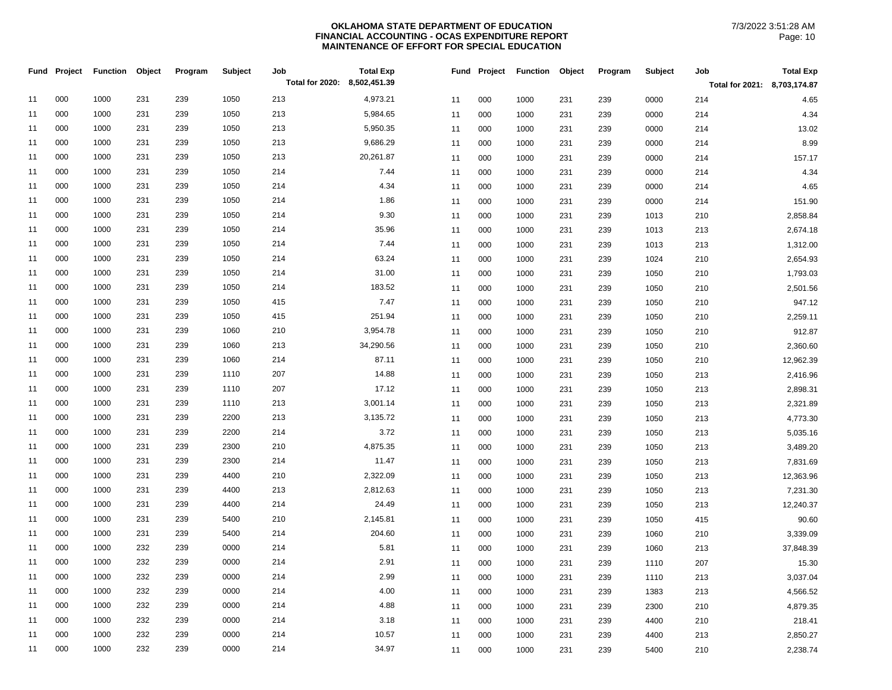**OKLAHOMA STATE DEPARTMENT OF EDUCATION**
**FINANCIAL ACCOUNTING - OCAS EXPENDITURE REPORT**
**MAINTENANCE OF EFFORT FOR SPECIAL EDUCATION**

7/3/2022 3:51:28 AM

| Fund | Project | Function | Object | Program | Subject | Job | Total Exp |
|---|---|---|---|---|---|---|---|
| | | | | | | Total for 2020: | 8,502,451.39 |
| 11 | 000 | 1000 | 231 | 239 | 1050 | 213 | 4,973.21 |
| 11 | 000 | 1000 | 231 | 239 | 1050 | 213 | 5,984.65 |
| 11 | 000 | 1000 | 231 | 239 | 1050 | 213 | 5,950.35 |
| 11 | 000 | 1000 | 231 | 239 | 1050 | 213 | 9,686.29 |
| 11 | 000 | 1000 | 231 | 239 | 1050 | 213 | 20,261.87 |
| 11 | 000 | 1000 | 231 | 239 | 1050 | 214 | 7.44 |
| 11 | 000 | 1000 | 231 | 239 | 1050 | 214 | 4.34 |
| 11 | 000 | 1000 | 231 | 239 | 1050 | 214 | 1.86 |
| 11 | 000 | 1000 | 231 | 239 | 1050 | 214 | 9.30 |
| 11 | 000 | 1000 | 231 | 239 | 1050 | 214 | 35.96 |
| 11 | 000 | 1000 | 231 | 239 | 1050 | 214 | 7.44 |
| 11 | 000 | 1000 | 231 | 239 | 1050 | 214 | 63.24 |
| 11 | 000 | 1000 | 231 | 239 | 1050 | 214 | 31.00 |
| 11 | 000 | 1000 | 231 | 239 | 1050 | 214 | 183.52 |
| 11 | 000 | 1000 | 231 | 239 | 1050 | 415 | 7.47 |
| 11 | 000 | 1000 | 231 | 239 | 1050 | 415 | 251.94 |
| 11 | 000 | 1000 | 231 | 239 | 1060 | 210 | 3,954.78 |
| 11 | 000 | 1000 | 231 | 239 | 1060 | 213 | 34,290.56 |
| 11 | 000 | 1000 | 231 | 239 | 1060 | 214 | 87.11 |
| 11 | 000 | 1000 | 231 | 239 | 1110 | 207 | 14.88 |
| 11 | 000 | 1000 | 231 | 239 | 1110 | 207 | 17.12 |
| 11 | 000 | 1000 | 231 | 239 | 1110 | 213 | 3,001.14 |
| 11 | 000 | 1000 | 231 | 239 | 2200 | 213 | 3,135.72 |
| 11 | 000 | 1000 | 231 | 239 | 2200 | 214 | 3.72 |
| 11 | 000 | 1000 | 231 | 239 | 2300 | 210 | 4,875.35 |
| 11 | 000 | 1000 | 231 | 239 | 2300 | 214 | 11.47 |
| 11 | 000 | 1000 | 231 | 239 | 4400 | 210 | 2,322.09 |
| 11 | 000 | 1000 | 231 | 239 | 4400 | 213 | 2,812.63 |
| 11 | 000 | 1000 | 231 | 239 | 4400 | 214 | 24.49 |
| 11 | 000 | 1000 | 231 | 239 | 5400 | 210 | 2,145.81 |
| 11 | 000 | 1000 | 231 | 239 | 5400 | 214 | 204.60 |
| 11 | 000 | 1000 | 232 | 239 | 0000 | 214 | 5.81 |
| 11 | 000 | 1000 | 232 | 239 | 0000 | 214 | 2.91 |
| 11 | 000 | 1000 | 232 | 239 | 0000 | 214 | 2.99 |
| 11 | 000 | 1000 | 232 | 239 | 0000 | 214 | 4.00 |
| 11 | 000 | 1000 | 232 | 239 | 0000 | 214 | 4.88 |
| 11 | 000 | 1000 | 232 | 239 | 0000 | 214 | 3.18 |
| 11 | 000 | 1000 | 232 | 239 | 0000 | 214 | 10.57 |
| 11 | 000 | 1000 | 232 | 239 | 0000 | 214 | 34.97 |

| Fund | Project | Function | Object | Program | Subject | Job | Total Exp |
|---|---|---|---|---|---|---|---|
| | | | | | | Total for 2021: | 8,703,174.87 |
| 11 | 000 | 1000 | 231 | 239 | 0000 | 214 | 4.65 |
| 11 | 000 | 1000 | 231 | 239 | 0000 | 214 | 4.34 |
| 11 | 000 | 1000 | 231 | 239 | 0000 | 214 | 13.02 |
| 11 | 000 | 1000 | 231 | 239 | 0000 | 214 | 8.99 |
| 11 | 000 | 1000 | 231 | 239 | 0000 | 214 | 157.17 |
| 11 | 000 | 1000 | 231 | 239 | 0000 | 214 | 4.34 |
| 11 | 000 | 1000 | 231 | 239 | 0000 | 214 | 4.65 |
| 11 | 000 | 1000 | 231 | 239 | 0000 | 214 | 151.90 |
| 11 | 000 | 1000 | 231 | 239 | 1013 | 210 | 2,858.84 |
| 11 | 000 | 1000 | 231 | 239 | 1013 | 213 | 2,674.18 |
| 11 | 000 | 1000 | 231 | 239 | 1013 | 213 | 1,312.00 |
| 11 | 000 | 1000 | 231 | 239 | 1024 | 210 | 2,654.93 |
| 11 | 000 | 1000 | 231 | 239 | 1050 | 210 | 1,793.03 |
| 11 | 000 | 1000 | 231 | 239 | 1050 | 210 | 2,501.56 |
| 11 | 000 | 1000 | 231 | 239 | 1050 | 210 | 947.12 |
| 11 | 000 | 1000 | 231 | 239 | 1050 | 210 | 2,259.11 |
| 11 | 000 | 1000 | 231 | 239 | 1050 | 210 | 912.87 |
| 11 | 000 | 1000 | 231 | 239 | 1050 | 210 | 2,360.60 |
| 11 | 000 | 1000 | 231 | 239 | 1050 | 210 | 12,962.39 |
| 11 | 000 | 1000 | 231 | 239 | 1050 | 213 | 2,416.96 |
| 11 | 000 | 1000 | 231 | 239 | 1050 | 213 | 2,898.31 |
| 11 | 000 | 1000 | 231 | 239 | 1050 | 213 | 2,321.89 |
| 11 | 000 | 1000 | 231 | 239 | 1050 | 213 | 4,773.30 |
| 11 | 000 | 1000 | 231 | 239 | 1050 | 213 | 5,035.16 |
| 11 | 000 | 1000 | 231 | 239 | 1050 | 213 | 3,489.20 |
| 11 | 000 | 1000 | 231 | 239 | 1050 | 213 | 7,831.69 |
| 11 | 000 | 1000 | 231 | 239 | 1050 | 213 | 12,363.96 |
| 11 | 000 | 1000 | 231 | 239 | 1050 | 213 | 7,231.30 |
| 11 | 000 | 1000 | 231 | 239 | 1050 | 213 | 12,240.37 |
| 11 | 000 | 1000 | 231 | 239 | 1050 | 415 | 90.60 |
| 11 | 000 | 1000 | 231 | 239 | 1060 | 210 | 3,339.09 |
| 11 | 000 | 1000 | 231 | 239 | 1060 | 213 | 37,848.39 |
| 11 | 000 | 1000 | 231 | 239 | 1110 | 207 | 15.30 |
| 11 | 000 | 1000 | 231 | 239 | 1110 | 213 | 3,037.04 |
| 11 | 000 | 1000 | 231 | 239 | 1383 | 213 | 4,566.52 |
| 11 | 000 | 1000 | 231 | 239 | 2300 | 210 | 4,879.35 |
| 11 | 000 | 1000 | 231 | 239 | 4400 | 210 | 218.41 |
| 11 | 000 | 1000 | 231 | 239 | 4400 | 213 | 2,850.27 |
| 11 | 000 | 1000 | 231 | 239 | 5400 | 210 | 2,238.74 |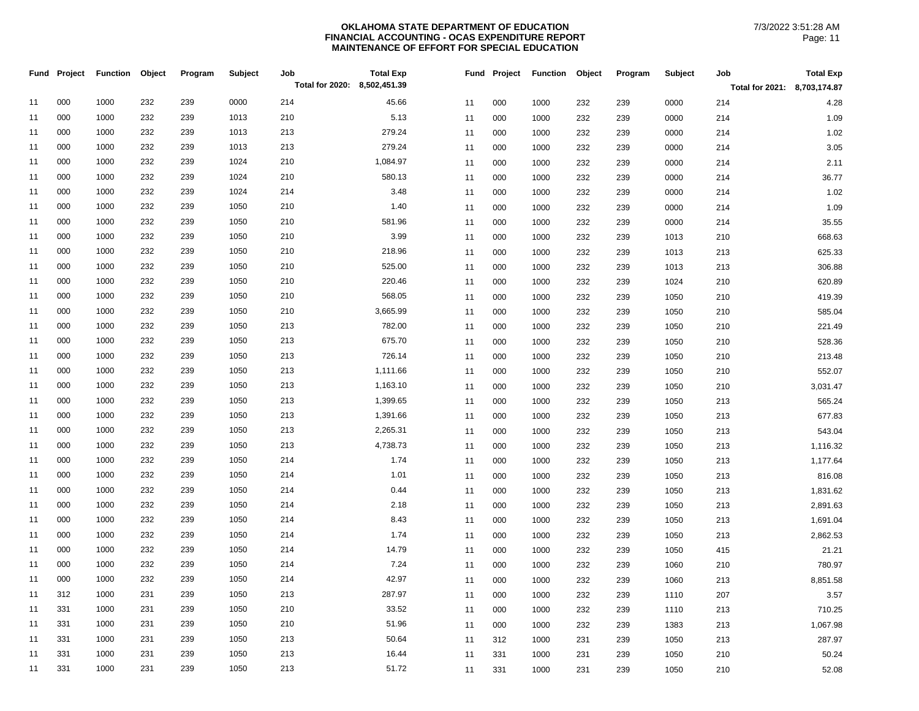**OKLAHOMA STATE DEPARTMENT OF EDUCATION**
**FINANCIAL ACCOUNTING - OCAS EXPENDITURE REPORT**
**MAINTENANCE OF EFFORT FOR SPECIAL EDUCATION**

7/3/2022 3:51:28 AM

| Fund | Project | Function | Object | Program | Subject | Job | Total Exp |
|---|---|---|---|---|---|---|---|
| | | | | | | Total for 2020: | 8,502,451.39 |
| 11 | 000 | 1000 | 232 | 239 | 0000 | 214 | 45.66 |
| 11 | 000 | 1000 | 232 | 239 | 1013 | 210 | 5.13 |
| 11 | 000 | 1000 | 232 | 239 | 1013 | 213 | 279.24 |
| 11 | 000 | 1000 | 232 | 239 | 1013 | 213 | 279.24 |
| 11 | 000 | 1000 | 232 | 239 | 1024 | 210 | 1,084.97 |
| 11 | 000 | 1000 | 232 | 239 | 1024 | 210 | 580.13 |
| 11 | 000 | 1000 | 232 | 239 | 1024 | 214 | 3.48 |
| 11 | 000 | 1000 | 232 | 239 | 1050 | 210 | 1.40 |
| 11 | 000 | 1000 | 232 | 239 | 1050 | 210 | 581.96 |
| 11 | 000 | 1000 | 232 | 239 | 1050 | 210 | 3.99 |
| 11 | 000 | 1000 | 232 | 239 | 1050 | 210 | 218.96 |
| 11 | 000 | 1000 | 232 | 239 | 1050 | 210 | 525.00 |
| 11 | 000 | 1000 | 232 | 239 | 1050 | 210 | 220.46 |
| 11 | 000 | 1000 | 232 | 239 | 1050 | 210 | 568.05 |
| 11 | 000 | 1000 | 232 | 239 | 1050 | 210 | 3,665.99 |
| 11 | 000 | 1000 | 232 | 239 | 1050 | 213 | 782.00 |
| 11 | 000 | 1000 | 232 | 239 | 1050 | 213 | 675.70 |
| 11 | 000 | 1000 | 232 | 239 | 1050 | 213 | 726.14 |
| 11 | 000 | 1000 | 232 | 239 | 1050 | 213 | 1,111.66 |
| 11 | 000 | 1000 | 232 | 239 | 1050 | 213 | 1,163.10 |
| 11 | 000 | 1000 | 232 | 239 | 1050 | 213 | 1,399.65 |
| 11 | 000 | 1000 | 232 | 239 | 1050 | 213 | 1,391.66 |
| 11 | 000 | 1000 | 232 | 239 | 1050 | 213 | 2,265.31 |
| 11 | 000 | 1000 | 232 | 239 | 1050 | 213 | 4,738.73 |
| 11 | 000 | 1000 | 232 | 239 | 1050 | 214 | 1.74 |
| 11 | 000 | 1000 | 232 | 239 | 1050 | 214 | 1.01 |
| 11 | 000 | 1000 | 232 | 239 | 1050 | 214 | 0.44 |
| 11 | 000 | 1000 | 232 | 239 | 1050 | 214 | 2.18 |
| 11 | 000 | 1000 | 232 | 239 | 1050 | 214 | 8.43 |
| 11 | 000 | 1000 | 232 | 239 | 1050 | 214 | 1.74 |
| 11 | 000 | 1000 | 232 | 239 | 1050 | 214 | 14.79 |
| 11 | 000 | 1000 | 232 | 239 | 1050 | 214 | 7.24 |
| 11 | 000 | 1000 | 232 | 239 | 1050 | 214 | 42.97 |
| 11 | 312 | 1000 | 231 | 239 | 1050 | 213 | 287.97 |
| 11 | 331 | 1000 | 231 | 239 | 1050 | 210 | 33.52 |
| 11 | 331 | 1000 | 231 | 239 | 1050 | 210 | 51.96 |
| 11 | 331 | 1000 | 231 | 239 | 1050 | 213 | 50.64 |
| 11 | 331 | 1000 | 231 | 239 | 1050 | 213 | 16.44 |
| 11 | 331 | 1000 | 231 | 239 | 1050 | 213 | 51.72 |

| Fund | Project | Function | Object | Program | Subject | Job | Total Exp |
|---|---|---|---|---|---|---|---|
| | | | | | | Total for 2021: | 8,703,174.87 |
| 11 | 000 | 1000 | 232 | 239 | 0000 | 214 | 4.28 |
| 11 | 000 | 1000 | 232 | 239 | 0000 | 214 | 1.09 |
| 11 | 000 | 1000 | 232 | 239 | 0000 | 214 | 1.02 |
| 11 | 000 | 1000 | 232 | 239 | 0000 | 214 | 3.05 |
| 11 | 000 | 1000 | 232 | 239 | 0000 | 214 | 2.11 |
| 11 | 000 | 1000 | 232 | 239 | 0000 | 214 | 36.77 |
| 11 | 000 | 1000 | 232 | 239 | 0000 | 214 | 1.02 |
| 11 | 000 | 1000 | 232 | 239 | 0000 | 214 | 1.09 |
| 11 | 000 | 1000 | 232 | 239 | 0000 | 214 | 35.55 |
| 11 | 000 | 1000 | 232 | 239 | 1013 | 210 | 668.63 |
| 11 | 000 | 1000 | 232 | 239 | 1013 | 213 | 625.33 |
| 11 | 000 | 1000 | 232 | 239 | 1013 | 213 | 306.88 |
| 11 | 000 | 1000 | 232 | 239 | 1024 | 210 | 620.89 |
| 11 | 000 | 1000 | 232 | 239 | 1050 | 210 | 419.39 |
| 11 | 000 | 1000 | 232 | 239 | 1050 | 210 | 585.04 |
| 11 | 000 | 1000 | 232 | 239 | 1050 | 210 | 221.49 |
| 11 | 000 | 1000 | 232 | 239 | 1050 | 210 | 528.36 |
| 11 | 000 | 1000 | 232 | 239 | 1050 | 210 | 213.48 |
| 11 | 000 | 1000 | 232 | 239 | 1050 | 210 | 552.07 |
| 11 | 000 | 1000 | 232 | 239 | 1050 | 210 | 3,031.47 |
| 11 | 000 | 1000 | 232 | 239 | 1050 | 213 | 565.24 |
| 11 | 000 | 1000 | 232 | 239 | 1050 | 213 | 677.83 |
| 11 | 000 | 1000 | 232 | 239 | 1050 | 213 | 543.04 |
| 11 | 000 | 1000 | 232 | 239 | 1050 | 213 | 1,116.32 |
| 11 | 000 | 1000 | 232 | 239 | 1050 | 213 | 1,177.64 |
| 11 | 000 | 1000 | 232 | 239 | 1050 | 213 | 816.08 |
| 11 | 000 | 1000 | 232 | 239 | 1050 | 213 | 1,831.62 |
| 11 | 000 | 1000 | 232 | 239 | 1050 | 213 | 2,891.63 |
| 11 | 000 | 1000 | 232 | 239 | 1050 | 213 | 1,691.04 |
| 11 | 000 | 1000 | 232 | 239 | 1050 | 213 | 2,862.53 |
| 11 | 000 | 1000 | 232 | 239 | 1050 | 415 | 21.21 |
| 11 | 000 | 1000 | 232 | 239 | 1060 | 210 | 780.97 |
| 11 | 000 | 1000 | 232 | 239 | 1060 | 213 | 8,851.58 |
| 11 | 000 | 1000 | 232 | 239 | 1110 | 207 | 3.57 |
| 11 | 000 | 1000 | 232 | 239 | 1110 | 213 | 710.25 |
| 11 | 000 | 1000 | 232 | 239 | 1383 | 213 | 1,067.98 |
| 11 | 312 | 1000 | 231 | 239 | 1050 | 213 | 287.97 |
| 11 | 331 | 1000 | 231 | 239 | 1050 | 210 | 50.24 |
| 11 | 331 | 1000 | 231 | 239 | 1050 | 210 | 52.08 |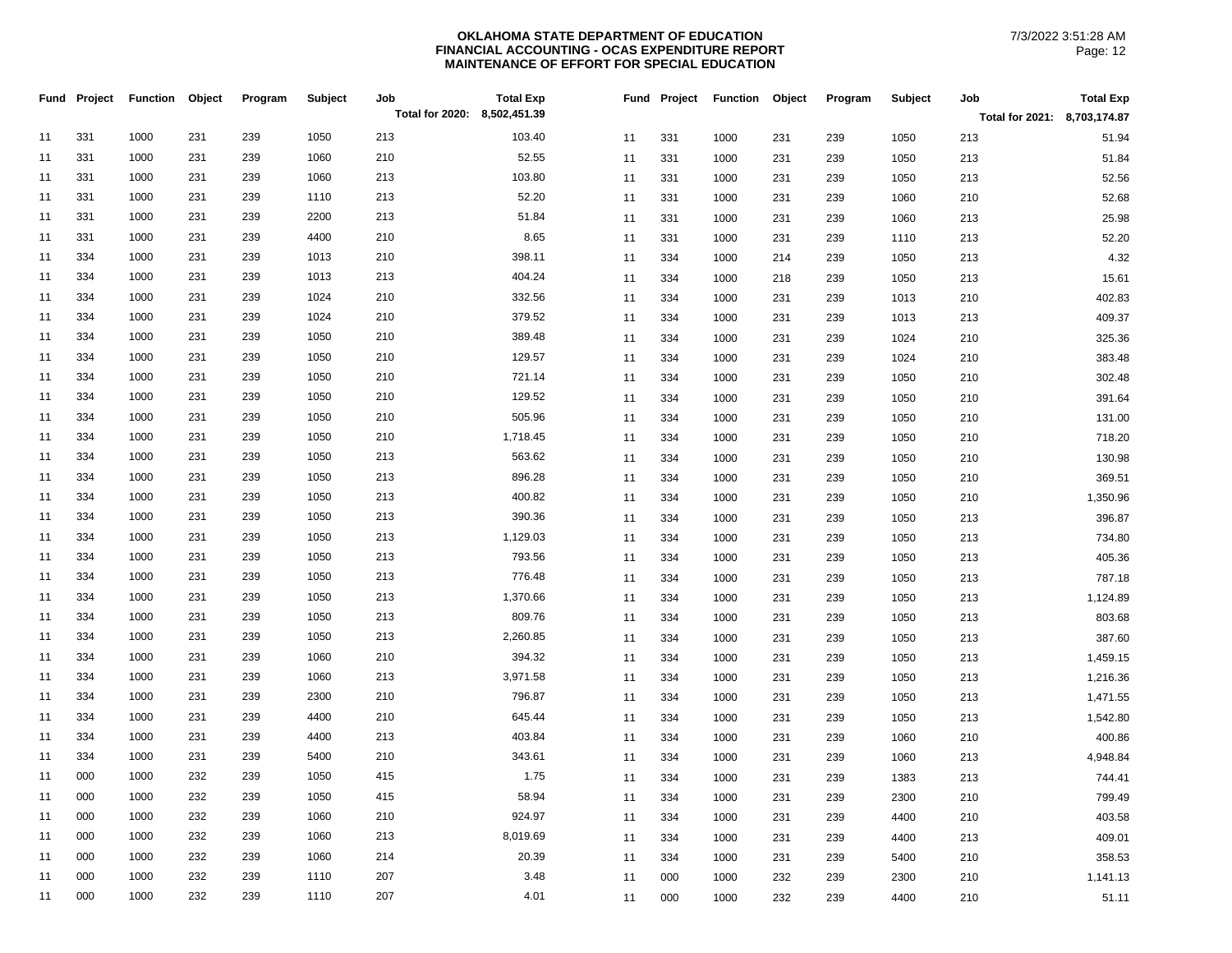**OKLAHOMA STATE DEPARTMENT OF EDUCATION**
**FINANCIAL ACCOUNTING - OCAS EXPENDITURE REPORT**
**MAINTENANCE OF EFFORT FOR SPECIAL EDUCATION**

7/3/2022 3:51:28 AM

| Fund | Project | Function | Object | Program | Subject | Job | Total Exp |
|---|---|---|---|---|---|---|---|
| | | | | | | Total for 2020: | 8,502,451.39 |
| 11 | 331 | 1000 | 231 | 239 | 1050 | 213 | 103.40 |
| 11 | 331 | 1000 | 231 | 239 | 1060 | 210 | 52.55 |
| 11 | 331 | 1000 | 231 | 239 | 1060 | 213 | 103.80 |
| 11 | 331 | 1000 | 231 | 239 | 1110 | 213 | 52.20 |
| 11 | 331 | 1000 | 231 | 239 | 2200 | 213 | 51.84 |
| 11 | 331 | 1000 | 231 | 239 | 4400 | 210 | 8.65 |
| 11 | 334 | 1000 | 231 | 239 | 1013 | 210 | 398.11 |
| 11 | 334 | 1000 | 231 | 239 | 1013 | 213 | 404.24 |
| 11 | 334 | 1000 | 231 | 239 | 1024 | 210 | 332.56 |
| 11 | 334 | 1000 | 231 | 239 | 1024 | 210 | 379.52 |
| 11 | 334 | 1000 | 231 | 239 | 1050 | 210 | 389.48 |
| 11 | 334 | 1000 | 231 | 239 | 1050 | 210 | 129.57 |
| 11 | 334 | 1000 | 231 | 239 | 1050 | 210 | 721.14 |
| 11 | 334 | 1000 | 231 | 239 | 1050 | 210 | 129.52 |
| 11 | 334 | 1000 | 231 | 239 | 1050 | 210 | 505.96 |
| 11 | 334 | 1000 | 231 | 239 | 1050 | 210 | 1,718.45 |
| 11 | 334 | 1000 | 231 | 239 | 1050 | 213 | 563.62 |
| 11 | 334 | 1000 | 231 | 239 | 1050 | 213 | 896.28 |
| 11 | 334 | 1000 | 231 | 239 | 1050 | 213 | 400.82 |
| 11 | 334 | 1000 | 231 | 239 | 1050 | 213 | 390.36 |
| 11 | 334 | 1000 | 231 | 239 | 1050 | 213 | 1,129.03 |
| 11 | 334 | 1000 | 231 | 239 | 1050 | 213 | 793.56 |
| 11 | 334 | 1000 | 231 | 239 | 1050 | 213 | 776.48 |
| 11 | 334 | 1000 | 231 | 239 | 1050 | 213 | 1,370.66 |
| 11 | 334 | 1000 | 231 | 239 | 1050 | 213 | 809.76 |
| 11 | 334 | 1000 | 231 | 239 | 1050 | 213 | 2,260.85 |
| 11 | 334 | 1000 | 231 | 239 | 1060 | 210 | 394.32 |
| 11 | 334 | 1000 | 231 | 239 | 1060 | 213 | 3,971.58 |
| 11 | 334 | 1000 | 231 | 239 | 2300 | 210 | 796.87 |
| 11 | 334 | 1000 | 231 | 239 | 4400 | 210 | 645.44 |
| 11 | 334 | 1000 | 231 | 239 | 4400 | 213 | 403.84 |
| 11 | 334 | 1000 | 231 | 239 | 5400 | 210 | 343.61 |
| 11 | 000 | 1000 | 232 | 239 | 1050 | 415 | 1.75 |
| 11 | 000 | 1000 | 232 | 239 | 1050 | 415 | 58.94 |
| 11 | 000 | 1000 | 232 | 239 | 1060 | 210 | 924.97 |
| 11 | 000 | 1000 | 232 | 239 | 1060 | 213 | 8,019.69 |
| 11 | 000 | 1000 | 232 | 239 | 1060 | 214 | 20.39 |
| 11 | 000 | 1000 | 232 | 239 | 1110 | 207 | 3.48 |
| 11 | 000 | 1000 | 232 | 239 | 1110 | 207 | 4.01 |

| Fund | Project | Function | Object | Program | Subject | Job | Total Exp |
|---|---|---|---|---|---|---|---|
| | | | | | | Total for 2021: | 8,703,174.87 |
| 11 | 331 | 1000 | 231 | 239 | 1050 | 213 | 51.94 |
| 11 | 331 | 1000 | 231 | 239 | 1050 | 213 | 51.84 |
| 11 | 331 | 1000 | 231 | 239 | 1050 | 213 | 52.56 |
| 11 | 331 | 1000 | 231 | 239 | 1060 | 210 | 52.68 |
| 11 | 331 | 1000 | 231 | 239 | 1060 | 213 | 25.98 |
| 11 | 331 | 1000 | 231 | 239 | 1110 | 213 | 52.20 |
| 11 | 334 | 1000 | 214 | 239 | 1050 | 213 | 4.32 |
| 11 | 334 | 1000 | 218 | 239 | 1050 | 213 | 15.61 |
| 11 | 334 | 1000 | 231 | 239 | 1013 | 210 | 402.83 |
| 11 | 334 | 1000 | 231 | 239 | 1013 | 213 | 409.37 |
| 11 | 334 | 1000 | 231 | 239 | 1024 | 210 | 325.36 |
| 11 | 334 | 1000 | 231 | 239 | 1024 | 210 | 383.48 |
| 11 | 334 | 1000 | 231 | 239 | 1050 | 210 | 302.48 |
| 11 | 334 | 1000 | 231 | 239 | 1050 | 210 | 391.64 |
| 11 | 334 | 1000 | 231 | 239 | 1050 | 210 | 131.00 |
| 11 | 334 | 1000 | 231 | 239 | 1050 | 210 | 718.20 |
| 11 | 334 | 1000 | 231 | 239 | 1050 | 210 | 130.98 |
| 11 | 334 | 1000 | 231 | 239 | 1050 | 210 | 369.51 |
| 11 | 334 | 1000 | 231 | 239 | 1050 | 210 | 1,350.96 |
| 11 | 334 | 1000 | 231 | 239 | 1050 | 213 | 396.87 |
| 11 | 334 | 1000 | 231 | 239 | 1050 | 213 | 734.80 |
| 11 | 334 | 1000 | 231 | 239 | 1050 | 213 | 405.36 |
| 11 | 334 | 1000 | 231 | 239 | 1050 | 213 | 787.18 |
| 11 | 334 | 1000 | 231 | 239 | 1050 | 213 | 1,124.89 |
| 11 | 334 | 1000 | 231 | 239 | 1050 | 213 | 803.68 |
| 11 | 334 | 1000 | 231 | 239 | 1050 | 213 | 387.60 |
| 11 | 334 | 1000 | 231 | 239 | 1050 | 213 | 1,459.15 |
| 11 | 334 | 1000 | 231 | 239 | 1050 | 213 | 1,216.36 |
| 11 | 334 | 1000 | 231 | 239 | 1050 | 213 | 1,471.55 |
| 11 | 334 | 1000 | 231 | 239 | 1050 | 213 | 1,542.80 |
| 11 | 334 | 1000 | 231 | 239 | 1060 | 210 | 400.86 |
| 11 | 334 | 1000 | 231 | 239 | 1060 | 213 | 4,948.84 |
| 11 | 334 | 1000 | 231 | 239 | 1383 | 213 | 744.41 |
| 11 | 334 | 1000 | 231 | 239 | 2300 | 210 | 799.49 |
| 11 | 334 | 1000 | 231 | 239 | 4400 | 210 | 403.58 |
| 11 | 334 | 1000 | 231 | 239 | 4400 | 213 | 409.01 |
| 11 | 334 | 1000 | 231 | 239 | 5400 | 210 | 358.53 |
| 11 | 000 | 1000 | 232 | 239 | 2300 | 210 | 1,141.13 |
| 11 | 000 | 1000 | 232 | 239 | 4400 | 210 | 51.11 |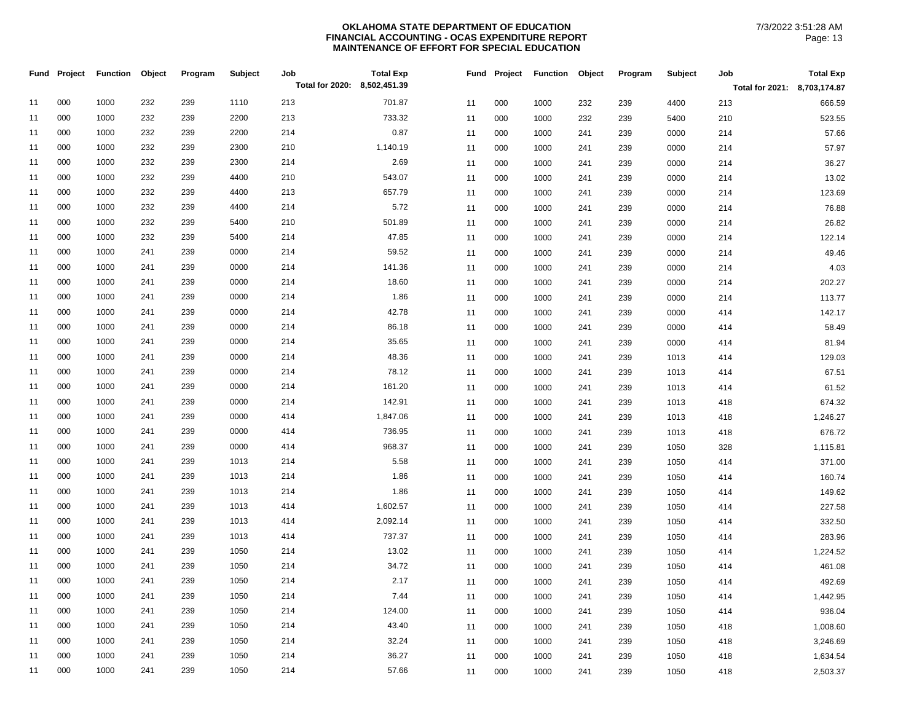**OKLAHOMA STATE DEPARTMENT OF EDUCATION**
**FINANCIAL ACCOUNTING - OCAS EXPENDITURE REPORT**
**MAINTENANCE OF EFFORT FOR SPECIAL EDUCATION**

7/3/2022 3:51:28 AM

| Fund | Project | Function | Object | Program | Subject | Job | Total Exp |
|---|---|---|---|---|---|---|---|
| | | | | | | **Total for 2020:** | **8,502,451.39** |
| 11 | 000 | 1000 | 232 | 239 | 1110 | 213 | 701.87 |
| 11 | 000 | 1000 | 232 | 239 | 2200 | 213 | 733.32 |
| 11 | 000 | 1000 | 232 | 239 | 2200 | 214 | 0.87 |
| 11 | 000 | 1000 | 232 | 239 | 2300 | 210 | 1,140.19 |
| 11 | 000 | 1000 | 232 | 239 | 2300 | 214 | 2.69 |
| 11 | 000 | 1000 | 232 | 239 | 4400 | 210 | 543.07 |
| 11 | 000 | 1000 | 232 | 239 | 4400 | 213 | 657.79 |
| 11 | 000 | 1000 | 232 | 239 | 4400 | 214 | 5.72 |
| 11 | 000 | 1000 | 232 | 239 | 5400 | 210 | 501.89 |
| 11 | 000 | 1000 | 232 | 239 | 5400 | 214 | 47.85 |
| 11 | 000 | 1000 | 241 | 239 | 0000 | 214 | 59.52 |
| 11 | 000 | 1000 | 241 | 239 | 0000 | 214 | 141.36 |
| 11 | 000 | 1000 | 241 | 239 | 0000 | 214 | 18.60 |
| 11 | 000 | 1000 | 241 | 239 | 0000 | 214 | 1.86 |
| 11 | 000 | 1000 | 241 | 239 | 0000 | 214 | 42.78 |
| 11 | 000 | 1000 | 241 | 239 | 0000 | 214 | 86.18 |
| 11 | 000 | 1000 | 241 | 239 | 0000 | 214 | 35.65 |
| 11 | 000 | 1000 | 241 | 239 | 0000 | 214 | 48.36 |
| 11 | 000 | 1000 | 241 | 239 | 0000 | 214 | 78.12 |
| 11 | 000 | 1000 | 241 | 239 | 0000 | 214 | 161.20 |
| 11 | 000 | 1000 | 241 | 239 | 0000 | 214 | 142.91 |
| 11 | 000 | 1000 | 241 | 239 | 0000 | 414 | 1,847.06 |
| 11 | 000 | 1000 | 241 | 239 | 0000 | 414 | 736.95 |
| 11 | 000 | 1000 | 241 | 239 | 0000 | 414 | 968.37 |
| 11 | 000 | 1000 | 241 | 239 | 1013 | 214 | 5.58 |
| 11 | 000 | 1000 | 241 | 239 | 1013 | 214 | 1.86 |
| 11 | 000 | 1000 | 241 | 239 | 1013 | 214 | 1.86 |
| 11 | 000 | 1000 | 241 | 239 | 1013 | 414 | 1,602.57 |
| 11 | 000 | 1000 | 241 | 239 | 1013 | 414 | 2,092.14 |
| 11 | 000 | 1000 | 241 | 239 | 1013 | 414 | 737.37 |
| 11 | 000 | 1000 | 241 | 239 | 1050 | 214 | 13.02 |
| 11 | 000 | 1000 | 241 | 239 | 1050 | 214 | 34.72 |
| 11 | 000 | 1000 | 241 | 239 | 1050 | 214 | 2.17 |
| 11 | 000 | 1000 | 241 | 239 | 1050 | 214 | 7.44 |
| 11 | 000 | 1000 | 241 | 239 | 1050 | 214 | 124.00 |
| 11 | 000 | 1000 | 241 | 239 | 1050 | 214 | 43.40 |
| 11 | 000 | 1000 | 241 | 239 | 1050 | 214 | 32.24 |
| 11 | 000 | 1000 | 241 | 239 | 1050 | 214 | 36.27 |
| 11 | 000 | 1000 | 241 | 239 | 1050 | 214 | 57.66 |

| Fund | Project | Function | Object | Program | Subject | Job | Total Exp |
|---|---|---|---|---|---|---|---|
| | | | | | | **Total for 2021:** | **8,703,174.87** |
| 11 | 000 | 1000 | 232 | 239 | 4400 | 213 | 666.59 |
| 11 | 000 | 1000 | 232 | 239 | 5400 | 210 | 523.55 |
| 11 | 000 | 1000 | 241 | 239 | 0000 | 214 | 57.66 |
| 11 | 000 | 1000 | 241 | 239 | 0000 | 214 | 57.97 |
| 11 | 000 | 1000 | 241 | 239 | 0000 | 214 | 36.27 |
| 11 | 000 | 1000 | 241 | 239 | 0000 | 214 | 13.02 |
| 11 | 000 | 1000 | 241 | 239 | 0000 | 214 | 123.69 |
| 11 | 000 | 1000 | 241 | 239 | 0000 | 214 | 76.88 |
| 11 | 000 | 1000 | 241 | 239 | 0000 | 214 | 26.82 |
| 11 | 000 | 1000 | 241 | 239 | 0000 | 214 | 122.14 |
| 11 | 000 | 1000 | 241 | 239 | 0000 | 214 | 49.46 |
| 11 | 000 | 1000 | 241 | 239 | 0000 | 214 | 4.03 |
| 11 | 000 | 1000 | 241 | 239 | 0000 | 214 | 202.27 |
| 11 | 000 | 1000 | 241 | 239 | 0000 | 214 | 113.77 |
| 11 | 000 | 1000 | 241 | 239 | 0000 | 414 | 142.17 |
| 11 | 000 | 1000 | 241 | 239 | 0000 | 414 | 58.49 |
| 11 | 000 | 1000 | 241 | 239 | 0000 | 414 | 81.94 |
| 11 | 000 | 1000 | 241 | 239 | 1013 | 414 | 129.03 |
| 11 | 000 | 1000 | 241 | 239 | 1013 | 414 | 67.51 |
| 11 | 000 | 1000 | 241 | 239 | 1013 | 414 | 61.52 |
| 11 | 000 | 1000 | 241 | 239 | 1013 | 418 | 674.32 |
| 11 | 000 | 1000 | 241 | 239 | 1013 | 418 | 1,246.27 |
| 11 | 000 | 1000 | 241 | 239 | 1013 | 418 | 676.72 |
| 11 | 000 | 1000 | 241 | 239 | 1050 | 328 | 1,115.81 |
| 11 | 000 | 1000 | 241 | 239 | 1050 | 414 | 371.00 |
| 11 | 000 | 1000 | 241 | 239 | 1050 | 414 | 160.74 |
| 11 | 000 | 1000 | 241 | 239 | 1050 | 414 | 149.62 |
| 11 | 000 | 1000 | 241 | 239 | 1050 | 414 | 227.58 |
| 11 | 000 | 1000 | 241 | 239 | 1050 | 414 | 332.50 |
| 11 | 000 | 1000 | 241 | 239 | 1050 | 414 | 283.96 |
| 11 | 000 | 1000 | 241 | 239 | 1050 | 414 | 1,224.52 |
| 11 | 000 | 1000 | 241 | 239 | 1050 | 414 | 461.08 |
| 11 | 000 | 1000 | 241 | 239 | 1050 | 414 | 492.69 |
| 11 | 000 | 1000 | 241 | 239 | 1050 | 414 | 1,442.95 |
| 11 | 000 | 1000 | 241 | 239 | 1050 | 414 | 936.04 |
| 11 | 000 | 1000 | 241 | 239 | 1050 | 418 | 1,008.60 |
| 11 | 000 | 1000 | 241 | 239 | 1050 | 418 | 3,246.69 |
| 11 | 000 | 1000 | 241 | 239 | 1050 | 418 | 1,634.54 |
| 11 | 000 | 1000 | 241 | 239 | 1050 | 418 | 2,503.37 |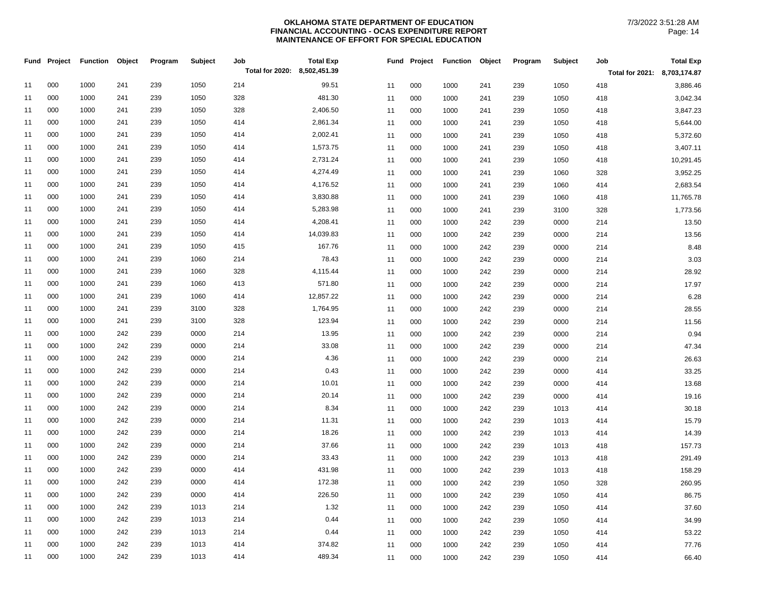**OKLAHOMA STATE DEPARTMENT OF EDUCATION**
**FINANCIAL ACCOUNTING - OCAS EXPENDITURE REPORT**
**MAINTENANCE OF EFFORT FOR SPECIAL EDUCATION**

7/3/2022 3:51:28 AM

| Fund | Project | Function | Object | Program | Subject | Job | Total Exp |
|---|---|---|---|---|---|---|---|
| | | | | | | Total for 2020: | 8,502,451.39 |
| 11 | 000 | 1000 | 241 | 239 | 1050 | 214 | 99.51 |
| 11 | 000 | 1000 | 241 | 239 | 1050 | 328 | 481.30 |
| 11 | 000 | 1000 | 241 | 239 | 1050 | 328 | 2,406.50 |
| 11 | 000 | 1000 | 241 | 239 | 1050 | 414 | 2,861.34 |
| 11 | 000 | 1000 | 241 | 239 | 1050 | 414 | 2,002.41 |
| 11 | 000 | 1000 | 241 | 239 | 1050 | 414 | 1,573.75 |
| 11 | 000 | 1000 | 241 | 239 | 1050 | 414 | 2,731.24 |
| 11 | 000 | 1000 | 241 | 239 | 1050 | 414 | 4,274.49 |
| 11 | 000 | 1000 | 241 | 239 | 1050 | 414 | 4,176.52 |
| 11 | 000 | 1000 | 241 | 239 | 1050 | 414 | 3,830.88 |
| 11 | 000 | 1000 | 241 | 239 | 1050 | 414 | 5,283.98 |
| 11 | 000 | 1000 | 241 | 239 | 1050 | 414 | 4,208.41 |
| 11 | 000 | 1000 | 241 | 239 | 1050 | 414 | 14,039.83 |
| 11 | 000 | 1000 | 241 | 239 | 1050 | 415 | 167.76 |
| 11 | 000 | 1000 | 241 | 239 | 1060 | 214 | 78.43 |
| 11 | 000 | 1000 | 241 | 239 | 1060 | 328 | 4,115.44 |
| 11 | 000 | 1000 | 241 | 239 | 1060 | 413 | 571.80 |
| 11 | 000 | 1000 | 241 | 239 | 1060 | 414 | 12,857.22 |
| 11 | 000 | 1000 | 241 | 239 | 3100 | 328 | 1,764.95 |
| 11 | 000 | 1000 | 241 | 239 | 3100 | 328 | 123.94 |
| 11 | 000 | 1000 | 242 | 239 | 0000 | 214 | 13.95 |
| 11 | 000 | 1000 | 242 | 239 | 0000 | 214 | 33.08 |
| 11 | 000 | 1000 | 242 | 239 | 0000 | 214 | 4.36 |
| 11 | 000 | 1000 | 242 | 239 | 0000 | 214 | 0.43 |
| 11 | 000 | 1000 | 242 | 239 | 0000 | 214 | 10.01 |
| 11 | 000 | 1000 | 242 | 239 | 0000 | 214 | 20.14 |
| 11 | 000 | 1000 | 242 | 239 | 0000 | 214 | 8.34 |
| 11 | 000 | 1000 | 242 | 239 | 0000 | 214 | 11.31 |
| 11 | 000 | 1000 | 242 | 239 | 0000 | 214 | 18.26 |
| 11 | 000 | 1000 | 242 | 239 | 0000 | 214 | 37.66 |
| 11 | 000 | 1000 | 242 | 239 | 0000 | 214 | 33.43 |
| 11 | 000 | 1000 | 242 | 239 | 0000 | 414 | 431.98 |
| 11 | 000 | 1000 | 242 | 239 | 0000 | 414 | 172.38 |
| 11 | 000 | 1000 | 242 | 239 | 0000 | 414 | 226.50 |
| 11 | 000 | 1000 | 242 | 239 | 1013 | 214 | 1.32 |
| 11 | 000 | 1000 | 242 | 239 | 1013 | 214 | 0.44 |
| 11 | 000 | 1000 | 242 | 239 | 1013 | 214 | 0.44 |
| 11 | 000 | 1000 | 242 | 239 | 1013 | 414 | 374.82 |
| 11 | 000 | 1000 | 242 | 239 | 1013 | 414 | 489.34 |

| Fund | Project | Function | Object | Program | Subject | Job | Total Exp |
|---|---|---|---|---|---|---|---|
| | | | | | | Total for 2021: | 8,703,174.87 |
| 11 | 000 | 1000 | 241 | 239 | 1050 | 418 | 3,886.46 |
| 11 | 000 | 1000 | 241 | 239 | 1050 | 418 | 3,042.34 |
| 11 | 000 | 1000 | 241 | 239 | 1050 | 418 | 3,847.23 |
| 11 | 000 | 1000 | 241 | 239 | 1050 | 418 | 5,644.00 |
| 11 | 000 | 1000 | 241 | 239 | 1050 | 418 | 5,372.60 |
| 11 | 000 | 1000 | 241 | 239 | 1050 | 418 | 3,407.11 |
| 11 | 000 | 1000 | 241 | 239 | 1050 | 418 | 10,291.45 |
| 11 | 000 | 1000 | 241 | 239 | 1060 | 328 | 3,952.25 |
| 11 | 000 | 1000 | 241 | 239 | 1060 | 414 | 2,683.54 |
| 11 | 000 | 1000 | 241 | 239 | 1060 | 418 | 11,765.78 |
| 11 | 000 | 1000 | 241 | 239 | 3100 | 328 | 1,773.56 |
| 11 | 000 | 1000 | 242 | 239 | 0000 | 214 | 13.50 |
| 11 | 000 | 1000 | 242 | 239 | 0000 | 214 | 13.56 |
| 11 | 000 | 1000 | 242 | 239 | 0000 | 214 | 8.48 |
| 11 | 000 | 1000 | 242 | 239 | 0000 | 214 | 3.03 |
| 11 | 000 | 1000 | 242 | 239 | 0000 | 214 | 28.92 |
| 11 | 000 | 1000 | 242 | 239 | 0000 | 214 | 17.97 |
| 11 | 000 | 1000 | 242 | 239 | 0000 | 214 | 6.28 |
| 11 | 000 | 1000 | 242 | 239 | 0000 | 214 | 28.55 |
| 11 | 000 | 1000 | 242 | 239 | 0000 | 214 | 11.56 |
| 11 | 000 | 1000 | 242 | 239 | 0000 | 214 | 0.94 |
| 11 | 000 | 1000 | 242 | 239 | 0000 | 214 | 47.34 |
| 11 | 000 | 1000 | 242 | 239 | 0000 | 214 | 26.63 |
| 11 | 000 | 1000 | 242 | 239 | 0000 | 414 | 33.25 |
| 11 | 000 | 1000 | 242 | 239 | 0000 | 414 | 13.68 |
| 11 | 000 | 1000 | 242 | 239 | 0000 | 414 | 19.16 |
| 11 | 000 | 1000 | 242 | 239 | 1013 | 414 | 30.18 |
| 11 | 000 | 1000 | 242 | 239 | 1013 | 414 | 15.79 |
| 11 | 000 | 1000 | 242 | 239 | 1013 | 414 | 14.39 |
| 11 | 000 | 1000 | 242 | 239 | 1013 | 418 | 157.73 |
| 11 | 000 | 1000 | 242 | 239 | 1013 | 418 | 291.49 |
| 11 | 000 | 1000 | 242 | 239 | 1013 | 418 | 158.29 |
| 11 | 000 | 1000 | 242 | 239 | 1050 | 328 | 260.95 |
| 11 | 000 | 1000 | 242 | 239 | 1050 | 414 | 86.75 |
| 11 | 000 | 1000 | 242 | 239 | 1050 | 414 | 37.60 |
| 11 | 000 | 1000 | 242 | 239 | 1050 | 414 | 34.99 |
| 11 | 000 | 1000 | 242 | 239 | 1050 | 414 | 53.22 |
| 11 | 000 | 1000 | 242 | 239 | 1050 | 414 | 77.76 |
| 11 | 000 | 1000 | 242 | 239 | 1050 | 414 | 66.40 |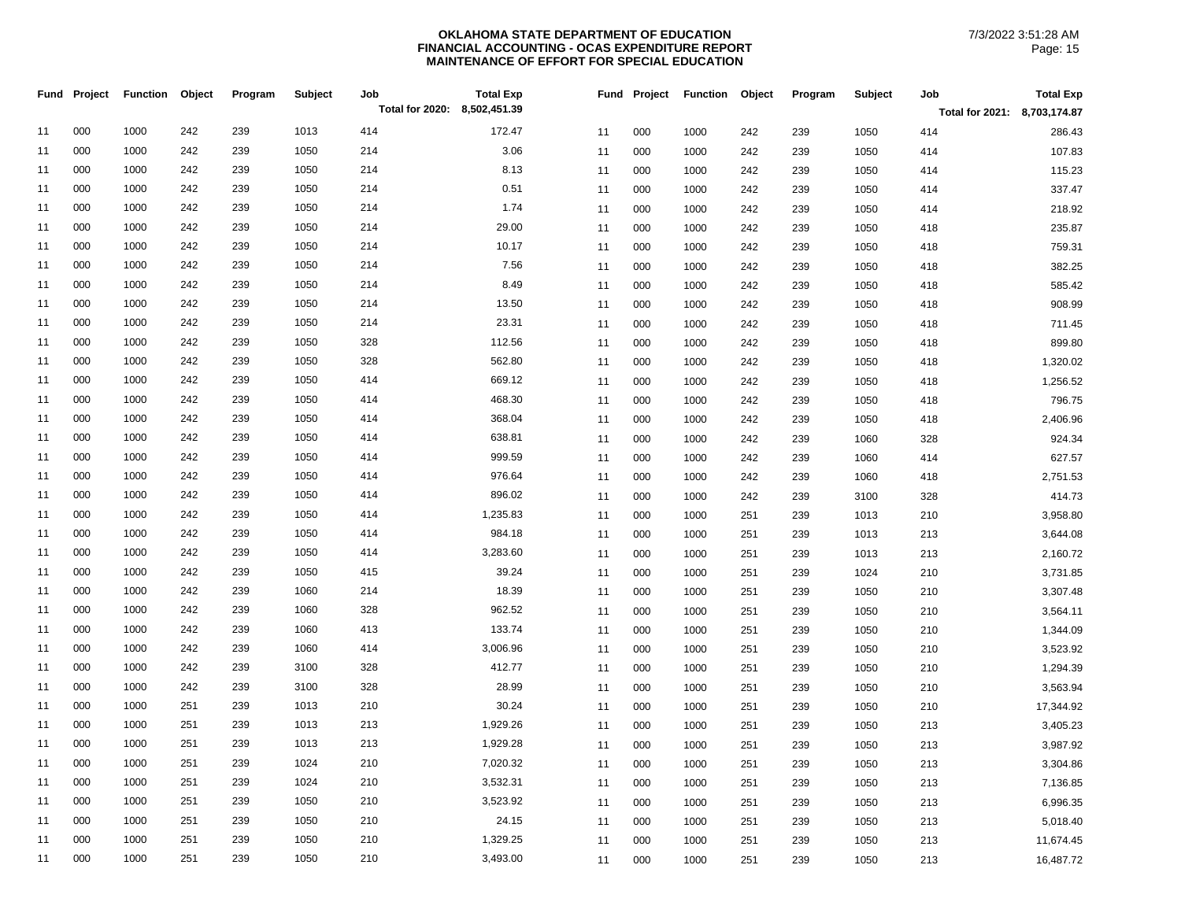**OKLAHOMA STATE DEPARTMENT OF EDUCATION**
**FINANCIAL ACCOUNTING - OCAS EXPENDITURE REPORT**
**MAINTENANCE OF EFFORT FOR SPECIAL EDUCATION**

7/3/2022 3:51:28 AM

| Fund | Project | Function | Object | Program | Subject | Job | Total Exp |
|---|---|---|---|---|---|---|---|
| | | | | | | Total for 2020: | 8,502,451.39 |
| 11 | 000 | 1000 | 242 | 239 | 1013 | 414 | 172.47 |
| 11 | 000 | 1000 | 242 | 239 | 1050 | 214 | 3.06 |
| 11 | 000 | 1000 | 242 | 239 | 1050 | 214 | 8.13 |
| 11 | 000 | 1000 | 242 | 239 | 1050 | 214 | 0.51 |
| 11 | 000 | 1000 | 242 | 239 | 1050 | 214 | 1.74 |
| 11 | 000 | 1000 | 242 | 239 | 1050 | 214 | 29.00 |
| 11 | 000 | 1000 | 242 | 239 | 1050 | 214 | 10.17 |
| 11 | 000 | 1000 | 242 | 239 | 1050 | 214 | 7.56 |
| 11 | 000 | 1000 | 242 | 239 | 1050 | 214 | 8.49 |
| 11 | 000 | 1000 | 242 | 239 | 1050 | 214 | 13.50 |
| 11 | 000 | 1000 | 242 | 239 | 1050 | 214 | 23.31 |
| 11 | 000 | 1000 | 242 | 239 | 1050 | 328 | 112.56 |
| 11 | 000 | 1000 | 242 | 239 | 1050 | 328 | 562.80 |
| 11 | 000 | 1000 | 242 | 239 | 1050 | 414 | 669.12 |
| 11 | 000 | 1000 | 242 | 239 | 1050 | 414 | 468.30 |
| 11 | 000 | 1000 | 242 | 239 | 1050 | 414 | 368.04 |
| 11 | 000 | 1000 | 242 | 239 | 1050 | 414 | 638.81 |
| 11 | 000 | 1000 | 242 | 239 | 1050 | 414 | 999.59 |
| 11 | 000 | 1000 | 242 | 239 | 1050 | 414 | 976.64 |
| 11 | 000 | 1000 | 242 | 239 | 1050 | 414 | 896.02 |
| 11 | 000 | 1000 | 242 | 239 | 1050 | 414 | 1,235.83 |
| 11 | 000 | 1000 | 242 | 239 | 1050 | 414 | 984.18 |
| 11 | 000 | 1000 | 242 | 239 | 1050 | 414 | 3,283.60 |
| 11 | 000 | 1000 | 242 | 239 | 1050 | 415 | 39.24 |
| 11 | 000 | 1000 | 242 | 239 | 1060 | 214 | 18.39 |
| 11 | 000 | 1000 | 242 | 239 | 1060 | 328 | 962.52 |
| 11 | 000 | 1000 | 242 | 239 | 1060 | 413 | 133.74 |
| 11 | 000 | 1000 | 242 | 239 | 1060 | 414 | 3,006.96 |
| 11 | 000 | 1000 | 242 | 239 | 3100 | 328 | 412.77 |
| 11 | 000 | 1000 | 242 | 239 | 3100 | 328 | 28.99 |
| 11 | 000 | 1000 | 251 | 239 | 1013 | 210 | 30.24 |
| 11 | 000 | 1000 | 251 | 239 | 1013 | 213 | 1,929.26 |
| 11 | 000 | 1000 | 251 | 239 | 1013 | 213 | 1,929.28 |
| 11 | 000 | 1000 | 251 | 239 | 1024 | 210 | 7,020.32 |
| 11 | 000 | 1000 | 251 | 239 | 1024 | 210 | 3,532.31 |
| 11 | 000 | 1000 | 251 | 239 | 1050 | 210 | 3,523.92 |
| 11 | 000 | 1000 | 251 | 239 | 1050 | 210 | 24.15 |
| 11 | 000 | 1000 | 251 | 239 | 1050 | 210 | 1,329.25 |
| 11 | 000 | 1000 | 251 | 239 | 1050 | 210 | 3,493.00 |

| Fund | Project | Function | Object | Program | Subject | Job | Total Exp |
|---|---|---|---|---|---|---|---|
| | | | | | | Total for 2021: | 8,703,174.87 |
| 11 | 000 | 1000 | 242 | 239 | 1050 | 414 | 286.43 |
| 11 | 000 | 1000 | 242 | 239 | 1050 | 414 | 107.83 |
| 11 | 000 | 1000 | 242 | 239 | 1050 | 414 | 115.23 |
| 11 | 000 | 1000 | 242 | 239 | 1050 | 414 | 337.47 |
| 11 | 000 | 1000 | 242 | 239 | 1050 | 414 | 218.92 |
| 11 | 000 | 1000 | 242 | 239 | 1050 | 418 | 235.87 |
| 11 | 000 | 1000 | 242 | 239 | 1050 | 418 | 759.31 |
| 11 | 000 | 1000 | 242 | 239 | 1050 | 418 | 382.25 |
| 11 | 000 | 1000 | 242 | 239 | 1050 | 418 | 585.42 |
| 11 | 000 | 1000 | 242 | 239 | 1050 | 418 | 908.99 |
| 11 | 000 | 1000 | 242 | 239 | 1050 | 418 | 711.45 |
| 11 | 000 | 1000 | 242 | 239 | 1050 | 418 | 899.80 |
| 11 | 000 | 1000 | 242 | 239 | 1050 | 418 | 1,320.02 |
| 11 | 000 | 1000 | 242 | 239 | 1050 | 418 | 1,256.52 |
| 11 | 000 | 1000 | 242 | 239 | 1050 | 418 | 796.75 |
| 11 | 000 | 1000 | 242 | 239 | 1050 | 418 | 2,406.96 |
| 11 | 000 | 1000 | 242 | 239 | 1060 | 328 | 924.34 |
| 11 | 000 | 1000 | 242 | 239 | 1060 | 414 | 627.57 |
| 11 | 000 | 1000 | 242 | 239 | 1060 | 418 | 2,751.53 |
| 11 | 000 | 1000 | 242 | 239 | 3100 | 328 | 414.73 |
| 11 | 000 | 1000 | 251 | 239 | 1013 | 210 | 3,958.80 |
| 11 | 000 | 1000 | 251 | 239 | 1013 | 213 | 3,644.08 |
| 11 | 000 | 1000 | 251 | 239 | 1013 | 213 | 2,160.72 |
| 11 | 000 | 1000 | 251 | 239 | 1024 | 210 | 3,731.85 |
| 11 | 000 | 1000 | 251 | 239 | 1050 | 210 | 3,307.48 |
| 11 | 000 | 1000 | 251 | 239 | 1050 | 210 | 3,564.11 |
| 11 | 000 | 1000 | 251 | 239 | 1050 | 210 | 1,344.09 |
| 11 | 000 | 1000 | 251 | 239 | 1050 | 210 | 3,523.92 |
| 11 | 000 | 1000 | 251 | 239 | 1050 | 210 | 1,294.39 |
| 11 | 000 | 1000 | 251 | 239 | 1050 | 210 | 3,563.94 |
| 11 | 000 | 1000 | 251 | 239 | 1050 | 210 | 17,344.92 |
| 11 | 000 | 1000 | 251 | 239 | 1050 | 213 | 3,405.23 |
| 11 | 000 | 1000 | 251 | 239 | 1050 | 213 | 3,987.92 |
| 11 | 000 | 1000 | 251 | 239 | 1050 | 213 | 3,304.86 |
| 11 | 000 | 1000 | 251 | 239 | 1050 | 213 | 7,136.85 |
| 11 | 000 | 1000 | 251 | 239 | 1050 | 213 | 6,996.35 |
| 11 | 000 | 1000 | 251 | 239 | 1050 | 213 | 5,018.40 |
| 11 | 000 | 1000 | 251 | 239 | 1050 | 213 | 11,674.45 |
| 11 | 000 | 1000 | 251 | 239 | 1050 | 213 | 16,487.72 |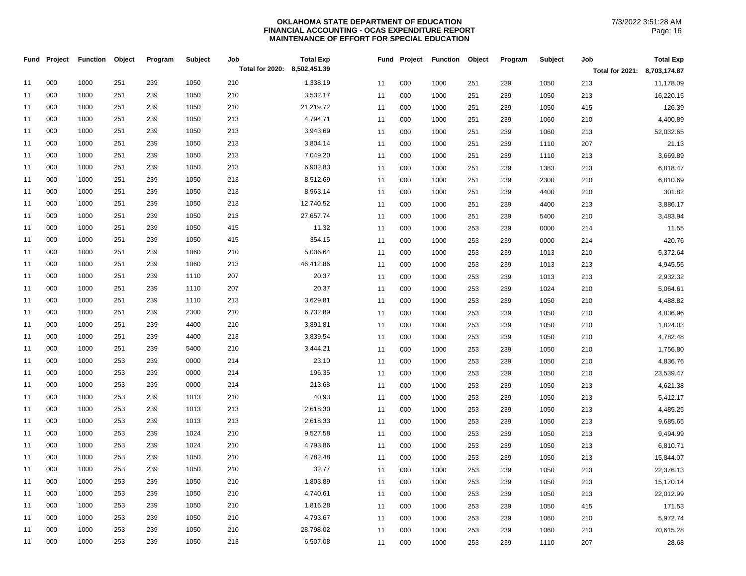**OKLAHOMA STATE DEPARTMENT OF EDUCATION**
**FINANCIAL ACCOUNTING - OCAS EXPENDITURE REPORT**
**MAINTENANCE OF EFFORT FOR SPECIAL EDUCATION**

7/3/2022 3:51:28 AM

| Fund | Project | Function | Object | Program | Subject | Job | Total Exp |
|---|---|---|---|---|---|---|---|
| | | | | | | Total for 2020: | 8,502,451.39 |
| 11 | 000 | 1000 | 251 | 239 | 1050 | 210 | 1,338.19 |
| 11 | 000 | 1000 | 251 | 239 | 1050 | 210 | 3,532.17 |
| 11 | 000 | 1000 | 251 | 239 | 1050 | 210 | 21,219.72 |
| 11 | 000 | 1000 | 251 | 239 | 1050 | 213 | 4,794.71 |
| 11 | 000 | 1000 | 251 | 239 | 1050 | 213 | 3,943.69 |
| 11 | 000 | 1000 | 251 | 239 | 1050 | 213 | 3,804.14 |
| 11 | 000 | 1000 | 251 | 239 | 1050 | 213 | 7,049.20 |
| 11 | 000 | 1000 | 251 | 239 | 1050 | 213 | 6,902.83 |
| 11 | 000 | 1000 | 251 | 239 | 1050 | 213 | 8,512.69 |
| 11 | 000 | 1000 | 251 | 239 | 1050 | 213 | 8,963.14 |
| 11 | 000 | 1000 | 251 | 239 | 1050 | 213 | 12,740.52 |
| 11 | 000 | 1000 | 251 | 239 | 1050 | 213 | 27,657.74 |
| 11 | 000 | 1000 | 251 | 239 | 1050 | 415 | 11.32 |
| 11 | 000 | 1000 | 251 | 239 | 1050 | 415 | 354.15 |
| 11 | 000 | 1000 | 251 | 239 | 1060 | 210 | 5,006.64 |
| 11 | 000 | 1000 | 251 | 239 | 1060 | 213 | 46,412.86 |
| 11 | 000 | 1000 | 251 | 239 | 1110 | 207 | 20.37 |
| 11 | 000 | 1000 | 251 | 239 | 1110 | 207 | 20.37 |
| 11 | 000 | 1000 | 251 | 239 | 1110 | 213 | 3,629.81 |
| 11 | 000 | 1000 | 251 | 239 | 2300 | 210 | 6,732.89 |
| 11 | 000 | 1000 | 251 | 239 | 4400 | 210 | 3,891.81 |
| 11 | 000 | 1000 | 251 | 239 | 4400 | 213 | 3,839.54 |
| 11 | 000 | 1000 | 251 | 239 | 5400 | 210 | 3,444.21 |
| 11 | 000 | 1000 | 253 | 239 | 0000 | 214 | 23.10 |
| 11 | 000 | 1000 | 253 | 239 | 0000 | 214 | 196.35 |
| 11 | 000 | 1000 | 253 | 239 | 0000 | 214 | 213.68 |
| 11 | 000 | 1000 | 253 | 239 | 1013 | 210 | 40.93 |
| 11 | 000 | 1000 | 253 | 239 | 1013 | 213 | 2,618.30 |
| 11 | 000 | 1000 | 253 | 239 | 1013 | 213 | 2,618.33 |
| 11 | 000 | 1000 | 253 | 239 | 1024 | 210 | 9,527.58 |
| 11 | 000 | 1000 | 253 | 239 | 1024 | 210 | 4,793.86 |
| 11 | 000 | 1000 | 253 | 239 | 1050 | 210 | 4,782.48 |
| 11 | 000 | 1000 | 253 | 239 | 1050 | 210 | 32.77 |
| 11 | 000 | 1000 | 253 | 239 | 1050 | 210 | 1,803.89 |
| 11 | 000 | 1000 | 253 | 239 | 1050 | 210 | 4,740.61 |
| 11 | 000 | 1000 | 253 | 239 | 1050 | 210 | 1,816.28 |
| 11 | 000 | 1000 | 253 | 239 | 1050 | 210 | 4,793.67 |
| 11 | 000 | 1000 | 253 | 239 | 1050 | 210 | 28,798.02 |
| 11 | 000 | 1000 | 253 | 239 | 1050 | 213 | 6,507.08 |

| Fund | Project | Function | Object | Program | Subject | Job | Total Exp |
|---|---|---|---|---|---|---|---|
| | | | | | | Total for 2021: | 8,703,174.87 |
| 11 | 000 | 1000 | 251 | 239 | 1050 | 213 | 11,178.09 |
| 11 | 000 | 1000 | 251 | 239 | 1050 | 213 | 16,220.15 |
| 11 | 000 | 1000 | 251 | 239 | 1050 | 415 | 126.39 |
| 11 | 000 | 1000 | 251 | 239 | 1060 | 210 | 4,400.89 |
| 11 | 000 | 1000 | 251 | 239 | 1060 | 213 | 52,032.65 |
| 11 | 000 | 1000 | 251 | 239 | 1110 | 207 | 21.13 |
| 11 | 000 | 1000 | 251 | 239 | 1110 | 213 | 3,669.89 |
| 11 | 000 | 1000 | 251 | 239 | 1383 | 213 | 6,818.47 |
| 11 | 000 | 1000 | 251 | 239 | 2300 | 210 | 6,810.69 |
| 11 | 000 | 1000 | 251 | 239 | 4400 | 210 | 301.82 |
| 11 | 000 | 1000 | 251 | 239 | 4400 | 213 | 3,886.17 |
| 11 | 000 | 1000 | 251 | 239 | 5400 | 210 | 3,483.94 |
| 11 | 000 | 1000 | 253 | 239 | 0000 | 214 | 11.55 |
| 11 | 000 | 1000 | 253 | 239 | 0000 | 214 | 420.76 |
| 11 | 000 | 1000 | 253 | 239 | 1013 | 210 | 5,372.64 |
| 11 | 000 | 1000 | 253 | 239 | 1013 | 213 | 4,945.55 |
| 11 | 000 | 1000 | 253 | 239 | 1013 | 213 | 2,932.32 |
| 11 | 000 | 1000 | 253 | 239 | 1024 | 210 | 5,064.61 |
| 11 | 000 | 1000 | 253 | 239 | 1050 | 210 | 4,488.82 |
| 11 | 000 | 1000 | 253 | 239 | 1050 | 210 | 4,836.96 |
| 11 | 000 | 1000 | 253 | 239 | 1050 | 210 | 1,824.03 |
| 11 | 000 | 1000 | 253 | 239 | 1050 | 210 | 4,782.48 |
| 11 | 000 | 1000 | 253 | 239 | 1050 | 210 | 1,756.80 |
| 11 | 000 | 1000 | 253 | 239 | 1050 | 210 | 4,836.76 |
| 11 | 000 | 1000 | 253 | 239 | 1050 | 210 | 23,539.47 |
| 11 | 000 | 1000 | 253 | 239 | 1050 | 213 | 4,621.38 |
| 11 | 000 | 1000 | 253 | 239 | 1050 | 213 | 5,412.17 |
| 11 | 000 | 1000 | 253 | 239 | 1050 | 213 | 4,485.25 |
| 11 | 000 | 1000 | 253 | 239 | 1050 | 213 | 9,685.65 |
| 11 | 000 | 1000 | 253 | 239 | 1050 | 213 | 9,494.99 |
| 11 | 000 | 1000 | 253 | 239 | 1050 | 213 | 6,810.71 |
| 11 | 000 | 1000 | 253 | 239 | 1050 | 213 | 15,844.07 |
| 11 | 000 | 1000 | 253 | 239 | 1050 | 213 | 22,376.13 |
| 11 | 000 | 1000 | 253 | 239 | 1050 | 213 | 15,170.14 |
| 11 | 000 | 1000 | 253 | 239 | 1050 | 213 | 22,012.99 |
| 11 | 000 | 1000 | 253 | 239 | 1050 | 415 | 171.53 |
| 11 | 000 | 1000 | 253 | 239 | 1060 | 210 | 5,972.74 |
| 11 | 000 | 1000 | 253 | 239 | 1060 | 213 | 70,615.28 |
| 11 | 000 | 1000 | 253 | 239 | 1110 | 207 | 28.68 |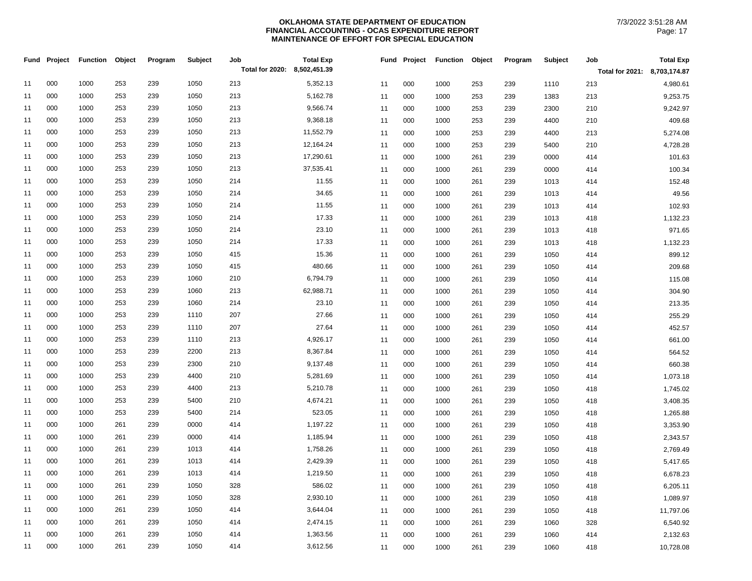**OKLAHOMA STATE DEPARTMENT OF EDUCATION**
**FINANCIAL ACCOUNTING - OCAS EXPENDITURE REPORT**
**MAINTENANCE OF EFFORT FOR SPECIAL EDUCATION**

7/3/2022 3:51:28 AM

| Fund | Project | Function | Object | Program | Subject | Job | Total Exp |
|---|---|---|---|---|---|---|---|
| | | | | | | Total for 2020: | 8,502,451.39 |
| 11 | 000 | 1000 | 253 | 239 | 1050 | 213 | 5,352.13 |
| 11 | 000 | 1000 | 253 | 239 | 1050 | 213 | 5,162.78 |
| 11 | 000 | 1000 | 253 | 239 | 1050 | 213 | 9,566.74 |
| 11 | 000 | 1000 | 253 | 239 | 1050 | 213 | 9,368.18 |
| 11 | 000 | 1000 | 253 | 239 | 1050 | 213 | 11,552.79 |
| 11 | 000 | 1000 | 253 | 239 | 1050 | 213 | 12,164.24 |
| 11 | 000 | 1000 | 253 | 239 | 1050 | 213 | 17,290.61 |
| 11 | 000 | 1000 | 253 | 239 | 1050 | 213 | 37,535.41 |
| 11 | 000 | 1000 | 253 | 239 | 1050 | 214 | 11.55 |
| 11 | 000 | 1000 | 253 | 239 | 1050 | 214 | 34.65 |
| 11 | 000 | 1000 | 253 | 239 | 1050 | 214 | 11.55 |
| 11 | 000 | 1000 | 253 | 239 | 1050 | 214 | 17.33 |
| 11 | 000 | 1000 | 253 | 239 | 1050 | 214 | 23.10 |
| 11 | 000 | 1000 | 253 | 239 | 1050 | 214 | 17.33 |
| 11 | 000 | 1000 | 253 | 239 | 1050 | 415 | 15.36 |
| 11 | 000 | 1000 | 253 | 239 | 1050 | 415 | 480.66 |
| 11 | 000 | 1000 | 253 | 239 | 1060 | 210 | 6,794.79 |
| 11 | 000 | 1000 | 253 | 239 | 1060 | 213 | 62,988.71 |
| 11 | 000 | 1000 | 253 | 239 | 1060 | 214 | 23.10 |
| 11 | 000 | 1000 | 253 | 239 | 1110 | 207 | 27.66 |
| 11 | 000 | 1000 | 253 | 239 | 1110 | 207 | 27.64 |
| 11 | 000 | 1000 | 253 | 239 | 1110 | 213 | 4,926.17 |
| 11 | 000 | 1000 | 253 | 239 | 2200 | 213 | 8,367.84 |
| 11 | 000 | 1000 | 253 | 239 | 2300 | 210 | 9,137.48 |
| 11 | 000 | 1000 | 253 | 239 | 4400 | 210 | 5,281.69 |
| 11 | 000 | 1000 | 253 | 239 | 4400 | 213 | 5,210.78 |
| 11 | 000 | 1000 | 253 | 239 | 5400 | 210 | 4,674.21 |
| 11 | 000 | 1000 | 253 | 239 | 5400 | 214 | 523.05 |
| 11 | 000 | 1000 | 261 | 239 | 0000 | 414 | 1,197.22 |
| 11 | 000 | 1000 | 261 | 239 | 0000 | 414 | 1,185.94 |
| 11 | 000 | 1000 | 261 | 239 | 1013 | 414 | 1,758.26 |
| 11 | 000 | 1000 | 261 | 239 | 1013 | 414 | 2,429.39 |
| 11 | 000 | 1000 | 261 | 239 | 1013 | 414 | 1,219.50 |
| 11 | 000 | 1000 | 261 | 239 | 1050 | 328 | 586.02 |
| 11 | 000 | 1000 | 261 | 239 | 1050 | 328 | 2,930.10 |
| 11 | 000 | 1000 | 261 | 239 | 1050 | 414 | 3,644.04 |
| 11 | 000 | 1000 | 261 | 239 | 1050 | 414 | 2,474.15 |
| 11 | 000 | 1000 | 261 | 239 | 1050 | 414 | 1,363.56 |
| 11 | 000 | 1000 | 261 | 239 | 1050 | 414 | 3,612.56 |

| Fund | Project | Function | Object | Program | Subject | Job | Total Exp |
|---|---|---|---|---|---|---|---|
| | | | | | | Total for 2021: | 8,703,174.87 |
| 11 | 000 | 1000 | 253 | 239 | 1110 | 213 | 4,980.61 |
| 11 | 000 | 1000 | 253 | 239 | 1383 | 213 | 9,253.75 |
| 11 | 000 | 1000 | 253 | 239 | 2300 | 210 | 9,242.97 |
| 11 | 000 | 1000 | 253 | 239 | 4400 | 210 | 409.68 |
| 11 | 000 | 1000 | 253 | 239 | 4400 | 213 | 5,274.08 |
| 11 | 000 | 1000 | 253 | 239 | 5400 | 210 | 4,728.28 |
| 11 | 000 | 1000 | 261 | 239 | 0000 | 414 | 101.63 |
| 11 | 000 | 1000 | 261 | 239 | 0000 | 414 | 100.34 |
| 11 | 000 | 1000 | 261 | 239 | 1013 | 414 | 152.48 |
| 11 | 000 | 1000 | 261 | 239 | 1013 | 414 | 49.56 |
| 11 | 000 | 1000 | 261 | 239 | 1013 | 414 | 102.93 |
| 11 | 000 | 1000 | 261 | 239 | 1013 | 418 | 1,132.23 |
| 11 | 000 | 1000 | 261 | 239 | 1013 | 418 | 971.65 |
| 11 | 000 | 1000 | 261 | 239 | 1013 | 418 | 1,132.23 |
| 11 | 000 | 1000 | 261 | 239 | 1050 | 414 | 899.12 |
| 11 | 000 | 1000 | 261 | 239 | 1050 | 414 | 209.68 |
| 11 | 000 | 1000 | 261 | 239 | 1050 | 414 | 115.08 |
| 11 | 000 | 1000 | 261 | 239 | 1050 | 414 | 304.90 |
| 11 | 000 | 1000 | 261 | 239 | 1050 | 414 | 213.35 |
| 11 | 000 | 1000 | 261 | 239 | 1050 | 414 | 255.29 |
| 11 | 000 | 1000 | 261 | 239 | 1050 | 414 | 452.57 |
| 11 | 000 | 1000 | 261 | 239 | 1050 | 414 | 661.00 |
| 11 | 000 | 1000 | 261 | 239 | 1050 | 414 | 564.52 |
| 11 | 000 | 1000 | 261 | 239 | 1050 | 414 | 660.38 |
| 11 | 000 | 1000 | 261 | 239 | 1050 | 414 | 1,073.18 |
| 11 | 000 | 1000 | 261 | 239 | 1050 | 418 | 1,745.02 |
| 11 | 000 | 1000 | 261 | 239 | 1050 | 418 | 3,408.35 |
| 11 | 000 | 1000 | 261 | 239 | 1050 | 418 | 1,265.88 |
| 11 | 000 | 1000 | 261 | 239 | 1050 | 418 | 3,353.90 |
| 11 | 000 | 1000 | 261 | 239 | 1050 | 418 | 2,343.57 |
| 11 | 000 | 1000 | 261 | 239 | 1050 | 418 | 2,769.49 |
| 11 | 000 | 1000 | 261 | 239 | 1050 | 418 | 5,417.65 |
| 11 | 000 | 1000 | 261 | 239 | 1050 | 418 | 6,678.23 |
| 11 | 000 | 1000 | 261 | 239 | 1050 | 418 | 6,205.11 |
| 11 | 000 | 1000 | 261 | 239 | 1050 | 418 | 1,089.97 |
| 11 | 000 | 1000 | 261 | 239 | 1050 | 418 | 11,797.06 |
| 11 | 000 | 1000 | 261 | 239 | 1060 | 328 | 6,540.92 |
| 11 | 000 | 1000 | 261 | 239 | 1060 | 414 | 2,132.63 |
| 11 | 000 | 1000 | 261 | 239 | 1060 | 418 | 10,728.08 |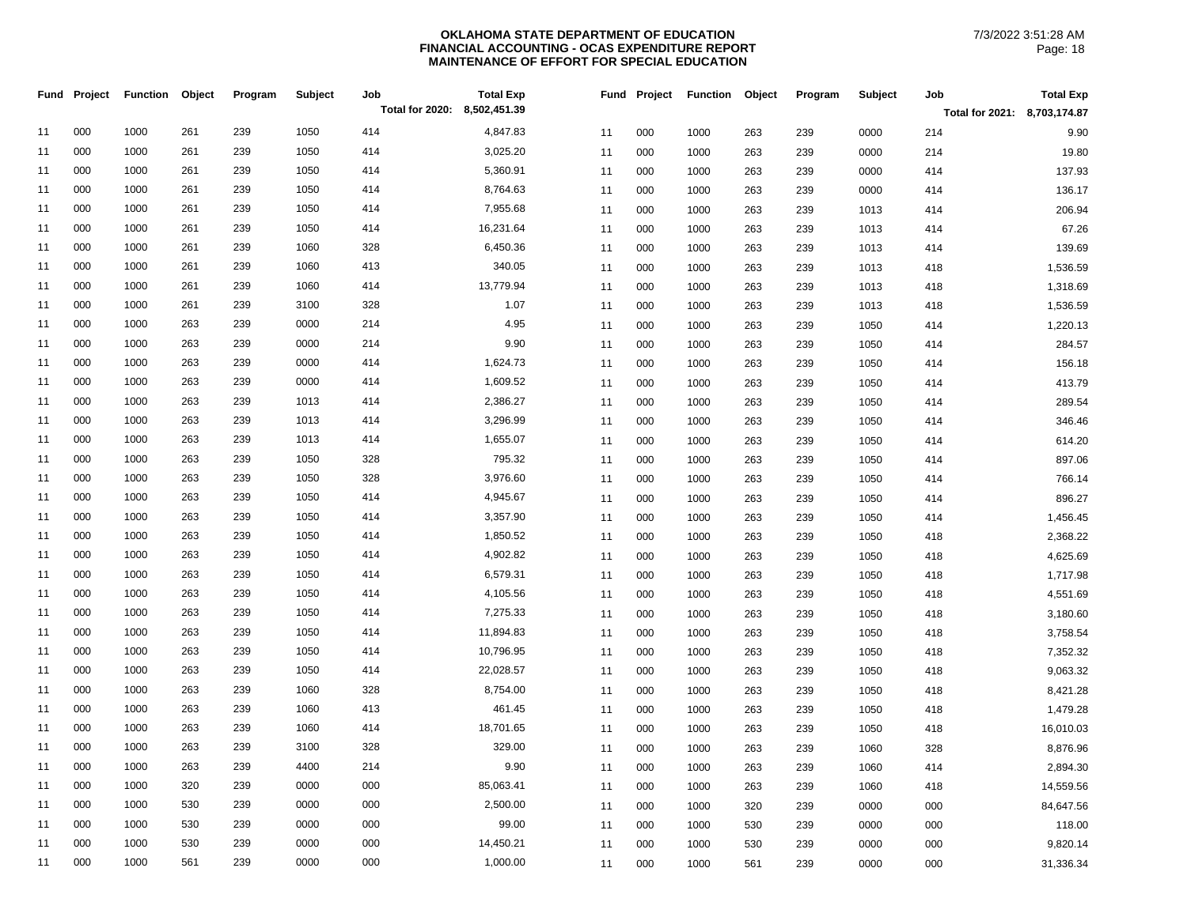**OKLAHOMA STATE DEPARTMENT OF EDUCATION**
**FINANCIAL ACCOUNTING - OCAS EXPENDITURE REPORT**
**MAINTENANCE OF EFFORT FOR SPECIAL EDUCATION**

7/3/2022 3:51:28 AM

| Fund | Project | Function | Object | Program | Subject | Job | Total Exp |
|---|---|---|---|---|---|---|---|
| | | | | | | Total for 2020: | 8,502,451.39 |
| 11 | 000 | 1000 | 261 | 239 | 1050 | 414 | 4,847.83 |
| 11 | 000 | 1000 | 261 | 239 | 1050 | 414 | 3,025.20 |
| 11 | 000 | 1000 | 261 | 239 | 1050 | 414 | 5,360.91 |
| 11 | 000 | 1000 | 261 | 239 | 1050 | 414 | 8,764.63 |
| 11 | 000 | 1000 | 261 | 239 | 1050 | 414 | 7,955.68 |
| 11 | 000 | 1000 | 261 | 239 | 1050 | 414 | 16,231.64 |
| 11 | 000 | 1000 | 261 | 239 | 1060 | 328 | 6,450.36 |
| 11 | 000 | 1000 | 261 | 239 | 1060 | 413 | 340.05 |
| 11 | 000 | 1000 | 261 | 239 | 1060 | 414 | 13,779.94 |
| 11 | 000 | 1000 | 261 | 239 | 3100 | 328 | 1.07 |
| 11 | 000 | 1000 | 263 | 239 | 0000 | 214 | 4.95 |
| 11 | 000 | 1000 | 263 | 239 | 0000 | 214 | 9.90 |
| 11 | 000 | 1000 | 263 | 239 | 0000 | 414 | 1,624.73 |
| 11 | 000 | 1000 | 263 | 239 | 0000 | 414 | 1,609.52 |
| 11 | 000 | 1000 | 263 | 239 | 1013 | 414 | 2,386.27 |
| 11 | 000 | 1000 | 263 | 239 | 1013 | 414 | 3,296.99 |
| 11 | 000 | 1000 | 263 | 239 | 1013 | 414 | 1,655.07 |
| 11 | 000 | 1000 | 263 | 239 | 1050 | 328 | 795.32 |
| 11 | 000 | 1000 | 263 | 239 | 1050 | 328 | 3,976.60 |
| 11 | 000 | 1000 | 263 | 239 | 1050 | 414 | 4,945.67 |
| 11 | 000 | 1000 | 263 | 239 | 1050 | 414 | 3,357.90 |
| 11 | 000 | 1000 | 263 | 239 | 1050 | 414 | 1,850.52 |
| 11 | 000 | 1000 | 263 | 239 | 1050 | 414 | 4,902.82 |
| 11 | 000 | 1000 | 263 | 239 | 1050 | 414 | 6,579.31 |
| 11 | 000 | 1000 | 263 | 239 | 1050 | 414 | 4,105.56 |
| 11 | 000 | 1000 | 263 | 239 | 1050 | 414 | 7,275.33 |
| 11 | 000 | 1000 | 263 | 239 | 1050 | 414 | 11,894.83 |
| 11 | 000 | 1000 | 263 | 239 | 1050 | 414 | 10,796.95 |
| 11 | 000 | 1000 | 263 | 239 | 1050 | 414 | 22,028.57 |
| 11 | 000 | 1000 | 263 | 239 | 1060 | 328 | 8,754.00 |
| 11 | 000 | 1000 | 263 | 239 | 1060 | 413 | 461.45 |
| 11 | 000 | 1000 | 263 | 239 | 1060 | 414 | 18,701.65 |
| 11 | 000 | 1000 | 263 | 239 | 3100 | 328 | 329.00 |
| 11 | 000 | 1000 | 263 | 239 | 4400 | 214 | 9.90 |
| 11 | 000 | 1000 | 320 | 239 | 0000 | 000 | 85,063.41 |
| 11 | 000 | 1000 | 530 | 239 | 0000 | 000 | 2,500.00 |
| 11 | 000 | 1000 | 530 | 239 | 0000 | 000 | 99.00 |
| 11 | 000 | 1000 | 530 | 239 | 0000 | 000 | 14,450.21 |
| 11 | 000 | 1000 | 561 | 239 | 0000 | 000 | 1,000.00 |

| Fund | Project | Function | Object | Program | Subject | Job | Total Exp |
|---|---|---|---|---|---|---|---|
| | | | | | | Total for 2021: | 8,703,174.87 |
| 11 | 000 | 1000 | 263 | 239 | 0000 | 214 | 9.90 |
| 11 | 000 | 1000 | 263 | 239 | 0000 | 214 | 19.80 |
| 11 | 000 | 1000 | 263 | 239 | 0000 | 414 | 137.93 |
| 11 | 000 | 1000 | 263 | 239 | 0000 | 414 | 136.17 |
| 11 | 000 | 1000 | 263 | 239 | 1013 | 414 | 206.94 |
| 11 | 000 | 1000 | 263 | 239 | 1013 | 414 | 67.26 |
| 11 | 000 | 1000 | 263 | 239 | 1013 | 414 | 139.69 |
| 11 | 000 | 1000 | 263 | 239 | 1013 | 418 | 1,536.59 |
| 11 | 000 | 1000 | 263 | 239 | 1013 | 418 | 1,318.69 |
| 11 | 000 | 1000 | 263 | 239 | 1013 | 418 | 1,536.59 |
| 11 | 000 | 1000 | 263 | 239 | 1050 | 414 | 1,220.13 |
| 11 | 000 | 1000 | 263 | 239 | 1050 | 414 | 284.57 |
| 11 | 000 | 1000 | 263 | 239 | 1050 | 414 | 156.18 |
| 11 | 000 | 1000 | 263 | 239 | 1050 | 414 | 413.79 |
| 11 | 000 | 1000 | 263 | 239 | 1050 | 414 | 289.54 |
| 11 | 000 | 1000 | 263 | 239 | 1050 | 414 | 346.46 |
| 11 | 000 | 1000 | 263 | 239 | 1050 | 414 | 614.20 |
| 11 | 000 | 1000 | 263 | 239 | 1050 | 414 | 897.06 |
| 11 | 000 | 1000 | 263 | 239 | 1050 | 414 | 766.14 |
| 11 | 000 | 1000 | 263 | 239 | 1050 | 414 | 896.27 |
| 11 | 000 | 1000 | 263 | 239 | 1050 | 414 | 1,456.45 |
| 11 | 000 | 1000 | 263 | 239 | 1050 | 418 | 2,368.22 |
| 11 | 000 | 1000 | 263 | 239 | 1050 | 418 | 4,625.69 |
| 11 | 000 | 1000 | 263 | 239 | 1050 | 418 | 1,717.98 |
| 11 | 000 | 1000 | 263 | 239 | 1050 | 418 | 4,551.69 |
| 11 | 000 | 1000 | 263 | 239 | 1050 | 418 | 3,180.60 |
| 11 | 000 | 1000 | 263 | 239 | 1050 | 418 | 3,758.54 |
| 11 | 000 | 1000 | 263 | 239 | 1050 | 418 | 7,352.32 |
| 11 | 000 | 1000 | 263 | 239 | 1050 | 418 | 9,063.32 |
| 11 | 000 | 1000 | 263 | 239 | 1050 | 418 | 8,421.28 |
| 11 | 000 | 1000 | 263 | 239 | 1050 | 418 | 1,479.28 |
| 11 | 000 | 1000 | 263 | 239 | 1050 | 418 | 16,010.03 |
| 11 | 000 | 1000 | 263 | 239 | 1060 | 328 | 8,876.96 |
| 11 | 000 | 1000 | 263 | 239 | 1060 | 414 | 2,894.30 |
| 11 | 000 | 1000 | 263 | 239 | 1060 | 418 | 14,559.56 |
| 11 | 000 | 1000 | 320 | 239 | 0000 | 000 | 84,647.56 |
| 11 | 000 | 1000 | 530 | 239 | 0000 | 000 | 118.00 |
| 11 | 000 | 1000 | 530 | 239 | 0000 | 000 | 9,820.14 |
| 11 | 000 | 1000 | 561 | 239 | 0000 | 000 | 31,336.34 |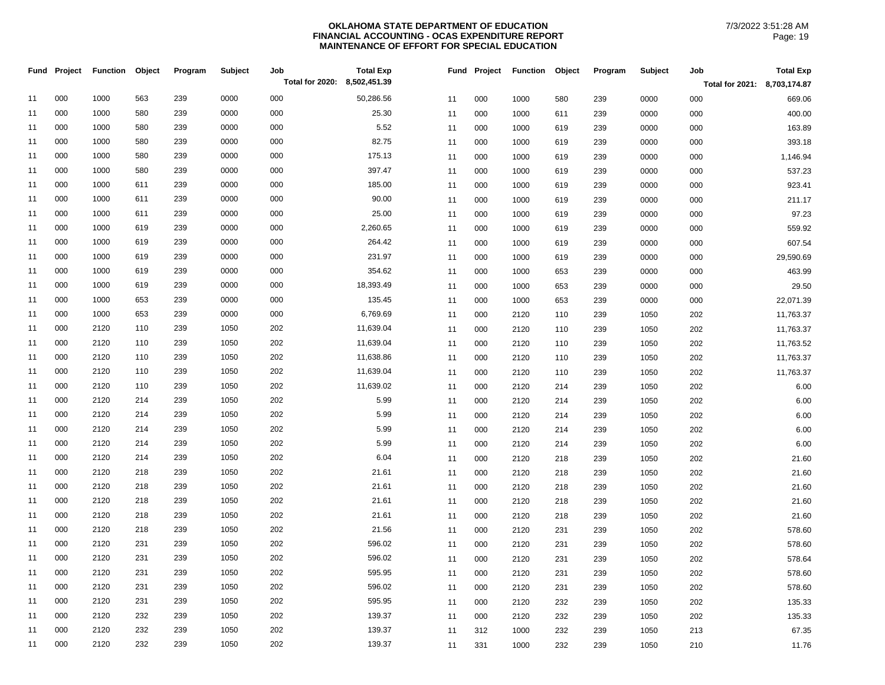**OKLAHOMA STATE DEPARTMENT OF EDUCATION**
**FINANCIAL ACCOUNTING - OCAS EXPENDITURE REPORT**
**MAINTENANCE OF EFFORT FOR SPECIAL EDUCATION**

7/3/2022 3:51:28 AM

| Fund | Project | Function | Object | Program | Subject | Job | Total Exp |
|---|---|---|---|---|---|---|---|
| | | | | | | Total for 2020: | 8,502,451.39 |
| 11 | 000 | 1000 | 563 | 239 | 0000 | 000 | 50,286.56 |
| 11 | 000 | 1000 | 580 | 239 | 0000 | 000 | 25.30 |
| 11 | 000 | 1000 | 580 | 239 | 0000 | 000 | 5.52 |
| 11 | 000 | 1000 | 580 | 239 | 0000 | 000 | 82.75 |
| 11 | 000 | 1000 | 580 | 239 | 0000 | 000 | 175.13 |
| 11 | 000 | 1000 | 580 | 239 | 0000 | 000 | 397.47 |
| 11 | 000 | 1000 | 611 | 239 | 0000 | 000 | 185.00 |
| 11 | 000 | 1000 | 611 | 239 | 0000 | 000 | 90.00 |
| 11 | 000 | 1000 | 611 | 239 | 0000 | 000 | 25.00 |
| 11 | 000 | 1000 | 619 | 239 | 0000 | 000 | 2,260.65 |
| 11 | 000 | 1000 | 619 | 239 | 0000 | 000 | 264.42 |
| 11 | 000 | 1000 | 619 | 239 | 0000 | 000 | 231.97 |
| 11 | 000 | 1000 | 619 | 239 | 0000 | 000 | 354.62 |
| 11 | 000 | 1000 | 619 | 239 | 0000 | 000 | 18,393.49 |
| 11 | 000 | 1000 | 653 | 239 | 0000 | 000 | 135.45 |
| 11 | 000 | 1000 | 653 | 239 | 0000 | 000 | 6,769.69 |
| 11 | 000 | 2120 | 110 | 239 | 1050 | 202 | 11,639.04 |
| 11 | 000 | 2120 | 110 | 239 | 1050 | 202 | 11,639.04 |
| 11 | 000 | 2120 | 110 | 239 | 1050 | 202 | 11,638.86 |
| 11 | 000 | 2120 | 110 | 239 | 1050 | 202 | 11,639.04 |
| 11 | 000 | 2120 | 110 | 239 | 1050 | 202 | 11,639.02 |
| 11 | 000 | 2120 | 214 | 239 | 1050 | 202 | 5.99 |
| 11 | 000 | 2120 | 214 | 239 | 1050 | 202 | 5.99 |
| 11 | 000 | 2120 | 214 | 239 | 1050 | 202 | 5.99 |
| 11 | 000 | 2120 | 214 | 239 | 1050 | 202 | 5.99 |
| 11 | 000 | 2120 | 214 | 239 | 1050 | 202 | 6.04 |
| 11 | 000 | 2120 | 218 | 239 | 1050 | 202 | 21.61 |
| 11 | 000 | 2120 | 218 | 239 | 1050 | 202 | 21.61 |
| 11 | 000 | 2120 | 218 | 239 | 1050 | 202 | 21.61 |
| 11 | 000 | 2120 | 218 | 239 | 1050 | 202 | 21.61 |
| 11 | 000 | 2120 | 218 | 239 | 1050 | 202 | 21.56 |
| 11 | 000 | 2120 | 231 | 239 | 1050 | 202 | 596.02 |
| 11 | 000 | 2120 | 231 | 239 | 1050 | 202 | 596.02 |
| 11 | 000 | 2120 | 231 | 239 | 1050 | 202 | 595.95 |
| 11 | 000 | 2120 | 231 | 239 | 1050 | 202 | 596.02 |
| 11 | 000 | 2120 | 231 | 239 | 1050 | 202 | 595.95 |
| 11 | 000 | 2120 | 232 | 239 | 1050 | 202 | 139.37 |
| 11 | 000 | 2120 | 232 | 239 | 1050 | 202 | 139.37 |
| 11 | 000 | 2120 | 232 | 239 | 1050 | 202 | 139.37 |

| Fund | Project | Function | Object | Program | Subject | Job | Total Exp |
|---|---|---|---|---|---|---|---|
| | | | | | | Total for 2021: | 8,703,174.87 |
| 11 | 000 | 1000 | 580 | 239 | 0000 | 000 | 669.06 |
| 11 | 000 | 1000 | 611 | 239 | 0000 | 000 | 400.00 |
| 11 | 000 | 1000 | 619 | 239 | 0000 | 000 | 163.89 |
| 11 | 000 | 1000 | 619 | 239 | 0000 | 000 | 393.18 |
| 11 | 000 | 1000 | 619 | 239 | 0000 | 000 | 1,146.94 |
| 11 | 000 | 1000 | 619 | 239 | 0000 | 000 | 537.23 |
| 11 | 000 | 1000 | 619 | 239 | 0000 | 000 | 923.41 |
| 11 | 000 | 1000 | 619 | 239 | 0000 | 000 | 211.17 |
| 11 | 000 | 1000 | 619 | 239 | 0000 | 000 | 97.23 |
| 11 | 000 | 1000 | 619 | 239 | 0000 | 000 | 559.92 |
| 11 | 000 | 1000 | 619 | 239 | 0000 | 000 | 607.54 |
| 11 | 000 | 1000 | 619 | 239 | 0000 | 000 | 29,590.69 |
| 11 | 000 | 1000 | 653 | 239 | 0000 | 000 | 463.99 |
| 11 | 000 | 1000 | 653 | 239 | 0000 | 000 | 29.50 |
| 11 | 000 | 1000 | 653 | 239 | 0000 | 000 | 22,071.39 |
| 11 | 000 | 2120 | 110 | 239 | 1050 | 202 | 11,763.37 |
| 11 | 000 | 2120 | 110 | 239 | 1050 | 202 | 11,763.37 |
| 11 | 000 | 2120 | 110 | 239 | 1050 | 202 | 11,763.52 |
| 11 | 000 | 2120 | 110 | 239 | 1050 | 202 | 11,763.37 |
| 11 | 000 | 2120 | 110 | 239 | 1050 | 202 | 11,763.37 |
| 11 | 000 | 2120 | 214 | 239 | 1050 | 202 | 6.00 |
| 11 | 000 | 2120 | 214 | 239 | 1050 | 202 | 6.00 |
| 11 | 000 | 2120 | 214 | 239 | 1050 | 202 | 6.00 |
| 11 | 000 | 2120 | 214 | 239 | 1050 | 202 | 6.00 |
| 11 | 000 | 2120 | 214 | 239 | 1050 | 202 | 6.00 |
| 11 | 000 | 2120 | 218 | 239 | 1050 | 202 | 21.60 |
| 11 | 000 | 2120 | 218 | 239 | 1050 | 202 | 21.60 |
| 11 | 000 | 2120 | 218 | 239 | 1050 | 202 | 21.60 |
| 11 | 000 | 2120 | 218 | 239 | 1050 | 202 | 21.60 |
| 11 | 000 | 2120 | 218 | 239 | 1050 | 202 | 21.60 |
| 11 | 000 | 2120 | 231 | 239 | 1050 | 202 | 578.60 |
| 11 | 000 | 2120 | 231 | 239 | 1050 | 202 | 578.60 |
| 11 | 000 | 2120 | 231 | 239 | 1050 | 202 | 578.64 |
| 11 | 000 | 2120 | 231 | 239 | 1050 | 202 | 578.60 |
| 11 | 000 | 2120 | 231 | 239 | 1050 | 202 | 578.60 |
| 11 | 000 | 2120 | 232 | 239 | 1050 | 202 | 135.33 |
| 11 | 000 | 2120 | 232 | 239 | 1050 | 202 | 135.33 |
| 11 | 312 | 1000 | 232 | 239 | 1050 | 213 | 67.35 |
| 11 | 331 | 1000 | 232 | 239 | 1050 | 210 | 11.76 |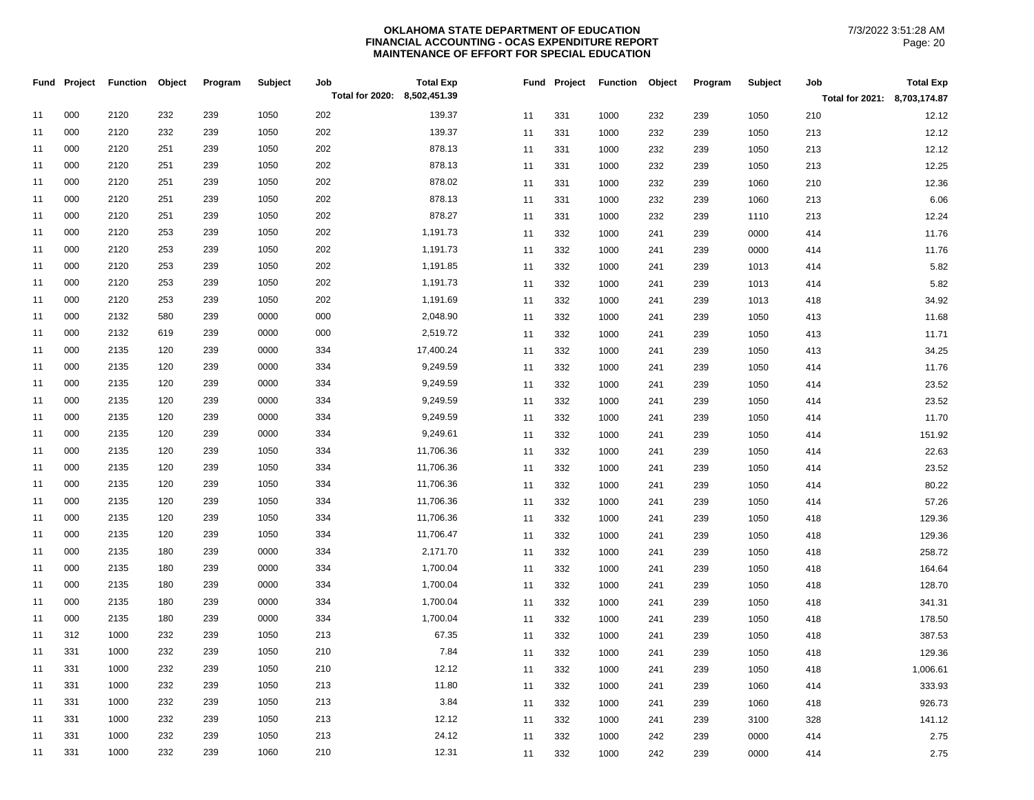**OKLAHOMA STATE DEPARTMENT OF EDUCATION**
**FINANCIAL ACCOUNTING - OCAS EXPENDITURE REPORT**
**MAINTENANCE OF EFFORT FOR SPECIAL EDUCATION**

7/3/2022 3:51:28 AM

| Fund | Project | Function | Object | Program | Subject | Job | Total Exp |
|---|---|---|---|---|---|---|---|
| | | | | | | Total for 2020: | 8,502,451.39 |
| 11 | 000 | 2120 | 232 | 239 | 1050 | 202 | 139.37 |
| 11 | 000 | 2120 | 232 | 239 | 1050 | 202 | 139.37 |
| 11 | 000 | 2120 | 251 | 239 | 1050 | 202 | 878.13 |
| 11 | 000 | 2120 | 251 | 239 | 1050 | 202 | 878.13 |
| 11 | 000 | 2120 | 251 | 239 | 1050 | 202 | 878.02 |
| 11 | 000 | 2120 | 251 | 239 | 1050 | 202 | 878.13 |
| 11 | 000 | 2120 | 251 | 239 | 1050 | 202 | 878.27 |
| 11 | 000 | 2120 | 253 | 239 | 1050 | 202 | 1,191.73 |
| 11 | 000 | 2120 | 253 | 239 | 1050 | 202 | 1,191.73 |
| 11 | 000 | 2120 | 253 | 239 | 1050 | 202 | 1,191.85 |
| 11 | 000 | 2120 | 253 | 239 | 1050 | 202 | 1,191.73 |
| 11 | 000 | 2120 | 253 | 239 | 1050 | 202 | 1,191.69 |
| 11 | 000 | 2132 | 580 | 239 | 0000 | 000 | 2,048.90 |
| 11 | 000 | 2132 | 619 | 239 | 0000 | 000 | 2,519.72 |
| 11 | 000 | 2135 | 120 | 239 | 0000 | 334 | 17,400.24 |
| 11 | 000 | 2135 | 120 | 239 | 0000 | 334 | 9,249.59 |
| 11 | 000 | 2135 | 120 | 239 | 0000 | 334 | 9,249.59 |
| 11 | 000 | 2135 | 120 | 239 | 0000 | 334 | 9,249.59 |
| 11 | 000 | 2135 | 120 | 239 | 0000 | 334 | 9,249.59 |
| 11 | 000 | 2135 | 120 | 239 | 0000 | 334 | 9,249.61 |
| 11 | 000 | 2135 | 120 | 239 | 1050 | 334 | 11,706.36 |
| 11 | 000 | 2135 | 120 | 239 | 1050 | 334 | 11,706.36 |
| 11 | 000 | 2135 | 120 | 239 | 1050 | 334 | 11,706.36 |
| 11 | 000 | 2135 | 120 | 239 | 1050 | 334 | 11,706.36 |
| 11 | 000 | 2135 | 120 | 239 | 1050 | 334 | 11,706.36 |
| 11 | 000 | 2135 | 120 | 239 | 1050 | 334 | 11,706.47 |
| 11 | 000 | 2135 | 180 | 239 | 0000 | 334 | 2,171.70 |
| 11 | 000 | 2135 | 180 | 239 | 0000 | 334 | 1,700.04 |
| 11 | 000 | 2135 | 180 | 239 | 0000 | 334 | 1,700.04 |
| 11 | 000 | 2135 | 180 | 239 | 0000 | 334 | 1,700.04 |
| 11 | 000 | 2135 | 180 | 239 | 0000 | 334 | 1,700.04 |
| 11 | 312 | 1000 | 232 | 239 | 1050 | 213 | 67.35 |
| 11 | 331 | 1000 | 232 | 239 | 1050 | 210 | 7.84 |
| 11 | 331 | 1000 | 232 | 239 | 1050 | 210 | 12.12 |
| 11 | 331 | 1000 | 232 | 239 | 1050 | 213 | 11.80 |
| 11 | 331 | 1000 | 232 | 239 | 1050 | 213 | 3.84 |
| 11 | 331 | 1000 | 232 | 239 | 1050 | 213 | 12.12 |
| 11 | 331 | 1000 | 232 | 239 | 1050 | 213 | 24.12 |
| 11 | 331 | 1000 | 232 | 239 | 1060 | 210 | 12.31 |

| Fund | Project | Function | Object | Program | Subject | Job | Total Exp |
|---|---|---|---|---|---|---|---|
| | | | | | | Total for 2021: | 8,703,174.87 |
| 11 | 331 | 1000 | 232 | 239 | 1050 | 210 | 12.12 |
| 11 | 331 | 1000 | 232 | 239 | 1050 | 213 | 12.12 |
| 11 | 331 | 1000 | 232 | 239 | 1050 | 213 | 12.12 |
| 11 | 331 | 1000 | 232 | 239 | 1050 | 213 | 12.25 |
| 11 | 331 | 1000 | 232 | 239 | 1060 | 210 | 12.36 |
| 11 | 331 | 1000 | 232 | 239 | 1060 | 213 | 6.06 |
| 11 | 331 | 1000 | 232 | 239 | 1110 | 213 | 12.24 |
| 11 | 332 | 1000 | 241 | 239 | 0000 | 414 | 11.76 |
| 11 | 332 | 1000 | 241 | 239 | 0000 | 414 | 11.76 |
| 11 | 332 | 1000 | 241 | 239 | 1013 | 414 | 5.82 |
| 11 | 332 | 1000 | 241 | 239 | 1013 | 414 | 5.82 |
| 11 | 332 | 1000 | 241 | 239 | 1013 | 418 | 34.92 |
| 11 | 332 | 1000 | 241 | 239 | 1050 | 413 | 11.68 |
| 11 | 332 | 1000 | 241 | 239 | 1050 | 413 | 11.71 |
| 11 | 332 | 1000 | 241 | 239 | 1050 | 413 | 34.25 |
| 11 | 332 | 1000 | 241 | 239 | 1050 | 414 | 11.76 |
| 11 | 332 | 1000 | 241 | 239 | 1050 | 414 | 23.52 |
| 11 | 332 | 1000 | 241 | 239 | 1050 | 414 | 23.52 |
| 11 | 332 | 1000 | 241 | 239 | 1050 | 414 | 11.70 |
| 11 | 332 | 1000 | 241 | 239 | 1050 | 414 | 151.92 |
| 11 | 332 | 1000 | 241 | 239 | 1050 | 414 | 22.63 |
| 11 | 332 | 1000 | 241 | 239 | 1050 | 414 | 23.52 |
| 11 | 332 | 1000 | 241 | 239 | 1050 | 414 | 80.22 |
| 11 | 332 | 1000 | 241 | 239 | 1050 | 414 | 57.26 |
| 11 | 332 | 1000 | 241 | 239 | 1050 | 418 | 129.36 |
| 11 | 332 | 1000 | 241 | 239 | 1050 | 418 | 129.36 |
| 11 | 332 | 1000 | 241 | 239 | 1050 | 418 | 258.72 |
| 11 | 332 | 1000 | 241 | 239 | 1050 | 418 | 164.64 |
| 11 | 332 | 1000 | 241 | 239 | 1050 | 418 | 128.70 |
| 11 | 332 | 1000 | 241 | 239 | 1050 | 418 | 341.31 |
| 11 | 332 | 1000 | 241 | 239 | 1050 | 418 | 178.50 |
| 11 | 332 | 1000 | 241 | 239 | 1050 | 418 | 387.53 |
| 11 | 332 | 1000 | 241 | 239 | 1050 | 418 | 129.36 |
| 11 | 332 | 1000 | 241 | 239 | 1050 | 418 | 1,006.61 |
| 11 | 332 | 1000 | 241 | 239 | 1060 | 414 | 333.93 |
| 11 | 332 | 1000 | 241 | 239 | 1060 | 418 | 926.73 |
| 11 | 332 | 1000 | 241 | 239 | 3100 | 328 | 141.12 |
| 11 | 332 | 1000 | 242 | 239 | 0000 | 414 | 2.75 |
| 11 | 332 | 1000 | 242 | 239 | 0000 | 414 | 2.75 |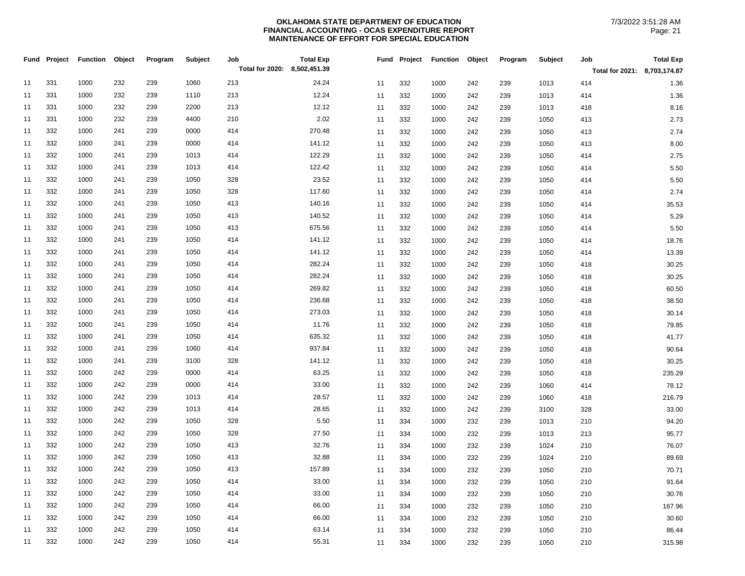**OKLAHOMA STATE DEPARTMENT OF EDUCATION**
**FINANCIAL ACCOUNTING - OCAS EXPENDITURE REPORT**
**MAINTENANCE OF EFFORT FOR SPECIAL EDUCATION**

7/3/2022 3:51:28 AM

| Fund | Project | Function | Object | Program | Subject | Job | Total Exp |
|---|---|---|---|---|---|---|---|
| | | | | | | Total for 2020: | 8,502,451.39 |
| 11 | 331 | 1000 | 232 | 239 | 1060 | 213 | 24.24 |
| 11 | 331 | 1000 | 232 | 239 | 1110 | 213 | 12.24 |
| 11 | 331 | 1000 | 232 | 239 | 2200 | 213 | 12.12 |
| 11 | 331 | 1000 | 232 | 239 | 4400 | 210 | 2.02 |
| 11 | 332 | 1000 | 241 | 239 | 0000 | 414 | 270.48 |
| 11 | 332 | 1000 | 241 | 239 | 0000 | 414 | 141.12 |
| 11 | 332 | 1000 | 241 | 239 | 1013 | 414 | 122.29 |
| 11 | 332 | 1000 | 241 | 239 | 1013 | 414 | 122.42 |
| 11 | 332 | 1000 | 241 | 239 | 1050 | 328 | 23.52 |
| 11 | 332 | 1000 | 241 | 239 | 1050 | 328 | 117.60 |
| 11 | 332 | 1000 | 241 | 239 | 1050 | 413 | 140.16 |
| 11 | 332 | 1000 | 241 | 239 | 1050 | 413 | 140.52 |
| 11 | 332 | 1000 | 241 | 239 | 1050 | 413 | 675.56 |
| 11 | 332 | 1000 | 241 | 239 | 1050 | 414 | 141.12 |
| 11 | 332 | 1000 | 241 | 239 | 1050 | 414 | 141.12 |
| 11 | 332 | 1000 | 241 | 239 | 1050 | 414 | 282.24 |
| 11 | 332 | 1000 | 241 | 239 | 1050 | 414 | 282.24 |
| 11 | 332 | 1000 | 241 | 239 | 1050 | 414 | 269.82 |
| 11 | 332 | 1000 | 241 | 239 | 1050 | 414 | 236.68 |
| 11 | 332 | 1000 | 241 | 239 | 1050 | 414 | 273.03 |
| 11 | 332 | 1000 | 241 | 239 | 1050 | 414 | 11.76 |
| 11 | 332 | 1000 | 241 | 239 | 1050 | 414 | 635.32 |
| 11 | 332 | 1000 | 241 | 239 | 1060 | 414 | 937.84 |
| 11 | 332 | 1000 | 241 | 239 | 3100 | 328 | 141.12 |
| 11 | 332 | 1000 | 242 | 239 | 0000 | 414 | 63.25 |
| 11 | 332 | 1000 | 242 | 239 | 0000 | 414 | 33.00 |
| 11 | 332 | 1000 | 242 | 239 | 1013 | 414 | 28.57 |
| 11 | 332 | 1000 | 242 | 239 | 1013 | 414 | 28.65 |
| 11 | 332 | 1000 | 242 | 239 | 1050 | 328 | 5.50 |
| 11 | 332 | 1000 | 242 | 239 | 1050 | 328 | 27.50 |
| 11 | 332 | 1000 | 242 | 239 | 1050 | 413 | 32.76 |
| 11 | 332 | 1000 | 242 | 239 | 1050 | 413 | 32.88 |
| 11 | 332 | 1000 | 242 | 239 | 1050 | 413 | 157.89 |
| 11 | 332 | 1000 | 242 | 239 | 1050 | 414 | 33.00 |
| 11 | 332 | 1000 | 242 | 239 | 1050 | 414 | 33.00 |
| 11 | 332 | 1000 | 242 | 239 | 1050 | 414 | 66.00 |
| 11 | 332 | 1000 | 242 | 239 | 1050 | 414 | 66.00 |
| 11 | 332 | 1000 | 242 | 239 | 1050 | 414 | 63.14 |
| 11 | 332 | 1000 | 242 | 239 | 1050 | 414 | 55.31 |

| Fund | Project | Function | Object | Program | Subject | Job | Total Exp |
|---|---|---|---|---|---|---|---|
| | | | | | | Total for 2021: | 8,703,174.87 |
| 11 | 332 | 1000 | 242 | 239 | 1013 | 414 | 1.36 |
| 11 | 332 | 1000 | 242 | 239 | 1013 | 414 | 1.36 |
| 11 | 332 | 1000 | 242 | 239 | 1013 | 418 | 8.16 |
| 11 | 332 | 1000 | 242 | 239 | 1050 | 413 | 2.73 |
| 11 | 332 | 1000 | 242 | 239 | 1050 | 413 | 2.74 |
| 11 | 332 | 1000 | 242 | 239 | 1050 | 413 | 8.00 |
| 11 | 332 | 1000 | 242 | 239 | 1050 | 414 | 2.75 |
| 11 | 332 | 1000 | 242 | 239 | 1050 | 414 | 5.50 |
| 11 | 332 | 1000 | 242 | 239 | 1050 | 414 | 5.50 |
| 11 | 332 | 1000 | 242 | 239 | 1050 | 414 | 2.74 |
| 11 | 332 | 1000 | 242 | 239 | 1050 | 414 | 35.53 |
| 11 | 332 | 1000 | 242 | 239 | 1050 | 414 | 5.29 |
| 11 | 332 | 1000 | 242 | 239 | 1050 | 414 | 5.50 |
| 11 | 332 | 1000 | 242 | 239 | 1050 | 414 | 18.76 |
| 11 | 332 | 1000 | 242 | 239 | 1050 | 414 | 13.39 |
| 11 | 332 | 1000 | 242 | 239 | 1050 | 418 | 30.25 |
| 11 | 332 | 1000 | 242 | 239 | 1050 | 418 | 30.25 |
| 11 | 332 | 1000 | 242 | 239 | 1050 | 418 | 60.50 |
| 11 | 332 | 1000 | 242 | 239 | 1050 | 418 | 38.50 |
| 11 | 332 | 1000 | 242 | 239 | 1050 | 418 | 30.14 |
| 11 | 332 | 1000 | 242 | 239 | 1050 | 418 | 79.85 |
| 11 | 332 | 1000 | 242 | 239 | 1050 | 418 | 41.77 |
| 11 | 332 | 1000 | 242 | 239 | 1050 | 418 | 90.64 |
| 11 | 332 | 1000 | 242 | 239 | 1050 | 418 | 30.25 |
| 11 | 332 | 1000 | 242 | 239 | 1050 | 418 | 235.29 |
| 11 | 332 | 1000 | 242 | 239 | 1060 | 414 | 78.12 |
| 11 | 332 | 1000 | 242 | 239 | 1060 | 418 | 216.79 |
| 11 | 332 | 1000 | 242 | 239 | 3100 | 328 | 33.00 |
| 11 | 334 | 1000 | 232 | 239 | 1013 | 210 | 94.20 |
| 11 | 334 | 1000 | 232 | 239 | 1013 | 213 | 95.77 |
| 11 | 334 | 1000 | 232 | 239 | 1024 | 210 | 76.07 |
| 11 | 334 | 1000 | 232 | 239 | 1024 | 210 | 89.69 |
| 11 | 334 | 1000 | 232 | 239 | 1050 | 210 | 70.71 |
| 11 | 334 | 1000 | 232 | 239 | 1050 | 210 | 91.64 |
| 11 | 334 | 1000 | 232 | 239 | 1050 | 210 | 30.76 |
| 11 | 334 | 1000 | 232 | 239 | 1050 | 210 | 167.96 |
| 11 | 334 | 1000 | 232 | 239 | 1050 | 210 | 30.60 |
| 11 | 334 | 1000 | 232 | 239 | 1050 | 210 | 86.44 |
| 11 | 334 | 1000 | 232 | 239 | 1050 | 210 | 315.98 |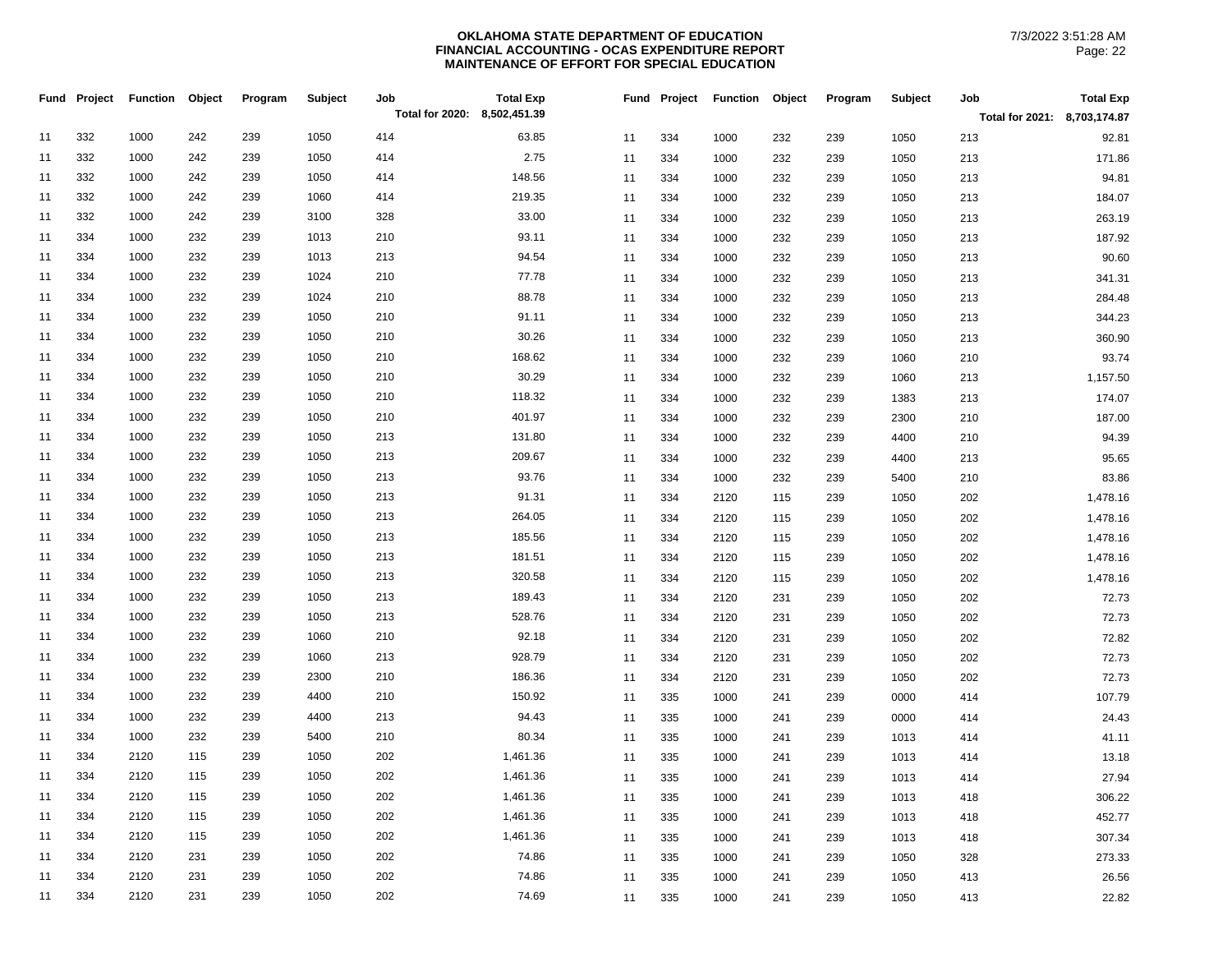**OKLAHOMA STATE DEPARTMENT OF EDUCATION**
**FINANCIAL ACCOUNTING - OCAS EXPENDITURE REPORT**
**MAINTENANCE OF EFFORT FOR SPECIAL EDUCATION**

7/3/2022 3:51:28 AM

| Fund | Project | Function | Object | Program | Subject | Job | Total Exp |
|---|---|---|---|---|---|---|---|
| | | | | | | Total for 2020: | 8,502,451.39 |
| 11 | 332 | 1000 | 242 | 239 | 1050 | 414 | 63.85 |
| 11 | 332 | 1000 | 242 | 239 | 1050 | 414 | 2.75 |
| 11 | 332 | 1000 | 242 | 239 | 1050 | 414 | 148.56 |
| 11 | 332 | 1000 | 242 | 239 | 1060 | 414 | 219.35 |
| 11 | 332 | 1000 | 242 | 239 | 3100 | 328 | 33.00 |
| 11 | 334 | 1000 | 232 | 239 | 1013 | 210 | 93.11 |
| 11 | 334 | 1000 | 232 | 239 | 1013 | 213 | 94.54 |
| 11 | 334 | 1000 | 232 | 239 | 1024 | 210 | 77.78 |
| 11 | 334 | 1000 | 232 | 239 | 1024 | 210 | 88.78 |
| 11 | 334 | 1000 | 232 | 239 | 1050 | 210 | 91.11 |
| 11 | 334 | 1000 | 232 | 239 | 1050 | 210 | 30.26 |
| 11 | 334 | 1000 | 232 | 239 | 1050 | 210 | 168.62 |
| 11 | 334 | 1000 | 232 | 239 | 1050 | 210 | 30.29 |
| 11 | 334 | 1000 | 232 | 239 | 1050 | 210 | 118.32 |
| 11 | 334 | 1000 | 232 | 239 | 1050 | 210 | 401.97 |
| 11 | 334 | 1000 | 232 | 239 | 1050 | 213 | 131.80 |
| 11 | 334 | 1000 | 232 | 239 | 1050 | 213 | 209.67 |
| 11 | 334 | 1000 | 232 | 239 | 1050 | 213 | 93.76 |
| 11 | 334 | 1000 | 232 | 239 | 1050 | 213 | 91.31 |
| 11 | 334 | 1000 | 232 | 239 | 1050 | 213 | 264.05 |
| 11 | 334 | 1000 | 232 | 239 | 1050 | 213 | 185.56 |
| 11 | 334 | 1000 | 232 | 239 | 1050 | 213 | 181.51 |
| 11 | 334 | 1000 | 232 | 239 | 1050 | 213 | 320.58 |
| 11 | 334 | 1000 | 232 | 239 | 1050 | 213 | 189.43 |
| 11 | 334 | 1000 | 232 | 239 | 1050 | 213 | 528.76 |
| 11 | 334 | 1000 | 232 | 239 | 1060 | 210 | 92.18 |
| 11 | 334 | 1000 | 232 | 239 | 1060 | 213 | 928.79 |
| 11 | 334 | 1000 | 232 | 239 | 2300 | 210 | 186.36 |
| 11 | 334 | 1000 | 232 | 239 | 4400 | 210 | 150.92 |
| 11 | 334 | 1000 | 232 | 239 | 4400 | 213 | 94.43 |
| 11 | 334 | 1000 | 232 | 239 | 5400 | 210 | 80.34 |
| 11 | 334 | 2120 | 115 | 239 | 1050 | 202 | 1,461.36 |
| 11 | 334 | 2120 | 115 | 239 | 1050 | 202 | 1,461.36 |
| 11 | 334 | 2120 | 115 | 239 | 1050 | 202 | 1,461.36 |
| 11 | 334 | 2120 | 115 | 239 | 1050 | 202 | 1,461.36 |
| 11 | 334 | 2120 | 115 | 239 | 1050 | 202 | 1,461.36 |
| 11 | 334 | 2120 | 231 | 239 | 1050 | 202 | 74.86 |
| 11 | 334 | 2120 | 231 | 239 | 1050 | 202 | 74.86 |
| 11 | 334 | 2120 | 231 | 239 | 1050 | 202 | 74.69 |

| Fund | Project | Function | Object | Program | Subject | Job | Total Exp |
|---|---|---|---|---|---|---|---|
| | | | | | | Total for 2021: | 8,703,174.87 |
| 11 | 334 | 1000 | 232 | 239 | 1050 | 213 | 92.81 |
| 11 | 334 | 1000 | 232 | 239 | 1050 | 213 | 171.86 |
| 11 | 334 | 1000 | 232 | 239 | 1050 | 213 | 94.81 |
| 11 | 334 | 1000 | 232 | 239 | 1050 | 213 | 184.07 |
| 11 | 334 | 1000 | 232 | 239 | 1050 | 213 | 263.19 |
| 11 | 334 | 1000 | 232 | 239 | 1050 | 213 | 187.92 |
| 11 | 334 | 1000 | 232 | 239 | 1050 | 213 | 90.60 |
| 11 | 334 | 1000 | 232 | 239 | 1050 | 213 | 341.31 |
| 11 | 334 | 1000 | 232 | 239 | 1050 | 213 | 284.48 |
| 11 | 334 | 1000 | 232 | 239 | 1050 | 213 | 344.23 |
| 11 | 334 | 1000 | 232 | 239 | 1050 | 213 | 360.90 |
| 11 | 334 | 1000 | 232 | 239 | 1060 | 210 | 93.74 |
| 11 | 334 | 1000 | 232 | 239 | 1060 | 213 | 1,157.50 |
| 11 | 334 | 1000 | 232 | 239 | 1383 | 213 | 174.07 |
| 11 | 334 | 1000 | 232 | 239 | 2300 | 210 | 187.00 |
| 11 | 334 | 1000 | 232 | 239 | 4400 | 210 | 94.39 |
| 11 | 334 | 1000 | 232 | 239 | 4400 | 213 | 95.65 |
| 11 | 334 | 1000 | 232 | 239 | 5400 | 210 | 83.86 |
| 11 | 334 | 2120 | 115 | 239 | 1050 | 202 | 1,478.16 |
| 11 | 334 | 2120 | 115 | 239 | 1050 | 202 | 1,478.16 |
| 11 | 334 | 2120 | 115 | 239 | 1050 | 202 | 1,478.16 |
| 11 | 334 | 2120 | 115 | 239 | 1050 | 202 | 1,478.16 |
| 11 | 334 | 2120 | 115 | 239 | 1050 | 202 | 1,478.16 |
| 11 | 334 | 2120 | 231 | 239 | 1050 | 202 | 72.73 |
| 11 | 334 | 2120 | 231 | 239 | 1050 | 202 | 72.73 |
| 11 | 334 | 2120 | 231 | 239 | 1050 | 202 | 72.82 |
| 11 | 334 | 2120 | 231 | 239 | 1050 | 202 | 72.73 |
| 11 | 334 | 2120 | 231 | 239 | 1050 | 202 | 72.73 |
| 11 | 335 | 1000 | 241 | 239 | 0000 | 414 | 107.79 |
| 11 | 335 | 1000 | 241 | 239 | 0000 | 414 | 24.43 |
| 11 | 335 | 1000 | 241 | 239 | 1013 | 414 | 41.11 |
| 11 | 335 | 1000 | 241 | 239 | 1013 | 414 | 13.18 |
| 11 | 335 | 1000 | 241 | 239 | 1013 | 414 | 27.94 |
| 11 | 335 | 1000 | 241 | 239 | 1013 | 418 | 306.22 |
| 11 | 335 | 1000 | 241 | 239 | 1013 | 418 | 452.77 |
| 11 | 335 | 1000 | 241 | 239 | 1013 | 418 | 307.34 |
| 11 | 335 | 1000 | 241 | 239 | 1050 | 328 | 273.33 |
| 11 | 335 | 1000 | 241 | 239 | 1050 | 413 | 26.56 |
| 11 | 335 | 1000 | 241 | 239 | 1050 | 413 | 22.82 |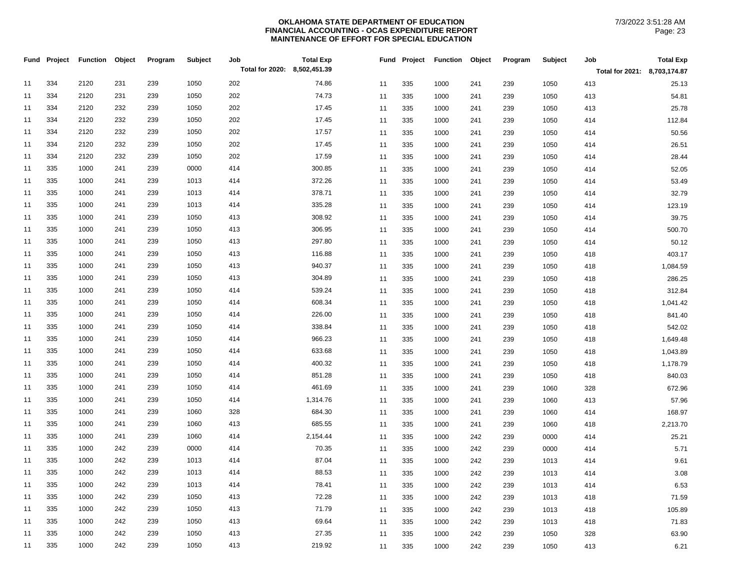**OKLAHOMA STATE DEPARTMENT OF EDUCATION**
**FINANCIAL ACCOUNTING - OCAS EXPENDITURE REPORT**
**MAINTENANCE OF EFFORT FOR SPECIAL EDUCATION**

7/3/2022 3:51:28 AM

| Fund | Project | Function | Object | Program | Subject | Job | Total Exp |
|---|---|---|---|---|---|---|---|
| | | | | | | Total for 2020: | 8,502,451.39 |
| 11 | 334 | 2120 | 231 | 239 | 1050 | 202 | 74.86 |
| 11 | 334 | 2120 | 231 | 239 | 1050 | 202 | 74.73 |
| 11 | 334 | 2120 | 232 | 239 | 1050 | 202 | 17.45 |
| 11 | 334 | 2120 | 232 | 239 | 1050 | 202 | 17.45 |
| 11 | 334 | 2120 | 232 | 239 | 1050 | 202 | 17.57 |
| 11 | 334 | 2120 | 232 | 239 | 1050 | 202 | 17.45 |
| 11 | 334 | 2120 | 232 | 239 | 1050 | 202 | 17.59 |
| 11 | 335 | 1000 | 241 | 239 | 0000 | 414 | 300.85 |
| 11 | 335 | 1000 | 241 | 239 | 1013 | 414 | 372.26 |
| 11 | 335 | 1000 | 241 | 239 | 1013 | 414 | 378.71 |
| 11 | 335 | 1000 | 241 | 239 | 1013 | 414 | 335.28 |
| 11 | 335 | 1000 | 241 | 239 | 1050 | 413 | 308.92 |
| 11 | 335 | 1000 | 241 | 239 | 1050 | 413 | 306.95 |
| 11 | 335 | 1000 | 241 | 239 | 1050 | 413 | 297.80 |
| 11 | 335 | 1000 | 241 | 239 | 1050 | 413 | 116.88 |
| 11 | 335 | 1000 | 241 | 239 | 1050 | 413 | 940.37 |
| 11 | 335 | 1000 | 241 | 239 | 1050 | 413 | 304.89 |
| 11 | 335 | 1000 | 241 | 239 | 1050 | 414 | 539.24 |
| 11 | 335 | 1000 | 241 | 239 | 1050 | 414 | 608.34 |
| 11 | 335 | 1000 | 241 | 239 | 1050 | 414 | 226.00 |
| 11 | 335 | 1000 | 241 | 239 | 1050 | 414 | 338.84 |
| 11 | 335 | 1000 | 241 | 239 | 1050 | 414 | 966.23 |
| 11 | 335 | 1000 | 241 | 239 | 1050 | 414 | 633.68 |
| 11 | 335 | 1000 | 241 | 239 | 1050 | 414 | 400.32 |
| 11 | 335 | 1000 | 241 | 239 | 1050 | 414 | 851.28 |
| 11 | 335 | 1000 | 241 | 239 | 1050 | 414 | 461.69 |
| 11 | 335 | 1000 | 241 | 239 | 1050 | 414 | 1,314.76 |
| 11 | 335 | 1000 | 241 | 239 | 1060 | 328 | 684.30 |
| 11 | 335 | 1000 | 241 | 239 | 1060 | 413 | 685.55 |
| 11 | 335 | 1000 | 241 | 239 | 1060 | 414 | 2,154.44 |
| 11 | 335 | 1000 | 242 | 239 | 0000 | 414 | 70.35 |
| 11 | 335 | 1000 | 242 | 239 | 1013 | 414 | 87.04 |
| 11 | 335 | 1000 | 242 | 239 | 1013 | 414 | 88.53 |
| 11 | 335 | 1000 | 242 | 239 | 1013 | 414 | 78.41 |
| 11 | 335 | 1000 | 242 | 239 | 1050 | 413 | 72.28 |
| 11 | 335 | 1000 | 242 | 239 | 1050 | 413 | 71.79 |
| 11 | 335 | 1000 | 242 | 239 | 1050 | 413 | 69.64 |
| 11 | 335 | 1000 | 242 | 239 | 1050 | 413 | 27.35 |
| 11 | 335 | 1000 | 242 | 239 | 1050 | 413 | 219.92 |

| Fund | Project | Function | Object | Program | Subject | Job | Total Exp |
|---|---|---|---|---|---|---|---|
| | | | | | | Total for 2021: | 8,703,174.87 |
| 11 | 335 | 1000 | 241 | 239 | 1050 | 413 | 25.13 |
| 11 | 335 | 1000 | 241 | 239 | 1050 | 413 | 54.81 |
| 11 | 335 | 1000 | 241 | 239 | 1050 | 413 | 25.78 |
| 11 | 335 | 1000 | 241 | 239 | 1050 | 414 | 112.84 |
| 11 | 335 | 1000 | 241 | 239 | 1050 | 414 | 50.56 |
| 11 | 335 | 1000 | 241 | 239 | 1050 | 414 | 26.51 |
| 11 | 335 | 1000 | 241 | 239 | 1050 | 414 | 28.44 |
| 11 | 335 | 1000 | 241 | 239 | 1050 | 414 | 52.05 |
| 11 | 335 | 1000 | 241 | 239 | 1050 | 414 | 53.49 |
| 11 | 335 | 1000 | 241 | 239 | 1050 | 414 | 32.79 |
| 11 | 335 | 1000 | 241 | 239 | 1050 | 414 | 123.19 |
| 11 | 335 | 1000 | 241 | 239 | 1050 | 414 | 39.75 |
| 11 | 335 | 1000 | 241 | 239 | 1050 | 414 | 500.70 |
| 11 | 335 | 1000 | 241 | 239 | 1050 | 414 | 50.12 |
| 11 | 335 | 1000 | 241 | 239 | 1050 | 418 | 403.17 |
| 11 | 335 | 1000 | 241 | 239 | 1050 | 418 | 1,084.59 |
| 11 | 335 | 1000 | 241 | 239 | 1050 | 418 | 286.25 |
| 11 | 335 | 1000 | 241 | 239 | 1050 | 418 | 312.84 |
| 11 | 335 | 1000 | 241 | 239 | 1050 | 418 | 1,041.42 |
| 11 | 335 | 1000 | 241 | 239 | 1050 | 418 | 841.40 |
| 11 | 335 | 1000 | 241 | 239 | 1050 | 418 | 542.02 |
| 11 | 335 | 1000 | 241 | 239 | 1050 | 418 | 1,649.48 |
| 11 | 335 | 1000 | 241 | 239 | 1050 | 418 | 1,043.89 |
| 11 | 335 | 1000 | 241 | 239 | 1050 | 418 | 1,178.79 |
| 11 | 335 | 1000 | 241 | 239 | 1050 | 418 | 840.03 |
| 11 | 335 | 1000 | 241 | 239 | 1060 | 328 | 672.96 |
| 11 | 335 | 1000 | 241 | 239 | 1060 | 413 | 57.96 |
| 11 | 335 | 1000 | 241 | 239 | 1060 | 414 | 168.97 |
| 11 | 335 | 1000 | 241 | 239 | 1060 | 418 | 2,213.70 |
| 11 | 335 | 1000 | 242 | 239 | 0000 | 414 | 25.21 |
| 11 | 335 | 1000 | 242 | 239 | 0000 | 414 | 5.71 |
| 11 | 335 | 1000 | 242 | 239 | 1013 | 414 | 9.61 |
| 11 | 335 | 1000 | 242 | 239 | 1013 | 414 | 3.08 |
| 11 | 335 | 1000 | 242 | 239 | 1013 | 414 | 6.53 |
| 11 | 335 | 1000 | 242 | 239 | 1013 | 418 | 71.59 |
| 11 | 335 | 1000 | 242 | 239 | 1013 | 418 | 105.89 |
| 11 | 335 | 1000 | 242 | 239 | 1013 | 418 | 71.83 |
| 11 | 335 | 1000 | 242 | 239 | 1050 | 328 | 63.90 |
| 11 | 335 | 1000 | 242 | 239 | 1050 | 413 | 6.21 |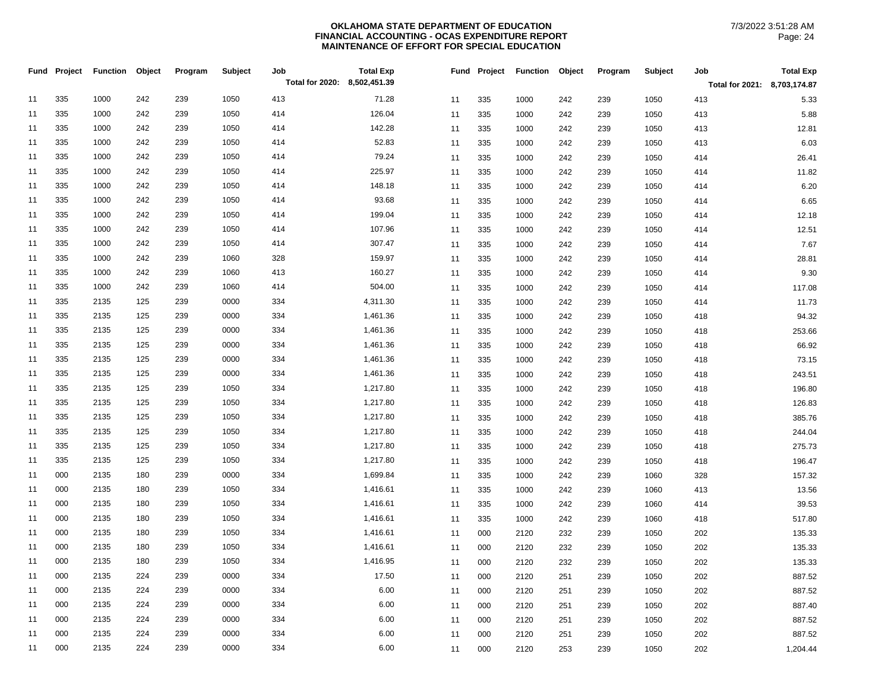**OKLAHOMA STATE DEPARTMENT OF EDUCATION**
**FINANCIAL ACCOUNTING - OCAS EXPENDITURE REPORT**
**MAINTENANCE OF EFFORT FOR SPECIAL EDUCATION**

7/3/2022 3:51:28 AM

| Fund | Project | Function | Object | Program | Subject | Job | Total Exp |
|---|---|---|---|---|---|---|---|
| | | | | | | Total for 2020: | 8,502,451.39 |
| 11 | 335 | 1000 | 242 | 239 | 1050 | 413 | 71.28 |
| 11 | 335 | 1000 | 242 | 239 | 1050 | 414 | 126.04 |
| 11 | 335 | 1000 | 242 | 239 | 1050 | 414 | 142.28 |
| 11 | 335 | 1000 | 242 | 239 | 1050 | 414 | 52.83 |
| 11 | 335 | 1000 | 242 | 239 | 1050 | 414 | 79.24 |
| 11 | 335 | 1000 | 242 | 239 | 1050 | 414 | 225.97 |
| 11 | 335 | 1000 | 242 | 239 | 1050 | 414 | 148.18 |
| 11 | 335 | 1000 | 242 | 239 | 1050 | 414 | 93.68 |
| 11 | 335 | 1000 | 242 | 239 | 1050 | 414 | 199.04 |
| 11 | 335 | 1000 | 242 | 239 | 1050 | 414 | 107.96 |
| 11 | 335 | 1000 | 242 | 239 | 1050 | 414 | 307.47 |
| 11 | 335 | 1000 | 242 | 239 | 1060 | 328 | 159.97 |
| 11 | 335 | 1000 | 242 | 239 | 1060 | 413 | 160.27 |
| 11 | 335 | 1000 | 242 | 239 | 1060 | 414 | 504.00 |
| 11 | 335 | 2135 | 125 | 239 | 0000 | 334 | 4,311.30 |
| 11 | 335 | 2135 | 125 | 239 | 0000 | 334 | 1,461.36 |
| 11 | 335 | 2135 | 125 | 239 | 0000 | 334 | 1,461.36 |
| 11 | 335 | 2135 | 125 | 239 | 0000 | 334 | 1,461.36 |
| 11 | 335 | 2135 | 125 | 239 | 0000 | 334 | 1,461.36 |
| 11 | 335 | 2135 | 125 | 239 | 0000 | 334 | 1,461.36 |
| 11 | 335 | 2135 | 125 | 239 | 1050 | 334 | 1,217.80 |
| 11 | 335 | 2135 | 125 | 239 | 1050 | 334 | 1,217.80 |
| 11 | 335 | 2135 | 125 | 239 | 1050 | 334 | 1,217.80 |
| 11 | 335 | 2135 | 125 | 239 | 1050 | 334 | 1,217.80 |
| 11 | 335 | 2135 | 125 | 239 | 1050 | 334 | 1,217.80 |
| 11 | 335 | 2135 | 125 | 239 | 1050 | 334 | 1,217.80 |
| 11 | 000 | 2135 | 180 | 239 | 0000 | 334 | 1,699.84 |
| 11 | 000 | 2135 | 180 | 239 | 1050 | 334 | 1,416.61 |
| 11 | 000 | 2135 | 180 | 239 | 1050 | 334 | 1,416.61 |
| 11 | 000 | 2135 | 180 | 239 | 1050 | 334 | 1,416.61 |
| 11 | 000 | 2135 | 180 | 239 | 1050 | 334 | 1,416.61 |
| 11 | 000 | 2135 | 180 | 239 | 1050 | 334 | 1,416.61 |
| 11 | 000 | 2135 | 180 | 239 | 1050 | 334 | 1,416.95 |
| 11 | 000 | 2135 | 224 | 239 | 0000 | 334 | 17.50 |
| 11 | 000 | 2135 | 224 | 239 | 0000 | 334 | 6.00 |
| 11 | 000 | 2135 | 224 | 239 | 0000 | 334 | 6.00 |
| 11 | 000 | 2135 | 224 | 239 | 0000 | 334 | 6.00 |
| 11 | 000 | 2135 | 224 | 239 | 0000 | 334 | 6.00 |
| 11 | 000 | 2135 | 224 | 239 | 0000 | 334 | 6.00 |

| Fund | Project | Function | Object | Program | Subject | Job | Total Exp |
|---|---|---|---|---|---|---|---|
| | | | | | | Total for 2021: | 8,703,174.87 |
| 11 | 335 | 1000 | 242 | 239 | 1050 | 413 | 5.33 |
| 11 | 335 | 1000 | 242 | 239 | 1050 | 413 | 5.88 |
| 11 | 335 | 1000 | 242 | 239 | 1050 | 413 | 12.81 |
| 11 | 335 | 1000 | 242 | 239 | 1050 | 413 | 6.03 |
| 11 | 335 | 1000 | 242 | 239 | 1050 | 414 | 26.41 |
| 11 | 335 | 1000 | 242 | 239 | 1050 | 414 | 11.82 |
| 11 | 335 | 1000 | 242 | 239 | 1050 | 414 | 6.20 |
| 11 | 335 | 1000 | 242 | 239 | 1050 | 414 | 6.65 |
| 11 | 335 | 1000 | 242 | 239 | 1050 | 414 | 12.18 |
| 11 | 335 | 1000 | 242 | 239 | 1050 | 414 | 12.51 |
| 11 | 335 | 1000 | 242 | 239 | 1050 | 414 | 7.67 |
| 11 | 335 | 1000 | 242 | 239 | 1050 | 414 | 28.81 |
| 11 | 335 | 1000 | 242 | 239 | 1050 | 414 | 9.30 |
| 11 | 335 | 1000 | 242 | 239 | 1050 | 414 | 117.08 |
| 11 | 335 | 1000 | 242 | 239 | 1050 | 414 | 11.73 |
| 11 | 335 | 1000 | 242 | 239 | 1050 | 418 | 94.32 |
| 11 | 335 | 1000 | 242 | 239 | 1050 | 418 | 253.66 |
| 11 | 335 | 1000 | 242 | 239 | 1050 | 418 | 66.92 |
| 11 | 335 | 1000 | 242 | 239 | 1050 | 418 | 73.15 |
| 11 | 335 | 1000 | 242 | 239 | 1050 | 418 | 243.51 |
| 11 | 335 | 1000 | 242 | 239 | 1050 | 418 | 196.80 |
| 11 | 335 | 1000 | 242 | 239 | 1050 | 418 | 126.83 |
| 11 | 335 | 1000 | 242 | 239 | 1050 | 418 | 385.76 |
| 11 | 335 | 1000 | 242 | 239 | 1050 | 418 | 244.04 |
| 11 | 335 | 1000 | 242 | 239 | 1050 | 418 | 275.73 |
| 11 | 335 | 1000 | 242 | 239 | 1050 | 418 | 196.47 |
| 11 | 335 | 1000 | 242 | 239 | 1060 | 328 | 157.32 |
| 11 | 335 | 1000 | 242 | 239 | 1060 | 413 | 13.56 |
| 11 | 335 | 1000 | 242 | 239 | 1060 | 414 | 39.53 |
| 11 | 335 | 1000 | 242 | 239 | 1060 | 418 | 517.80 |
| 11 | 000 | 2120 | 232 | 239 | 1050 | 202 | 135.33 |
| 11 | 000 | 2120 | 232 | 239 | 1050 | 202 | 135.33 |
| 11 | 000 | 2120 | 232 | 239 | 1050 | 202 | 135.33 |
| 11 | 000 | 2120 | 251 | 239 | 1050 | 202 | 887.52 |
| 11 | 000 | 2120 | 251 | 239 | 1050 | 202 | 887.52 |
| 11 | 000 | 2120 | 251 | 239 | 1050 | 202 | 887.40 |
| 11 | 000 | 2120 | 251 | 239 | 1050 | 202 | 887.52 |
| 11 | 000 | 2120 | 251 | 239 | 1050 | 202 | 887.52 |
| 11 | 000 | 2120 | 253 | 239 | 1050 | 202 | 1,204.44 |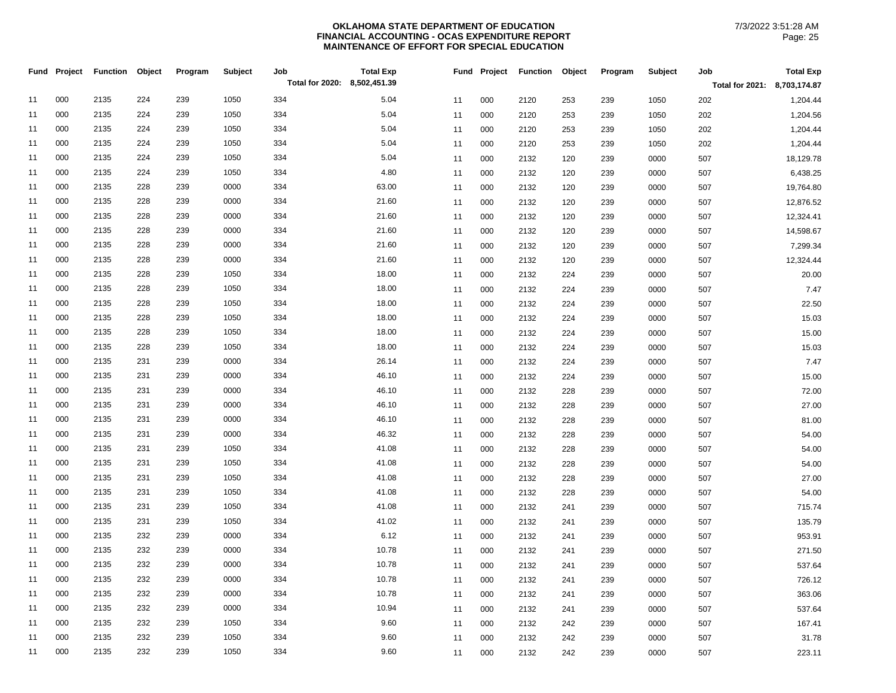**OKLAHOMA STATE DEPARTMENT OF EDUCATION**
**FINANCIAL ACCOUNTING - OCAS EXPENDITURE REPORT**
**MAINTENANCE OF EFFORT FOR SPECIAL EDUCATION**

7/3/2022 3:51:28 AM

| Fund | Project | Function | Object | Program | Subject | Job | Total Exp |
|---|---|---|---|---|---|---|---|
| | | | | | | Total for 2020: | 8,502,451.39 |
| 11 | 000 | 2135 | 224 | 239 | 1050 | 334 | 5.04 |
| 11 | 000 | 2135 | 224 | 239 | 1050 | 334 | 5.04 |
| 11 | 000 | 2135 | 224 | 239 | 1050 | 334 | 5.04 |
| 11 | 000 | 2135 | 224 | 239 | 1050 | 334 | 5.04 |
| 11 | 000 | 2135 | 224 | 239 | 1050 | 334 | 5.04 |
| 11 | 000 | 2135 | 224 | 239 | 1050 | 334 | 4.80 |
| 11 | 000 | 2135 | 228 | 239 | 0000 | 334 | 63.00 |
| 11 | 000 | 2135 | 228 | 239 | 0000 | 334 | 21.60 |
| 11 | 000 | 2135 | 228 | 239 | 0000 | 334 | 21.60 |
| 11 | 000 | 2135 | 228 | 239 | 0000 | 334 | 21.60 |
| 11 | 000 | 2135 | 228 | 239 | 0000 | 334 | 21.60 |
| 11 | 000 | 2135 | 228 | 239 | 0000 | 334 | 21.60 |
| 11 | 000 | 2135 | 228 | 239 | 1050 | 334 | 18.00 |
| 11 | 000 | 2135 | 228 | 239 | 1050 | 334 | 18.00 |
| 11 | 000 | 2135 | 228 | 239 | 1050 | 334 | 18.00 |
| 11 | 000 | 2135 | 228 | 239 | 1050 | 334 | 18.00 |
| 11 | 000 | 2135 | 228 | 239 | 1050 | 334 | 18.00 |
| 11 | 000 | 2135 | 228 | 239 | 1050 | 334 | 18.00 |
| 11 | 000 | 2135 | 231 | 239 | 0000 | 334 | 26.14 |
| 11 | 000 | 2135 | 231 | 239 | 0000 | 334 | 46.10 |
| 11 | 000 | 2135 | 231 | 239 | 0000 | 334 | 46.10 |
| 11 | 000 | 2135 | 231 | 239 | 0000 | 334 | 46.10 |
| 11 | 000 | 2135 | 231 | 239 | 0000 | 334 | 46.10 |
| 11 | 000 | 2135 | 231 | 239 | 0000 | 334 | 46.32 |
| 11 | 000 | 2135 | 231 | 239 | 1050 | 334 | 41.08 |
| 11 | 000 | 2135 | 231 | 239 | 1050 | 334 | 41.08 |
| 11 | 000 | 2135 | 231 | 239 | 1050 | 334 | 41.08 |
| 11 | 000 | 2135 | 231 | 239 | 1050 | 334 | 41.08 |
| 11 | 000 | 2135 | 231 | 239 | 1050 | 334 | 41.08 |
| 11 | 000 | 2135 | 231 | 239 | 1050 | 334 | 41.02 |
| 11 | 000 | 2135 | 232 | 239 | 0000 | 334 | 6.12 |
| 11 | 000 | 2135 | 232 | 239 | 0000 | 334 | 10.78 |
| 11 | 000 | 2135 | 232 | 239 | 0000 | 334 | 10.78 |
| 11 | 000 | 2135 | 232 | 239 | 0000 | 334 | 10.78 |
| 11 | 000 | 2135 | 232 | 239 | 0000 | 334 | 10.78 |
| 11 | 000 | 2135 | 232 | 239 | 0000 | 334 | 10.94 |
| 11 | 000 | 2135 | 232 | 239 | 1050 | 334 | 9.60 |
| 11 | 000 | 2135 | 232 | 239 | 1050 | 334 | 9.60 |
| 11 | 000 | 2135 | 232 | 239 | 1050 | 334 | 9.60 |

| Fund | Project | Function | Object | Program | Subject | Job | Total Exp |
|---|---|---|---|---|---|---|---|
| | | | | | | Total for 2021: | 8,703,174.87 |
| 11 | 000 | 2120 | 253 | 239 | 1050 | 202 | 1,204.44 |
| 11 | 000 | 2120 | 253 | 239 | 1050 | 202 | 1,204.56 |
| 11 | 000 | 2120 | 253 | 239 | 1050 | 202 | 1,204.44 |
| 11 | 000 | 2120 | 253 | 239 | 1050 | 202 | 1,204.44 |
| 11 | 000 | 2132 | 120 | 239 | 0000 | 507 | 18,129.78 |
| 11 | 000 | 2132 | 120 | 239 | 0000 | 507 | 6,438.25 |
| 11 | 000 | 2132 | 120 | 239 | 0000 | 507 | 19,764.80 |
| 11 | 000 | 2132 | 120 | 239 | 0000 | 507 | 12,876.52 |
| 11 | 000 | 2132 | 120 | 239 | 0000 | 507 | 12,324.41 |
| 11 | 000 | 2132 | 120 | 239 | 0000 | 507 | 14,598.67 |
| 11 | 000 | 2132 | 120 | 239 | 0000 | 507 | 7,299.34 |
| 11 | 000 | 2132 | 120 | 239 | 0000 | 507 | 12,324.44 |
| 11 | 000 | 2132 | 224 | 239 | 0000 | 507 | 20.00 |
| 11 | 000 | 2132 | 224 | 239 | 0000 | 507 | 7.47 |
| 11 | 000 | 2132 | 224 | 239 | 0000 | 507 | 22.50 |
| 11 | 000 | 2132 | 224 | 239 | 0000 | 507 | 15.03 |
| 11 | 000 | 2132 | 224 | 239 | 0000 | 507 | 15.00 |
| 11 | 000 | 2132 | 224 | 239 | 0000 | 507 | 15.03 |
| 11 | 000 | 2132 | 224 | 239 | 0000 | 507 | 7.47 |
| 11 | 000 | 2132 | 224 | 239 | 0000 | 507 | 15.00 |
| 11 | 000 | 2132 | 228 | 239 | 0000 | 507 | 72.00 |
| 11 | 000 | 2132 | 228 | 239 | 0000 | 507 | 27.00 |
| 11 | 000 | 2132 | 228 | 239 | 0000 | 507 | 81.00 |
| 11 | 000 | 2132 | 228 | 239 | 0000 | 507 | 54.00 |
| 11 | 000 | 2132 | 228 | 239 | 0000 | 507 | 54.00 |
| 11 | 000 | 2132 | 228 | 239 | 0000 | 507 | 54.00 |
| 11 | 000 | 2132 | 228 | 239 | 0000 | 507 | 27.00 |
| 11 | 000 | 2132 | 228 | 239 | 0000 | 507 | 54.00 |
| 11 | 000 | 2132 | 241 | 239 | 0000 | 507 | 715.74 |
| 11 | 000 | 2132 | 241 | 239 | 0000 | 507 | 135.79 |
| 11 | 000 | 2132 | 241 | 239 | 0000 | 507 | 953.91 |
| 11 | 000 | 2132 | 241 | 239 | 0000 | 507 | 271.50 |
| 11 | 000 | 2132 | 241 | 239 | 0000 | 507 | 537.64 |
| 11 | 000 | 2132 | 241 | 239 | 0000 | 507 | 726.12 |
| 11 | 000 | 2132 | 241 | 239 | 0000 | 507 | 363.06 |
| 11 | 000 | 2132 | 241 | 239 | 0000 | 507 | 537.64 |
| 11 | 000 | 2132 | 242 | 239 | 0000 | 507 | 167.41 |
| 11 | 000 | 2132 | 242 | 239 | 0000 | 507 | 31.78 |
| 11 | 000 | 2132 | 242 | 239 | 0000 | 507 | 223.11 |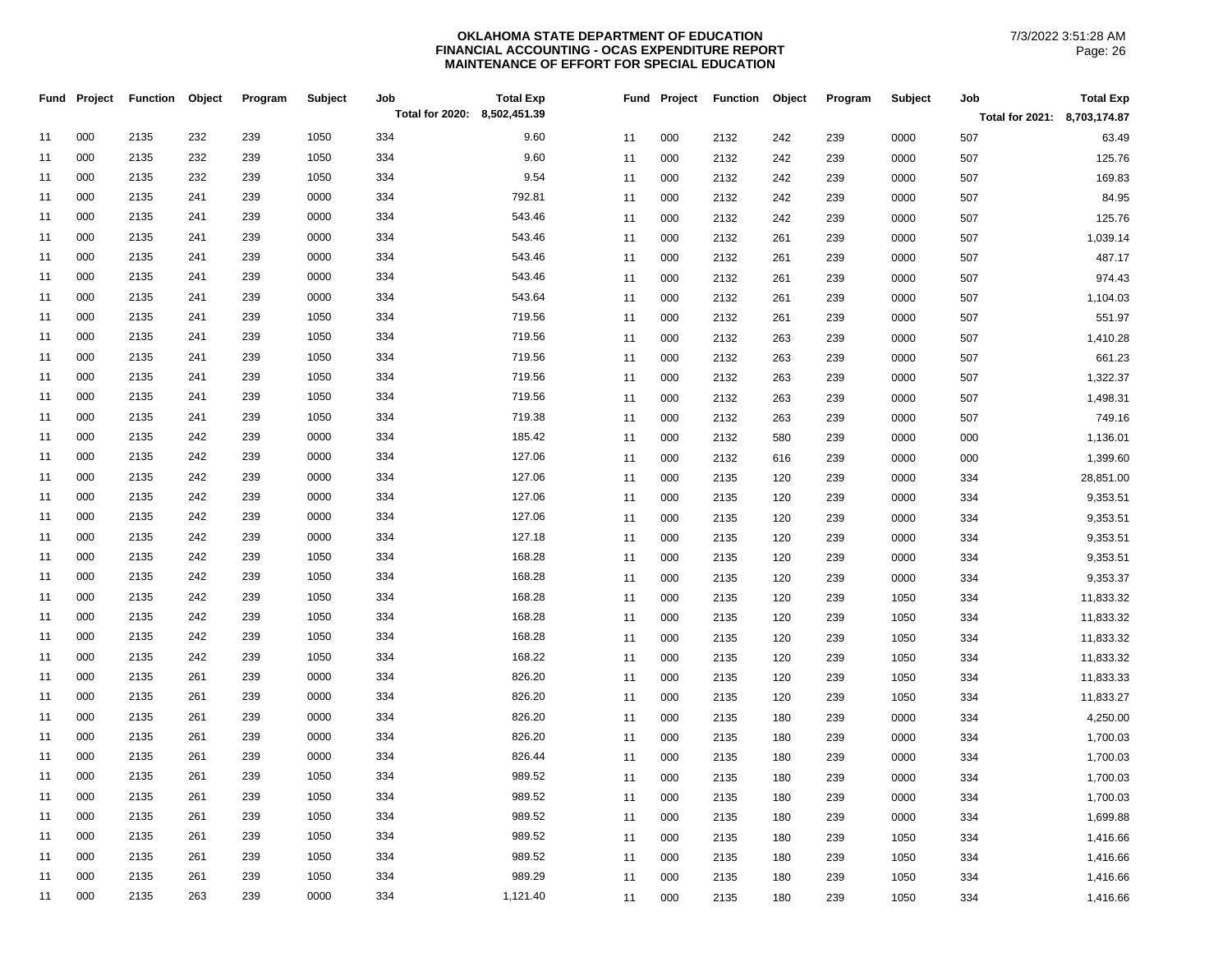# OKLAHOMA STATE DEPARTMENT OF EDUCATION
## FINANCIAL ACCOUNTING - OCAS EXPENDITURE REPORT
## MAINTENANCE OF EFFORT FOR SPECIAL EDUCATION

7/3/2022 3:51:28 AM

| Fund | Project | Function | Object | Program | Subject | Job | Total Exp |
|---|---|---|---|---|---|---|---|
| | | | | | | Total for 2020: | 8,502,451.39 |
| 11 | 000 | 2135 | 232 | 239 | 1050 | 334 | 9.60 |
| 11 | 000 | 2135 | 232 | 239 | 1050 | 334 | 9.60 |
| 11 | 000 | 2135 | 232 | 239 | 1050 | 334 | 9.54 |
| 11 | 000 | 2135 | 241 | 239 | 0000 | 334 | 792.81 |
| 11 | 000 | 2135 | 241 | 239 | 0000 | 334 | 543.46 |
| 11 | 000 | 2135 | 241 | 239 | 0000 | 334 | 543.46 |
| 11 | 000 | 2135 | 241 | 239 | 0000 | 334 | 543.46 |
| 11 | 000 | 2135 | 241 | 239 | 0000 | 334 | 543.46 |
| 11 | 000 | 2135 | 241 | 239 | 0000 | 334 | 543.64 |
| 11 | 000 | 2135 | 241 | 239 | 1050 | 334 | 719.56 |
| 11 | 000 | 2135 | 241 | 239 | 1050 | 334 | 719.56 |
| 11 | 000 | 2135 | 241 | 239 | 1050 | 334 | 719.56 |
| 11 | 000 | 2135 | 241 | 239 | 1050 | 334 | 719.56 |
| 11 | 000 | 2135 | 241 | 239 | 1050 | 334 | 719.56 |
| 11 | 000 | 2135 | 241 | 239 | 1050 | 334 | 719.38 |
| 11 | 000 | 2135 | 242 | 239 | 0000 | 334 | 185.42 |
| 11 | 000 | 2135 | 242 | 239 | 0000 | 334 | 127.06 |
| 11 | 000 | 2135 | 242 | 239 | 0000 | 334 | 127.06 |
| 11 | 000 | 2135 | 242 | 239 | 0000 | 334 | 127.06 |
| 11 | 000 | 2135 | 242 | 239 | 0000 | 334 | 127.06 |
| 11 | 000 | 2135 | 242 | 239 | 0000 | 334 | 127.18 |
| 11 | 000 | 2135 | 242 | 239 | 1050 | 334 | 168.28 |
| 11 | 000 | 2135 | 242 | 239 | 1050 | 334 | 168.28 |
| 11 | 000 | 2135 | 242 | 239 | 1050 | 334 | 168.28 |
| 11 | 000 | 2135 | 242 | 239 | 1050 | 334 | 168.28 |
| 11 | 000 | 2135 | 242 | 239 | 1050 | 334 | 168.28 |
| 11 | 000 | 2135 | 242 | 239 | 1050 | 334 | 168.22 |
| 11 | 000 | 2135 | 261 | 239 | 0000 | 334 | 826.20 |
| 11 | 000 | 2135 | 261 | 239 | 0000 | 334 | 826.20 |
| 11 | 000 | 2135 | 261 | 239 | 0000 | 334 | 826.20 |
| 11 | 000 | 2135 | 261 | 239 | 0000 | 334 | 826.20 |
| 11 | 000 | 2135 | 261 | 239 | 0000 | 334 | 826.44 |
| 11 | 000 | 2135 | 261 | 239 | 1050 | 334 | 989.52 |
| 11 | 000 | 2135 | 261 | 239 | 1050 | 334 | 989.52 |
| 11 | 000 | 2135 | 261 | 239 | 1050 | 334 | 989.52 |
| 11 | 000 | 2135 | 261 | 239 | 1050 | 334 | 989.52 |
| 11 | 000 | 2135 | 261 | 239 | 1050 | 334 | 989.52 |
| 11 | 000 | 2135 | 261 | 239 | 1050 | 334 | 989.29 |
| 11 | 000 | 2135 | 263 | 239 | 0000 | 334 | 1,121.40 |

| Fund | Project | Function | Object | Program | Subject | Job | Total Exp |
|---|---|---|---|---|---|---|---|
| | | | | | | Total for 2021: | 8,703,174.87 |
| 11 | 000 | 2132 | 242 | 239 | 0000 | 507 | 63.49 |
| 11 | 000 | 2132 | 242 | 239 | 0000 | 507 | 125.76 |
| 11 | 000 | 2132 | 242 | 239 | 0000 | 507 | 169.83 |
| 11 | 000 | 2132 | 242 | 239 | 0000 | 507 | 84.95 |
| 11 | 000 | 2132 | 242 | 239 | 0000 | 507 | 125.76 |
| 11 | 000 | 2132 | 261 | 239 | 0000 | 507 | 1,039.14 |
| 11 | 000 | 2132 | 261 | 239 | 0000 | 507 | 487.17 |
| 11 | 000 | 2132 | 261 | 239 | 0000 | 507 | 974.43 |
| 11 | 000 | 2132 | 261 | 239 | 0000 | 507 | 1,104.03 |
| 11 | 000 | 2132 | 261 | 239 | 0000 | 507 | 551.97 |
| 11 | 000 | 2132 | 263 | 239 | 0000 | 507 | 1,410.28 |
| 11 | 000 | 2132 | 263 | 239 | 0000 | 507 | 661.23 |
| 11 | 000 | 2132 | 263 | 239 | 0000 | 507 | 1,322.37 |
| 11 | 000 | 2132 | 263 | 239 | 0000 | 507 | 1,498.31 |
| 11 | 000 | 2132 | 263 | 239 | 0000 | 507 | 749.16 |
| 11 | 000 | 2132 | 580 | 239 | 0000 | 000 | 1,136.01 |
| 11 | 000 | 2132 | 616 | 239 | 0000 | 000 | 1,399.60 |
| 11 | 000 | 2135 | 120 | 239 | 0000 | 334 | 28,851.00 |
| 11 | 000 | 2135 | 120 | 239 | 0000 | 334 | 9,353.51 |
| 11 | 000 | 2135 | 120 | 239 | 0000 | 334 | 9,353.51 |
| 11 | 000 | 2135 | 120 | 239 | 0000 | 334 | 9,353.51 |
| 11 | 000 | 2135 | 120 | 239 | 0000 | 334 | 9,353.51 |
| 11 | 000 | 2135 | 120 | 239 | 0000 | 334 | 9,353.37 |
| 11 | 000 | 2135 | 120 | 239 | 1050 | 334 | 11,833.32 |
| 11 | 000 | 2135 | 120 | 239 | 1050 | 334 | 11,833.32 |
| 11 | 000 | 2135 | 120 | 239 | 1050 | 334 | 11,833.32 |
| 11 | 000 | 2135 | 120 | 239 | 1050 | 334 | 11,833.32 |
| 11 | 000 | 2135 | 120 | 239 | 1050 | 334 | 11,833.33 |
| 11 | 000 | 2135 | 120 | 239 | 1050 | 334 | 11,833.27 |
| 11 | 000 | 2135 | 180 | 239 | 0000 | 334 | 4,250.00 |
| 11 | 000 | 2135 | 180 | 239 | 0000 | 334 | 1,700.03 |
| 11 | 000 | 2135 | 180 | 239 | 0000 | 334 | 1,700.03 |
| 11 | 000 | 2135 | 180 | 239 | 0000 | 334 | 1,700.03 |
| 11 | 000 | 2135 | 180 | 239 | 0000 | 334 | 1,700.03 |
| 11 | 000 | 2135 | 180 | 239 | 0000 | 334 | 1,699.88 |
| 11 | 000 | 2135 | 180 | 239 | 1050 | 334 | 1,416.66 |
| 11 | 000 | 2135 | 180 | 239 | 1050 | 334 | 1,416.66 |
| 11 | 000 | 2135 | 180 | 239 | 1050 | 334 | 1,416.66 |
| 11 | 000 | 2135 | 180 | 239 | 1050 | 334 | 1,416.66 |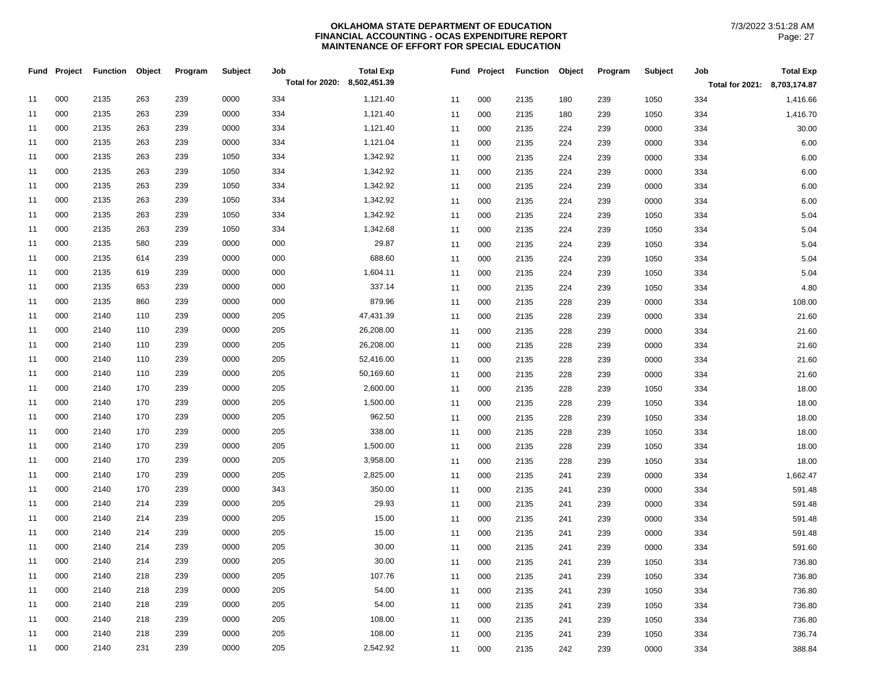**OKLAHOMA STATE DEPARTMENT OF EDUCATION**
**FINANCIAL ACCOUNTING - OCAS EXPENDITURE REPORT**
**MAINTENANCE OF EFFORT FOR SPECIAL EDUCATION**

7/3/2022 3:51:28 AM

| Fund | Project | Function | Object | Program | Subject | Job | Total Exp |
|---|---|---|---|---|---|---|---|
| | | | | | | Total for 2020: | 8,502,451.39 |
| 11 | 000 | 2135 | 263 | 239 | 0000 | 334 | 1,121.40 |
| 11 | 000 | 2135 | 263 | 239 | 0000 | 334 | 1,121.40 |
| 11 | 000 | 2135 | 263 | 239 | 0000 | 334 | 1,121.40 |
| 11 | 000 | 2135 | 263 | 239 | 0000 | 334 | 1,121.04 |
| 11 | 000 | 2135 | 263 | 239 | 1050 | 334 | 1,342.92 |
| 11 | 000 | 2135 | 263 | 239 | 1050 | 334 | 1,342.92 |
| 11 | 000 | 2135 | 263 | 239 | 1050 | 334 | 1,342.92 |
| 11 | 000 | 2135 | 263 | 239 | 1050 | 334 | 1,342.92 |
| 11 | 000 | 2135 | 263 | 239 | 1050 | 334 | 1,342.92 |
| 11 | 000 | 2135 | 263 | 239 | 1050 | 334 | 1,342.68 |
| 11 | 000 | 2135 | 580 | 239 | 0000 | 000 | 29.87 |
| 11 | 000 | 2135 | 614 | 239 | 0000 | 000 | 688.60 |
| 11 | 000 | 2135 | 619 | 239 | 0000 | 000 | 1,604.11 |
| 11 | 000 | 2135 | 653 | 239 | 0000 | 000 | 337.14 |
| 11 | 000 | 2135 | 860 | 239 | 0000 | 000 | 879.96 |
| 11 | 000 | 2140 | 110 | 239 | 0000 | 205 | 47,431.39 |
| 11 | 000 | 2140 | 110 | 239 | 0000 | 205 | 26,208.00 |
| 11 | 000 | 2140 | 110 | 239 | 0000 | 205 | 26,208.00 |
| 11 | 000 | 2140 | 110 | 239 | 0000 | 205 | 52,416.00 |
| 11 | 000 | 2140 | 110 | 239 | 0000 | 205 | 50,169.60 |
| 11 | 000 | 2140 | 170 | 239 | 0000 | 205 | 2,600.00 |
| 11 | 000 | 2140 | 170 | 239 | 0000 | 205 | 1,500.00 |
| 11 | 000 | 2140 | 170 | 239 | 0000 | 205 | 962.50 |
| 11 | 000 | 2140 | 170 | 239 | 0000 | 205 | 338.00 |
| 11 | 000 | 2140 | 170 | 239 | 0000 | 205 | 1,500.00 |
| 11 | 000 | 2140 | 170 | 239 | 0000 | 205 | 3,958.00 |
| 11 | 000 | 2140 | 170 | 239 | 0000 | 205 | 2,825.00 |
| 11 | 000 | 2140 | 170 | 239 | 0000 | 343 | 350.00 |
| 11 | 000 | 2140 | 214 | 239 | 0000 | 205 | 29.93 |
| 11 | 000 | 2140 | 214 | 239 | 0000 | 205 | 15.00 |
| 11 | 000 | 2140 | 214 | 239 | 0000 | 205 | 15.00 |
| 11 | 000 | 2140 | 214 | 239 | 0000 | 205 | 30.00 |
| 11 | 000 | 2140 | 214 | 239 | 0000 | 205 | 30.00 |
| 11 | 000 | 2140 | 218 | 239 | 0000 | 205 | 107.76 |
| 11 | 000 | 2140 | 218 | 239 | 0000 | 205 | 54.00 |
| 11 | 000 | 2140 | 218 | 239 | 0000 | 205 | 54.00 |
| 11 | 000 | 2140 | 218 | 239 | 0000 | 205 | 108.00 |
| 11 | 000 | 2140 | 218 | 239 | 0000 | 205 | 108.00 |
| 11 | 000 | 2140 | 231 | 239 | 0000 | 205 | 2,542.92 |

| Fund | Project | Function | Object | Program | Subject | Job | Total Exp |
|---|---|---|---|---|---|---|---|
| | | | | | | Total for 2021: | 8,703,174.87 |
| 11 | 000 | 2135 | 180 | 239 | 1050 | 334 | 1,416.66 |
| 11 | 000 | 2135 | 180 | 239 | 1050 | 334 | 1,416.70 |
| 11 | 000 | 2135 | 224 | 239 | 0000 | 334 | 30.00 |
| 11 | 000 | 2135 | 224 | 239 | 0000 | 334 | 6.00 |
| 11 | 000 | 2135 | 224 | 239 | 0000 | 334 | 6.00 |
| 11 | 000 | 2135 | 224 | 239 | 0000 | 334 | 6.00 |
| 11 | 000 | 2135 | 224 | 239 | 0000 | 334 | 6.00 |
| 11 | 000 | 2135 | 224 | 239 | 0000 | 334 | 6.00 |
| 11 | 000 | 2135 | 224 | 239 | 1050 | 334 | 5.04 |
| 11 | 000 | 2135 | 224 | 239 | 1050 | 334 | 5.04 |
| 11 | 000 | 2135 | 224 | 239 | 1050 | 334 | 5.04 |
| 11 | 000 | 2135 | 224 | 239 | 1050 | 334 | 5.04 |
| 11 | 000 | 2135 | 224 | 239 | 1050 | 334 | 5.04 |
| 11 | 000 | 2135 | 224 | 239 | 1050 | 334 | 4.80 |
| 11 | 000 | 2135 | 228 | 239 | 0000 | 334 | 108.00 |
| 11 | 000 | 2135 | 228 | 239 | 0000 | 334 | 21.60 |
| 11 | 000 | 2135 | 228 | 239 | 0000 | 334 | 21.60 |
| 11 | 000 | 2135 | 228 | 239 | 0000 | 334 | 21.60 |
| 11 | 000 | 2135 | 228 | 239 | 0000 | 334 | 21.60 |
| 11 | 000 | 2135 | 228 | 239 | 0000 | 334 | 21.60 |
| 11 | 000 | 2135 | 228 | 239 | 1050 | 334 | 18.00 |
| 11 | 000 | 2135 | 228 | 239 | 1050 | 334 | 18.00 |
| 11 | 000 | 2135 | 228 | 239 | 1050 | 334 | 18.00 |
| 11 | 000 | 2135 | 228 | 239 | 1050 | 334 | 18.00 |
| 11 | 000 | 2135 | 228 | 239 | 1050 | 334 | 18.00 |
| 11 | 000 | 2135 | 228 | 239 | 1050 | 334 | 18.00 |
| 11 | 000 | 2135 | 241 | 239 | 0000 | 334 | 1,662.47 |
| 11 | 000 | 2135 | 241 | 239 | 0000 | 334 | 591.48 |
| 11 | 000 | 2135 | 241 | 239 | 0000 | 334 | 591.48 |
| 11 | 000 | 2135 | 241 | 239 | 0000 | 334 | 591.48 |
| 11 | 000 | 2135 | 241 | 239 | 0000 | 334 | 591.48 |
| 11 | 000 | 2135 | 241 | 239 | 0000 | 334 | 591.60 |
| 11 | 000 | 2135 | 241 | 239 | 1050 | 334 | 736.80 |
| 11 | 000 | 2135 | 241 | 239 | 1050 | 334 | 736.80 |
| 11 | 000 | 2135 | 241 | 239 | 1050 | 334 | 736.80 |
| 11 | 000 | 2135 | 241 | 239 | 1050 | 334 | 736.80 |
| 11 | 000 | 2135 | 241 | 239 | 1050 | 334 | 736.80 |
| 11 | 000 | 2135 | 241 | 239 | 1050 | 334 | 736.74 |
| 11 | 000 | 2135 | 242 | 239 | 0000 | 334 | 388.84 |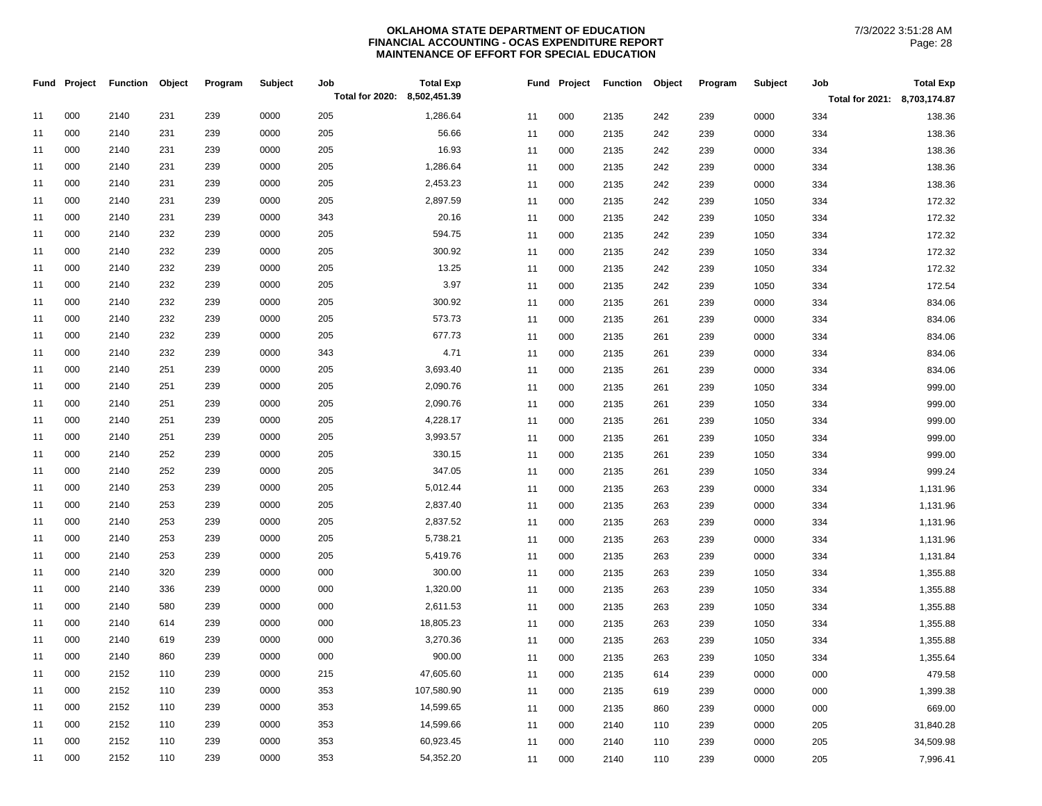**OKLAHOMA STATE DEPARTMENT OF EDUCATION**
**FINANCIAL ACCOUNTING - OCAS EXPENDITURE REPORT**
**MAINTENANCE OF EFFORT FOR SPECIAL EDUCATION**

7/3/2022 3:51:28 AM

| Fund | Project | Function | Object | Program | Subject | Job | Total Exp |
|---|---|---|---|---|---|---|---|
| | | | | | | **Total for 2020:** | **8,502,451.39** |
| 11 | 000 | 2140 | 231 | 239 | 0000 | 205 | 1,286.64 |
| 11 | 000 | 2140 | 231 | 239 | 0000 | 205 | 56.66 |
| 11 | 000 | 2140 | 231 | 239 | 0000 | 205 | 16.93 |
| 11 | 000 | 2140 | 231 | 239 | 0000 | 205 | 1,286.64 |
| 11 | 000 | 2140 | 231 | 239 | 0000 | 205 | 2,453.23 |
| 11 | 000 | 2140 | 231 | 239 | 0000 | 205 | 2,897.59 |
| 11 | 000 | 2140 | 231 | 239 | 0000 | 343 | 20.16 |
| 11 | 000 | 2140 | 232 | 239 | 0000 | 205 | 594.75 |
| 11 | 000 | 2140 | 232 | 239 | 0000 | 205 | 300.92 |
| 11 | 000 | 2140 | 232 | 239 | 0000 | 205 | 13.25 |
| 11 | 000 | 2140 | 232 | 239 | 0000 | 205 | 3.97 |
| 11 | 000 | 2140 | 232 | 239 | 0000 | 205 | 300.92 |
| 11 | 000 | 2140 | 232 | 239 | 0000 | 205 | 573.73 |
| 11 | 000 | 2140 | 232 | 239 | 0000 | 205 | 677.73 |
| 11 | 000 | 2140 | 232 | 239 | 0000 | 343 | 4.71 |
| 11 | 000 | 2140 | 251 | 239 | 0000 | 205 | 3,693.40 |
| 11 | 000 | 2140 | 251 | 239 | 0000 | 205 | 2,090.76 |
| 11 | 000 | 2140 | 251 | 239 | 0000 | 205 | 2,090.76 |
| 11 | 000 | 2140 | 251 | 239 | 0000 | 205 | 4,228.17 |
| 11 | 000 | 2140 | 251 | 239 | 0000 | 205 | 3,993.57 |
| 11 | 000 | 2140 | 252 | 239 | 0000 | 205 | 330.15 |
| 11 | 000 | 2140 | 252 | 239 | 0000 | 205 | 347.05 |
| 11 | 000 | 2140 | 253 | 239 | 0000 | 205 | 5,012.44 |
| 11 | 000 | 2140 | 253 | 239 | 0000 | 205 | 2,837.40 |
| 11 | 000 | 2140 | 253 | 239 | 0000 | 205 | 2,837.52 |
| 11 | 000 | 2140 | 253 | 239 | 0000 | 205 | 5,738.21 |
| 11 | 000 | 2140 | 253 | 239 | 0000 | 205 | 5,419.76 |
| 11 | 000 | 2140 | 320 | 239 | 0000 | 000 | 300.00 |
| 11 | 000 | 2140 | 336 | 239 | 0000 | 000 | 1,320.00 |
| 11 | 000 | 2140 | 580 | 239 | 0000 | 000 | 2,611.53 |
| 11 | 000 | 2140 | 614 | 239 | 0000 | 000 | 18,805.23 |
| 11 | 000 | 2140 | 619 | 239 | 0000 | 000 | 3,270.36 |
| 11 | 000 | 2140 | 860 | 239 | 0000 | 000 | 900.00 |
| 11 | 000 | 2152 | 110 | 239 | 0000 | 215 | 47,605.60 |
| 11 | 000 | 2152 | 110 | 239 | 0000 | 353 | 107,580.90 |
| 11 | 000 | 2152 | 110 | 239 | 0000 | 353 | 14,599.65 |
| 11 | 000 | 2152 | 110 | 239 | 0000 | 353 | 14,599.66 |
| 11 | 000 | 2152 | 110 | 239 | 0000 | 353 | 60,923.45 |
| 11 | 000 | 2152 | 110 | 239 | 0000 | 353 | 54,352.20 |

| Fund | Project | Function | Object | Program | Subject | Job | Total Exp |
|---|---|---|---|---|---|---|---|
| | | | | | | **Total for 2021:** | **8,703,174.87** |
| 11 | 000 | 2135 | 242 | 239 | 0000 | 334 | 138.36 |
| 11 | 000 | 2135 | 242 | 239 | 0000 | 334 | 138.36 |
| 11 | 000 | 2135 | 242 | 239 | 0000 | 334 | 138.36 |
| 11 | 000 | 2135 | 242 | 239 | 0000 | 334 | 138.36 |
| 11 | 000 | 2135 | 242 | 239 | 0000 | 334 | 138.36 |
| 11 | 000 | 2135 | 242 | 239 | 1050 | 334 | 172.32 |
| 11 | 000 | 2135 | 242 | 239 | 1050 | 334 | 172.32 |
| 11 | 000 | 2135 | 242 | 239 | 1050 | 334 | 172.32 |
| 11 | 000 | 2135 | 242 | 239 | 1050 | 334 | 172.32 |
| 11 | 000 | 2135 | 242 | 239 | 1050 | 334 | 172.32 |
| 11 | 000 | 2135 | 242 | 239 | 1050 | 334 | 172.54 |
| 11 | 000 | 2135 | 261 | 239 | 0000 | 334 | 834.06 |
| 11 | 000 | 2135 | 261 | 239 | 0000 | 334 | 834.06 |
| 11 | 000 | 2135 | 261 | 239 | 0000 | 334 | 834.06 |
| 11 | 000 | 2135 | 261 | 239 | 0000 | 334 | 834.06 |
| 11 | 000 | 2135 | 261 | 239 | 0000 | 334 | 834.06 |
| 11 | 000 | 2135 | 261 | 239 | 1050 | 334 | 999.00 |
| 11 | 000 | 2135 | 261 | 239 | 1050 | 334 | 999.00 |
| 11 | 000 | 2135 | 261 | 239 | 1050 | 334 | 999.00 |
| 11 | 000 | 2135 | 261 | 239 | 1050 | 334 | 999.00 |
| 11 | 000 | 2135 | 261 | 239 | 1050 | 334 | 999.00 |
| 11 | 000 | 2135 | 261 | 239 | 1050 | 334 | 999.24 |
| 11 | 000 | 2135 | 263 | 239 | 0000 | 334 | 1,131.96 |
| 11 | 000 | 2135 | 263 | 239 | 0000 | 334 | 1,131.96 |
| 11 | 000 | 2135 | 263 | 239 | 0000 | 334 | 1,131.96 |
| 11 | 000 | 2135 | 263 | 239 | 0000 | 334 | 1,131.96 |
| 11 | 000 | 2135 | 263 | 239 | 0000 | 334 | 1,131.84 |
| 11 | 000 | 2135 | 263 | 239 | 1050 | 334 | 1,355.88 |
| 11 | 000 | 2135 | 263 | 239 | 1050 | 334 | 1,355.88 |
| 11 | 000 | 2135 | 263 | 239 | 1050 | 334 | 1,355.88 |
| 11 | 000 | 2135 | 263 | 239 | 1050 | 334 | 1,355.88 |
| 11 | 000 | 2135 | 263 | 239 | 1050 | 334 | 1,355.88 |
| 11 | 000 | 2135 | 263 | 239 | 1050 | 334 | 1,355.64 |
| 11 | 000 | 2135 | 614 | 239 | 0000 | 000 | 479.58 |
| 11 | 000 | 2135 | 619 | 239 | 0000 | 000 | 1,399.38 |
| 11 | 000 | 2135 | 860 | 239 | 0000 | 000 | 669.00 |
| 11 | 000 | 2140 | 110 | 239 | 0000 | 205 | 31,840.28 |
| 11 | 000 | 2140 | 110 | 239 | 0000 | 205 | 34,509.98 |
| 11 | 000 | 2140 | 110 | 239 | 0000 | 205 | 7,996.41 |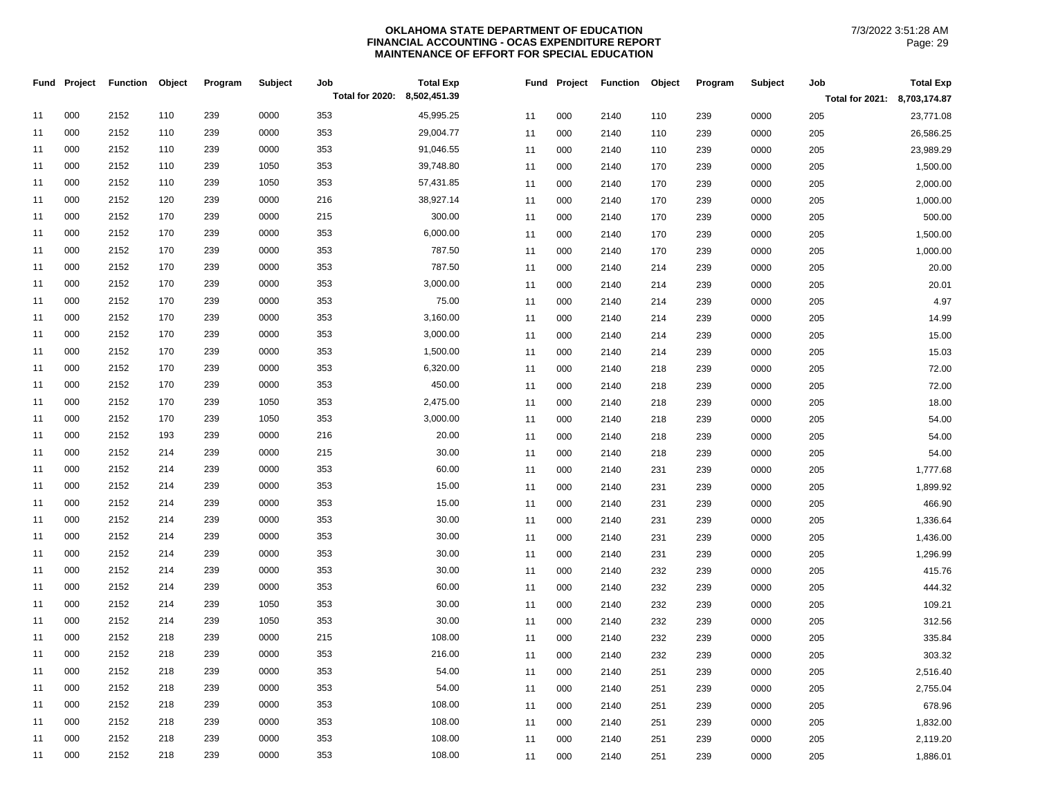**OKLAHOMA STATE DEPARTMENT OF EDUCATION**
**FINANCIAL ACCOUNTING - OCAS EXPENDITURE REPORT**
**MAINTENANCE OF EFFORT FOR SPECIAL EDUCATION**

7/3/2022 3:51:28 AM

| Fund | Project | Function | Object | Program | Subject | Job | Total Exp |
|---|---|---|---|---|---|---|---|
| | | | | | | Total for 2020: | 8,502,451.39 |
| 11 | 000 | 2152 | 110 | 239 | 0000 | 353 | 45,995.25 |
| 11 | 000 | 2152 | 110 | 239 | 0000 | 353 | 29,004.77 |
| 11 | 000 | 2152 | 110 | 239 | 0000 | 353 | 91,046.55 |
| 11 | 000 | 2152 | 110 | 239 | 1050 | 353 | 39,748.80 |
| 11 | 000 | 2152 | 110 | 239 | 1050 | 353 | 57,431.85 |
| 11 | 000 | 2152 | 120 | 239 | 0000 | 216 | 38,927.14 |
| 11 | 000 | 2152 | 170 | 239 | 0000 | 215 | 300.00 |
| 11 | 000 | 2152 | 170 | 239 | 0000 | 353 | 6,000.00 |
| 11 | 000 | 2152 | 170 | 239 | 0000 | 353 | 787.50 |
| 11 | 000 | 2152 | 170 | 239 | 0000 | 353 | 787.50 |
| 11 | 000 | 2152 | 170 | 239 | 0000 | 353 | 3,000.00 |
| 11 | 000 | 2152 | 170 | 239 | 0000 | 353 | 75.00 |
| 11 | 000 | 2152 | 170 | 239 | 0000 | 353 | 3,160.00 |
| 11 | 000 | 2152 | 170 | 239 | 0000 | 353 | 3,000.00 |
| 11 | 000 | 2152 | 170 | 239 | 0000 | 353 | 1,500.00 |
| 11 | 000 | 2152 | 170 | 239 | 0000 | 353 | 6,320.00 |
| 11 | 000 | 2152 | 170 | 239 | 0000 | 353 | 450.00 |
| 11 | 000 | 2152 | 170 | 239 | 1050 | 353 | 2,475.00 |
| 11 | 000 | 2152 | 170 | 239 | 1050 | 353 | 3,000.00 |
| 11 | 000 | 2152 | 193 | 239 | 0000 | 216 | 20.00 |
| 11 | 000 | 2152 | 214 | 239 | 0000 | 215 | 30.00 |
| 11 | 000 | 2152 | 214 | 239 | 0000 | 353 | 60.00 |
| 11 | 000 | 2152 | 214 | 239 | 0000 | 353 | 15.00 |
| 11 | 000 | 2152 | 214 | 239 | 0000 | 353 | 15.00 |
| 11 | 000 | 2152 | 214 | 239 | 0000 | 353 | 30.00 |
| 11 | 000 | 2152 | 214 | 239 | 0000 | 353 | 30.00 |
| 11 | 000 | 2152 | 214 | 239 | 0000 | 353 | 30.00 |
| 11 | 000 | 2152 | 214 | 239 | 0000 | 353 | 30.00 |
| 11 | 000 | 2152 | 214 | 239 | 0000 | 353 | 60.00 |
| 11 | 000 | 2152 | 214 | 239 | 1050 | 353 | 30.00 |
| 11 | 000 | 2152 | 214 | 239 | 1050 | 353 | 30.00 |
| 11 | 000 | 2152 | 218 | 239 | 0000 | 215 | 108.00 |
| 11 | 000 | 2152 | 218 | 239 | 0000 | 353 | 216.00 |
| 11 | 000 | 2152 | 218 | 239 | 0000 | 353 | 54.00 |
| 11 | 000 | 2152 | 218 | 239 | 0000 | 353 | 54.00 |
| 11 | 000 | 2152 | 218 | 239 | 0000 | 353 | 108.00 |
| 11 | 000 | 2152 | 218 | 239 | 0000 | 353 | 108.00 |
| 11 | 000 | 2152 | 218 | 239 | 0000 | 353 | 108.00 |
| 11 | 000 | 2152 | 218 | 239 | 0000 | 353 | 108.00 |

| Fund | Project | Function | Object | Program | Subject | Job | Total Exp |
|---|---|---|---|---|---|---|---|
| | | | | | | Total for 2021: | 8,703,174.87 |
| 11 | 000 | 2140 | 110 | 239 | 0000 | 205 | 23,771.08 |
| 11 | 000 | 2140 | 110 | 239 | 0000 | 205 | 26,586.25 |
| 11 | 000 | 2140 | 110 | 239 | 0000 | 205 | 23,989.29 |
| 11 | 000 | 2140 | 170 | 239 | 0000 | 205 | 1,500.00 |
| 11 | 000 | 2140 | 170 | 239 | 0000 | 205 | 2,000.00 |
| 11 | 000 | 2140 | 170 | 239 | 0000 | 205 | 1,000.00 |
| 11 | 000 | 2140 | 170 | 239 | 0000 | 205 | 500.00 |
| 11 | 000 | 2140 | 170 | 239 | 0000 | 205 | 1,500.00 |
| 11 | 000 | 2140 | 170 | 239 | 0000 | 205 | 1,000.00 |
| 11 | 000 | 2140 | 214 | 239 | 0000 | 205 | 20.00 |
| 11 | 000 | 2140 | 214 | 239 | 0000 | 205 | 20.01 |
| 11 | 000 | 2140 | 214 | 239 | 0000 | 205 | 4.97 |
| 11 | 000 | 2140 | 214 | 239 | 0000 | 205 | 14.99 |
| 11 | 000 | 2140 | 214 | 239 | 0000 | 205 | 15.00 |
| 11 | 000 | 2140 | 214 | 239 | 0000 | 205 | 15.03 |
| 11 | 000 | 2140 | 218 | 239 | 0000 | 205 | 72.00 |
| 11 | 000 | 2140 | 218 | 239 | 0000 | 205 | 72.00 |
| 11 | 000 | 2140 | 218 | 239 | 0000 | 205 | 18.00 |
| 11 | 000 | 2140 | 218 | 239 | 0000 | 205 | 54.00 |
| 11 | 000 | 2140 | 218 | 239 | 0000 | 205 | 54.00 |
| 11 | 000 | 2140 | 218 | 239 | 0000 | 205 | 54.00 |
| 11 | 000 | 2140 | 231 | 239 | 0000 | 205 | 1,777.68 |
| 11 | 000 | 2140 | 231 | 239 | 0000 | 205 | 1,899.92 |
| 11 | 000 | 2140 | 231 | 239 | 0000 | 205 | 466.90 |
| 11 | 000 | 2140 | 231 | 239 | 0000 | 205 | 1,336.64 |
| 11 | 000 | 2140 | 231 | 239 | 0000 | 205 | 1,436.00 |
| 11 | 000 | 2140 | 231 | 239 | 0000 | 205 | 1,296.99 |
| 11 | 000 | 2140 | 232 | 239 | 0000 | 205 | 415.76 |
| 11 | 000 | 2140 | 232 | 239 | 0000 | 205 | 444.32 |
| 11 | 000 | 2140 | 232 | 239 | 0000 | 205 | 109.21 |
| 11 | 000 | 2140 | 232 | 239 | 0000 | 205 | 312.56 |
| 11 | 000 | 2140 | 232 | 239 | 0000 | 205 | 335.84 |
| 11 | 000 | 2140 | 232 | 239 | 0000 | 205 | 303.32 |
| 11 | 000 | 2140 | 251 | 239 | 0000 | 205 | 2,516.40 |
| 11 | 000 | 2140 | 251 | 239 | 0000 | 205 | 2,755.04 |
| 11 | 000 | 2140 | 251 | 239 | 0000 | 205 | 678.96 |
| 11 | 000 | 2140 | 251 | 239 | 0000 | 205 | 1,832.00 |
| 11 | 000 | 2140 | 251 | 239 | 0000 | 205 | 2,119.20 |
| 11 | 000 | 2140 | 251 | 239 | 0000 | 205 | 1,886.01 |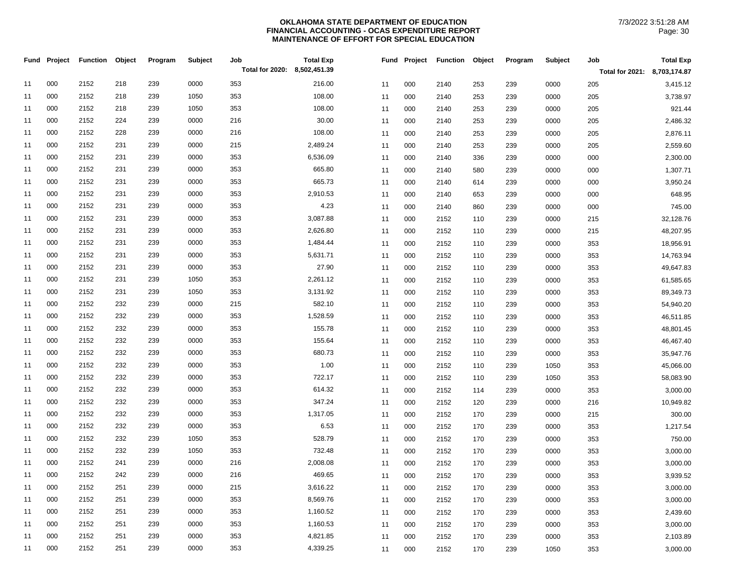**OKLAHOMA STATE DEPARTMENT OF EDUCATION**
**FINANCIAL ACCOUNTING - OCAS EXPENDITURE REPORT**
**MAINTENANCE OF EFFORT FOR SPECIAL EDUCATION**

7/3/2022 3:51:28 AM

| Fund | Project | Function | Object | Program | Subject | Job | Total Exp |
|---|---|---|---|---|---|---|---|
| | | | | | | Total for 2020: | 8,502,451.39 |
| 11 | 000 | 2152 | 218 | 239 | 0000 | 353 | 216.00 |
| 11 | 000 | 2152 | 218 | 239 | 1050 | 353 | 108.00 |
| 11 | 000 | 2152 | 218 | 239 | 1050 | 353 | 108.00 |
| 11 | 000 | 2152 | 224 | 239 | 0000 | 216 | 30.00 |
| 11 | 000 | 2152 | 228 | 239 | 0000 | 216 | 108.00 |
| 11 | 000 | 2152 | 231 | 239 | 0000 | 215 | 2,489.24 |
| 11 | 000 | 2152 | 231 | 239 | 0000 | 353 | 6,536.09 |
| 11 | 000 | 2152 | 231 | 239 | 0000 | 353 | 665.80 |
| 11 | 000 | 2152 | 231 | 239 | 0000 | 353 | 665.73 |
| 11 | 000 | 2152 | 231 | 239 | 0000 | 353 | 2,910.53 |
| 11 | 000 | 2152 | 231 | 239 | 0000 | 353 | 4.23 |
| 11 | 000 | 2152 | 231 | 239 | 0000 | 353 | 3,087.88 |
| 11 | 000 | 2152 | 231 | 239 | 0000 | 353 | 2,626.80 |
| 11 | 000 | 2152 | 231 | 239 | 0000 | 353 | 1,484.44 |
| 11 | 000 | 2152 | 231 | 239 | 0000 | 353 | 5,631.71 |
| 11 | 000 | 2152 | 231 | 239 | 0000 | 353 | 27.90 |
| 11 | 000 | 2152 | 231 | 239 | 1050 | 353 | 2,261.12 |
| 11 | 000 | 2152 | 231 | 239 | 1050 | 353 | 3,131.92 |
| 11 | 000 | 2152 | 232 | 239 | 0000 | 215 | 582.10 |
| 11 | 000 | 2152 | 232 | 239 | 0000 | 353 | 1,528.59 |
| 11 | 000 | 2152 | 232 | 239 | 0000 | 353 | 155.78 |
| 11 | 000 | 2152 | 232 | 239 | 0000 | 353 | 155.64 |
| 11 | 000 | 2152 | 232 | 239 | 0000 | 353 | 680.73 |
| 11 | 000 | 2152 | 232 | 239 | 0000 | 353 | 1.00 |
| 11 | 000 | 2152 | 232 | 239 | 0000 | 353 | 722.17 |
| 11 | 000 | 2152 | 232 | 239 | 0000 | 353 | 614.32 |
| 11 | 000 | 2152 | 232 | 239 | 0000 | 353 | 347.24 |
| 11 | 000 | 2152 | 232 | 239 | 0000 | 353 | 1,317.05 |
| 11 | 000 | 2152 | 232 | 239 | 0000 | 353 | 6.53 |
| 11 | 000 | 2152 | 232 | 239 | 1050 | 353 | 528.79 |
| 11 | 000 | 2152 | 232 | 239 | 1050 | 353 | 732.48 |
| 11 | 000 | 2152 | 241 | 239 | 0000 | 216 | 2,008.08 |
| 11 | 000 | 2152 | 242 | 239 | 0000 | 216 | 469.65 |
| 11 | 000 | 2152 | 251 | 239 | 0000 | 215 | 3,616.22 |
| 11 | 000 | 2152 | 251 | 239 | 0000 | 353 | 8,569.76 |
| 11 | 000 | 2152 | 251 | 239 | 0000 | 353 | 1,160.52 |
| 11 | 000 | 2152 | 251 | 239 | 0000 | 353 | 1,160.53 |
| 11 | 000 | 2152 | 251 | 239 | 0000 | 353 | 4,821.85 |
| 11 | 000 | 2152 | 251 | 239 | 0000 | 353 | 4,339.25 |

| Fund | Project | Function | Object | Program | Subject | Job | Total Exp |
|---|---|---|---|---|---|---|---|
| | | | | | | Total for 2021: | 8,703,174.87 |
| 11 | 000 | 2140 | 253 | 239 | 0000 | 205 | 3,415.12 |
| 11 | 000 | 2140 | 253 | 239 | 0000 | 205 | 3,738.97 |
| 11 | 000 | 2140 | 253 | 239 | 0000 | 205 | 921.44 |
| 11 | 000 | 2140 | 253 | 239 | 0000 | 205 | 2,486.32 |
| 11 | 000 | 2140 | 253 | 239 | 0000 | 205 | 2,876.11 |
| 11 | 000 | 2140 | 253 | 239 | 0000 | 205 | 2,559.60 |
| 11 | 000 | 2140 | 336 | 239 | 0000 | 000 | 2,300.00 |
| 11 | 000 | 2140 | 580 | 239 | 0000 | 000 | 1,307.71 |
| 11 | 000 | 2140 | 614 | 239 | 0000 | 000 | 3,950.24 |
| 11 | 000 | 2140 | 653 | 239 | 0000 | 000 | 648.95 |
| 11 | 000 | 2140 | 860 | 239 | 0000 | 000 | 745.00 |
| 11 | 000 | 2152 | 110 | 239 | 0000 | 215 | 32,128.76 |
| 11 | 000 | 2152 | 110 | 239 | 0000 | 215 | 48,207.95 |
| 11 | 000 | 2152 | 110 | 239 | 0000 | 353 | 18,956.91 |
| 11 | 000 | 2152 | 110 | 239 | 0000 | 353 | 14,763.94 |
| 11 | 000 | 2152 | 110 | 239 | 0000 | 353 | 49,647.83 |
| 11 | 000 | 2152 | 110 | 239 | 0000 | 353 | 61,585.65 |
| 11 | 000 | 2152 | 110 | 239 | 0000 | 353 | 89,349.73 |
| 11 | 000 | 2152 | 110 | 239 | 0000 | 353 | 54,940.20 |
| 11 | 000 | 2152 | 110 | 239 | 0000 | 353 | 46,511.85 |
| 11 | 000 | 2152 | 110 | 239 | 0000 | 353 | 48,801.45 |
| 11 | 000 | 2152 | 110 | 239 | 0000 | 353 | 46,467.40 |
| 11 | 000 | 2152 | 110 | 239 | 0000 | 353 | 35,947.76 |
| 11 | 000 | 2152 | 110 | 239 | 1050 | 353 | 45,066.00 |
| 11 | 000 | 2152 | 110 | 239 | 1050 | 353 | 58,083.90 |
| 11 | 000 | 2152 | 114 | 239 | 0000 | 353 | 3,000.00 |
| 11 | 000 | 2152 | 120 | 239 | 0000 | 216 | 10,949.82 |
| 11 | 000 | 2152 | 170 | 239 | 0000 | 215 | 300.00 |
| 11 | 000 | 2152 | 170 | 239 | 0000 | 353 | 1,217.54 |
| 11 | 000 | 2152 | 170 | 239 | 0000 | 353 | 750.00 |
| 11 | 000 | 2152 | 170 | 239 | 0000 | 353 | 3,000.00 |
| 11 | 000 | 2152 | 170 | 239 | 0000 | 353 | 3,000.00 |
| 11 | 000 | 2152 | 170 | 239 | 0000 | 353 | 3,939.52 |
| 11 | 000 | 2152 | 170 | 239 | 0000 | 353 | 3,000.00 |
| 11 | 000 | 2152 | 170 | 239 | 0000 | 353 | 3,000.00 |
| 11 | 000 | 2152 | 170 | 239 | 0000 | 353 | 2,439.60 |
| 11 | 000 | 2152 | 170 | 239 | 0000 | 353 | 3,000.00 |
| 11 | 000 | 2152 | 170 | 239 | 0000 | 353 | 2,103.89 |
| 11 | 000 | 2152 | 170 | 239 | 1050 | 353 | 3,000.00 |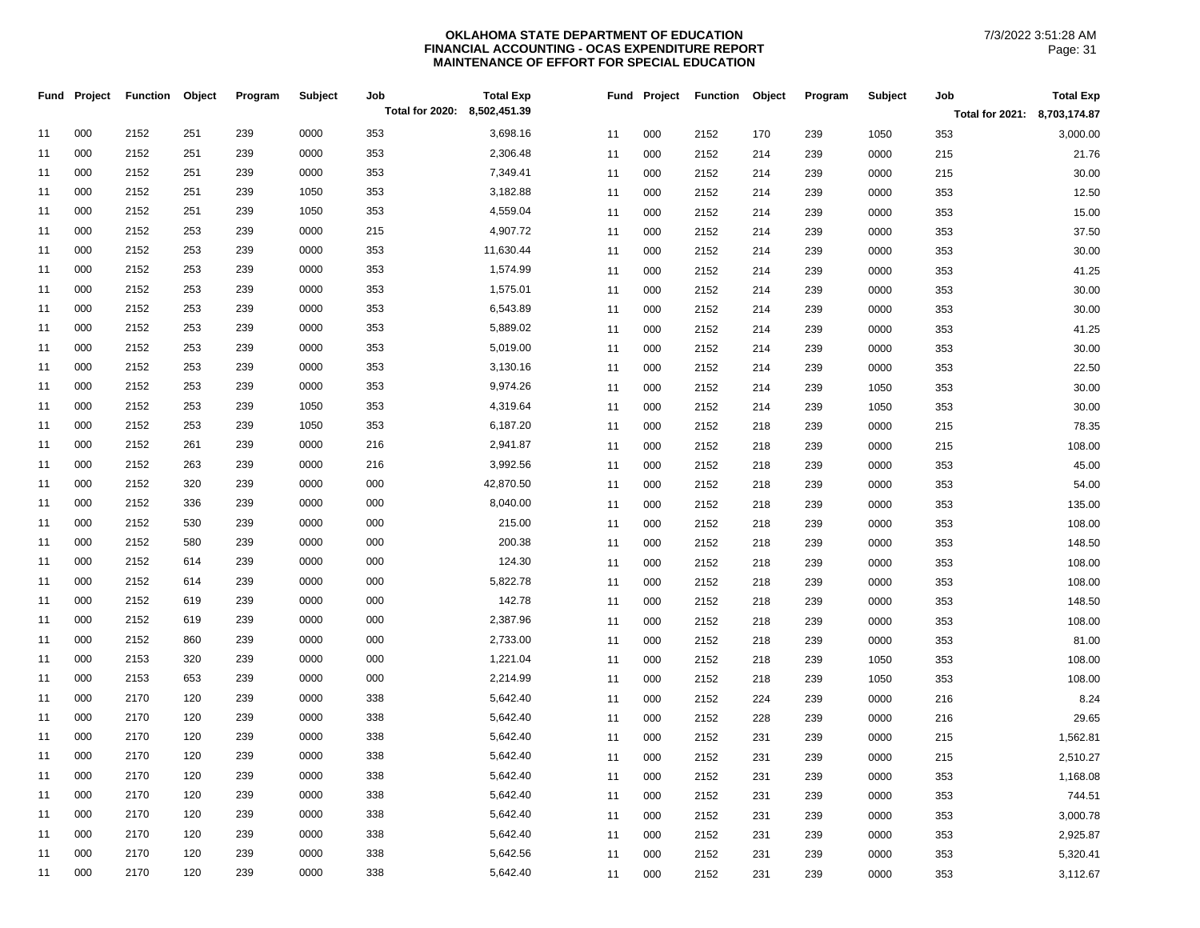**OKLAHOMA STATE DEPARTMENT OF EDUCATION**
**FINANCIAL ACCOUNTING - OCAS EXPENDITURE REPORT**
**MAINTENANCE OF EFFORT FOR SPECIAL EDUCATION**

7/3/2022 3:51:28 AM

| Fund | Project | Function | Object | Program | Subject | Job | Total Exp |
|---|---|---|---|---|---|---|---|
| | | | | | | Total for 2020: | 8,502,451.39 |
| 11 | 000 | 2152 | 251 | 239 | 0000 | 353 | 3,698.16 |
| 11 | 000 | 2152 | 251 | 239 | 0000 | 353 | 2,306.48 |
| 11 | 000 | 2152 | 251 | 239 | 0000 | 353 | 7,349.41 |
| 11 | 000 | 2152 | 251 | 239 | 1050 | 353 | 3,182.88 |
| 11 | 000 | 2152 | 251 | 239 | 1050 | 353 | 4,559.04 |
| 11 | 000 | 2152 | 253 | 239 | 0000 | 215 | 4,907.72 |
| 11 | 000 | 2152 | 253 | 239 | 0000 | 353 | 11,630.44 |
| 11 | 000 | 2152 | 253 | 239 | 0000 | 353 | 1,574.99 |
| 11 | 000 | 2152 | 253 | 239 | 0000 | 353 | 1,575.01 |
| 11 | 000 | 2152 | 253 | 239 | 0000 | 353 | 6,543.89 |
| 11 | 000 | 2152 | 253 | 239 | 0000 | 353 | 5,889.02 |
| 11 | 000 | 2152 | 253 | 239 | 0000 | 353 | 5,019.00 |
| 11 | 000 | 2152 | 253 | 239 | 0000 | 353 | 3,130.16 |
| 11 | 000 | 2152 | 253 | 239 | 0000 | 353 | 9,974.26 |
| 11 | 000 | 2152 | 253 | 239 | 1050 | 353 | 4,319.64 |
| 11 | 000 | 2152 | 253 | 239 | 1050 | 353 | 6,187.20 |
| 11 | 000 | 2152 | 261 | 239 | 0000 | 216 | 2,941.87 |
| 11 | 000 | 2152 | 263 | 239 | 0000 | 216 | 3,992.56 |
| 11 | 000 | 2152 | 320 | 239 | 0000 | 000 | 42,870.50 |
| 11 | 000 | 2152 | 336 | 239 | 0000 | 000 | 8,040.00 |
| 11 | 000 | 2152 | 530 | 239 | 0000 | 000 | 215.00 |
| 11 | 000 | 2152 | 580 | 239 | 0000 | 000 | 200.38 |
| 11 | 000 | 2152 | 614 | 239 | 0000 | 000 | 124.30 |
| 11 | 000 | 2152 | 614 | 239 | 0000 | 000 | 5,822.78 |
| 11 | 000 | 2152 | 619 | 239 | 0000 | 000 | 142.78 |
| 11 | 000 | 2152 | 619 | 239 | 0000 | 000 | 2,387.96 |
| 11 | 000 | 2152 | 860 | 239 | 0000 | 000 | 2,733.00 |
| 11 | 000 | 2153 | 320 | 239 | 0000 | 000 | 1,221.04 |
| 11 | 000 | 2153 | 653 | 239 | 0000 | 000 | 2,214.99 |
| 11 | 000 | 2170 | 120 | 239 | 0000 | 338 | 5,642.40 |
| 11 | 000 | 2170 | 120 | 239 | 0000 | 338 | 5,642.40 |
| 11 | 000 | 2170 | 120 | 239 | 0000 | 338 | 5,642.40 |
| 11 | 000 | 2170 | 120 | 239 | 0000 | 338 | 5,642.40 |
| 11 | 000 | 2170 | 120 | 239 | 0000 | 338 | 5,642.40 |
| 11 | 000 | 2170 | 120 | 239 | 0000 | 338 | 5,642.40 |
| 11 | 000 | 2170 | 120 | 239 | 0000 | 338 | 5,642.40 |
| 11 | 000 | 2170 | 120 | 239 | 0000 | 338 | 5,642.40 |
| 11 | 000 | 2170 | 120 | 239 | 0000 | 338 | 5,642.56 |
| 11 | 000 | 2170 | 120 | 239 | 0000 | 338 | 5,642.40 |

| Fund | Project | Function | Object | Program | Subject | Job | Total Exp |
|---|---|---|---|---|---|---|---|
| | | | | | | Total for 2021: | 8,703,174.87 |
| 11 | 000 | 2152 | 170 | 239 | 1050 | 353 | 3,000.00 |
| 11 | 000 | 2152 | 214 | 239 | 0000 | 215 | 21.76 |
| 11 | 000 | 2152 | 214 | 239 | 0000 | 215 | 30.00 |
| 11 | 000 | 2152 | 214 | 239 | 0000 | 353 | 12.50 |
| 11 | 000 | 2152 | 214 | 239 | 0000 | 353 | 15.00 |
| 11 | 000 | 2152 | 214 | 239 | 0000 | 353 | 37.50 |
| 11 | 000 | 2152 | 214 | 239 | 0000 | 353 | 30.00 |
| 11 | 000 | 2152 | 214 | 239 | 0000 | 353 | 41.25 |
| 11 | 000 | 2152 | 214 | 239 | 0000 | 353 | 30.00 |
| 11 | 000 | 2152 | 214 | 239 | 0000 | 353 | 30.00 |
| 11 | 000 | 2152 | 214 | 239 | 0000 | 353 | 41.25 |
| 11 | 000 | 2152 | 214 | 239 | 0000 | 353 | 30.00 |
| 11 | 000 | 2152 | 214 | 239 | 0000 | 353 | 22.50 |
| 11 | 000 | 2152 | 214 | 239 | 1050 | 353 | 30.00 |
| 11 | 000 | 2152 | 214 | 239 | 1050 | 353 | 30.00 |
| 11 | 000 | 2152 | 218 | 239 | 0000 | 215 | 78.35 |
| 11 | 000 | 2152 | 218 | 239 | 0000 | 215 | 108.00 |
| 11 | 000 | 2152 | 218 | 239 | 0000 | 353 | 45.00 |
| 11 | 000 | 2152 | 218 | 239 | 0000 | 353 | 54.00 |
| 11 | 000 | 2152 | 218 | 239 | 0000 | 353 | 135.00 |
| 11 | 000 | 2152 | 218 | 239 | 0000 | 353 | 108.00 |
| 11 | 000 | 2152 | 218 | 239 | 0000 | 353 | 148.50 |
| 11 | 000 | 2152 | 218 | 239 | 0000 | 353 | 108.00 |
| 11 | 000 | 2152 | 218 | 239 | 0000 | 353 | 108.00 |
| 11 | 000 | 2152 | 218 | 239 | 0000 | 353 | 148.50 |
| 11 | 000 | 2152 | 218 | 239 | 0000 | 353 | 108.00 |
| 11 | 000 | 2152 | 218 | 239 | 0000 | 353 | 81.00 |
| 11 | 000 | 2152 | 218 | 239 | 1050 | 353 | 108.00 |
| 11 | 000 | 2152 | 218 | 239 | 1050 | 353 | 108.00 |
| 11 | 000 | 2152 | 224 | 239 | 0000 | 216 | 8.24 |
| 11 | 000 | 2152 | 228 | 239 | 0000 | 216 | 29.65 |
| 11 | 000 | 2152 | 231 | 239 | 0000 | 215 | 1,562.81 |
| 11 | 000 | 2152 | 231 | 239 | 0000 | 215 | 2,510.27 |
| 11 | 000 | 2152 | 231 | 239 | 0000 | 353 | 1,168.08 |
| 11 | 000 | 2152 | 231 | 239 | 0000 | 353 | 744.51 |
| 11 | 000 | 2152 | 231 | 239 | 0000 | 353 | 3,000.78 |
| 11 | 000 | 2152 | 231 | 239 | 0000 | 353 | 2,925.87 |
| 11 | 000 | 2152 | 231 | 239 | 0000 | 353 | 5,320.41 |
| 11 | 000 | 2152 | 231 | 239 | 0000 | 353 | 3,112.67 |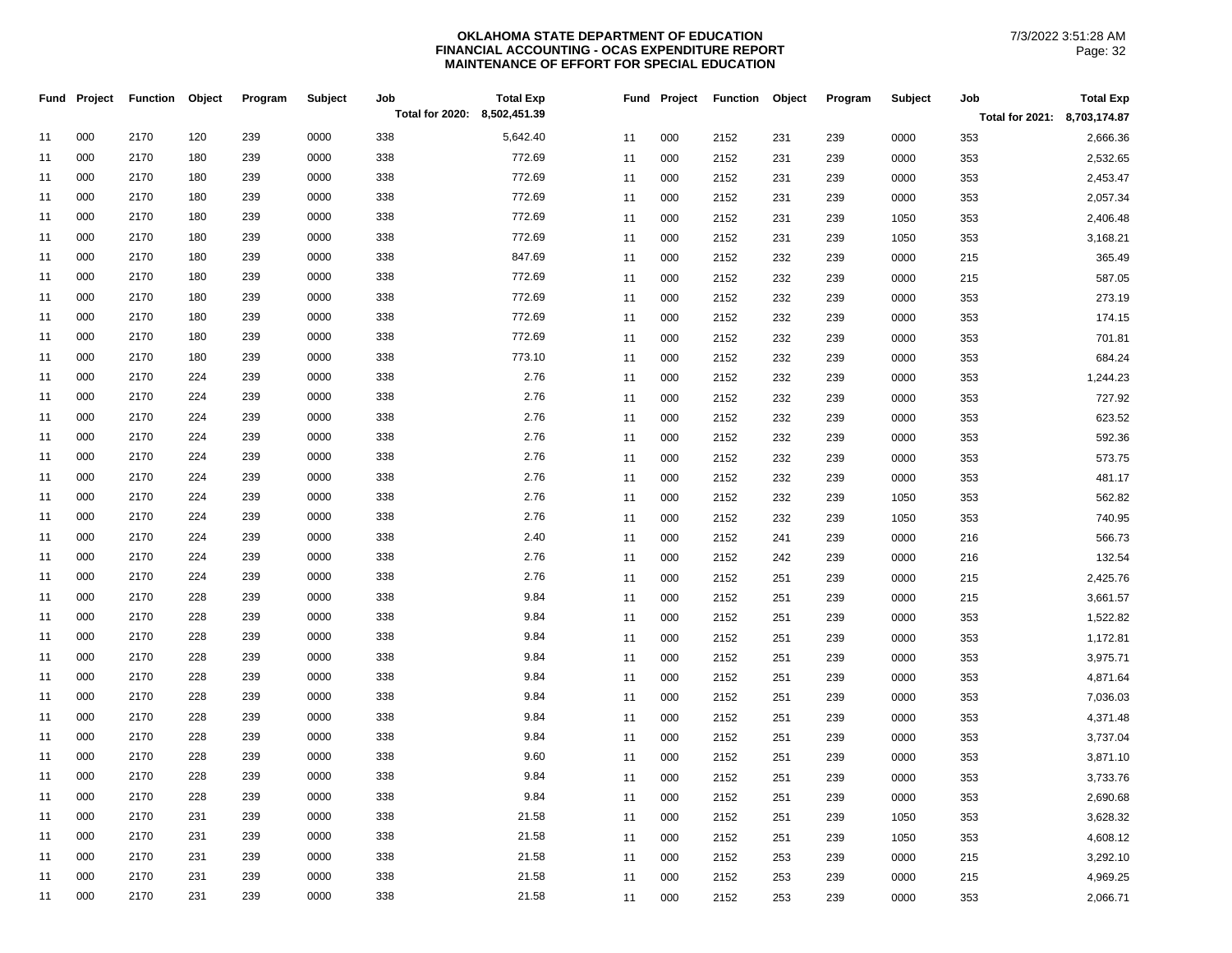**OKLAHOMA STATE DEPARTMENT OF EDUCATION**
**FINANCIAL ACCOUNTING - OCAS EXPENDITURE REPORT**
**MAINTENANCE OF EFFORT FOR SPECIAL EDUCATION**

7/3/2022 3:51:28 AM

| Fund | Project | Function | Object | Program | Subject | Job | Total Exp |
|---|---|---|---|---|---|---|---|
| | | | | | | Total for 2020: | 8,502,451.39 |
| 11 | 000 | 2170 | 120 | 239 | 0000 | 338 | 5,642.40 |
| 11 | 000 | 2170 | 180 | 239 | 0000 | 338 | 772.69 |
| 11 | 000 | 2170 | 180 | 239 | 0000 | 338 | 772.69 |
| 11 | 000 | 2170 | 180 | 239 | 0000 | 338 | 772.69 |
| 11 | 000 | 2170 | 180 | 239 | 0000 | 338 | 772.69 |
| 11 | 000 | 2170 | 180 | 239 | 0000 | 338 | 772.69 |
| 11 | 000 | 2170 | 180 | 239 | 0000 | 338 | 847.69 |
| 11 | 000 | 2170 | 180 | 239 | 0000 | 338 | 772.69 |
| 11 | 000 | 2170 | 180 | 239 | 0000 | 338 | 772.69 |
| 11 | 000 | 2170 | 180 | 239 | 0000 | 338 | 772.69 |
| 11 | 000 | 2170 | 180 | 239 | 0000 | 338 | 772.69 |
| 11 | 000 | 2170 | 180 | 239 | 0000 | 338 | 773.10 |
| 11 | 000 | 2170 | 224 | 239 | 0000 | 338 | 2.76 |
| 11 | 000 | 2170 | 224 | 239 | 0000 | 338 | 2.76 |
| 11 | 000 | 2170 | 224 | 239 | 0000 | 338 | 2.76 |
| 11 | 000 | 2170 | 224 | 239 | 0000 | 338 | 2.76 |
| 11 | 000 | 2170 | 224 | 239 | 0000 | 338 | 2.76 |
| 11 | 000 | 2170 | 224 | 239 | 0000 | 338 | 2.76 |
| 11 | 000 | 2170 | 224 | 239 | 0000 | 338 | 2.76 |
| 11 | 000 | 2170 | 224 | 239 | 0000 | 338 | 2.76 |
| 11 | 000 | 2170 | 224 | 239 | 0000 | 338 | 2.40 |
| 11 | 000 | 2170 | 224 | 239 | 0000 | 338 | 2.76 |
| 11 | 000 | 2170 | 224 | 239 | 0000 | 338 | 2.76 |
| 11 | 000 | 2170 | 228 | 239 | 0000 | 338 | 9.84 |
| 11 | 000 | 2170 | 228 | 239 | 0000 | 338 | 9.84 |
| 11 | 000 | 2170 | 228 | 239 | 0000 | 338 | 9.84 |
| 11 | 000 | 2170 | 228 | 239 | 0000 | 338 | 9.84 |
| 11 | 000 | 2170 | 228 | 239 | 0000 | 338 | 9.84 |
| 11 | 000 | 2170 | 228 | 239 | 0000 | 338 | 9.84 |
| 11 | 000 | 2170 | 228 | 239 | 0000 | 338 | 9.84 |
| 11 | 000 | 2170 | 228 | 239 | 0000 | 338 | 9.84 |
| 11 | 000 | 2170 | 228 | 239 | 0000 | 338 | 9.60 |
| 11 | 000 | 2170 | 228 | 239 | 0000 | 338 | 9.84 |
| 11 | 000 | 2170 | 228 | 239 | 0000 | 338 | 9.84 |
| 11 | 000 | 2170 | 231 | 239 | 0000 | 338 | 21.58 |
| 11 | 000 | 2170 | 231 | 239 | 0000 | 338 | 21.58 |
| 11 | 000 | 2170 | 231 | 239 | 0000 | 338 | 21.58 |
| 11 | 000 | 2170 | 231 | 239 | 0000 | 338 | 21.58 |
| 11 | 000 | 2170 | 231 | 239 | 0000 | 338 | 21.58 |

| Fund | Project | Function | Object | Program | Subject | Job | Total Exp |
|---|---|---|---|---|---|---|---|
| | | | | | | Total for 2021: | 8,703,174.87 |
| 11 | 000 | 2152 | 231 | 239 | 0000 | 353 | 2,666.36 |
| 11 | 000 | 2152 | 231 | 239 | 0000 | 353 | 2,532.65 |
| 11 | 000 | 2152 | 231 | 239 | 0000 | 353 | 2,453.47 |
| 11 | 000 | 2152 | 231 | 239 | 0000 | 353 | 2,057.34 |
| 11 | 000 | 2152 | 231 | 239 | 1050 | 353 | 2,406.48 |
| 11 | 000 | 2152 | 231 | 239 | 1050 | 353 | 3,168.21 |
| 11 | 000 | 2152 | 232 | 239 | 0000 | 215 | 365.49 |
| 11 | 000 | 2152 | 232 | 239 | 0000 | 215 | 587.05 |
| 11 | 000 | 2152 | 232 | 239 | 0000 | 353 | 273.19 |
| 11 | 000 | 2152 | 232 | 239 | 0000 | 353 | 174.15 |
| 11 | 000 | 2152 | 232 | 239 | 0000 | 353 | 701.81 |
| 11 | 000 | 2152 | 232 | 239 | 0000 | 353 | 684.24 |
| 11 | 000 | 2152 | 232 | 239 | 0000 | 353 | 1,244.23 |
| 11 | 000 | 2152 | 232 | 239 | 0000 | 353 | 727.92 |
| 11 | 000 | 2152 | 232 | 239 | 0000 | 353 | 623.52 |
| 11 | 000 | 2152 | 232 | 239 | 0000 | 353 | 592.36 |
| 11 | 000 | 2152 | 232 | 239 | 0000 | 353 | 573.75 |
| 11 | 000 | 2152 | 232 | 239 | 0000 | 353 | 481.17 |
| 11 | 000 | 2152 | 232 | 239 | 1050 | 353 | 562.82 |
| 11 | 000 | 2152 | 232 | 239 | 1050 | 353 | 740.95 |
| 11 | 000 | 2152 | 241 | 239 | 0000 | 216 | 566.73 |
| 11 | 000 | 2152 | 242 | 239 | 0000 | 216 | 132.54 |
| 11 | 000 | 2152 | 251 | 239 | 0000 | 215 | 2,425.76 |
| 11 | 000 | 2152 | 251 | 239 | 0000 | 215 | 3,661.57 |
| 11 | 000 | 2152 | 251 | 239 | 0000 | 353 | 1,522.82 |
| 11 | 000 | 2152 | 251 | 239 | 0000 | 353 | 1,172.81 |
| 11 | 000 | 2152 | 251 | 239 | 0000 | 353 | 3,975.71 |
| 11 | 000 | 2152 | 251 | 239 | 0000 | 353 | 4,871.64 |
| 11 | 000 | 2152 | 251 | 239 | 0000 | 353 | 7,036.03 |
| 11 | 000 | 2152 | 251 | 239 | 0000 | 353 | 4,371.48 |
| 11 | 000 | 2152 | 251 | 239 | 0000 | 353 | 3,737.04 |
| 11 | 000 | 2152 | 251 | 239 | 0000 | 353 | 3,871.10 |
| 11 | 000 | 2152 | 251 | 239 | 0000 | 353 | 3,733.76 |
| 11 | 000 | 2152 | 251 | 239 | 0000 | 353 | 2,690.68 |
| 11 | 000 | 2152 | 251 | 239 | 1050 | 353 | 3,628.32 |
| 11 | 000 | 2152 | 251 | 239 | 1050 | 353 | 4,608.12 |
| 11 | 000 | 2152 | 253 | 239 | 0000 | 215 | 3,292.10 |
| 11 | 000 | 2152 | 253 | 239 | 0000 | 215 | 4,969.25 |
| 11 | 000 | 2152 | 253 | 239 | 0000 | 353 | 2,066.71 |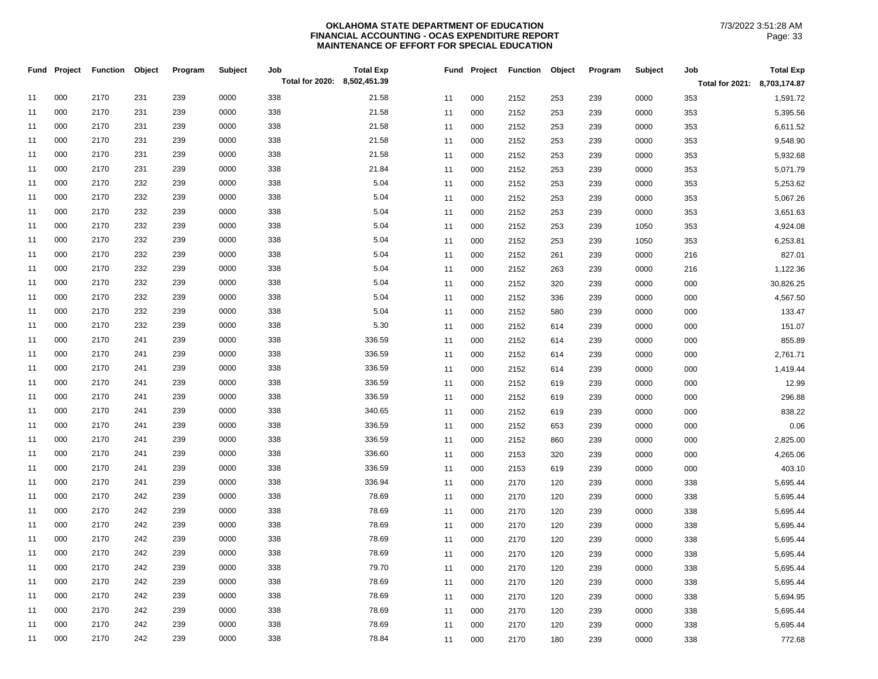**OKLAHOMA STATE DEPARTMENT OF EDUCATION**
**FINANCIAL ACCOUNTING - OCAS EXPENDITURE REPORT**
**MAINTENANCE OF EFFORT FOR SPECIAL EDUCATION**

7/3/2022 3:51:28 AM

| Fund | Project | Function | Object | Program | Subject | Job | Total Exp |
|---|---|---|---|---|---|---|---|
| | | | | | | Total for 2020: | 8,502,451.39 |
| 11 | 000 | 2170 | 231 | 239 | 0000 | 338 | 21.58 |
| 11 | 000 | 2170 | 231 | 239 | 0000 | 338 | 21.58 |
| 11 | 000 | 2170 | 231 | 239 | 0000 | 338 | 21.58 |
| 11 | 000 | 2170 | 231 | 239 | 0000 | 338 | 21.58 |
| 11 | 000 | 2170 | 231 | 239 | 0000 | 338 | 21.58 |
| 11 | 000 | 2170 | 231 | 239 | 0000 | 338 | 21.84 |
| 11 | 000 | 2170 | 232 | 239 | 0000 | 338 | 5.04 |
| 11 | 000 | 2170 | 232 | 239 | 0000 | 338 | 5.04 |
| 11 | 000 | 2170 | 232 | 239 | 0000 | 338 | 5.04 |
| 11 | 000 | 2170 | 232 | 239 | 0000 | 338 | 5.04 |
| 11 | 000 | 2170 | 232 | 239 | 0000 | 338 | 5.04 |
| 11 | 000 | 2170 | 232 | 239 | 0000 | 338 | 5.04 |
| 11 | 000 | 2170 | 232 | 239 | 0000 | 338 | 5.04 |
| 11 | 000 | 2170 | 232 | 239 | 0000 | 338 | 5.04 |
| 11 | 000 | 2170 | 232 | 239 | 0000 | 338 | 5.04 |
| 11 | 000 | 2170 | 232 | 239 | 0000 | 338 | 5.04 |
| 11 | 000 | 2170 | 232 | 239 | 0000 | 338 | 5.30 |
| 11 | 000 | 2170 | 241 | 239 | 0000 | 338 | 336.59 |
| 11 | 000 | 2170 | 241 | 239 | 0000 | 338 | 336.59 |
| 11 | 000 | 2170 | 241 | 239 | 0000 | 338 | 336.59 |
| 11 | 000 | 2170 | 241 | 239 | 0000 | 338 | 336.59 |
| 11 | 000 | 2170 | 241 | 239 | 0000 | 338 | 336.59 |
| 11 | 000 | 2170 | 241 | 239 | 0000 | 338 | 340.65 |
| 11 | 000 | 2170 | 241 | 239 | 0000 | 338 | 336.59 |
| 11 | 000 | 2170 | 241 | 239 | 0000 | 338 | 336.59 |
| 11 | 000 | 2170 | 241 | 239 | 0000 | 338 | 336.60 |
| 11 | 000 | 2170 | 241 | 239 | 0000 | 338 | 336.59 |
| 11 | 000 | 2170 | 241 | 239 | 0000 | 338 | 336.94 |
| 11 | 000 | 2170 | 242 | 239 | 0000 | 338 | 78.69 |
| 11 | 000 | 2170 | 242 | 239 | 0000 | 338 | 78.69 |
| 11 | 000 | 2170 | 242 | 239 | 0000 | 338 | 78.69 |
| 11 | 000 | 2170 | 242 | 239 | 0000 | 338 | 78.69 |
| 11 | 000 | 2170 | 242 | 239 | 0000 | 338 | 78.69 |
| 11 | 000 | 2170 | 242 | 239 | 0000 | 338 | 79.70 |
| 11 | 000 | 2170 | 242 | 239 | 0000 | 338 | 78.69 |
| 11 | 000 | 2170 | 242 | 239 | 0000 | 338 | 78.69 |
| 11 | 000 | 2170 | 242 | 239 | 0000 | 338 | 78.69 |
| 11 | 000 | 2170 | 242 | 239 | 0000 | 338 | 78.69 |
| 11 | 000 | 2170 | 242 | 239 | 0000 | 338 | 78.84 |

| Fund | Project | Function | Object | Program | Subject | Job | Total Exp |
|---|---|---|---|---|---|---|---|
| | | | | | | Total for 2021: | 8,703,174.87 |
| 11 | 000 | 2152 | 253 | 239 | 0000 | 353 | 1,591.72 |
| 11 | 000 | 2152 | 253 | 239 | 0000 | 353 | 5,395.56 |
| 11 | 000 | 2152 | 253 | 239 | 0000 | 353 | 6,611.52 |
| 11 | 000 | 2152 | 253 | 239 | 0000 | 353 | 9,548.90 |
| 11 | 000 | 2152 | 253 | 239 | 0000 | 353 | 5,932.68 |
| 11 | 000 | 2152 | 253 | 239 | 0000 | 353 | 5,071.79 |
| 11 | 000 | 2152 | 253 | 239 | 0000 | 353 | 5,253.62 |
| 11 | 000 | 2152 | 253 | 239 | 0000 | 353 | 5,067.26 |
| 11 | 000 | 2152 | 253 | 239 | 0000 | 353 | 3,651.63 |
| 11 | 000 | 2152 | 253 | 239 | 1050 | 353 | 4,924.08 |
| 11 | 000 | 2152 | 253 | 239 | 1050 | 353 | 6,253.81 |
| 11 | 000 | 2152 | 261 | 239 | 0000 | 216 | 827.01 |
| 11 | 000 | 2152 | 263 | 239 | 0000 | 216 | 1,122.36 |
| 11 | 000 | 2152 | 320 | 239 | 0000 | 000 | 30,826.25 |
| 11 | 000 | 2152 | 336 | 239 | 0000 | 000 | 4,567.50 |
| 11 | 000 | 2152 | 580 | 239 | 0000 | 000 | 133.47 |
| 11 | 000 | 2152 | 614 | 239 | 0000 | 000 | 151.07 |
| 11 | 000 | 2152 | 614 | 239 | 0000 | 000 | 855.89 |
| 11 | 000 | 2152 | 614 | 239 | 0000 | 000 | 2,761.71 |
| 11 | 000 | 2152 | 614 | 239 | 0000 | 000 | 1,419.44 |
| 11 | 000 | 2152 | 619 | 239 | 0000 | 000 | 12.99 |
| 11 | 000 | 2152 | 619 | 239 | 0000 | 000 | 296.88 |
| 11 | 000 | 2152 | 619 | 239 | 0000 | 000 | 838.22 |
| 11 | 000 | 2152 | 653 | 239 | 0000 | 000 | 0.06 |
| 11 | 000 | 2152 | 860 | 239 | 0000 | 000 | 2,825.00 |
| 11 | 000 | 2153 | 320 | 239 | 0000 | 000 | 4,265.06 |
| 11 | 000 | 2153 | 619 | 239 | 0000 | 000 | 403.10 |
| 11 | 000 | 2170 | 120 | 239 | 0000 | 338 | 5,695.44 |
| 11 | 000 | 2170 | 120 | 239 | 0000 | 338 | 5,695.44 |
| 11 | 000 | 2170 | 120 | 239 | 0000 | 338 | 5,695.44 |
| 11 | 000 | 2170 | 120 | 239 | 0000 | 338 | 5,695.44 |
| 11 | 000 | 2170 | 120 | 239 | 0000 | 338 | 5,695.44 |
| 11 | 000 | 2170 | 120 | 239 | 0000 | 338 | 5,695.44 |
| 11 | 000 | 2170 | 120 | 239 | 0000 | 338 | 5,695.44 |
| 11 | 000 | 2170 | 120 | 239 | 0000 | 338 | 5,695.44 |
| 11 | 000 | 2170 | 120 | 239 | 0000 | 338 | 5,694.95 |
| 11 | 000 | 2170 | 120 | 239 | 0000 | 338 | 5,695.44 |
| 11 | 000 | 2170 | 120 | 239 | 0000 | 338 | 5,695.44 |
| 11 | 000 | 2170 | 180 | 239 | 0000 | 338 | 772.68 |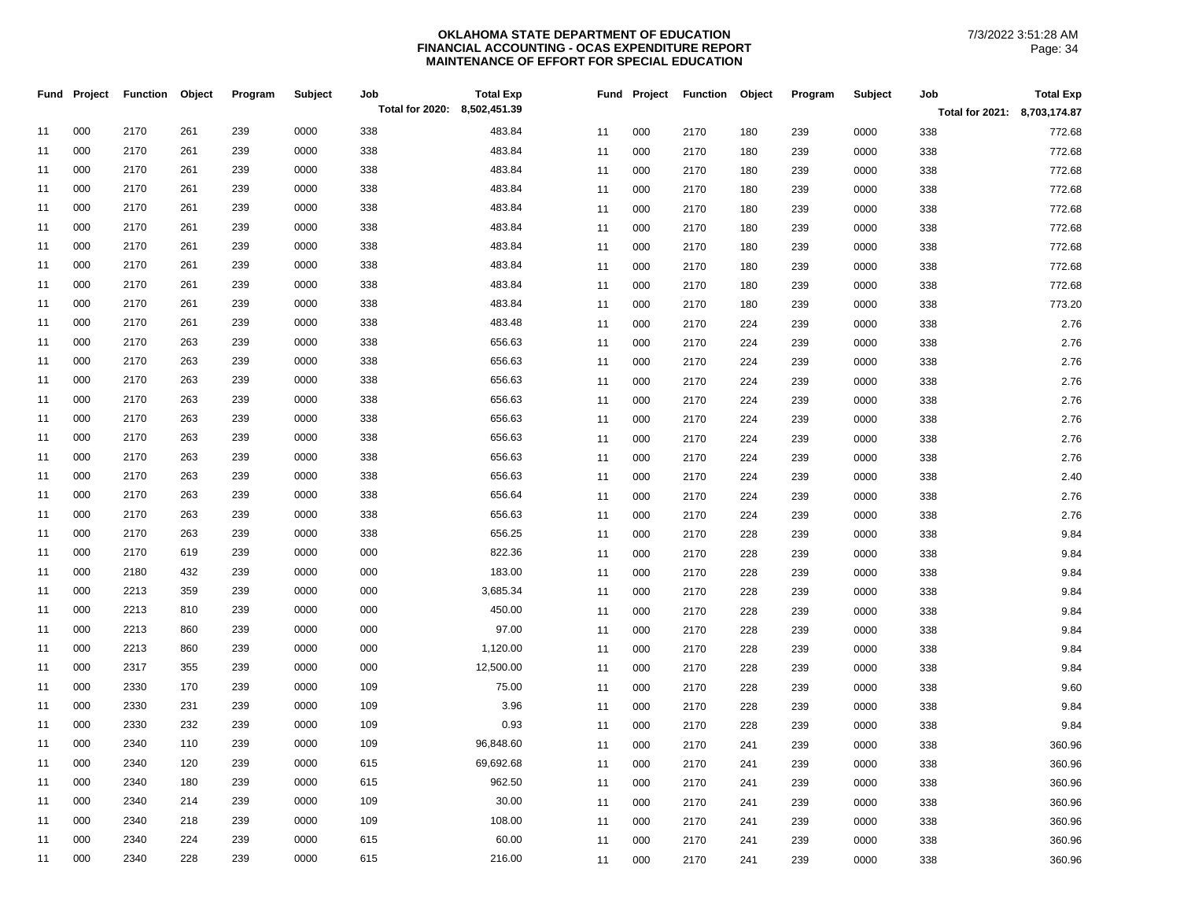**OKLAHOMA STATE DEPARTMENT OF EDUCATION**
**FINANCIAL ACCOUNTING - OCAS EXPENDITURE REPORT**
**MAINTENANCE OF EFFORT FOR SPECIAL EDUCATION**

7/3/2022 3:51:28 AM

| Fund | Project | Function | Object | Program | Subject | Job | Total Exp |
|---|---|---|---|---|---|---|---|
| | | | | | | Total for 2020: | 8,502,451.39 |
| 11 | 000 | 2170 | 261 | 239 | 0000 | 338 | 483.84 |
| 11 | 000 | 2170 | 261 | 239 | 0000 | 338 | 483.84 |
| 11 | 000 | 2170 | 261 | 239 | 0000 | 338 | 483.84 |
| 11 | 000 | 2170 | 261 | 239 | 0000 | 338 | 483.84 |
| 11 | 000 | 2170 | 261 | 239 | 0000 | 338 | 483.84 |
| 11 | 000 | 2170 | 261 | 239 | 0000 | 338 | 483.84 |
| 11 | 000 | 2170 | 261 | 239 | 0000 | 338 | 483.84 |
| 11 | 000 | 2170 | 261 | 239 | 0000 | 338 | 483.84 |
| 11 | 000 | 2170 | 261 | 239 | 0000 | 338 | 483.84 |
| 11 | 000 | 2170 | 261 | 239 | 0000 | 338 | 483.84 |
| 11 | 000 | 2170 | 261 | 239 | 0000 | 338 | 483.48 |
| 11 | 000 | 2170 | 263 | 239 | 0000 | 338 | 656.63 |
| 11 | 000 | 2170 | 263 | 239 | 0000 | 338 | 656.63 |
| 11 | 000 | 2170 | 263 | 239 | 0000 | 338 | 656.63 |
| 11 | 000 | 2170 | 263 | 239 | 0000 | 338 | 656.63 |
| 11 | 000 | 2170 | 263 | 239 | 0000 | 338 | 656.63 |
| 11 | 000 | 2170 | 263 | 239 | 0000 | 338 | 656.63 |
| 11 | 000 | 2170 | 263 | 239 | 0000 | 338 | 656.63 |
| 11 | 000 | 2170 | 263 | 239 | 0000 | 338 | 656.63 |
| 11 | 000 | 2170 | 263 | 239 | 0000 | 338 | 656.64 |
| 11 | 000 | 2170 | 263 | 239 | 0000 | 338 | 656.63 |
| 11 | 000 | 2170 | 263 | 239 | 0000 | 338 | 656.25 |
| 11 | 000 | 2170 | 619 | 239 | 0000 | 000 | 822.36 |
| 11 | 000 | 2180 | 432 | 239 | 0000 | 000 | 183.00 |
| 11 | 000 | 2213 | 359 | 239 | 0000 | 000 | 3,685.34 |
| 11 | 000 | 2213 | 810 | 239 | 0000 | 000 | 450.00 |
| 11 | 000 | 2213 | 860 | 239 | 0000 | 000 | 97.00 |
| 11 | 000 | 2213 | 860 | 239 | 0000 | 000 | 1,120.00 |
| 11 | 000 | 2317 | 355 | 239 | 0000 | 000 | 12,500.00 |
| 11 | 000 | 2330 | 170 | 239 | 0000 | 109 | 75.00 |
| 11 | 000 | 2330 | 231 | 239 | 0000 | 109 | 3.96 |
| 11 | 000 | 2330 | 232 | 239 | 0000 | 109 | 0.93 |
| 11 | 000 | 2340 | 110 | 239 | 0000 | 109 | 96,848.60 |
| 11 | 000 | 2340 | 120 | 239 | 0000 | 615 | 69,692.68 |
| 11 | 000 | 2340 | 180 | 239 | 0000 | 615 | 962.50 |
| 11 | 000 | 2340 | 214 | 239 | 0000 | 109 | 30.00 |
| 11 | 000 | 2340 | 218 | 239 | 0000 | 109 | 108.00 |
| 11 | 000 | 2340 | 224 | 239 | 0000 | 615 | 60.00 |
| 11 | 000 | 2340 | 228 | 239 | 0000 | 615 | 216.00 |

| Fund | Project | Function | Object | Program | Subject | Job | Total Exp |
|---|---|---|---|---|---|---|---|
| | | | | | | Total for 2021: | 8,703,174.87 |
| 11 | 000 | 2170 | 180 | 239 | 0000 | 338 | 772.68 |
| 11 | 000 | 2170 | 180 | 239 | 0000 | 338 | 772.68 |
| 11 | 000 | 2170 | 180 | 239 | 0000 | 338 | 772.68 |
| 11 | 000 | 2170 | 180 | 239 | 0000 | 338 | 772.68 |
| 11 | 000 | 2170 | 180 | 239 | 0000 | 338 | 772.68 |
| 11 | 000 | 2170 | 180 | 239 | 0000 | 338 | 772.68 |
| 11 | 000 | 2170 | 180 | 239 | 0000 | 338 | 772.68 |
| 11 | 000 | 2170 | 180 | 239 | 0000 | 338 | 772.68 |
| 11 | 000 | 2170 | 180 | 239 | 0000 | 338 | 772.68 |
| 11 | 000 | 2170 | 180 | 239 | 0000 | 338 | 773.20 |
| 11 | 000 | 2170 | 224 | 239 | 0000 | 338 | 2.76 |
| 11 | 000 | 2170 | 224 | 239 | 0000 | 338 | 2.76 |
| 11 | 000 | 2170 | 224 | 239 | 0000 | 338 | 2.76 |
| 11 | 000 | 2170 | 224 | 239 | 0000 | 338 | 2.76 |
| 11 | 000 | 2170 | 224 | 239 | 0000 | 338 | 2.76 |
| 11 | 000 | 2170 | 224 | 239 | 0000 | 338 | 2.76 |
| 11 | 000 | 2170 | 224 | 239 | 0000 | 338 | 2.76 |
| 11 | 000 | 2170 | 224 | 239 | 0000 | 338 | 2.76 |
| 11 | 000 | 2170 | 224 | 239 | 0000 | 338 | 2.40 |
| 11 | 000 | 2170 | 224 | 239 | 0000 | 338 | 2.76 |
| 11 | 000 | 2170 | 224 | 239 | 0000 | 338 | 2.76 |
| 11 | 000 | 2170 | 228 | 239 | 0000 | 338 | 9.84 |
| 11 | 000 | 2170 | 228 | 239 | 0000 | 338 | 9.84 |
| 11 | 000 | 2170 | 228 | 239 | 0000 | 338 | 9.84 |
| 11 | 000 | 2170 | 228 | 239 | 0000 | 338 | 9.84 |
| 11 | 000 | 2170 | 228 | 239 | 0000 | 338 | 9.84 |
| 11 | 000 | 2170 | 228 | 239 | 0000 | 338 | 9.84 |
| 11 | 000 | 2170 | 228 | 239 | 0000 | 338 | 9.84 |
| 11 | 000 | 2170 | 228 | 239 | 0000 | 338 | 9.60 |
| 11 | 000 | 2170 | 228 | 239 | 0000 | 338 | 9.84 |
| 11 | 000 | 2170 | 228 | 239 | 0000 | 338 | 9.84 |
| 11 | 000 | 2170 | 241 | 239 | 0000 | 338 | 360.96 |
| 11 | 000 | 2170 | 241 | 239 | 0000 | 338 | 360.96 |
| 11 | 000 | 2170 | 241 | 239 | 0000 | 338 | 360.96 |
| 11 | 000 | 2170 | 241 | 239 | 0000 | 338 | 360.96 |
| 11 | 000 | 2170 | 241 | 239 | 0000 | 338 | 360.96 |
| 11 | 000 | 2170 | 241 | 239 | 0000 | 338 | 360.96 |
| 11 | 000 | 2170 | 241 | 239 | 0000 | 338 | 360.96 |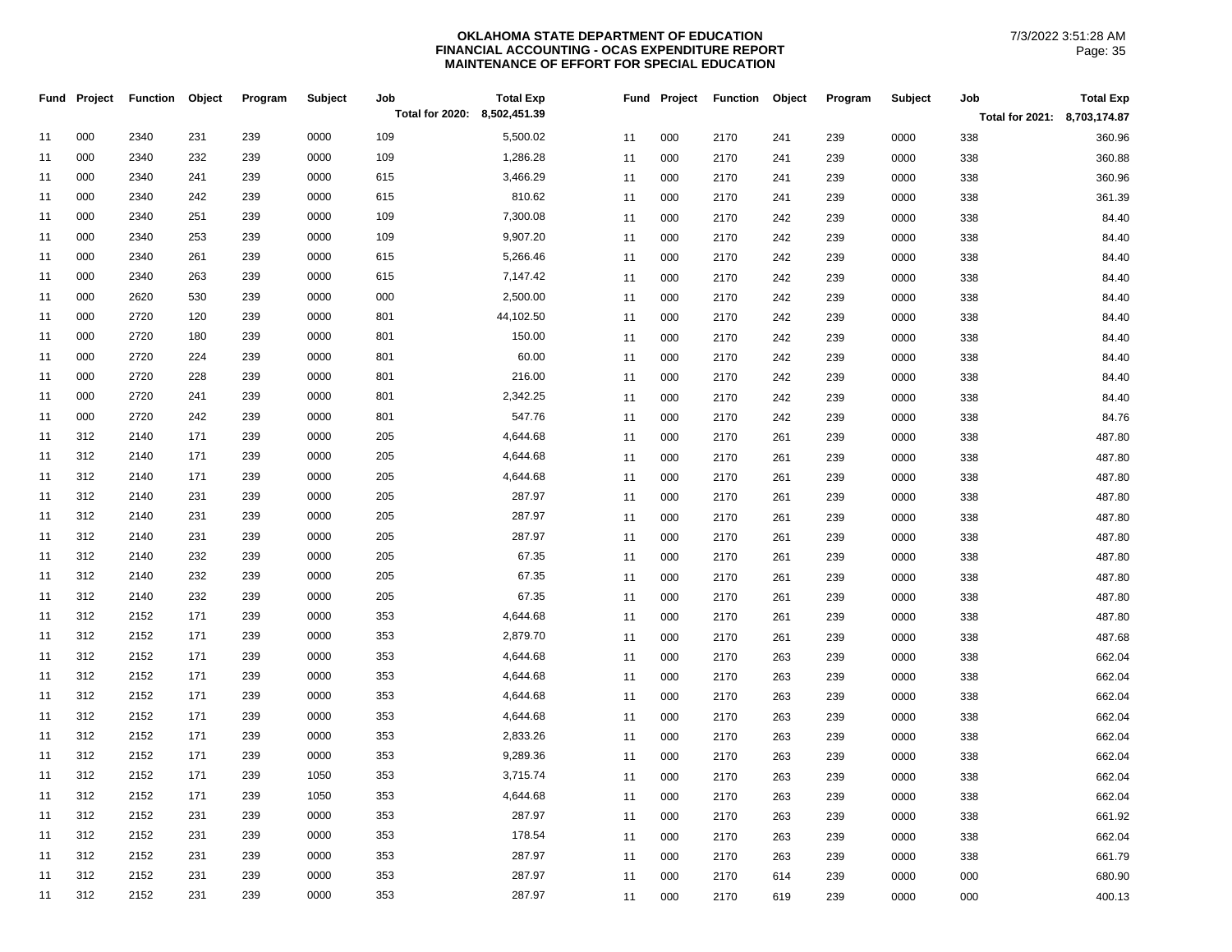**OKLAHOMA STATE DEPARTMENT OF EDUCATION**
**FINANCIAL ACCOUNTING - OCAS EXPENDITURE REPORT**
**MAINTENANCE OF EFFORT FOR SPECIAL EDUCATION**

7/3/2022 3:51:28 AM

| Fund | Project | Function | Object | Program | Subject | Job | Total Exp |
|---|---|---|---|---|---|---|---|
| | | | | | | **Total for 2020:** | **8,502,451.39** |
| 11 | 000 | 2340 | 231 | 239 | 0000 | 109 | 5,500.02 |
| 11 | 000 | 2340 | 232 | 239 | 0000 | 109 | 1,286.28 |
| 11 | 000 | 2340 | 241 | 239 | 0000 | 615 | 3,466.29 |
| 11 | 000 | 2340 | 242 | 239 | 0000 | 615 | 810.62 |
| 11 | 000 | 2340 | 251 | 239 | 0000 | 109 | 7,300.08 |
| 11 | 000 | 2340 | 253 | 239 | 0000 | 109 | 9,907.20 |
| 11 | 000 | 2340 | 261 | 239 | 0000 | 615 | 5,266.46 |
| 11 | 000 | 2340 | 263 | 239 | 0000 | 615 | 7,147.42 |
| 11 | 000 | 2620 | 530 | 239 | 0000 | 000 | 2,500.00 |
| 11 | 000 | 2720 | 120 | 239 | 0000 | 801 | 44,102.50 |
| 11 | 000 | 2720 | 180 | 239 | 0000 | 801 | 150.00 |
| 11 | 000 | 2720 | 224 | 239 | 0000 | 801 | 60.00 |
| 11 | 000 | 2720 | 228 | 239 | 0000 | 801 | 216.00 |
| 11 | 000 | 2720 | 241 | 239 | 0000 | 801 | 2,342.25 |
| 11 | 000 | 2720 | 242 | 239 | 0000 | 801 | 547.76 |
| 11 | 312 | 2140 | 171 | 239 | 0000 | 205 | 4,644.68 |
| 11 | 312 | 2140 | 171 | 239 | 0000 | 205 | 4,644.68 |
| 11 | 312 | 2140 | 171 | 239 | 0000 | 205 | 4,644.68 |
| 11 | 312 | 2140 | 231 | 239 | 0000 | 205 | 287.97 |
| 11 | 312 | 2140 | 231 | 239 | 0000 | 205 | 287.97 |
| 11 | 312 | 2140 | 231 | 239 | 0000 | 205 | 287.97 |
| 11 | 312 | 2140 | 232 | 239 | 0000 | 205 | 67.35 |
| 11 | 312 | 2140 | 232 | 239 | 0000 | 205 | 67.35 |
| 11 | 312 | 2140 | 232 | 239 | 0000 | 205 | 67.35 |
| 11 | 312 | 2152 | 171 | 239 | 0000 | 353 | 4,644.68 |
| 11 | 312 | 2152 | 171 | 239 | 0000 | 353 | 2,879.70 |
| 11 | 312 | 2152 | 171 | 239 | 0000 | 353 | 4,644.68 |
| 11 | 312 | 2152 | 171 | 239 | 0000 | 353 | 4,644.68 |
| 11 | 312 | 2152 | 171 | 239 | 0000 | 353 | 4,644.68 |
| 11 | 312 | 2152 | 171 | 239 | 0000 | 353 | 4,644.68 |
| 11 | 312 | 2152 | 171 | 239 | 0000 | 353 | 2,833.26 |
| 11 | 312 | 2152 | 171 | 239 | 0000 | 353 | 9,289.36 |
| 11 | 312 | 2152 | 171 | 239 | 1050 | 353 | 3,715.74 |
| 11 | 312 | 2152 | 171 | 239 | 1050 | 353 | 4,644.68 |
| 11 | 312 | 2152 | 231 | 239 | 0000 | 353 | 287.97 |
| 11 | 312 | 2152 | 231 | 239 | 0000 | 353 | 178.54 |
| 11 | 312 | 2152 | 231 | 239 | 0000 | 353 | 287.97 |
| 11 | 312 | 2152 | 231 | 239 | 0000 | 353 | 287.97 |
| 11 | 312 | 2152 | 231 | 239 | 0000 | 353 | 287.97 |

| Fund | Project | Function | Object | Program | Subject | Job | Total Exp |
|---|---|---|---|---|---|---|---|
| | | | | | | **Total for 2021:** | **8,703,174.87** |
| 11 | 000 | 2170 | 241 | 239 | 0000 | 338 | 360.96 |
| 11 | 000 | 2170 | 241 | 239 | 0000 | 338 | 360.88 |
| 11 | 000 | 2170 | 241 | 239 | 0000 | 338 | 360.96 |
| 11 | 000 | 2170 | 241 | 239 | 0000 | 338 | 361.39 |
| 11 | 000 | 2170 | 242 | 239 | 0000 | 338 | 84.40 |
| 11 | 000 | 2170 | 242 | 239 | 0000 | 338 | 84.40 |
| 11 | 000 | 2170 | 242 | 239 | 0000 | 338 | 84.40 |
| 11 | 000 | 2170 | 242 | 239 | 0000 | 338 | 84.40 |
| 11 | 000 | 2170 | 242 | 239 | 0000 | 338 | 84.40 |
| 11 | 000 | 2170 | 242 | 239 | 0000 | 338 | 84.40 |
| 11 | 000 | 2170 | 242 | 239 | 0000 | 338 | 84.40 |
| 11 | 000 | 2170 | 242 | 239 | 0000 | 338 | 84.40 |
| 11 | 000 | 2170 | 242 | 239 | 0000 | 338 | 84.40 |
| 11 | 000 | 2170 | 242 | 239 | 0000 | 338 | 84.40 |
| 11 | 000 | 2170 | 242 | 239 | 0000 | 338 | 84.76 |
| 11 | 000 | 2170 | 261 | 239 | 0000 | 338 | 487.80 |
| 11 | 000 | 2170 | 261 | 239 | 0000 | 338 | 487.80 |
| 11 | 000 | 2170 | 261 | 239 | 0000 | 338 | 487.80 |
| 11 | 000 | 2170 | 261 | 239 | 0000 | 338 | 487.80 |
| 11 | 000 | 2170 | 261 | 239 | 0000 | 338 | 487.80 |
| 11 | 000 | 2170 | 261 | 239 | 0000 | 338 | 487.80 |
| 11 | 000 | 2170 | 261 | 239 | 0000 | 338 | 487.80 |
| 11 | 000 | 2170 | 261 | 239 | 0000 | 338 | 487.80 |
| 11 | 000 | 2170 | 261 | 239 | 0000 | 338 | 487.80 |
| 11 | 000 | 2170 | 261 | 239 | 0000 | 338 | 487.80 |
| 11 | 000 | 2170 | 261 | 239 | 0000 | 338 | 487.68 |
| 11 | 000 | 2170 | 263 | 239 | 0000 | 338 | 662.04 |
| 11 | 000 | 2170 | 263 | 239 | 0000 | 338 | 662.04 |
| 11 | 000 | 2170 | 263 | 239 | 0000 | 338 | 662.04 |
| 11 | 000 | 2170 | 263 | 239 | 0000 | 338 | 662.04 |
| 11 | 000 | 2170 | 263 | 239 | 0000 | 338 | 662.04 |
| 11 | 000 | 2170 | 263 | 239 | 0000 | 338 | 662.04 |
| 11 | 000 | 2170 | 263 | 239 | 0000 | 338 | 662.04 |
| 11 | 000 | 2170 | 263 | 239 | 0000 | 338 | 662.04 |
| 11 | 000 | 2170 | 263 | 239 | 0000 | 338 | 661.92 |
| 11 | 000 | 2170 | 263 | 239 | 0000 | 338 | 662.04 |
| 11 | 000 | 2170 | 263 | 239 | 0000 | 338 | 661.79 |
| 11 | 000 | 2170 | 614 | 239 | 0000 | 000 | 680.90 |
| 11 | 000 | 2170 | 619 | 239 | 0000 | 000 | 400.13 |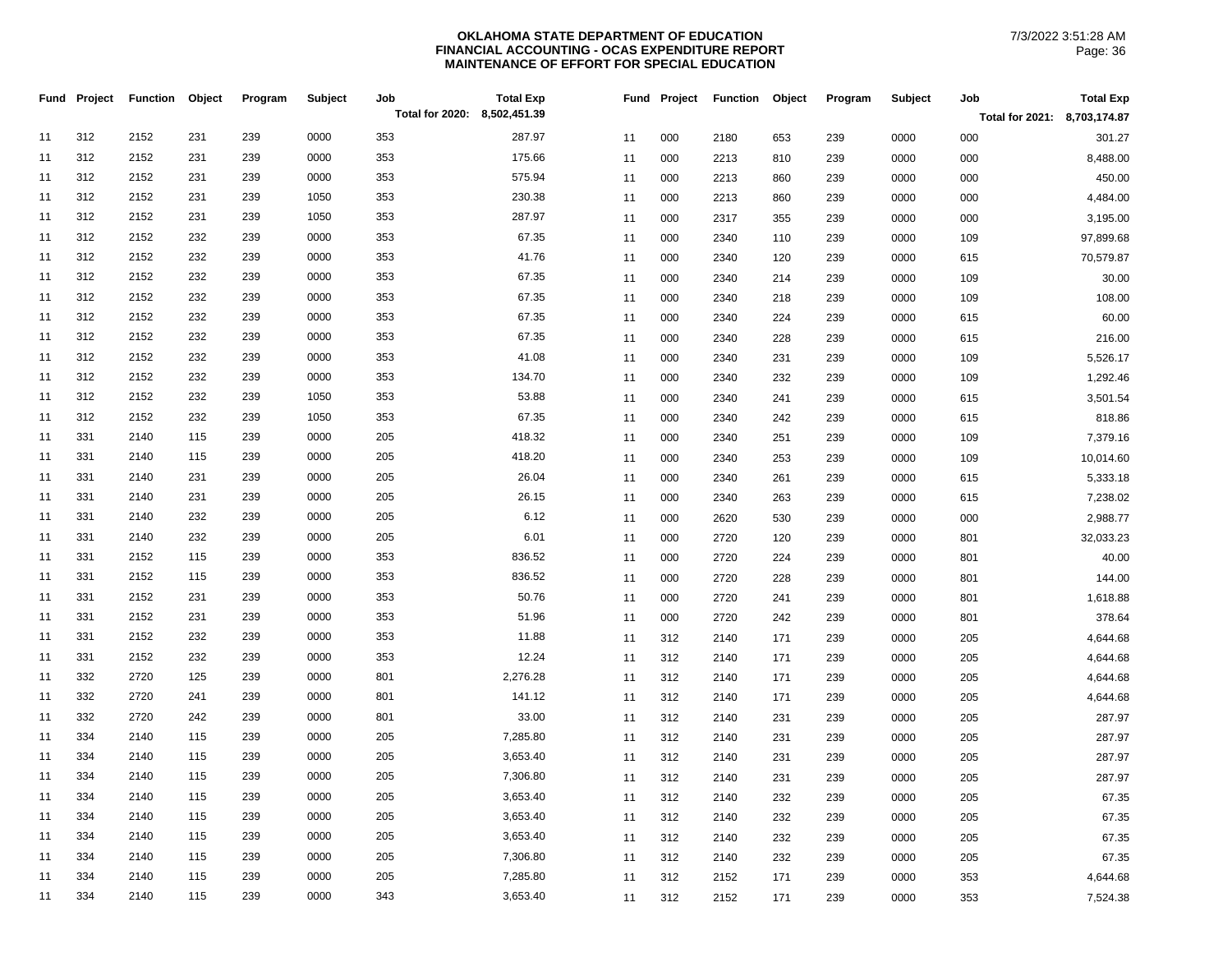**OKLAHOMA STATE DEPARTMENT OF EDUCATION**
**FINANCIAL ACCOUNTING - OCAS EXPENDITURE REPORT**
**MAINTENANCE OF EFFORT FOR SPECIAL EDUCATION**

7/3/2022 3:51:28 AM

| Fund | Project | Function | Object | Program | Subject | Job | Total Exp |
|---|---|---|---|---|---|---|---|
| | | | | | | Total for 2020: | 8,502,451.39 |
| 11 | 312 | 2152 | 231 | 239 | 0000 | 353 | 287.97 |
| 11 | 312 | 2152 | 231 | 239 | 0000 | 353 | 175.66 |
| 11 | 312 | 2152 | 231 | 239 | 0000 | 353 | 575.94 |
| 11 | 312 | 2152 | 231 | 239 | 1050 | 353 | 230.38 |
| 11 | 312 | 2152 | 231 | 239 | 1050 | 353 | 287.97 |
| 11 | 312 | 2152 | 232 | 239 | 0000 | 353 | 67.35 |
| 11 | 312 | 2152 | 232 | 239 | 0000 | 353 | 41.76 |
| 11 | 312 | 2152 | 232 | 239 | 0000 | 353 | 67.35 |
| 11 | 312 | 2152 | 232 | 239 | 0000 | 353 | 67.35 |
| 11 | 312 | 2152 | 232 | 239 | 0000 | 353 | 67.35 |
| 11 | 312 | 2152 | 232 | 239 | 0000 | 353 | 67.35 |
| 11 | 312 | 2152 | 232 | 239 | 0000 | 353 | 41.08 |
| 11 | 312 | 2152 | 232 | 239 | 0000 | 353 | 134.70 |
| 11 | 312 | 2152 | 232 | 239 | 1050 | 353 | 53.88 |
| 11 | 312 | 2152 | 232 | 239 | 1050 | 353 | 67.35 |
| 11 | 331 | 2140 | 115 | 239 | 0000 | 205 | 418.32 |
| 11 | 331 | 2140 | 115 | 239 | 0000 | 205 | 418.20 |
| 11 | 331 | 2140 | 231 | 239 | 0000 | 205 | 26.04 |
| 11 | 331 | 2140 | 231 | 239 | 0000 | 205 | 26.15 |
| 11 | 331 | 2140 | 232 | 239 | 0000 | 205 | 6.12 |
| 11 | 331 | 2140 | 232 | 239 | 0000 | 205 | 6.01 |
| 11 | 331 | 2152 | 115 | 239 | 0000 | 353 | 836.52 |
| 11 | 331 | 2152 | 115 | 239 | 0000 | 353 | 836.52 |
| 11 | 331 | 2152 | 231 | 239 | 0000 | 353 | 50.76 |
| 11 | 331 | 2152 | 231 | 239 | 0000 | 353 | 51.96 |
| 11 | 331 | 2152 | 232 | 239 | 0000 | 353 | 11.88 |
| 11 | 331 | 2152 | 232 | 239 | 0000 | 353 | 12.24 |
| 11 | 332 | 2720 | 125 | 239 | 0000 | 801 | 2,276.28 |
| 11 | 332 | 2720 | 241 | 239 | 0000 | 801 | 141.12 |
| 11 | 332 | 2720 | 242 | 239 | 0000 | 801 | 33.00 |
| 11 | 334 | 2140 | 115 | 239 | 0000 | 205 | 7,285.80 |
| 11 | 334 | 2140 | 115 | 239 | 0000 | 205 | 3,653.40 |
| 11 | 334 | 2140 | 115 | 239 | 0000 | 205 | 7,306.80 |
| 11 | 334 | 2140 | 115 | 239 | 0000 | 205 | 3,653.40 |
| 11 | 334 | 2140 | 115 | 239 | 0000 | 205 | 3,653.40 |
| 11 | 334 | 2140 | 115 | 239 | 0000 | 205 | 3,653.40 |
| 11 | 334 | 2140 | 115 | 239 | 0000 | 205 | 7,306.80 |
| 11 | 334 | 2140 | 115 | 239 | 0000 | 205 | 7,285.80 |
| 11 | 334 | 2140 | 115 | 239 | 0000 | 343 | 3,653.40 |

| Fund | Project | Function | Object | Program | Subject | Job | Total Exp |
|---|---|---|---|---|---|---|---|
| | | | | | | Total for 2021: | 8,703,174.87 |
| 11 | 000 | 2180 | 653 | 239 | 0000 | 000 | 301.27 |
| 11 | 000 | 2213 | 810 | 239 | 0000 | 000 | 8,488.00 |
| 11 | 000 | 2213 | 860 | 239 | 0000 | 000 | 450.00 |
| 11 | 000 | 2213 | 860 | 239 | 0000 | 000 | 4,484.00 |
| 11 | 000 | 2317 | 355 | 239 | 0000 | 000 | 3,195.00 |
| 11 | 000 | 2340 | 110 | 239 | 0000 | 109 | 97,899.68 |
| 11 | 000 | 2340 | 120 | 239 | 0000 | 615 | 70,579.87 |
| 11 | 000 | 2340 | 214 | 239 | 0000 | 109 | 30.00 |
| 11 | 000 | 2340 | 218 | 239 | 0000 | 109 | 108.00 |
| 11 | 000 | 2340 | 224 | 239 | 0000 | 615 | 60.00 |
| 11 | 000 | 2340 | 228 | 239 | 0000 | 615 | 216.00 |
| 11 | 000 | 2340 | 231 | 239 | 0000 | 109 | 5,526.17 |
| 11 | 000 | 2340 | 232 | 239 | 0000 | 109 | 1,292.46 |
| 11 | 000 | 2340 | 241 | 239 | 0000 | 615 | 3,501.54 |
| 11 | 000 | 2340 | 242 | 239 | 0000 | 615 | 818.86 |
| 11 | 000 | 2340 | 251 | 239 | 0000 | 109 | 7,379.16 |
| 11 | 000 | 2340 | 253 | 239 | 0000 | 109 | 10,014.60 |
| 11 | 000 | 2340 | 261 | 239 | 0000 | 615 | 5,333.18 |
| 11 | 000 | 2340 | 263 | 239 | 0000 | 615 | 7,238.02 |
| 11 | 000 | 2620 | 530 | 239 | 0000 | 000 | 2,988.77 |
| 11 | 000 | 2720 | 120 | 239 | 0000 | 801 | 32,033.23 |
| 11 | 000 | 2720 | 224 | 239 | 0000 | 801 | 40.00 |
| 11 | 000 | 2720 | 228 | 239 | 0000 | 801 | 144.00 |
| 11 | 000 | 2720 | 241 | 239 | 0000 | 801 | 1,618.88 |
| 11 | 000 | 2720 | 242 | 239 | 0000 | 801 | 378.64 |
| 11 | 312 | 2140 | 171 | 239 | 0000 | 205 | 4,644.68 |
| 11 | 312 | 2140 | 171 | 239 | 0000 | 205 | 4,644.68 |
| 11 | 312 | 2140 | 171 | 239 | 0000 | 205 | 4,644.68 |
| 11 | 312 | 2140 | 171 | 239 | 0000 | 205 | 4,644.68 |
| 11 | 312 | 2140 | 231 | 239 | 0000 | 205 | 287.97 |
| 11 | 312 | 2140 | 231 | 239 | 0000 | 205 | 287.97 |
| 11 | 312 | 2140 | 231 | 239 | 0000 | 205 | 287.97 |
| 11 | 312 | 2140 | 231 | 239 | 0000 | 205 | 287.97 |
| 11 | 312 | 2140 | 232 | 239 | 0000 | 205 | 67.35 |
| 11 | 312 | 2140 | 232 | 239 | 0000 | 205 | 67.35 |
| 11 | 312 | 2140 | 232 | 239 | 0000 | 205 | 67.35 |
| 11 | 312 | 2140 | 232 | 239 | 0000 | 205 | 67.35 |
| 11 | 312 | 2152 | 171 | 239 | 0000 | 353 | 4,644.68 |
| 11 | 312 | 2152 | 171 | 239 | 0000 | 353 | 7,524.38 |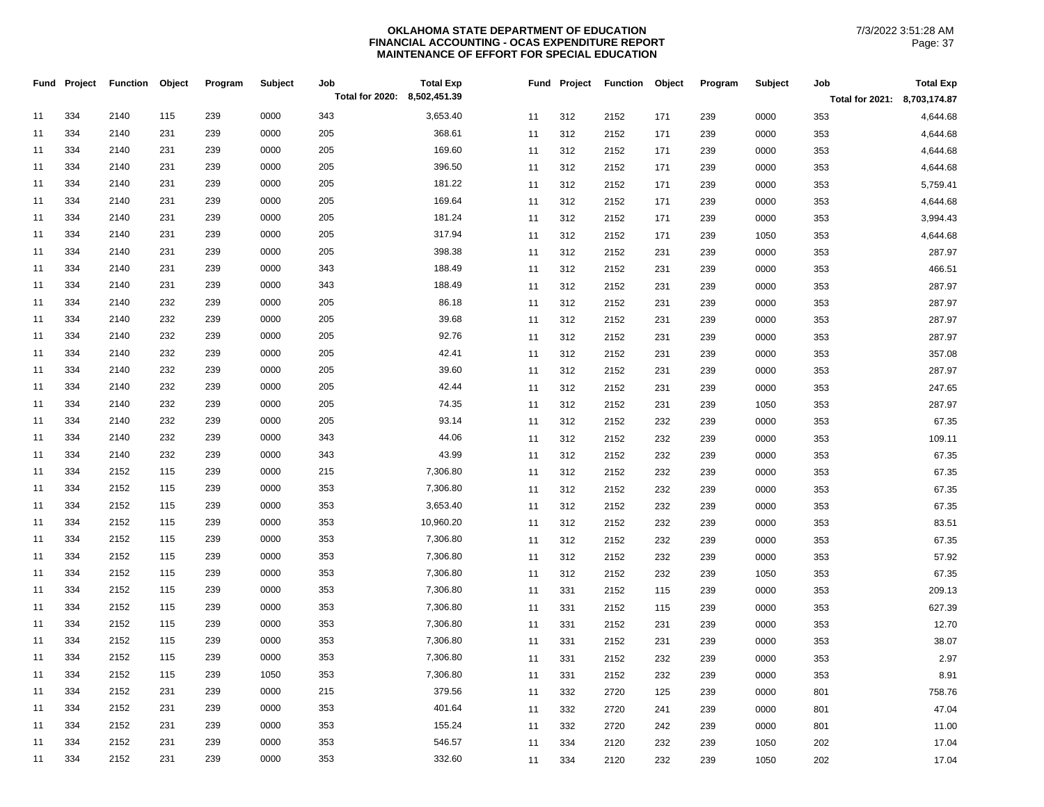**OKLAHOMA STATE DEPARTMENT OF EDUCATION**
**FINANCIAL ACCOUNTING - OCAS EXPENDITURE REPORT**
**MAINTENANCE OF EFFORT FOR SPECIAL EDUCATION**

7/3/2022 3:51:28 AM

| Fund | Project | Function | Object | Program | Subject | Job | Total Exp |
|---|---|---|---|---|---|---|---|
| | | | | | | Total for 2020: | 8,502,451.39 |
| 11 | 334 | 2140 | 115 | 239 | 0000 | 343 | 3,653.40 |
| 11 | 334 | 2140 | 231 | 239 | 0000 | 205 | 368.61 |
| 11 | 334 | 2140 | 231 | 239 | 0000 | 205 | 169.60 |
| 11 | 334 | 2140 | 231 | 239 | 0000 | 205 | 396.50 |
| 11 | 334 | 2140 | 231 | 239 | 0000 | 205 | 181.22 |
| 11 | 334 | 2140 | 231 | 239 | 0000 | 205 | 169.64 |
| 11 | 334 | 2140 | 231 | 239 | 0000 | 205 | 181.24 |
| 11 | 334 | 2140 | 231 | 239 | 0000 | 205 | 317.94 |
| 11 | 334 | 2140 | 231 | 239 | 0000 | 205 | 398.38 |
| 11 | 334 | 2140 | 231 | 239 | 0000 | 343 | 188.49 |
| 11 | 334 | 2140 | 231 | 239 | 0000 | 343 | 188.49 |
| 11 | 334 | 2140 | 232 | 239 | 0000 | 205 | 86.18 |
| 11 | 334 | 2140 | 232 | 239 | 0000 | 205 | 39.68 |
| 11 | 334 | 2140 | 232 | 239 | 0000 | 205 | 92.76 |
| 11 | 334 | 2140 | 232 | 239 | 0000 | 205 | 42.41 |
| 11 | 334 | 2140 | 232 | 239 | 0000 | 205 | 39.60 |
| 11 | 334 | 2140 | 232 | 239 | 0000 | 205 | 42.44 |
| 11 | 334 | 2140 | 232 | 239 | 0000 | 205 | 74.35 |
| 11 | 334 | 2140 | 232 | 239 | 0000 | 205 | 93.14 |
| 11 | 334 | 2140 | 232 | 239 | 0000 | 343 | 44.06 |
| 11 | 334 | 2140 | 232 | 239 | 0000 | 343 | 43.99 |
| 11 | 334 | 2152 | 115 | 239 | 0000 | 215 | 7,306.80 |
| 11 | 334 | 2152 | 115 | 239 | 0000 | 353 | 7,306.80 |
| 11 | 334 | 2152 | 115 | 239 | 0000 | 353 | 3,653.40 |
| 11 | 334 | 2152 | 115 | 239 | 0000 | 353 | 10,960.20 |
| 11 | 334 | 2152 | 115 | 239 | 0000 | 353 | 7,306.80 |
| 11 | 334 | 2152 | 115 | 239 | 0000 | 353 | 7,306.80 |
| 11 | 334 | 2152 | 115 | 239 | 0000 | 353 | 7,306.80 |
| 11 | 334 | 2152 | 115 | 239 | 0000 | 353 | 7,306.80 |
| 11 | 334 | 2152 | 115 | 239 | 0000 | 353 | 7,306.80 |
| 11 | 334 | 2152 | 115 | 239 | 0000 | 353 | 7,306.80 |
| 11 | 334 | 2152 | 115 | 239 | 0000 | 353 | 7,306.80 |
| 11 | 334 | 2152 | 115 | 239 | 0000 | 353 | 7,306.80 |
| 11 | 334 | 2152 | 115 | 239 | 1050 | 353 | 7,306.80 |
| 11 | 334 | 2152 | 231 | 239 | 0000 | 215 | 379.56 |
| 11 | 334 | 2152 | 231 | 239 | 0000 | 353 | 401.64 |
| 11 | 334 | 2152 | 231 | 239 | 0000 | 353 | 155.24 |
| 11 | 334 | 2152 | 231 | 239 | 0000 | 353 | 546.57 |
| 11 | 334 | 2152 | 231 | 239 | 0000 | 353 | 332.60 |

| Fund | Project | Function | Object | Program | Subject | Job | Total Exp |
|---|---|---|---|---|---|---|---|
| | | | | | | Total for 2021: | 8,703,174.87 |
| 11 | 312 | 2152 | 171 | 239 | 0000 | 353 | 4,644.68 |
| 11 | 312 | 2152 | 171 | 239 | 0000 | 353 | 4,644.68 |
| 11 | 312 | 2152 | 171 | 239 | 0000 | 353 | 4,644.68 |
| 11 | 312 | 2152 | 171 | 239 | 0000 | 353 | 4,644.68 |
| 11 | 312 | 2152 | 171 | 239 | 0000 | 353 | 5,759.41 |
| 11 | 312 | 2152 | 171 | 239 | 0000 | 353 | 4,644.68 |
| 11 | 312 | 2152 | 171 | 239 | 0000 | 353 | 3,994.43 |
| 11 | 312 | 2152 | 171 | 239 | 1050 | 353 | 4,644.68 |
| 11 | 312 | 2152 | 231 | 239 | 0000 | 353 | 287.97 |
| 11 | 312 | 2152 | 231 | 239 | 0000 | 353 | 466.51 |
| 11 | 312 | 2152 | 231 | 239 | 0000 | 353 | 287.97 |
| 11 | 312 | 2152 | 231 | 239 | 0000 | 353 | 287.97 |
| 11 | 312 | 2152 | 231 | 239 | 0000 | 353 | 287.97 |
| 11 | 312 | 2152 | 231 | 239 | 0000 | 353 | 357.08 |
| 11 | 312 | 2152 | 231 | 239 | 0000 | 353 | 287.97 |
| 11 | 312 | 2152 | 231 | 239 | 0000 | 353 | 247.65 |
| 11 | 312 | 2152 | 231 | 239 | 1050 | 353 | 287.97 |
| 11 | 312 | 2152 | 232 | 239 | 0000 | 353 | 67.35 |
| 11 | 312 | 2152 | 232 | 239 | 0000 | 353 | 109.11 |
| 11 | 312 | 2152 | 232 | 239 | 0000 | 353 | 67.35 |
| 11 | 312 | 2152 | 232 | 239 | 0000 | 353 | 67.35 |
| 11 | 312 | 2152 | 232 | 239 | 0000 | 353 | 67.35 |
| 11 | 312 | 2152 | 232 | 239 | 0000 | 353 | 67.35 |
| 11 | 312 | 2152 | 232 | 239 | 0000 | 353 | 83.51 |
| 11 | 312 | 2152 | 232 | 239 | 0000 | 353 | 67.35 |
| 11 | 312 | 2152 | 232 | 239 | 0000 | 353 | 57.92 |
| 11 | 312 | 2152 | 232 | 239 | 1050 | 353 | 67.35 |
| 11 | 331 | 2152 | 115 | 239 | 0000 | 353 | 209.13 |
| 11 | 331 | 2152 | 115 | 239 | 0000 | 353 | 627.39 |
| 11 | 331 | 2152 | 231 | 239 | 0000 | 353 | 12.70 |
| 11 | 331 | 2152 | 231 | 239 | 0000 | 353 | 38.07 |
| 11 | 331 | 2152 | 232 | 239 | 0000 | 353 | 2.97 |
| 11 | 331 | 2152 | 232 | 239 | 0000 | 353 | 8.91 |
| 11 | 332 | 2720 | 125 | 239 | 0000 | 801 | 758.76 |
| 11 | 332 | 2720 | 241 | 239 | 0000 | 801 | 47.04 |
| 11 | 332 | 2720 | 242 | 239 | 0000 | 801 | 11.00 |
| 11 | 334 | 2120 | 232 | 239 | 1050 | 202 | 17.04 |
| 11 | 334 | 2120 | 232 | 239 | 1050 | 202 | 17.04 |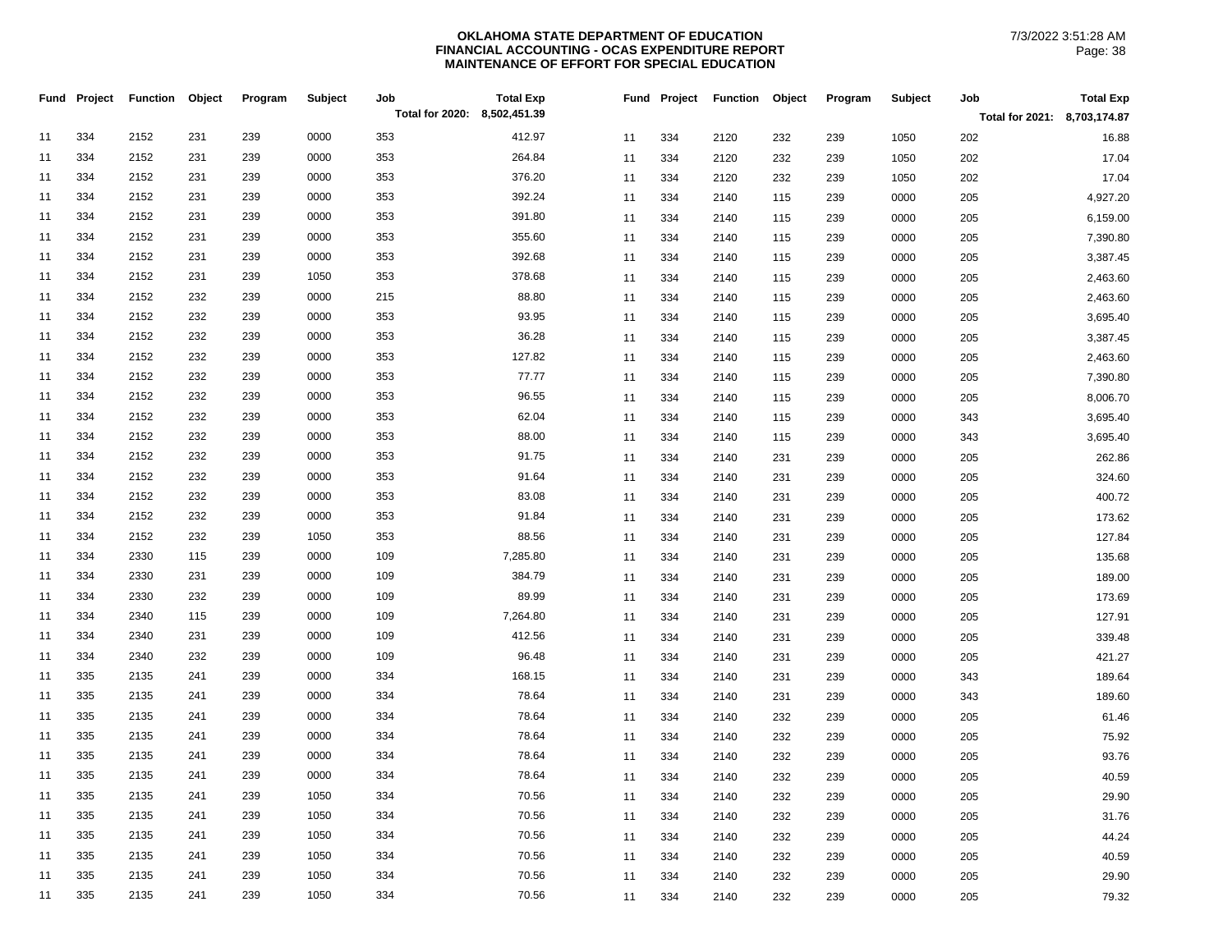# OKLAHOMA STATE DEPARTMENT OF EDUCATION
## FINANCIAL ACCOUNTING - OCAS EXPENDITURE REPORT
## MAINTENANCE OF EFFORT FOR SPECIAL EDUCATION

7/3/2022 3:51:28 AM

| Fund | Project | Function | Object | Program | Subject | Job | Total Exp |
|---|---|---|---|---|---|---|---|
| | | | | | | Total for 2020: | 8,502,451.39 |
| 11 | 334 | 2152 | 231 | 239 | 0000 | 353 | 412.97 |
| 11 | 334 | 2152 | 231 | 239 | 0000 | 353 | 264.84 |
| 11 | 334 | 2152 | 231 | 239 | 0000 | 353 | 376.20 |
| 11 | 334 | 2152 | 231 | 239 | 0000 | 353 | 392.24 |
| 11 | 334 | 2152 | 231 | 239 | 0000 | 353 | 391.80 |
| 11 | 334 | 2152 | 231 | 239 | 0000 | 353 | 355.60 |
| 11 | 334 | 2152 | 231 | 239 | 0000 | 353 | 392.68 |
| 11 | 334 | 2152 | 231 | 239 | 1050 | 353 | 378.68 |
| 11 | 334 | 2152 | 232 | 239 | 0000 | 215 | 88.80 |
| 11 | 334 | 2152 | 232 | 239 | 0000 | 353 | 93.95 |
| 11 | 334 | 2152 | 232 | 239 | 0000 | 353 | 36.28 |
| 11 | 334 | 2152 | 232 | 239 | 0000 | 353 | 127.82 |
| 11 | 334 | 2152 | 232 | 239 | 0000 | 353 | 77.77 |
| 11 | 334 | 2152 | 232 | 239 | 0000 | 353 | 96.55 |
| 11 | 334 | 2152 | 232 | 239 | 0000 | 353 | 62.04 |
| 11 | 334 | 2152 | 232 | 239 | 0000 | 353 | 88.00 |
| 11 | 334 | 2152 | 232 | 239 | 0000 | 353 | 91.75 |
| 11 | 334 | 2152 | 232 | 239 | 0000 | 353 | 91.64 |
| 11 | 334 | 2152 | 232 | 239 | 0000 | 353 | 83.08 |
| 11 | 334 | 2152 | 232 | 239 | 0000 | 353 | 91.84 |
| 11 | 334 | 2152 | 232 | 239 | 1050 | 353 | 88.56 |
| 11 | 334 | 2330 | 115 | 239 | 0000 | 109 | 7,285.80 |
| 11 | 334 | 2330 | 231 | 239 | 0000 | 109 | 384.79 |
| 11 | 334 | 2330 | 232 | 239 | 0000 | 109 | 89.99 |
| 11 | 334 | 2340 | 115 | 239 | 0000 | 109 | 7,264.80 |
| 11 | 334 | 2340 | 231 | 239 | 0000 | 109 | 412.56 |
| 11 | 334 | 2340 | 232 | 239 | 0000 | 109 | 96.48 |
| 11 | 335 | 2135 | 241 | 239 | 0000 | 334 | 168.15 |
| 11 | 335 | 2135 | 241 | 239 | 0000 | 334 | 78.64 |
| 11 | 335 | 2135 | 241 | 239 | 0000 | 334 | 78.64 |
| 11 | 335 | 2135 | 241 | 239 | 0000 | 334 | 78.64 |
| 11 | 335 | 2135 | 241 | 239 | 0000 | 334 | 78.64 |
| 11 | 335 | 2135 | 241 | 239 | 0000 | 334 | 78.64 |
| 11 | 335 | 2135 | 241 | 239 | 1050 | 334 | 70.56 |
| 11 | 335 | 2135 | 241 | 239 | 1050 | 334 | 70.56 |
| 11 | 335 | 2135 | 241 | 239 | 1050 | 334 | 70.56 |
| 11 | 335 | 2135 | 241 | 239 | 1050 | 334 | 70.56 |
| 11 | 335 | 2135 | 241 | 239 | 1050 | 334 | 70.56 |
| 11 | 335 | 2135 | 241 | 239 | 1050 | 334 | 70.56 |

| Fund | Project | Function | Object | Program | Subject | Job | Total Exp |
|---|---|---|---|---|---|---|---|
| | | | | | | Total for 2021: | 8,703,174.87 |
| 11 | 334 | 2120 | 232 | 239 | 1050 | 202 | 16.88 |
| 11 | 334 | 2120 | 232 | 239 | 1050 | 202 | 17.04 |
| 11 | 334 | 2120 | 232 | 239 | 1050 | 202 | 17.04 |
| 11 | 334 | 2140 | 115 | 239 | 0000 | 205 | 4,927.20 |
| 11 | 334 | 2140 | 115 | 239 | 0000 | 205 | 6,159.00 |
| 11 | 334 | 2140 | 115 | 239 | 0000 | 205 | 7,390.80 |
| 11 | 334 | 2140 | 115 | 239 | 0000 | 205 | 3,387.45 |
| 11 | 334 | 2140 | 115 | 239 | 0000 | 205 | 2,463.60 |
| 11 | 334 | 2140 | 115 | 239 | 0000 | 205 | 2,463.60 |
| 11 | 334 | 2140 | 115 | 239 | 0000 | 205 | 3,695.40 |
| 11 | 334 | 2140 | 115 | 239 | 0000 | 205 | 3,387.45 |
| 11 | 334 | 2140 | 115 | 239 | 0000 | 205 | 2,463.60 |
| 11 | 334 | 2140 | 115 | 239 | 0000 | 205 | 7,390.80 |
| 11 | 334 | 2140 | 115 | 239 | 0000 | 205 | 8,006.70 |
| 11 | 334 | 2140 | 115 | 239 | 0000 | 343 | 3,695.40 |
| 11 | 334 | 2140 | 115 | 239 | 0000 | 343 | 3,695.40 |
| 11 | 334 | 2140 | 231 | 239 | 0000 | 205 | 262.86 |
| 11 | 334 | 2140 | 231 | 239 | 0000 | 205 | 324.60 |
| 11 | 334 | 2140 | 231 | 239 | 0000 | 205 | 400.72 |
| 11 | 334 | 2140 | 231 | 239 | 0000 | 205 | 173.62 |
| 11 | 334 | 2140 | 231 | 239 | 0000 | 205 | 127.84 |
| 11 | 334 | 2140 | 231 | 239 | 0000 | 205 | 135.68 |
| 11 | 334 | 2140 | 231 | 239 | 0000 | 205 | 189.00 |
| 11 | 334 | 2140 | 231 | 239 | 0000 | 205 | 173.69 |
| 11 | 334 | 2140 | 231 | 239 | 0000 | 205 | 127.91 |
| 11 | 334 | 2140 | 231 | 239 | 0000 | 205 | 339.48 |
| 11 | 334 | 2140 | 231 | 239 | 0000 | 205 | 421.27 |
| 11 | 334 | 2140 | 231 | 239 | 0000 | 343 | 189.64 |
| 11 | 334 | 2140 | 231 | 239 | 0000 | 343 | 189.60 |
| 11 | 334 | 2140 | 232 | 239 | 0000 | 205 | 61.46 |
| 11 | 334 | 2140 | 232 | 239 | 0000 | 205 | 75.92 |
| 11 | 334 | 2140 | 232 | 239 | 0000 | 205 | 93.76 |
| 11 | 334 | 2140 | 232 | 239 | 0000 | 205 | 40.59 |
| 11 | 334 | 2140 | 232 | 239 | 0000 | 205 | 29.90 |
| 11 | 334 | 2140 | 232 | 239 | 0000 | 205 | 31.76 |
| 11 | 334 | 2140 | 232 | 239 | 0000 | 205 | 44.24 |
| 11 | 334 | 2140 | 232 | 239 | 0000 | 205 | 40.59 |
| 11 | 334 | 2140 | 232 | 239 | 0000 | 205 | 29.90 |
| 11 | 334 | 2140 | 232 | 239 | 0000 | 205 | 79.32 |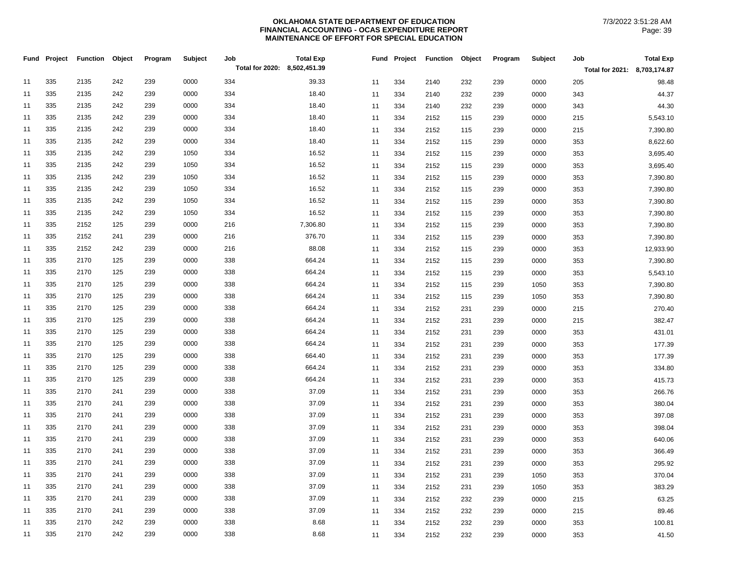**OKLAHOMA STATE DEPARTMENT OF EDUCATION**
**FINANCIAL ACCOUNTING - OCAS EXPENDITURE REPORT**
**MAINTENANCE OF EFFORT FOR SPECIAL EDUCATION**

7/3/2022 3:51:28 AM

| Fund | Project | Function | Object | Program | Subject | Job | Total Exp |
|---|---|---|---|---|---|---|---|
| | | | | | | Total for 2020: | 8,502,451.39 |
| 11 | 335 | 2135 | 242 | 239 | 0000 | 334 | 39.33 |
| 11 | 335 | 2135 | 242 | 239 | 0000 | 334 | 18.40 |
| 11 | 335 | 2135 | 242 | 239 | 0000 | 334 | 18.40 |
| 11 | 335 | 2135 | 242 | 239 | 0000 | 334 | 18.40 |
| 11 | 335 | 2135 | 242 | 239 | 0000 | 334 | 18.40 |
| 11 | 335 | 2135 | 242 | 239 | 0000 | 334 | 18.40 |
| 11 | 335 | 2135 | 242 | 239 | 1050 | 334 | 16.52 |
| 11 | 335 | 2135 | 242 | 239 | 1050 | 334 | 16.52 |
| 11 | 335 | 2135 | 242 | 239 | 1050 | 334 | 16.52 |
| 11 | 335 | 2135 | 242 | 239 | 1050 | 334 | 16.52 |
| 11 | 335 | 2135 | 242 | 239 | 1050 | 334 | 16.52 |
| 11 | 335 | 2135 | 242 | 239 | 1050 | 334 | 16.52 |
| 11 | 335 | 2152 | 125 | 239 | 0000 | 216 | 7,306.80 |
| 11 | 335 | 2152 | 241 | 239 | 0000 | 216 | 376.70 |
| 11 | 335 | 2152 | 242 | 239 | 0000 | 216 | 88.08 |
| 11 | 335 | 2170 | 125 | 239 | 0000 | 338 | 664.24 |
| 11 | 335 | 2170 | 125 | 239 | 0000 | 338 | 664.24 |
| 11 | 335 | 2170 | 125 | 239 | 0000 | 338 | 664.24 |
| 11 | 335 | 2170 | 125 | 239 | 0000 | 338 | 664.24 |
| 11 | 335 | 2170 | 125 | 239 | 0000 | 338 | 664.24 |
| 11 | 335 | 2170 | 125 | 239 | 0000 | 338 | 664.24 |
| 11 | 335 | 2170 | 125 | 239 | 0000 | 338 | 664.24 |
| 11 | 335 | 2170 | 125 | 239 | 0000 | 338 | 664.24 |
| 11 | 335 | 2170 | 125 | 239 | 0000 | 338 | 664.40 |
| 11 | 335 | 2170 | 125 | 239 | 0000 | 338 | 664.24 |
| 11 | 335 | 2170 | 125 | 239 | 0000 | 338 | 664.24 |
| 11 | 335 | 2170 | 241 | 239 | 0000 | 338 | 37.09 |
| 11 | 335 | 2170 | 241 | 239 | 0000 | 338 | 37.09 |
| 11 | 335 | 2170 | 241 | 239 | 0000 | 338 | 37.09 |
| 11 | 335 | 2170 | 241 | 239 | 0000 | 338 | 37.09 |
| 11 | 335 | 2170 | 241 | 239 | 0000 | 338 | 37.09 |
| 11 | 335 | 2170 | 241 | 239 | 0000 | 338 | 37.09 |
| 11 | 335 | 2170 | 241 | 239 | 0000 | 338 | 37.09 |
| 11 | 335 | 2170 | 241 | 239 | 0000 | 338 | 37.09 |
| 11 | 335 | 2170 | 241 | 239 | 0000 | 338 | 37.09 |
| 11 | 335 | 2170 | 241 | 239 | 0000 | 338 | 37.09 |
| 11 | 335 | 2170 | 241 | 239 | 0000 | 338 | 37.09 |
| 11 | 335 | 2170 | 242 | 239 | 0000 | 338 | 8.68 |
| 11 | 335 | 2170 | 242 | 239 | 0000 | 338 | 8.68 |

| Fund | Project | Function | Object | Program | Subject | Job | Total Exp |
|---|---|---|---|---|---|---|---|
| | | | | | | Total for 2021: | 8,703,174.87 |
| 11 | 334 | 2140 | 232 | 239 | 0000 | 205 | 98.48 |
| 11 | 334 | 2140 | 232 | 239 | 0000 | 343 | 44.37 |
| 11 | 334 | 2140 | 232 | 239 | 0000 | 343 | 44.30 |
| 11 | 334 | 2152 | 115 | 239 | 0000 | 215 | 5,543.10 |
| 11 | 334 | 2152 | 115 | 239 | 0000 | 215 | 7,390.80 |
| 11 | 334 | 2152 | 115 | 239 | 0000 | 353 | 8,622.60 |
| 11 | 334 | 2152 | 115 | 239 | 0000 | 353 | 3,695.40 |
| 11 | 334 | 2152 | 115 | 239 | 0000 | 353 | 3,695.40 |
| 11 | 334 | 2152 | 115 | 239 | 0000 | 353 | 7,390.80 |
| 11 | 334 | 2152 | 115 | 239 | 0000 | 353 | 7,390.80 |
| 11 | 334 | 2152 | 115 | 239 | 0000 | 353 | 7,390.80 |
| 11 | 334 | 2152 | 115 | 239 | 0000 | 353 | 7,390.80 |
| 11 | 334 | 2152 | 115 | 239 | 0000 | 353 | 7,390.80 |
| 11 | 334 | 2152 | 115 | 239 | 0000 | 353 | 7,390.80 |
| 11 | 334 | 2152 | 115 | 239 | 0000 | 353 | 12,933.90 |
| 11 | 334 | 2152 | 115 | 239 | 0000 | 353 | 7,390.80 |
| 11 | 334 | 2152 | 115 | 239 | 0000 | 353 | 5,543.10 |
| 11 | 334 | 2152 | 115 | 239 | 1050 | 353 | 7,390.80 |
| 11 | 334 | 2152 | 115 | 239 | 1050 | 353 | 7,390.80 |
| 11 | 334 | 2152 | 231 | 239 | 0000 | 215 | 270.40 |
| 11 | 334 | 2152 | 231 | 239 | 0000 | 215 | 382.47 |
| 11 | 334 | 2152 | 231 | 239 | 0000 | 353 | 431.01 |
| 11 | 334 | 2152 | 231 | 239 | 0000 | 353 | 177.39 |
| 11 | 334 | 2152 | 231 | 239 | 0000 | 353 | 177.39 |
| 11 | 334 | 2152 | 231 | 239 | 0000 | 353 | 334.80 |
| 11 | 334 | 2152 | 231 | 239 | 0000 | 353 | 415.73 |
| 11 | 334 | 2152 | 231 | 239 | 0000 | 353 | 266.76 |
| 11 | 334 | 2152 | 231 | 239 | 0000 | 353 | 380.04 |
| 11 | 334 | 2152 | 231 | 239 | 0000 | 353 | 397.08 |
| 11 | 334 | 2152 | 231 | 239 | 0000 | 353 | 398.04 |
| 11 | 334 | 2152 | 231 | 239 | 0000 | 353 | 640.06 |
| 11 | 334 | 2152 | 231 | 239 | 0000 | 353 | 366.49 |
| 11 | 334 | 2152 | 231 | 239 | 0000 | 353 | 295.92 |
| 11 | 334 | 2152 | 231 | 239 | 1050 | 353 | 370.04 |
| 11 | 334 | 2152 | 231 | 239 | 1050 | 353 | 383.29 |
| 11 | 334 | 2152 | 232 | 239 | 0000 | 215 | 63.25 |
| 11 | 334 | 2152 | 232 | 239 | 0000 | 215 | 89.46 |
| 11 | 334 | 2152 | 232 | 239 | 0000 | 353 | 100.81 |
| 11 | 334 | 2152 | 232 | 239 | 0000 | 353 | 41.50 |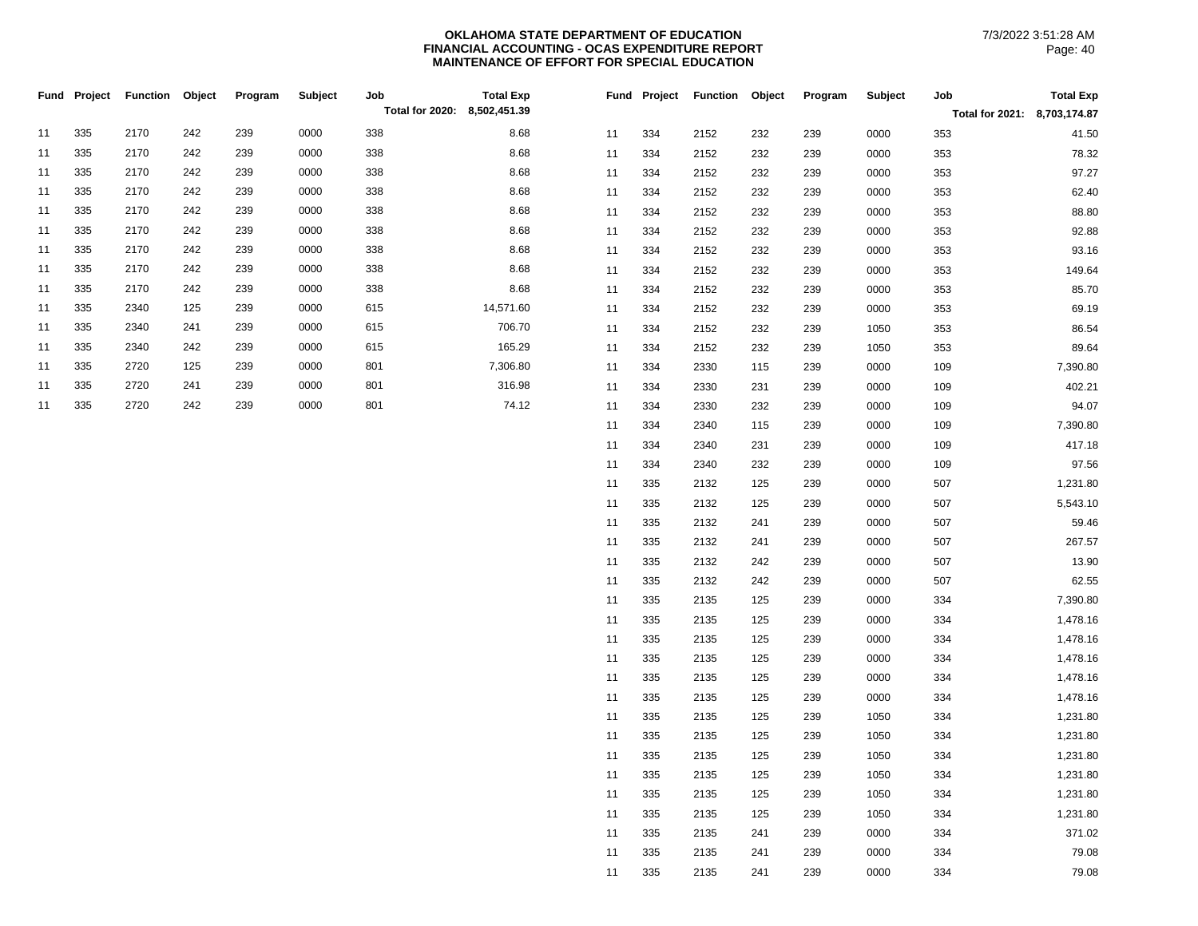**OKLAHOMA STATE DEPARTMENT OF EDUCATION**
**FINANCIAL ACCOUNTING - OCAS EXPENDITURE REPORT**
**MAINTENANCE OF EFFORT FOR SPECIAL EDUCATION**

7/3/2022 3:51:28 AM

| Fund | Project | Function | Object | Program | Subject | Job | Total Exp |
|---|---|---|---|---|---|---|---|
| | | | | | | Total for 2020: | 8,502,451.39 |
| 11 | 335 | 2170 | 242 | 239 | 0000 | 338 | 8.68 |
| 11 | 335 | 2170 | 242 | 239 | 0000 | 338 | 8.68 |
| 11 | 335 | 2170 | 242 | 239 | 0000 | 338 | 8.68 |
| 11 | 335 | 2170 | 242 | 239 | 0000 | 338 | 8.68 |
| 11 | 335 | 2170 | 242 | 239 | 0000 | 338 | 8.68 |
| 11 | 335 | 2170 | 242 | 239 | 0000 | 338 | 8.68 |
| 11 | 335 | 2170 | 242 | 239 | 0000 | 338 | 8.68 |
| 11 | 335 | 2170 | 242 | 239 | 0000 | 338 | 8.68 |
| 11 | 335 | 2170 | 242 | 239 | 0000 | 338 | 8.68 |
| 11 | 335 | 2340 | 125 | 239 | 0000 | 615 | 14,571.60 |
| 11 | 335 | 2340 | 241 | 239 | 0000 | 615 | 706.70 |
| 11 | 335 | 2340 | 242 | 239 | 0000 | 615 | 165.29 |
| 11 | 335 | 2720 | 125 | 239 | 0000 | 801 | 7,306.80 |
| 11 | 335 | 2720 | 241 | 239 | 0000 | 801 | 316.98 |
| 11 | 335 | 2720 | 242 | 239 | 0000 | 801 | 74.12 |

| Fund | Project | Function | Object | Program | Subject | Job | Total Exp |
|---|---|---|---|---|---|---|---|
| | | | | | | Total for 2021: | 8,703,174.87 |
| 11 | 334 | 2152 | 232 | 239 | 0000 | 353 | 41.50 |
| 11 | 334 | 2152 | 232 | 239 | 0000 | 353 | 78.32 |
| 11 | 334 | 2152 | 232 | 239 | 0000 | 353 | 97.27 |
| 11 | 334 | 2152 | 232 | 239 | 0000 | 353 | 62.40 |
| 11 | 334 | 2152 | 232 | 239 | 0000 | 353 | 88.80 |
| 11 | 334 | 2152 | 232 | 239 | 0000 | 353 | 92.88 |
| 11 | 334 | 2152 | 232 | 239 | 0000 | 353 | 93.16 |
| 11 | 334 | 2152 | 232 | 239 | 0000 | 353 | 149.64 |
| 11 | 334 | 2152 | 232 | 239 | 0000 | 353 | 85.70 |
| 11 | 334 | 2152 | 232 | 239 | 0000 | 353 | 69.19 |
| 11 | 334 | 2152 | 232 | 239 | 1050 | 353 | 86.54 |
| 11 | 334 | 2152 | 232 | 239 | 1050 | 353 | 89.64 |
| 11 | 334 | 2330 | 115 | 239 | 0000 | 109 | 7,390.80 |
| 11 | 334 | 2330 | 231 | 239 | 0000 | 109 | 402.21 |
| 11 | 334 | 2330 | 232 | 239 | 0000 | 109 | 94.07 |
| 11 | 334 | 2340 | 115 | 239 | 0000 | 109 | 7,390.80 |
| 11 | 334 | 2340 | 231 | 239 | 0000 | 109 | 417.18 |
| 11 | 334 | 2340 | 232 | 239 | 0000 | 109 | 97.56 |
| 11 | 335 | 2132 | 125 | 239 | 0000 | 507 | 1,231.80 |
| 11 | 335 | 2132 | 125 | 239 | 0000 | 507 | 5,543.10 |
| 11 | 335 | 2132 | 241 | 239 | 0000 | 507 | 59.46 |
| 11 | 335 | 2132 | 241 | 239 | 0000 | 507 | 267.57 |
| 11 | 335 | 2132 | 242 | 239 | 0000 | 507 | 13.90 |
| 11 | 335 | 2132 | 242 | 239 | 0000 | 507 | 62.55 |
| 11 | 335 | 2135 | 125 | 239 | 0000 | 334 | 7,390.80 |
| 11 | 335 | 2135 | 125 | 239 | 0000 | 334 | 1,478.16 |
| 11 | 335 | 2135 | 125 | 239 | 0000 | 334 | 1,478.16 |
| 11 | 335 | 2135 | 125 | 239 | 0000 | 334 | 1,478.16 |
| 11 | 335 | 2135 | 125 | 239 | 0000 | 334 | 1,478.16 |
| 11 | 335 | 2135 | 125 | 239 | 0000 | 334 | 1,478.16 |
| 11 | 335 | 2135 | 125 | 239 | 1050 | 334 | 1,231.80 |
| 11 | 335 | 2135 | 125 | 239 | 1050 | 334 | 1,231.80 |
| 11 | 335 | 2135 | 125 | 239 | 1050 | 334 | 1,231.80 |
| 11 | 335 | 2135 | 125 | 239 | 1050 | 334 | 1,231.80 |
| 11 | 335 | 2135 | 125 | 239 | 1050 | 334 | 1,231.80 |
| 11 | 335 | 2135 | 125 | 239 | 1050 | 334 | 1,231.80 |
| 11 | 335 | 2135 | 241 | 239 | 0000 | 334 | 371.02 |
| 11 | 335 | 2135 | 241 | 239 | 0000 | 334 | 79.08 |
| 11 | 335 | 2135 | 241 | 239 | 0000 | 334 | 79.08 |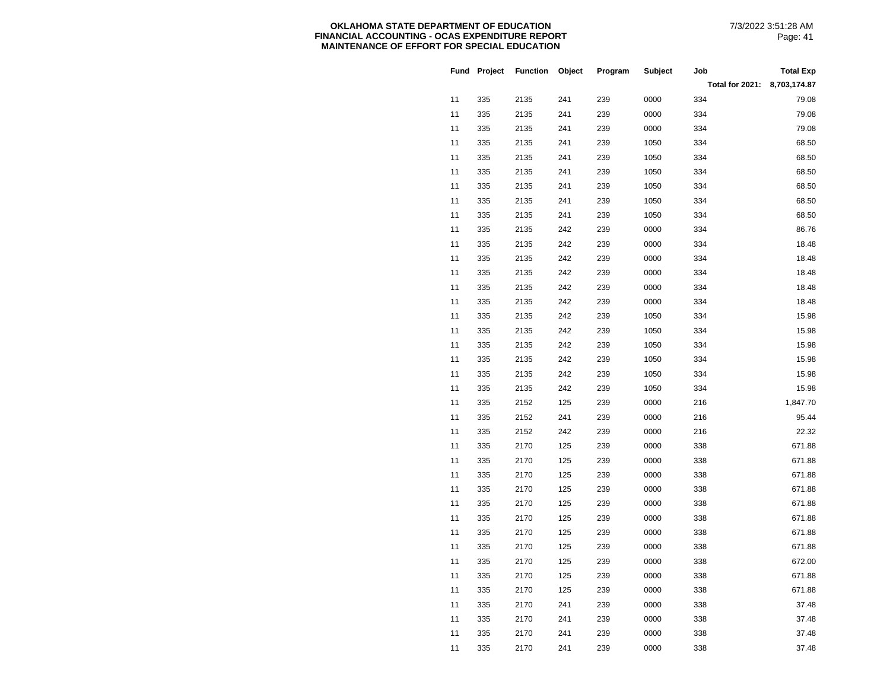**OKLAHOMA STATE DEPARTMENT OF EDUCATION**
**FINANCIAL ACCOUNTING - OCAS EXPENDITURE REPORT**
**MAINTENANCE OF EFFORT FOR SPECIAL EDUCATION**

7/3/2022 3:51:28 AM

| Fund | Project | Function | Object | Program | Subject | Job | Total Exp |
|---|---|---|---|---|---|---|---|
| | | | | | | **Total for 2021:** | **8,703,174.87** |
| 11 | 335 | 2135 | 241 | 239 | 0000 | 334 | 79.08 |
| 11 | 335 | 2135 | 241 | 239 | 0000 | 334 | 79.08 |
| 11 | 335 | 2135 | 241 | 239 | 0000 | 334 | 79.08 |
| 11 | 335 | 2135 | 241 | 239 | 1050 | 334 | 68.50 |
| 11 | 335 | 2135 | 241 | 239 | 1050 | 334 | 68.50 |
| 11 | 335 | 2135 | 241 | 239 | 1050 | 334 | 68.50 |
| 11 | 335 | 2135 | 241 | 239 | 1050 | 334 | 68.50 |
| 11 | 335 | 2135 | 241 | 239 | 1050 | 334 | 68.50 |
| 11 | 335 | 2135 | 241 | 239 | 1050 | 334 | 68.50 |
| 11 | 335 | 2135 | 242 | 239 | 0000 | 334 | 86.76 |
| 11 | 335 | 2135 | 242 | 239 | 0000 | 334 | 18.48 |
| 11 | 335 | 2135 | 242 | 239 | 0000 | 334 | 18.48 |
| 11 | 335 | 2135 | 242 | 239 | 0000 | 334 | 18.48 |
| 11 | 335 | 2135 | 242 | 239 | 0000 | 334 | 18.48 |
| 11 | 335 | 2135 | 242 | 239 | 0000 | 334 | 18.48 |
| 11 | 335 | 2135 | 242 | 239 | 1050 | 334 | 15.98 |
| 11 | 335 | 2135 | 242 | 239 | 1050 | 334 | 15.98 |
| 11 | 335 | 2135 | 242 | 239 | 1050 | 334 | 15.98 |
| 11 | 335 | 2135 | 242 | 239 | 1050 | 334 | 15.98 |
| 11 | 335 | 2135 | 242 | 239 | 1050 | 334 | 15.98 |
| 11 | 335 | 2135 | 242 | 239 | 1050 | 334 | 15.98 |
| 11 | 335 | 2152 | 125 | 239 | 0000 | 216 | 1,847.70 |
| 11 | 335 | 2152 | 241 | 239 | 0000 | 216 | 95.44 |
| 11 | 335 | 2152 | 242 | 239 | 0000 | 216 | 22.32 |
| 11 | 335 | 2170 | 125 | 239 | 0000 | 338 | 671.88 |
| 11 | 335 | 2170 | 125 | 239 | 0000 | 338 | 671.88 |
| 11 | 335 | 2170 | 125 | 239 | 0000 | 338 | 671.88 |
| 11 | 335 | 2170 | 125 | 239 | 0000 | 338 | 671.88 |
| 11 | 335 | 2170 | 125 | 239 | 0000 | 338 | 671.88 |
| 11 | 335 | 2170 | 125 | 239 | 0000 | 338 | 671.88 |
| 11 | 335 | 2170 | 125 | 239 | 0000 | 338 | 671.88 |
| 11 | 335 | 2170 | 125 | 239 | 0000 | 338 | 671.88 |
| 11 | 335 | 2170 | 125 | 239 | 0000 | 338 | 672.00 |
| 11 | 335 | 2170 | 125 | 239 | 0000 | 338 | 671.88 |
| 11 | 335 | 2170 | 125 | 239 | 0000 | 338 | 671.88 |
| 11 | 335 | 2170 | 241 | 239 | 0000 | 338 | 37.48 |
| 11 | 335 | 2170 | 241 | 239 | 0000 | 338 | 37.48 |
| 11 | 335 | 2170 | 241 | 239 | 0000 | 338 | 37.48 |
| 11 | 335 | 2170 | 241 | 239 | 0000 | 338 | 37.48 |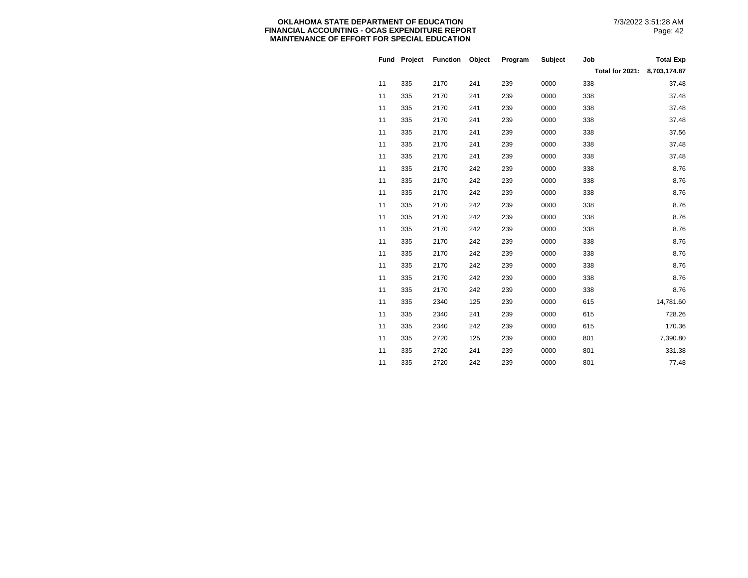**OKLAHOMA STATE DEPARTMENT OF EDUCATION**
**FINANCIAL ACCOUNTING - OCAS EXPENDITURE REPORT**
**MAINTENANCE OF EFFORT FOR SPECIAL EDUCATION**

7/3/2022 3:51:28 AM

| Fund | Project | Function | Object | Program | Subject | Job | Total Exp |
|---|---|---|---|---|---|---|---|
| | | | | | | **Total for 2021:** | **8,703,174.87** |
| 11 | 335 | 2170 | 241 | 239 | 0000 | 338 | 37.48 |
| 11 | 335 | 2170 | 241 | 239 | 0000 | 338 | 37.48 |
| 11 | 335 | 2170 | 241 | 239 | 0000 | 338 | 37.48 |
| 11 | 335 | 2170 | 241 | 239 | 0000 | 338 | 37.48 |
| 11 | 335 | 2170 | 241 | 239 | 0000 | 338 | 37.56 |
| 11 | 335 | 2170 | 241 | 239 | 0000 | 338 | 37.48 |
| 11 | 335 | 2170 | 241 | 239 | 0000 | 338 | 37.48 |
| 11 | 335 | 2170 | 242 | 239 | 0000 | 338 | 8.76 |
| 11 | 335 | 2170 | 242 | 239 | 0000 | 338 | 8.76 |
| 11 | 335 | 2170 | 242 | 239 | 0000 | 338 | 8.76 |
| 11 | 335 | 2170 | 242 | 239 | 0000 | 338 | 8.76 |
| 11 | 335 | 2170 | 242 | 239 | 0000 | 338 | 8.76 |
| 11 | 335 | 2170 | 242 | 239 | 0000 | 338 | 8.76 |
| 11 | 335 | 2170 | 242 | 239 | 0000 | 338 | 8.76 |
| 11 | 335 | 2170 | 242 | 239 | 0000 | 338 | 8.76 |
| 11 | 335 | 2170 | 242 | 239 | 0000 | 338 | 8.76 |
| 11 | 335 | 2170 | 242 | 239 | 0000 | 338 | 8.76 |
| 11 | 335 | 2170 | 242 | 239 | 0000 | 338 | 8.76 |
| 11 | 335 | 2340 | 125 | 239 | 0000 | 615 | 14,781.60 |
| 11 | 335 | 2340 | 241 | 239 | 0000 | 615 | 728.26 |
| 11 | 335 | 2340 | 242 | 239 | 0000 | 615 | 170.36 |
| 11 | 335 | 2720 | 125 | 239 | 0000 | 801 | 7,390.80 |
| 11 | 335 | 2720 | 241 | 239 | 0000 | 801 | 331.38 |
| 11 | 335 | 2720 | 242 | 239 | 0000 | 801 | 77.48 |